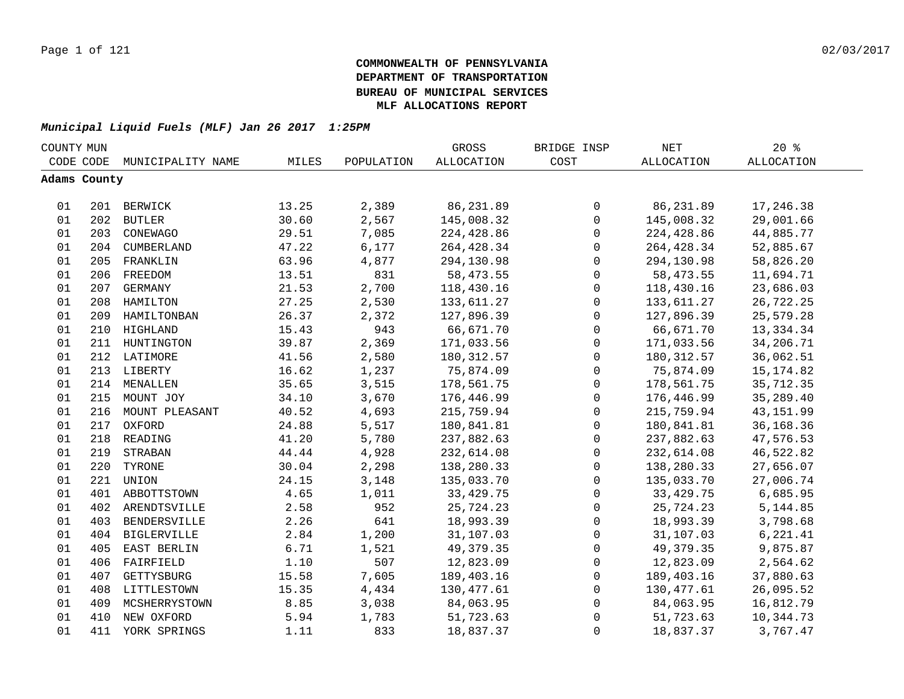# COMMONWEALTH OF PENNSYLVANIA
# DEPARTMENT OF TRANSPORTATION
# BUREAU OF MUNICIPAL SERVICES
# MLF ALLOCATIONS REPORT

***Municipal Liquid Fuels (MLF) Jan 26 2017 1:25PM***

| COUNTY CODE | MUN CODE | MUNICIPALITY NAME | MILES | POPULATION | GROSS ALLOCATION | BRIDGE INSP COST | NET ALLOCATION | 20 % ALLOCATION |
|---|---|---|---|---|---|---|---|---|
| **Adams County** | | | | | | | | |
| 01 | 201 | BERWICK | 13.25 | 2,389 | 86,231.89 | 0 | 86,231.89 | 17,246.38 |
| 01 | 202 | BUTLER | 30.60 | 2,567 | 145,008.32 | 0 | 145,008.32 | 29,001.66 |
| 01 | 203 | CONEWAGO | 29.51 | 7,085 | 224,428.86 | 0 | 224,428.86 | 44,885.77 |
| 01 | 204 | CUMBERLAND | 47.22 | 6,177 | 264,428.34 | 0 | 264,428.34 | 52,885.67 |
| 01 | 205 | FRANKLIN | 63.96 | 4,877 | 294,130.98 | 0 | 294,130.98 | 58,826.20 |
| 01 | 206 | FREEDOM | 13.51 | 831 | 58,473.55 | 0 | 58,473.55 | 11,694.71 |
| 01 | 207 | GERMANY | 21.53 | 2,700 | 118,430.16 | 0 | 118,430.16 | 23,686.03 |
| 01 | 208 | HAMILTON | 27.25 | 2,530 | 133,611.27 | 0 | 133,611.27 | 26,722.25 |
| 01 | 209 | HAMILTONBAN | 26.37 | 2,372 | 127,896.39 | 0 | 127,896.39 | 25,579.28 |
| 01 | 210 | HIGHLAND | 15.43 | 943 | 66,671.70 | 0 | 66,671.70 | 13,334.34 |
| 01 | 211 | HUNTINGTON | 39.87 | 2,369 | 171,033.56 | 0 | 171,033.56 | 34,206.71 |
| 01 | 212 | LATIMORE | 41.56 | 2,580 | 180,312.57 | 0 | 180,312.57 | 36,062.51 |
| 01 | 213 | LIBERTY | 16.62 | 1,237 | 75,874.09 | 0 | 75,874.09 | 15,174.82 |
| 01 | 214 | MENALLEN | 35.65 | 3,515 | 178,561.75 | 0 | 178,561.75 | 35,712.35 |
| 01 | 215 | MOUNT JOY | 34.10 | 3,670 | 176,446.99 | 0 | 176,446.99 | 35,289.40 |
| 01 | 216 | MOUNT PLEASANT | 40.52 | 4,693 | 215,759.94 | 0 | 215,759.94 | 43,151.99 |
| 01 | 217 | OXFORD | 24.88 | 5,517 | 180,841.81 | 0 | 180,841.81 | 36,168.36 |
| 01 | 218 | READING | 41.20 | 5,780 | 237,882.63 | 0 | 237,882.63 | 47,576.53 |
| 01 | 219 | STRABAN | 44.44 | 4,928 | 232,614.08 | 0 | 232,614.08 | 46,522.82 |
| 01 | 220 | TYRONE | 30.04 | 2,298 | 138,280.33 | 0 | 138,280.33 | 27,656.07 |
| 01 | 221 | UNION | 24.15 | 3,148 | 135,033.70 | 0 | 135,033.70 | 27,006.74 |
| 01 | 401 | ABBOTTSTOWN | 4.65 | 1,011 | 33,429.75 | 0 | 33,429.75 | 6,685.95 |
| 01 | 402 | ARENDTSVILLE | 2.58 | 952 | 25,724.23 | 0 | 25,724.23 | 5,144.85 |
| 01 | 403 | BENDERSVILLE | 2.26 | 641 | 18,993.39 | 0 | 18,993.39 | 3,798.68 |
| 01 | 404 | BIGLERVILLE | 2.84 | 1,200 | 31,107.03 | 0 | 31,107.03 | 6,221.41 |
| 01 | 405 | EAST BERLIN | 6.71 | 1,521 | 49,379.35 | 0 | 49,379.35 | 9,875.87 |
| 01 | 406 | FAIRFIELD | 1.10 | 507 | 12,823.09 | 0 | 12,823.09 | 2,564.62 |
| 01 | 407 | GETTYSBURG | 15.58 | 7,605 | 189,403.16 | 0 | 189,403.16 | 37,880.63 |
| 01 | 408 | LITTLESTOWN | 15.35 | 4,434 | 130,477.61 | 0 | 130,477.61 | 26,095.52 |
| 01 | 409 | MCSHERRYSTOWN | 8.85 | 3,038 | 84,063.95 | 0 | 84,063.95 | 16,812.79 |
| 01 | 410 | NEW OXFORD | 5.94 | 1,783 | 51,723.63 | 0 | 51,723.63 | 10,344.73 |
| 01 | 411 | YORK SPRINGS | 1.11 | 833 | 18,837.37 | 0 | 18,837.37 | 3,767.47 |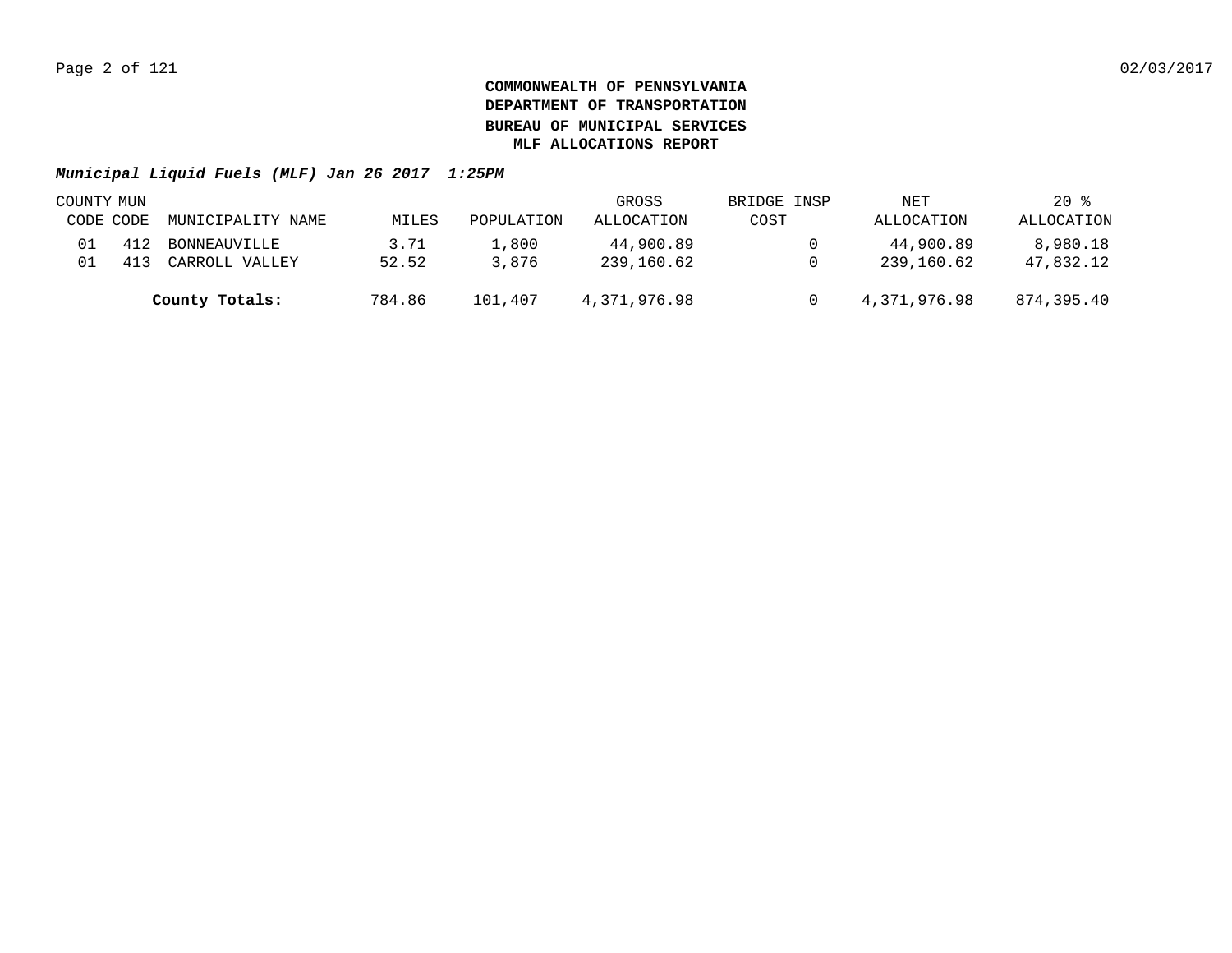**COMMONWEALTH OF PENNSYLVANIA**
**DEPARTMENT OF TRANSPORTATION**
**BUREAU OF MUNICIPAL SERVICES**
**MLF ALLOCATIONS REPORT**

***Municipal Liquid Fuels (MLF) Jan 26 2017 1:25PM***

| COUNTY CODE | MUN CODE | MUNICIPALITY NAME | MILES | POPULATION | GROSS ALLOCATION | BRIDGE INSP COST | NET ALLOCATION | 20 % ALLOCATION |
|---|---|---|---|---|---|---|---|---|
| 01 | 412 | BONNEAUVILLE | 3.71 | 1,800 | 44,900.89 | 0 | 44,900.89 | 8,980.18 |
| 01 | 413 | CARROLL VALLEY | 52.52 | 3,876 | 239,160.62 | 0 | 239,160.62 | 47,832.12 |
| | | **County Totals:** | 784.86 | 101,407 | 4,371,976.98 | 0 | 4,371,976.98 | 874,395.40 |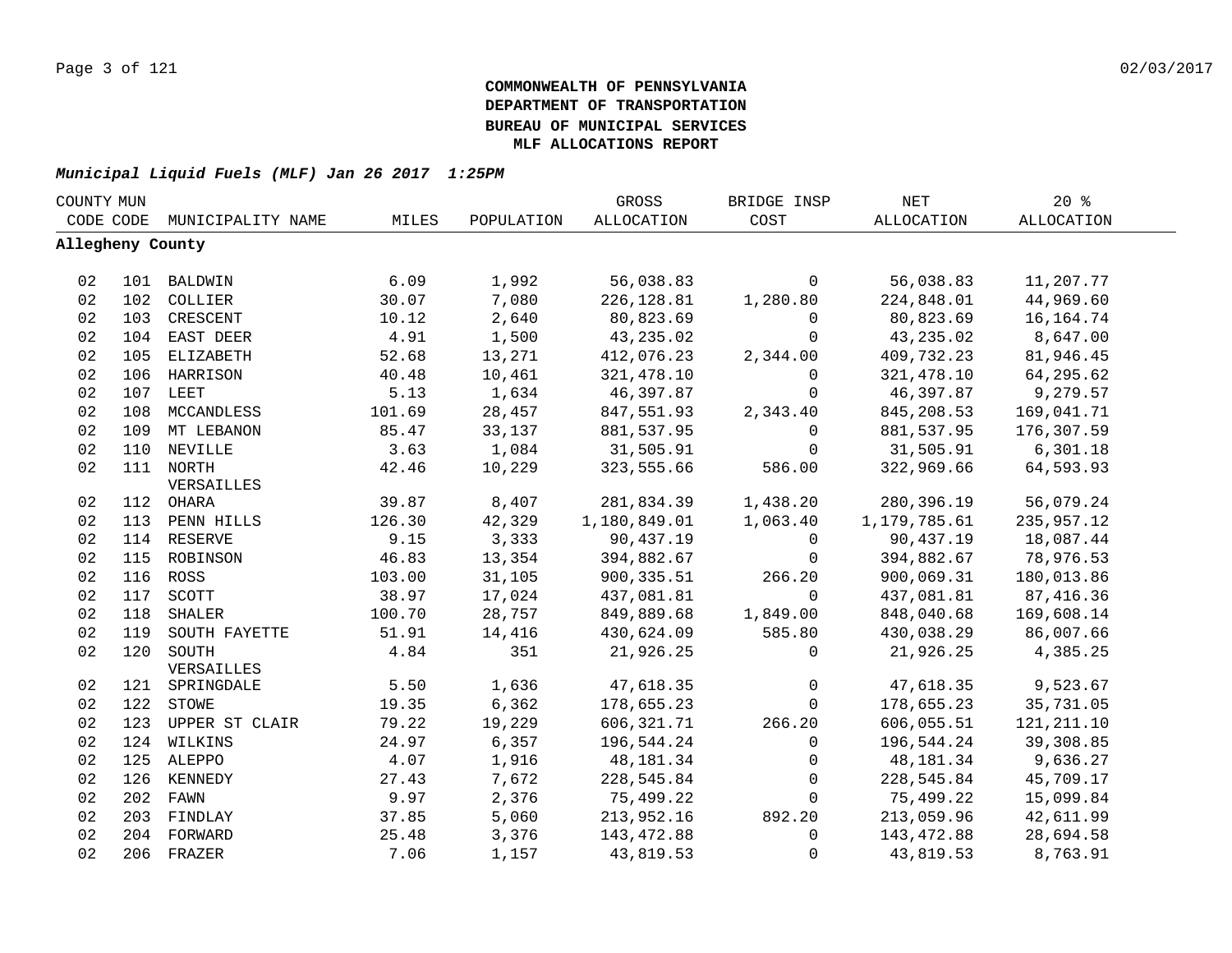**COMMONWEALTH OF PENNSYLVANIA**
**DEPARTMENT OF TRANSPORTATION**
**BUREAU OF MUNICIPAL SERVICES**
**MLF ALLOCATIONS REPORT**

***Municipal Liquid Fuels (MLF) Jan 26 2017 1:25PM***

| COUNTY CODE | MUN CODE | MUNICIPALITY NAME | MILES | POPULATION | GROSS ALLOCATION | BRIDGE INSP COST | NET ALLOCATION | 20 % ALLOCATION |
|---|---|---|---|---|---|---|---|---|
| **Allegheny County** | | | | | | | | |
| 02 | 101 | BALDWIN | 6.09 | 1,992 | 56,038.83 | 0 | 56,038.83 | 11,207.77 |
| 02 | 102 | COLLIER | 30.07 | 7,080 | 226,128.81 | 1,280.80 | 224,848.01 | 44,969.60 |
| 02 | 103 | CRESCENT | 10.12 | 2,640 | 80,823.69 | 0 | 80,823.69 | 16,164.74 |
| 02 | 104 | EAST DEER | 4.91 | 1,500 | 43,235.02 | 0 | 43,235.02 | 8,647.00 |
| 02 | 105 | ELIZABETH | 52.68 | 13,271 | 412,076.23 | 2,344.00 | 409,732.23 | 81,946.45 |
| 02 | 106 | HARRISON | 40.48 | 10,461 | 321,478.10 | 0 | 321,478.10 | 64,295.62 |
| 02 | 107 | LEET | 5.13 | 1,634 | 46,397.87 | 0 | 46,397.87 | 9,279.57 |
| 02 | 108 | MCCANDLESS | 101.69 | 28,457 | 847,551.93 | 2,343.40 | 845,208.53 | 169,041.71 |
| 02 | 109 | MT LEBANON | 85.47 | 33,137 | 881,537.95 | 0 | 881,537.95 | 176,307.59 |
| 02 | 110 | NEVILLE | 3.63 | 1,084 | 31,505.91 | 0 | 31,505.91 | 6,301.18 |
| 02 | 111 | NORTH VERSAILLES | 42.46 | 10,229 | 323,555.66 | 586.00 | 322,969.66 | 64,593.93 |
| 02 | 112 | OHARA | 39.87 | 8,407 | 281,834.39 | 1,438.20 | 280,396.19 | 56,079.24 |
| 02 | 113 | PENN HILLS | 126.30 | 42,329 | 1,180,849.01 | 1,063.40 | 1,179,785.61 | 235,957.12 |
| 02 | 114 | RESERVE | 9.15 | 3,333 | 90,437.19 | 0 | 90,437.19 | 18,087.44 |
| 02 | 115 | ROBINSON | 46.83 | 13,354 | 394,882.67 | 0 | 394,882.67 | 78,976.53 |
| 02 | 116 | ROSS | 103.00 | 31,105 | 900,335.51 | 266.20 | 900,069.31 | 180,013.86 |
| 02 | 117 | SCOTT | 38.97 | 17,024 | 437,081.81 | 0 | 437,081.81 | 87,416.36 |
| 02 | 118 | SHALER | 100.70 | 28,757 | 849,889.68 | 1,849.00 | 848,040.68 | 169,608.14 |
| 02 | 119 | SOUTH FAYETTE | 51.91 | 14,416 | 430,624.09 | 585.80 | 430,038.29 | 86,007.66 |
| 02 | 120 | SOUTH VERSAILLES | 4.84 | 351 | 21,926.25 | 0 | 21,926.25 | 4,385.25 |
| 02 | 121 | SPRINGDALE | 5.50 | 1,636 | 47,618.35 | 0 | 47,618.35 | 9,523.67 |
| 02 | 122 | STOWE | 19.35 | 6,362 | 178,655.23 | 0 | 178,655.23 | 35,731.05 |
| 02 | 123 | UPPER ST CLAIR | 79.22 | 19,229 | 606,321.71 | 266.20 | 606,055.51 | 121,211.10 |
| 02 | 124 | WILKINS | 24.97 | 6,357 | 196,544.24 | 0 | 196,544.24 | 39,308.85 |
| 02 | 125 | ALEPPO | 4.07 | 1,916 | 48,181.34 | 0 | 48,181.34 | 9,636.27 |
| 02 | 126 | KENNEDY | 27.43 | 7,672 | 228,545.84 | 0 | 228,545.84 | 45,709.17 |
| 02 | 202 | FAWN | 9.97 | 2,376 | 75,499.22 | 0 | 75,499.22 | 15,099.84 |
| 02 | 203 | FINDLAY | 37.85 | 5,060 | 213,952.16 | 892.20 | 213,059.96 | 42,611.99 |
| 02 | 204 | FORWARD | 25.48 | 3,376 | 143,472.88 | 0 | 143,472.88 | 28,694.58 |
| 02 | 206 | FRAZER | 7.06 | 1,157 | 43,819.53 | 0 | 43,819.53 | 8,763.91 |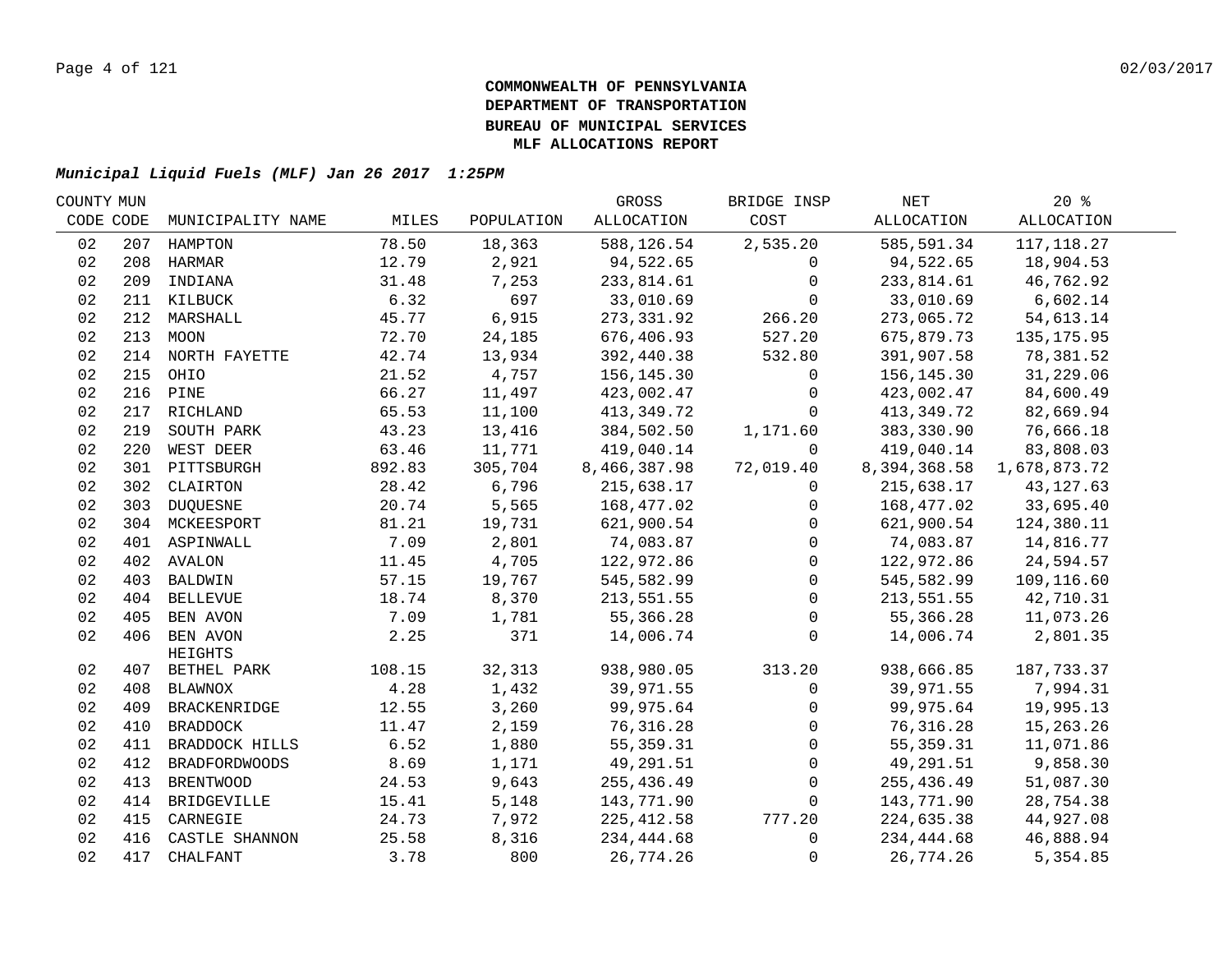**COMMONWEALTH OF PENNSYLVANIA**
**DEPARTMENT OF TRANSPORTATION**
**BUREAU OF MUNICIPAL SERVICES**
**MLF ALLOCATIONS REPORT**

***Municipal Liquid Fuels (MLF) Jan 26 2017 1:25PM***

| COUNTY CODE | MUN CODE | MUNICIPALITY NAME | MILES | POPULATION | GROSS ALLOCATION | BRIDGE INSP COST | NET ALLOCATION | 20 % ALLOCATION |
|---|---|---|---|---|---|---|---|---|
| 02 | 207 | HAMPTON | 78.50 | 18,363 | 588,126.54 | 2,535.20 | 585,591.34 | 117,118.27 |
| 02 | 208 | HARMAR | 12.79 | 2,921 | 94,522.65 | 0 | 94,522.65 | 18,904.53 |
| 02 | 209 | INDIANA | 31.48 | 7,253 | 233,814.61 | 0 | 233,814.61 | 46,762.92 |
| 02 | 211 | KILBUCK | 6.32 | 697 | 33,010.69 | 0 | 33,010.69 | 6,602.14 |
| 02 | 212 | MARSHALL | 45.77 | 6,915 | 273,331.92 | 266.20 | 273,065.72 | 54,613.14 |
| 02 | 213 | MOON | 72.70 | 24,185 | 676,406.93 | 527.20 | 675,879.73 | 135,175.95 |
| 02 | 214 | NORTH FAYETTE | 42.74 | 13,934 | 392,440.38 | 532.80 | 391,907.58 | 78,381.52 |
| 02 | 215 | OHIO | 21.52 | 4,757 | 156,145.30 | 0 | 156,145.30 | 31,229.06 |
| 02 | 216 | PINE | 66.27 | 11,497 | 423,002.47 | 0 | 423,002.47 | 84,600.49 |
| 02 | 217 | RICHLAND | 65.53 | 11,100 | 413,349.72 | 0 | 413,349.72 | 82,669.94 |
| 02 | 219 | SOUTH PARK | 43.23 | 13,416 | 384,502.50 | 1,171.60 | 383,330.90 | 76,666.18 |
| 02 | 220 | WEST DEER | 63.46 | 11,771 | 419,040.14 | 0 | 419,040.14 | 83,808.03 |
| 02 | 301 | PITTSBURGH | 892.83 | 305,704 | 8,466,387.98 | 72,019.40 | 8,394,368.58 | 1,678,873.72 |
| 02 | 302 | CLAIRTON | 28.42 | 6,796 | 215,638.17 | 0 | 215,638.17 | 43,127.63 |
| 02 | 303 | DUQUESNE | 20.74 | 5,565 | 168,477.02 | 0 | 168,477.02 | 33,695.40 |
| 02 | 304 | MCKEESPORT | 81.21 | 19,731 | 621,900.54 | 0 | 621,900.54 | 124,380.11 |
| 02 | 401 | ASPINWALL | 7.09 | 2,801 | 74,083.87 | 0 | 74,083.87 | 14,816.77 |
| 02 | 402 | AVALON | 11.45 | 4,705 | 122,972.86 | 0 | 122,972.86 | 24,594.57 |
| 02 | 403 | BALDWIN | 57.15 | 19,767 | 545,582.99 | 0 | 545,582.99 | 109,116.60 |
| 02 | 404 | BELLEVUE | 18.74 | 8,370 | 213,551.55 | 0 | 213,551.55 | 42,710.31 |
| 02 | 405 | BEN AVON | 7.09 | 1,781 | 55,366.28 | 0 | 55,366.28 | 11,073.26 |
| 02 | 406 | BEN AVON HEIGHTS | 2.25 | 371 | 14,006.74 | 0 | 14,006.74 | 2,801.35 |
| 02 | 407 | BETHEL PARK | 108.15 | 32,313 | 938,980.05 | 313.20 | 938,666.85 | 187,733.37 |
| 02 | 408 | BLAWNOX | 4.28 | 1,432 | 39,971.55 | 0 | 39,971.55 | 7,994.31 |
| 02 | 409 | BRACKENRIDGE | 12.55 | 3,260 | 99,975.64 | 0 | 99,975.64 | 19,995.13 |
| 02 | 410 | BRADDOCK | 11.47 | 2,159 | 76,316.28 | 0 | 76,316.28 | 15,263.26 |
| 02 | 411 | BRADDOCK HILLS | 6.52 | 1,880 | 55,359.31 | 0 | 55,359.31 | 11,071.86 |
| 02 | 412 | BRADFORDWOODS | 8.69 | 1,171 | 49,291.51 | 0 | 49,291.51 | 9,858.30 |
| 02 | 413 | BRENTWOOD | 24.53 | 9,643 | 255,436.49 | 0 | 255,436.49 | 51,087.30 |
| 02 | 414 | BRIDGEVILLE | 15.41 | 5,148 | 143,771.90 | 0 | 143,771.90 | 28,754.38 |
| 02 | 415 | CARNEGIE | 24.73 | 7,972 | 225,412.58 | 777.20 | 224,635.38 | 44,927.08 |
| 02 | 416 | CASTLE SHANNON | 25.58 | 8,316 | 234,444.68 | 0 | 234,444.68 | 46,888.94 |
| 02 | 417 | CHALFANT | 3.78 | 800 | 26,774.26 | 0 | 26,774.26 | 5,354.85 |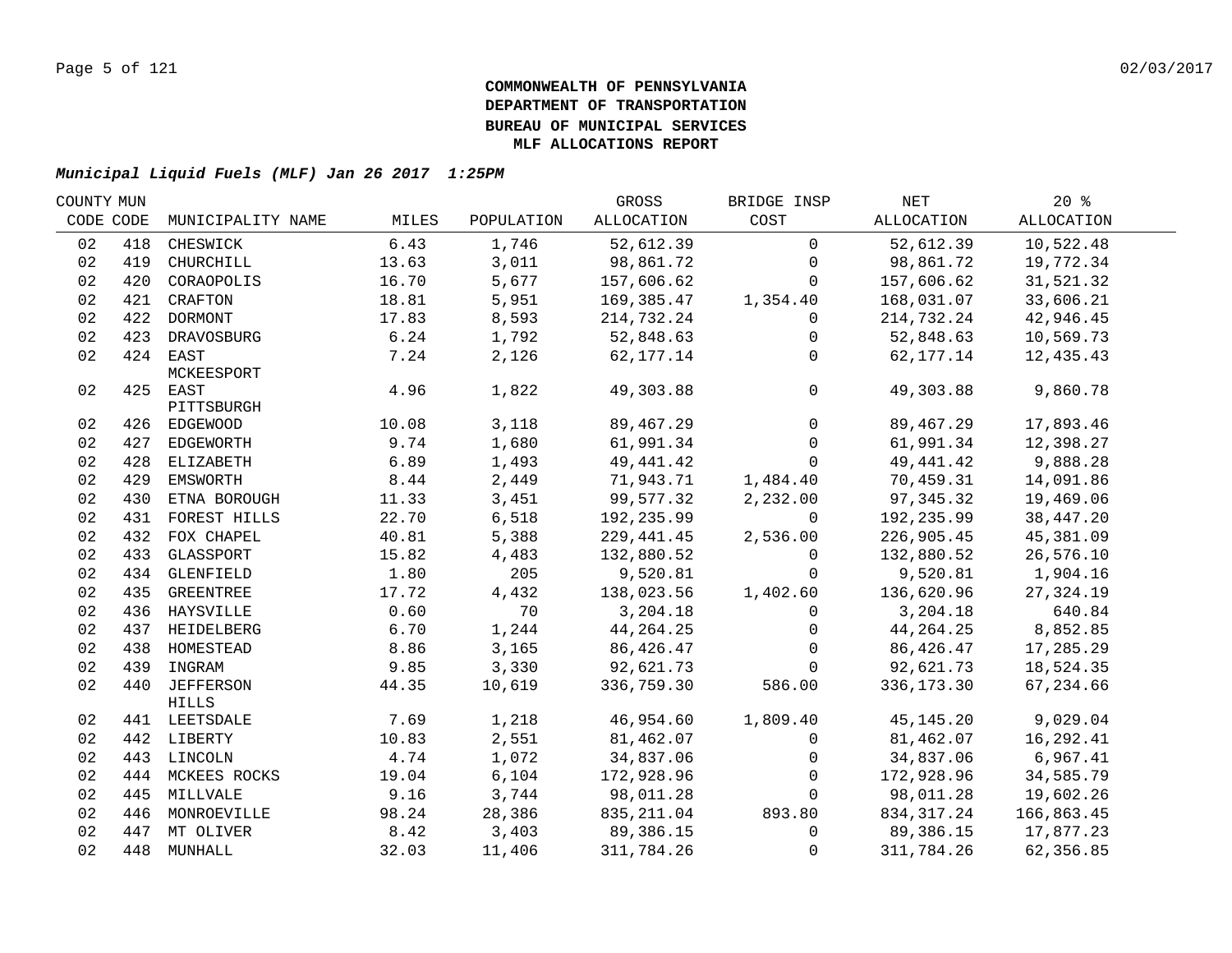**COMMONWEALTH OF PENNSYLVANIA**
**DEPARTMENT OF TRANSPORTATION**
**BUREAU OF MUNICIPAL SERVICES**
**MLF ALLOCATIONS REPORT**

***Municipal Liquid Fuels (MLF) Jan 26 2017 1:25PM***

| COUNTY CODE | MUN CODE | MUNICIPALITY NAME | MILES | POPULATION | GROSS ALLOCATION | BRIDGE INSP COST | NET ALLOCATION | 20 % ALLOCATION |
|---|---|---|---|---|---|---|---|---|
| 02 | 418 | CHESWICK | 6.43 | 1,746 | 52,612.39 | 0 | 52,612.39 | 10,522.48 |
| 02 | 419 | CHURCHILL | 13.63 | 3,011 | 98,861.72 | 0 | 98,861.72 | 19,772.34 |
| 02 | 420 | CORAOPOLIS | 16.70 | 5,677 | 157,606.62 | 0 | 157,606.62 | 31,521.32 |
| 02 | 421 | CRAFTON | 18.81 | 5,951 | 169,385.47 | 1,354.40 | 168,031.07 | 33,606.21 |
| 02 | 422 | DORMONT | 17.83 | 8,593 | 214,732.24 | 0 | 214,732.24 | 42,946.45 |
| 02 | 423 | DRAVOSBURG | 6.24 | 1,792 | 52,848.63 | 0 | 52,848.63 | 10,569.73 |
| 02 | 424 | EAST MCKEESPORT | 7.24 | 2,126 | 62,177.14 | 0 | 62,177.14 | 12,435.43 |
| 02 | 425 | EAST PITTSBURGH | 4.96 | 1,822 | 49,303.88 | 0 | 49,303.88 | 9,860.78 |
| 02 | 426 | EDGEWOOD | 10.08 | 3,118 | 89,467.29 | 0 | 89,467.29 | 17,893.46 |
| 02 | 427 | EDGEWORTH | 9.74 | 1,680 | 61,991.34 | 0 | 61,991.34 | 12,398.27 |
| 02 | 428 | ELIZABETH | 6.89 | 1,493 | 49,441.42 | 0 | 49,441.42 | 9,888.28 |
| 02 | 429 | EMSWORTH | 8.44 | 2,449 | 71,943.71 | 1,484.40 | 70,459.31 | 14,091.86 |
| 02 | 430 | ETNA BOROUGH | 11.33 | 3,451 | 99,577.32 | 2,232.00 | 97,345.32 | 19,469.06 |
| 02 | 431 | FOREST HILLS | 22.70 | 6,518 | 192,235.99 | 0 | 192,235.99 | 38,447.20 |
| 02 | 432 | FOX CHAPEL | 40.81 | 5,388 | 229,441.45 | 2,536.00 | 226,905.45 | 45,381.09 |
| 02 | 433 | GLASSPORT | 15.82 | 4,483 | 132,880.52 | 0 | 132,880.52 | 26,576.10 |
| 02 | 434 | GLENFIELD | 1.80 | 205 | 9,520.81 | 0 | 9,520.81 | 1,904.16 |
| 02 | 435 | GREENTREE | 17.72 | 4,432 | 138,023.56 | 1,402.60 | 136,620.96 | 27,324.19 |
| 02 | 436 | HAYSVILLE | 0.60 | 70 | 3,204.18 | 0 | 3,204.18 | 640.84 |
| 02 | 437 | HEIDELBERG | 6.70 | 1,244 | 44,264.25 | 0 | 44,264.25 | 8,852.85 |
| 02 | 438 | HOMESTEAD | 8.86 | 3,165 | 86,426.47 | 0 | 86,426.47 | 17,285.29 |
| 02 | 439 | INGRAM | 9.85 | 3,330 | 92,621.73 | 0 | 92,621.73 | 18,524.35 |
| 02 | 440 | JEFFERSON HILLS | 44.35 | 10,619 | 336,759.30 | 586.00 | 336,173.30 | 67,234.66 |
| 02 | 441 | LEETSDALE | 7.69 | 1,218 | 46,954.60 | 1,809.40 | 45,145.20 | 9,029.04 |
| 02 | 442 | LIBERTY | 10.83 | 2,551 | 81,462.07 | 0 | 81,462.07 | 16,292.41 |
| 02 | 443 | LINCOLN | 4.74 | 1,072 | 34,837.06 | 0 | 34,837.06 | 6,967.41 |
| 02 | 444 | MCKEES ROCKS | 19.04 | 6,104 | 172,928.96 | 0 | 172,928.96 | 34,585.79 |
| 02 | 445 | MILLVALE | 9.16 | 3,744 | 98,011.28 | 0 | 98,011.28 | 19,602.26 |
| 02 | 446 | MONROEVILLE | 98.24 | 28,386 | 835,211.04 | 893.80 | 834,317.24 | 166,863.45 |
| 02 | 447 | MT OLIVER | 8.42 | 3,403 | 89,386.15 | 0 | 89,386.15 | 17,877.23 |
| 02 | 448 | MUNHALL | 32.03 | 11,406 | 311,784.26 | 0 | 311,784.26 | 62,356.85 |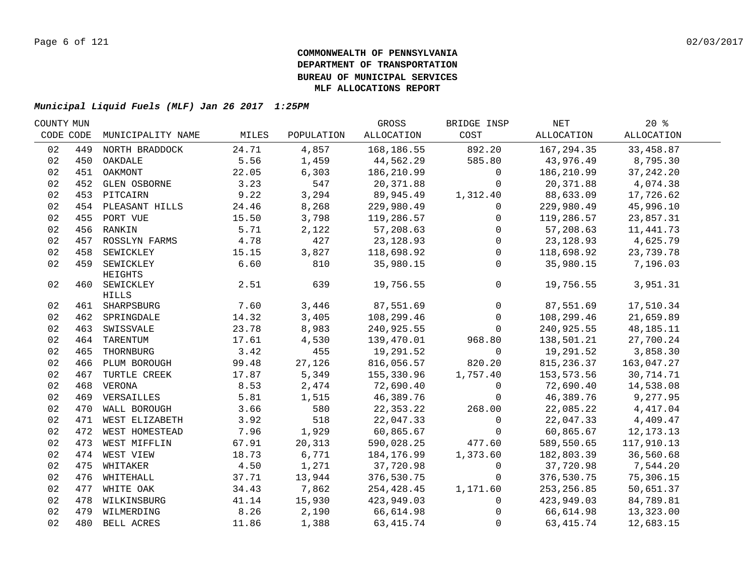**COMMONWEALTH OF PENNSYLVANIA**
**DEPARTMENT OF TRANSPORTATION**
**BUREAU OF MUNICIPAL SERVICES**
**MLF ALLOCATIONS REPORT**

***Municipal Liquid Fuels (MLF) Jan 26 2017 1:25PM***

| COUNTY CODE | MUN CODE | MUNICIPALITY NAME | MILES | POPULATION | GROSS ALLOCATION | BRIDGE INSP COST | NET ALLOCATION | 20 % ALLOCATION |
|---|---|---|---|---|---|---|---|---|
| 02 | 449 | NORTH BRADDOCK | 24.71 | 4,857 | 168,186.55 | 892.20 | 167,294.35 | 33,458.87 |
| 02 | 450 | OAKDALE | 5.56 | 1,459 | 44,562.29 | 585.80 | 43,976.49 | 8,795.30 |
| 02 | 451 | OAKMONT | 22.05 | 6,303 | 186,210.99 | 0 | 186,210.99 | 37,242.20 |
| 02 | 452 | GLEN OSBORNE | 3.23 | 547 | 20,371.88 | 0 | 20,371.88 | 4,074.38 |
| 02 | 453 | PITCAIRN | 9.22 | 3,294 | 89,945.49 | 1,312.40 | 88,633.09 | 17,726.62 |
| 02 | 454 | PLEASANT HILLS | 24.46 | 8,268 | 229,980.49 | 0 | 229,980.49 | 45,996.10 |
| 02 | 455 | PORT VUE | 15.50 | 3,798 | 119,286.57 | 0 | 119,286.57 | 23,857.31 |
| 02 | 456 | RANKIN | 5.71 | 2,122 | 57,208.63 | 0 | 57,208.63 | 11,441.73 |
| 02 | 457 | ROSSLYN FARMS | 4.78 | 427 | 23,128.93 | 0 | 23,128.93 | 4,625.79 |
| 02 | 458 | SEWICKLEY | 15.15 | 3,827 | 118,698.92 | 0 | 118,698.92 | 23,739.78 |
| 02 | 459 | SEWICKLEY HEIGHTS | 6.60 | 810 | 35,980.15 | 0 | 35,980.15 | 7,196.03 |
| 02 | 460 | SEWICKLEY HILLS | 2.51 | 639 | 19,756.55 | 0 | 19,756.55 | 3,951.31 |
| 02 | 461 | SHARPSBURG | 7.60 | 3,446 | 87,551.69 | 0 | 87,551.69 | 17,510.34 |
| 02 | 462 | SPRINGDALE | 14.32 | 3,405 | 108,299.46 | 0 | 108,299.46 | 21,659.89 |
| 02 | 463 | SWISSVALE | 23.78 | 8,983 | 240,925.55 | 0 | 240,925.55 | 48,185.11 |
| 02 | 464 | TARENTUM | 17.61 | 4,530 | 139,470.01 | 968.80 | 138,501.21 | 27,700.24 |
| 02 | 465 | THORNBURG | 3.42 | 455 | 19,291.52 | 0 | 19,291.52 | 3,858.30 |
| 02 | 466 | PLUM BOROUGH | 99.48 | 27,126 | 816,056.57 | 820.20 | 815,236.37 | 163,047.27 |
| 02 | 467 | TURTLE CREEK | 17.87 | 5,349 | 155,330.96 | 1,757.40 | 153,573.56 | 30,714.71 |
| 02 | 468 | VERONA | 8.53 | 2,474 | 72,690.40 | 0 | 72,690.40 | 14,538.08 |
| 02 | 469 | VERSAILLES | 5.81 | 1,515 | 46,389.76 | 0 | 46,389.76 | 9,277.95 |
| 02 | 470 | WALL BOROUGH | 3.66 | 580 | 22,353.22 | 268.00 | 22,085.22 | 4,417.04 |
| 02 | 471 | WEST ELIZABETH | 3.92 | 518 | 22,047.33 | 0 | 22,047.33 | 4,409.47 |
| 02 | 472 | WEST HOMESTEAD | 7.96 | 1,929 | 60,865.67 | 0 | 60,865.67 | 12,173.13 |
| 02 | 473 | WEST MIFFLIN | 67.91 | 20,313 | 590,028.25 | 477.60 | 589,550.65 | 117,910.13 |
| 02 | 474 | WEST VIEW | 18.73 | 6,771 | 184,176.99 | 1,373.60 | 182,803.39 | 36,560.68 |
| 02 | 475 | WHITAKER | 4.50 | 1,271 | 37,720.98 | 0 | 37,720.98 | 7,544.20 |
| 02 | 476 | WHITEHALL | 37.71 | 13,944 | 376,530.75 | 0 | 376,530.75 | 75,306.15 |
| 02 | 477 | WHITE OAK | 34.43 | 7,862 | 254,428.45 | 1,171.60 | 253,256.85 | 50,651.37 |
| 02 | 478 | WILKINSBURG | 41.14 | 15,930 | 423,949.03 | 0 | 423,949.03 | 84,789.81 |
| 02 | 479 | WILMERDING | 8.26 | 2,190 | 66,614.98 | 0 | 66,614.98 | 13,323.00 |
| 02 | 480 | BELL ACRES | 11.86 | 1,388 | 63,415.74 | 0 | 63,415.74 | 12,683.15 |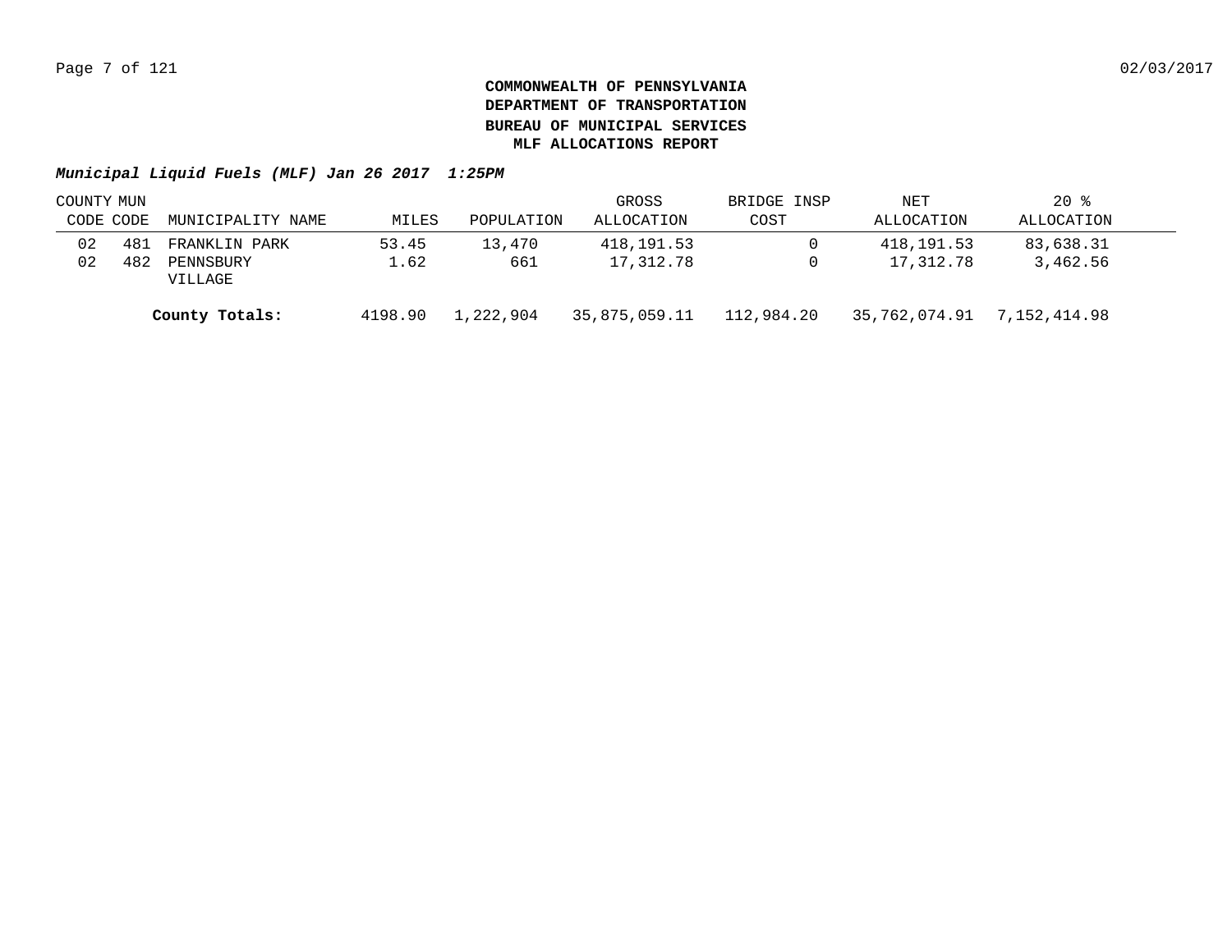**COMMONWEALTH OF PENNSYLVANIA**
**DEPARTMENT OF TRANSPORTATION**
**BUREAU OF MUNICIPAL SERVICES**
**MLF ALLOCATIONS REPORT**

***Municipal Liquid Fuels (MLF) Jan 26 2017 1:25PM***

| COUNTY CODE | MUN CODE | MUNICIPALITY NAME | MILES | POPULATION | GROSS ALLOCATION | BRIDGE INSP COST | NET ALLOCATION | 20 % ALLOCATION |
|---|---|---|---|---|---|---|---|---|
| 02 | 481 | FRANKLIN PARK | 53.45 | 13,470 | 418,191.53 | 0 | 418,191.53 | 83,638.31 |
| 02 | 482 | PENNSBURY VILLAGE | 1.62 | 661 | 17,312.78 | 0 | 17,312.78 | 3,462.56 |
| | | **County Totals:** | 4198.90 | 1,222,904 | 35,875,059.11 | 112,984.20 | 35,762,074.91 | 7,152,414.98 |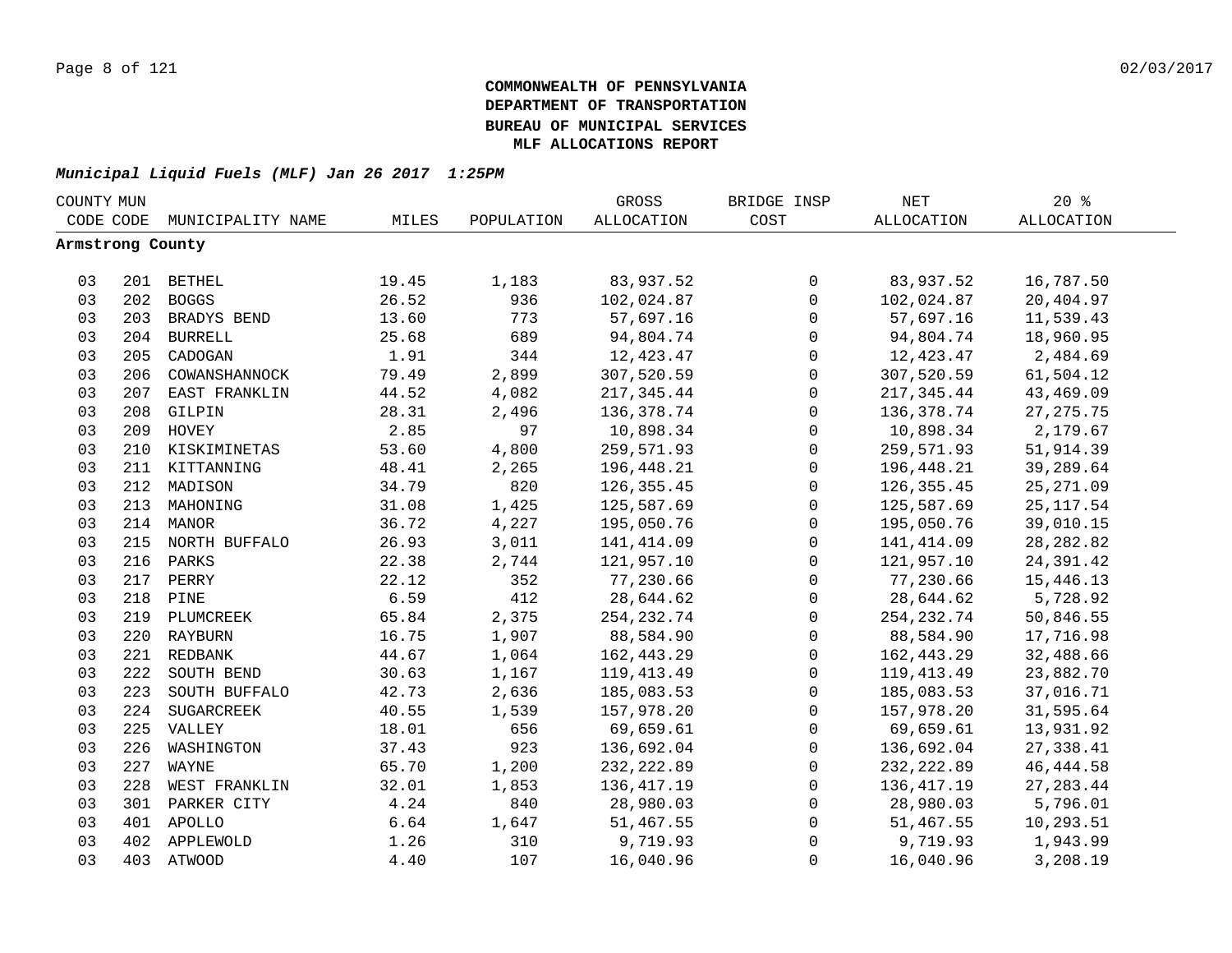# COMMONWEALTH OF PENNSYLVANIA
# DEPARTMENT OF TRANSPORTATION
# BUREAU OF MUNICIPAL SERVICES
# MLF ALLOCATIONS REPORT

***Municipal Liquid Fuels (MLF) Jan 26 2017 1:25PM***

| COUNTY CODE | MUN CODE | MUNICIPALITY NAME | MILES | POPULATION | GROSS ALLOCATION | BRIDGE INSP COST | NET ALLOCATION | 20 % ALLOCATION |
|---|---|---|---|---|---|---|---|---|
| **Armstrong County** | | | | | | | | |
| 03 | 201 | BETHEL | 19.45 | 1,183 | 83,937.52 | 0 | 83,937.52 | 16,787.50 |
| 03 | 202 | BOGGS | 26.52 | 936 | 102,024.87 | 0 | 102,024.87 | 20,404.97 |
| 03 | 203 | BRADYS BEND | 13.60 | 773 | 57,697.16 | 0 | 57,697.16 | 11,539.43 |
| 03 | 204 | BURRELL | 25.68 | 689 | 94,804.74 | 0 | 94,804.74 | 18,960.95 |
| 03 | 205 | CADOGAN | 1.91 | 344 | 12,423.47 | 0 | 12,423.47 | 2,484.69 |
| 03 | 206 | COWANSHANNOCK | 79.49 | 2,899 | 307,520.59 | 0 | 307,520.59 | 61,504.12 |
| 03 | 207 | EAST FRANKLIN | 44.52 | 4,082 | 217,345.44 | 0 | 217,345.44 | 43,469.09 |
| 03 | 208 | GILPIN | 28.31 | 2,496 | 136,378.74 | 0 | 136,378.74 | 27,275.75 |
| 03 | 209 | HOVEY | 2.85 | 97 | 10,898.34 | 0 | 10,898.34 | 2,179.67 |
| 03 | 210 | KISKIMINETAS | 53.60 | 4,800 | 259,571.93 | 0 | 259,571.93 | 51,914.39 |
| 03 | 211 | KITTANNING | 48.41 | 2,265 | 196,448.21 | 0 | 196,448.21 | 39,289.64 |
| 03 | 212 | MADISON | 34.79 | 820 | 126,355.45 | 0 | 126,355.45 | 25,271.09 |
| 03 | 213 | MAHONING | 31.08 | 1,425 | 125,587.69 | 0 | 125,587.69 | 25,117.54 |
| 03 | 214 | MANOR | 36.72 | 4,227 | 195,050.76 | 0 | 195,050.76 | 39,010.15 |
| 03 | 215 | NORTH BUFFALO | 26.93 | 3,011 | 141,414.09 | 0 | 141,414.09 | 28,282.82 |
| 03 | 216 | PARKS | 22.38 | 2,744 | 121,957.10 | 0 | 121,957.10 | 24,391.42 |
| 03 | 217 | PERRY | 22.12 | 352 | 77,230.66 | 0 | 77,230.66 | 15,446.13 |
| 03 | 218 | PINE | 6.59 | 412 | 28,644.62 | 0 | 28,644.62 | 5,728.92 |
| 03 | 219 | PLUMCREEK | 65.84 | 2,375 | 254,232.74 | 0 | 254,232.74 | 50,846.55 |
| 03 | 220 | RAYBURN | 16.75 | 1,907 | 88,584.90 | 0 | 88,584.90 | 17,716.98 |
| 03 | 221 | REDBANK | 44.67 | 1,064 | 162,443.29 | 0 | 162,443.29 | 32,488.66 |
| 03 | 222 | SOUTH BEND | 30.63 | 1,167 | 119,413.49 | 0 | 119,413.49 | 23,882.70 |
| 03 | 223 | SOUTH BUFFALO | 42.73 | 2,636 | 185,083.53 | 0 | 185,083.53 | 37,016.71 |
| 03 | 224 | SUGARCREEK | 40.55 | 1,539 | 157,978.20 | 0 | 157,978.20 | 31,595.64 |
| 03 | 225 | VALLEY | 18.01 | 656 | 69,659.61 | 0 | 69,659.61 | 13,931.92 |
| 03 | 226 | WASHINGTON | 37.43 | 923 | 136,692.04 | 0 | 136,692.04 | 27,338.41 |
| 03 | 227 | WAYNE | 65.70 | 1,200 | 232,222.89 | 0 | 232,222.89 | 46,444.58 |
| 03 | 228 | WEST FRANKLIN | 32.01 | 1,853 | 136,417.19 | 0 | 136,417.19 | 27,283.44 |
| 03 | 301 | PARKER CITY | 4.24 | 840 | 28,980.03 | 0 | 28,980.03 | 5,796.01 |
| 03 | 401 | APOLLO | 6.64 | 1,647 | 51,467.55 | 0 | 51,467.55 | 10,293.51 |
| 03 | 402 | APPLEWOLD | 1.26 | 310 | 9,719.93 | 0 | 9,719.93 | 1,943.99 |
| 03 | 403 | ATWOOD | 4.40 | 107 | 16,040.96 | 0 | 16,040.96 | 3,208.19 |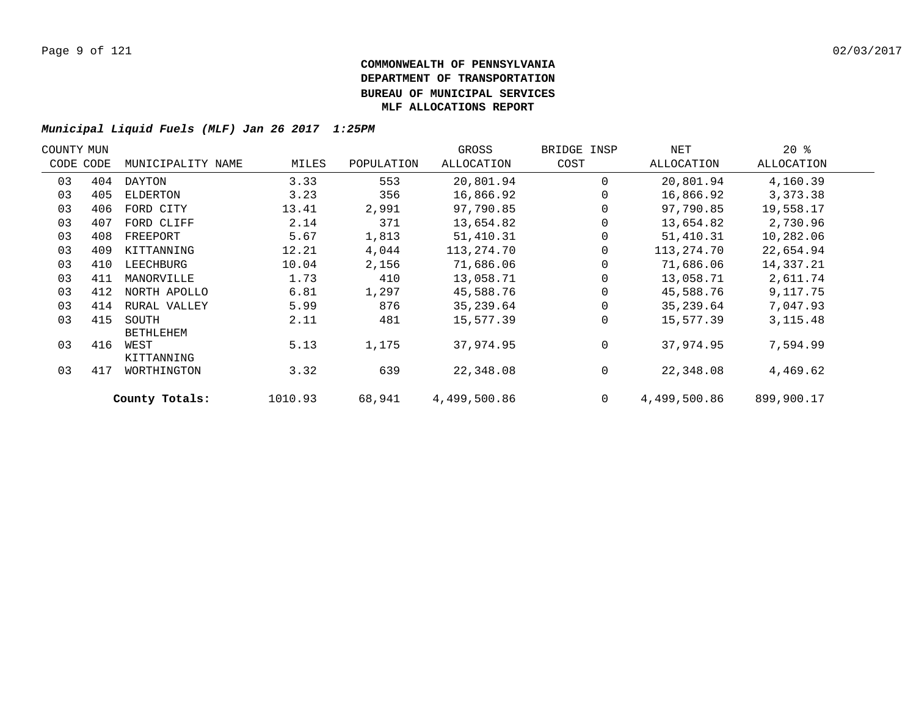**COMMONWEALTH OF PENNSYLVANIA**
**DEPARTMENT OF TRANSPORTATION**
**BUREAU OF MUNICIPAL SERVICES**
**MLF ALLOCATIONS REPORT**

***Municipal Liquid Fuels (MLF) Jan 26 2017 1:25PM***

| COUNTY CODE | MUN CODE | MUNICIPALITY NAME | MILES | POPULATION | GROSS ALLOCATION | BRIDGE INSP COST | NET ALLOCATION | 20 % ALLOCATION |
|---|---|---|---|---|---|---|---|---|
| 03 | 404 | DAYTON | 3.33 | 553 | 20,801.94 | 0 | 20,801.94 | 4,160.39 |
| 03 | 405 | ELDERTON | 3.23 | 356 | 16,866.92 | 0 | 16,866.92 | 3,373.38 |
| 03 | 406 | FORD CITY | 13.41 | 2,991 | 97,790.85 | 0 | 97,790.85 | 19,558.17 |
| 03 | 407 | FORD CLIFF | 2.14 | 371 | 13,654.82 | 0 | 13,654.82 | 2,730.96 |
| 03 | 408 | FREEPORT | 5.67 | 1,813 | 51,410.31 | 0 | 51,410.31 | 10,282.06 |
| 03 | 409 | KITTANNING | 12.21 | 4,044 | 113,274.70 | 0 | 113,274.70 | 22,654.94 |
| 03 | 410 | LEECHBURG | 10.04 | 2,156 | 71,686.06 | 0 | 71,686.06 | 14,337.21 |
| 03 | 411 | MANORVILLE | 1.73 | 410 | 13,058.71 | 0 | 13,058.71 | 2,611.74 |
| 03 | 412 | NORTH APOLLO | 6.81 | 1,297 | 45,588.76 | 0 | 45,588.76 | 9,117.75 |
| 03 | 414 | RURAL VALLEY | 5.99 | 876 | 35,239.64 | 0 | 35,239.64 | 7,047.93 |
| 03 | 415 | SOUTH BETHLEHEM | 2.11 | 481 | 15,577.39 | 0 | 15,577.39 | 3,115.48 |
| 03 | 416 | WEST KITTANNING | 5.13 | 1,175 | 37,974.95 | 0 | 37,974.95 | 7,594.99 |
| 03 | 417 | WORTHINGTON | 3.32 | 639 | 22,348.08 | 0 | 22,348.08 | 4,469.62 |
| | | **County Totals:** | 1010.93 | 68,941 | 4,499,500.86 | 0 | 4,499,500.86 | 899,900.17 |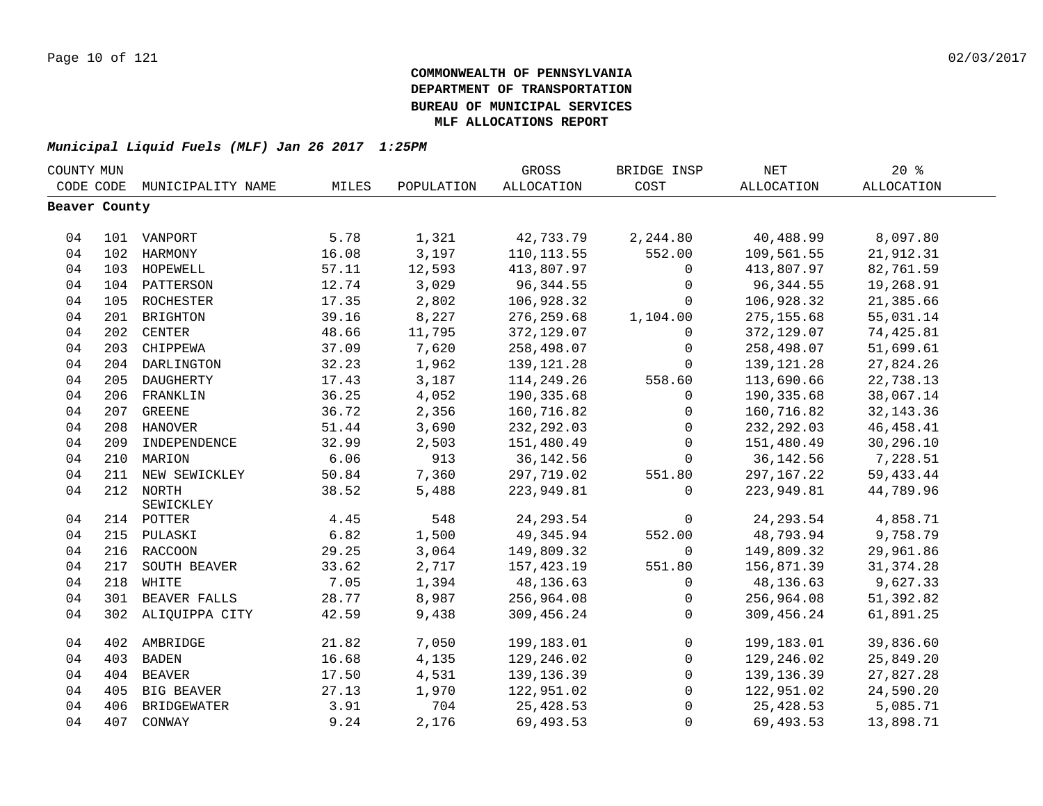**COMMONWEALTH OF PENNSYLVANIA**
**DEPARTMENT OF TRANSPORTATION**
**BUREAU OF MUNICIPAL SERVICES**
**MLF ALLOCATIONS REPORT**

***Municipal Liquid Fuels (MLF) Jan 26 2017 1:25PM***

| COUNTY CODE | MUN CODE | MUNICIPALITY NAME | MILES | POPULATION | GROSS ALLOCATION | BRIDGE INSP COST | NET ALLOCATION | 20 % ALLOCATION |
|---|---|---|---|---|---|---|---|---|
| **Beaver County** | | | | | | | | |
| 04 | 101 | VANPORT | 5.78 | 1,321 | 42,733.79 | 2,244.80 | 40,488.99 | 8,097.80 |
| 04 | 102 | HARMONY | 16.08 | 3,197 | 110,113.55 | 552.00 | 109,561.55 | 21,912.31 |
| 04 | 103 | HOPEWELL | 57.11 | 12,593 | 413,807.97 | 0 | 413,807.97 | 82,761.59 |
| 04 | 104 | PATTERSON | 12.74 | 3,029 | 96,344.55 | 0 | 96,344.55 | 19,268.91 |
| 04 | 105 | ROCHESTER | 17.35 | 2,802 | 106,928.32 | 0 | 106,928.32 | 21,385.66 |
| 04 | 201 | BRIGHTON | 39.16 | 8,227 | 276,259.68 | 1,104.00 | 275,155.68 | 55,031.14 |
| 04 | 202 | CENTER | 48.66 | 11,795 | 372,129.07 | 0 | 372,129.07 | 74,425.81 |
| 04 | 203 | CHIPPEWA | 37.09 | 7,620 | 258,498.07 | 0 | 258,498.07 | 51,699.61 |
| 04 | 204 | DARLINGTON | 32.23 | 1,962 | 139,121.28 | 0 | 139,121.28 | 27,824.26 |
| 04 | 205 | DAUGHERTY | 17.43 | 3,187 | 114,249.26 | 558.60 | 113,690.66 | 22,738.13 |
| 04 | 206 | FRANKLIN | 36.25 | 4,052 | 190,335.68 | 0 | 190,335.68 | 38,067.14 |
| 04 | 207 | GREENE | 36.72 | 2,356 | 160,716.82 | 0 | 160,716.82 | 32,143.36 |
| 04 | 208 | HANOVER | 51.44 | 3,690 | 232,292.03 | 0 | 232,292.03 | 46,458.41 |
| 04 | 209 | INDEPENDENCE | 32.99 | 2,503 | 151,480.49 | 0 | 151,480.49 | 30,296.10 |
| 04 | 210 | MARION | 6.06 | 913 | 36,142.56 | 0 | 36,142.56 | 7,228.51 |
| 04 | 211 | NEW SEWICKLEY | 50.84 | 7,360 | 297,719.02 | 551.80 | 297,167.22 | 59,433.44 |
| 04 | 212 | NORTH SEWICKLEY | 38.52 | 5,488 | 223,949.81 | 0 | 223,949.81 | 44,789.96 |
| 04 | 214 | POTTER | 4.45 | 548 | 24,293.54 | 0 | 24,293.54 | 4,858.71 |
| 04 | 215 | PULASKI | 6.82 | 1,500 | 49,345.94 | 552.00 | 48,793.94 | 9,758.79 |
| 04 | 216 | RACCOON | 29.25 | 3,064 | 149,809.32 | 0 | 149,809.32 | 29,961.86 |
| 04 | 217 | SOUTH BEAVER | 33.62 | 2,717 | 157,423.19 | 551.80 | 156,871.39 | 31,374.28 |
| 04 | 218 | WHITE | 7.05 | 1,394 | 48,136.63 | 0 | 48,136.63 | 9,627.33 |
| 04 | 301 | BEAVER FALLS | 28.77 | 8,987 | 256,964.08 | 0 | 256,964.08 | 51,392.82 |
| 04 | 302 | ALIQUIPPA CITY | 42.59 | 9,438 | 309,456.24 | 0 | 309,456.24 | 61,891.25 |
| 04 | 402 | AMBRIDGE | 21.82 | 7,050 | 199,183.01 | 0 | 199,183.01 | 39,836.60 |
| 04 | 403 | BADEN | 16.68 | 4,135 | 129,246.02 | 0 | 129,246.02 | 25,849.20 |
| 04 | 404 | BEAVER | 17.50 | 4,531 | 139,136.39 | 0 | 139,136.39 | 27,827.28 |
| 04 | 405 | BIG BEAVER | 27.13 | 1,970 | 122,951.02 | 0 | 122,951.02 | 24,590.20 |
| 04 | 406 | BRIDGEWATER | 3.91 | 704 | 25,428.53 | 0 | 25,428.53 | 5,085.71 |
| 04 | 407 | CONWAY | 9.24 | 2,176 | 69,493.53 | 0 | 69,493.53 | 13,898.71 |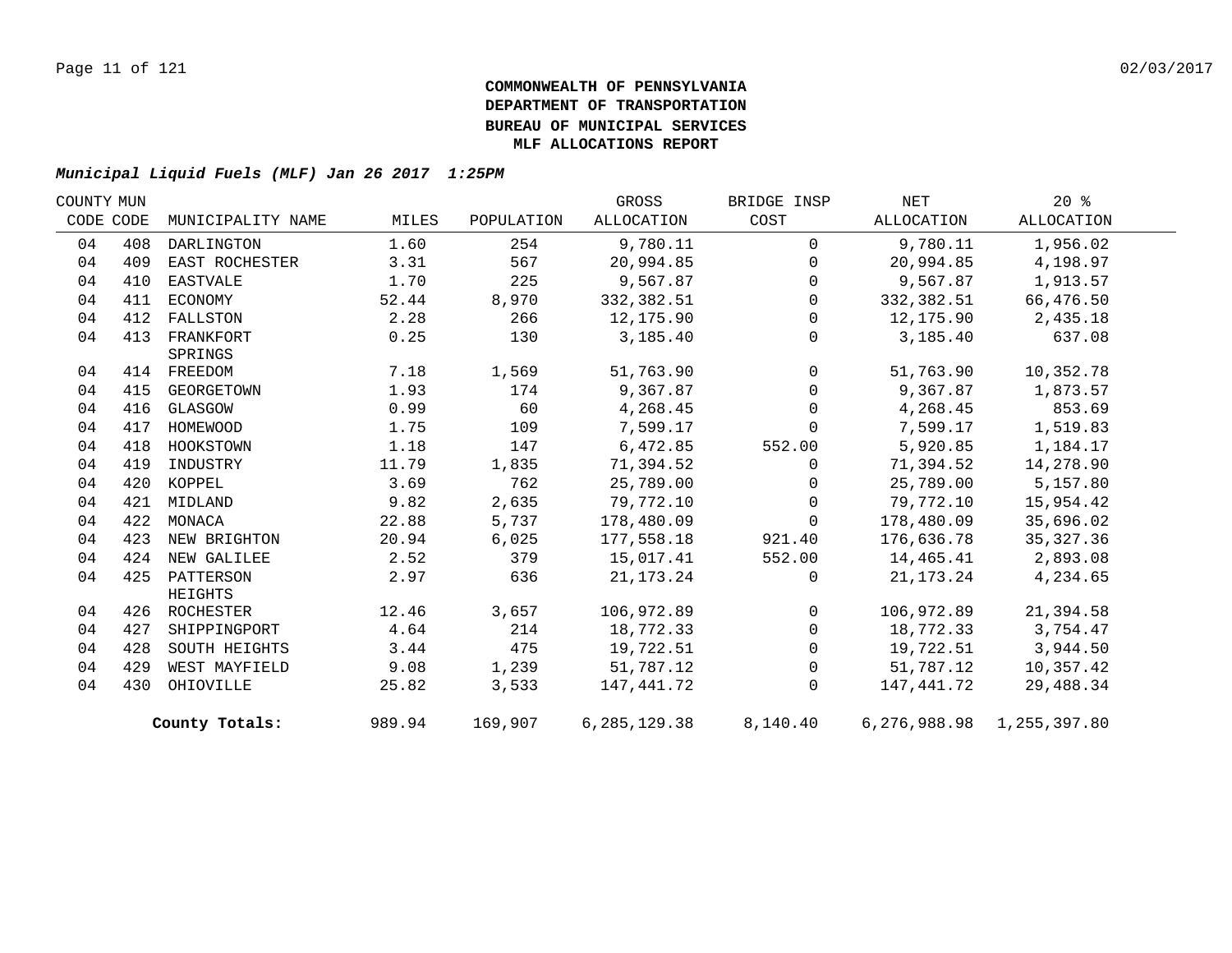**COMMONWEALTH OF PENNSYLVANIA**
**DEPARTMENT OF TRANSPORTATION**
**BUREAU OF MUNICIPAL SERVICES**
**MLF ALLOCATIONS REPORT**

***Municipal Liquid Fuels (MLF) Jan 26 2017 1:25PM***

| COUNTY CODE | MUN CODE | MUNICIPALITY NAME | MILES | POPULATION | GROSS ALLOCATION | BRIDGE INSP COST | NET ALLOCATION | 20 % ALLOCATION |
|---|---|---|---|---|---|---|---|---|
| 04 | 408 | DARLINGTON | 1.60 | 254 | 9,780.11 | 0 | 9,780.11 | 1,956.02 |
| 04 | 409 | EAST ROCHESTER | 3.31 | 567 | 20,994.85 | 0 | 20,994.85 | 4,198.97 |
| 04 | 410 | EASTVALE | 1.70 | 225 | 9,567.87 | 0 | 9,567.87 | 1,913.57 |
| 04 | 411 | ECONOMY | 52.44 | 8,970 | 332,382.51 | 0 | 332,382.51 | 66,476.50 |
| 04 | 412 | FALLSTON | 2.28 | 266 | 12,175.90 | 0 | 12,175.90 | 2,435.18 |
| 04 | 413 | FRANKFORT SPRINGS | 0.25 | 130 | 3,185.40 | 0 | 3,185.40 | 637.08 |
| 04 | 414 | FREEDOM | 7.18 | 1,569 | 51,763.90 | 0 | 51,763.90 | 10,352.78 |
| 04 | 415 | GEORGETOWN | 1.93 | 174 | 9,367.87 | 0 | 9,367.87 | 1,873.57 |
| 04 | 416 | GLASGOW | 0.99 | 60 | 4,268.45 | 0 | 4,268.45 | 853.69 |
| 04 | 417 | HOMEWOOD | 1.75 | 109 | 7,599.17 | 0 | 7,599.17 | 1,519.83 |
| 04 | 418 | HOOKSTOWN | 1.18 | 147 | 6,472.85 | 552.00 | 5,920.85 | 1,184.17 |
| 04 | 419 | INDUSTRY | 11.79 | 1,835 | 71,394.52 | 0 | 71,394.52 | 14,278.90 |
| 04 | 420 | KOPPEL | 3.69 | 762 | 25,789.00 | 0 | 25,789.00 | 5,157.80 |
| 04 | 421 | MIDLAND | 9.82 | 2,635 | 79,772.10 | 0 | 79,772.10 | 15,954.42 |
| 04 | 422 | MONACA | 22.88 | 5,737 | 178,480.09 | 0 | 178,480.09 | 35,696.02 |
| 04 | 423 | NEW BRIGHTON | 20.94 | 6,025 | 177,558.18 | 921.40 | 176,636.78 | 35,327.36 |
| 04 | 424 | NEW GALILEE | 2.52 | 379 | 15,017.41 | 552.00 | 14,465.41 | 2,893.08 |
| 04 | 425 | PATTERSON HEIGHTS | 2.97 | 636 | 21,173.24 | 0 | 21,173.24 | 4,234.65 |
| 04 | 426 | ROCHESTER | 12.46 | 3,657 | 106,972.89 | 0 | 106,972.89 | 21,394.58 |
| 04 | 427 | SHIPPINGPORT | 4.64 | 214 | 18,772.33 | 0 | 18,772.33 | 3,754.47 |
| 04 | 428 | SOUTH HEIGHTS | 3.44 | 475 | 19,722.51 | 0 | 19,722.51 | 3,944.50 |
| 04 | 429 | WEST MAYFIELD | 9.08 | 1,239 | 51,787.12 | 0 | 51,787.12 | 10,357.42 |
| 04 | 430 | OHIOVILLE | 25.82 | 3,533 | 147,441.72 | 0 | 147,441.72 | 29,488.34 |
| | | **County Totals:** | 989.94 | 169,907 | 6,285,129.38 | 8,140.40 | 6,276,988.98 | 1,255,397.80 |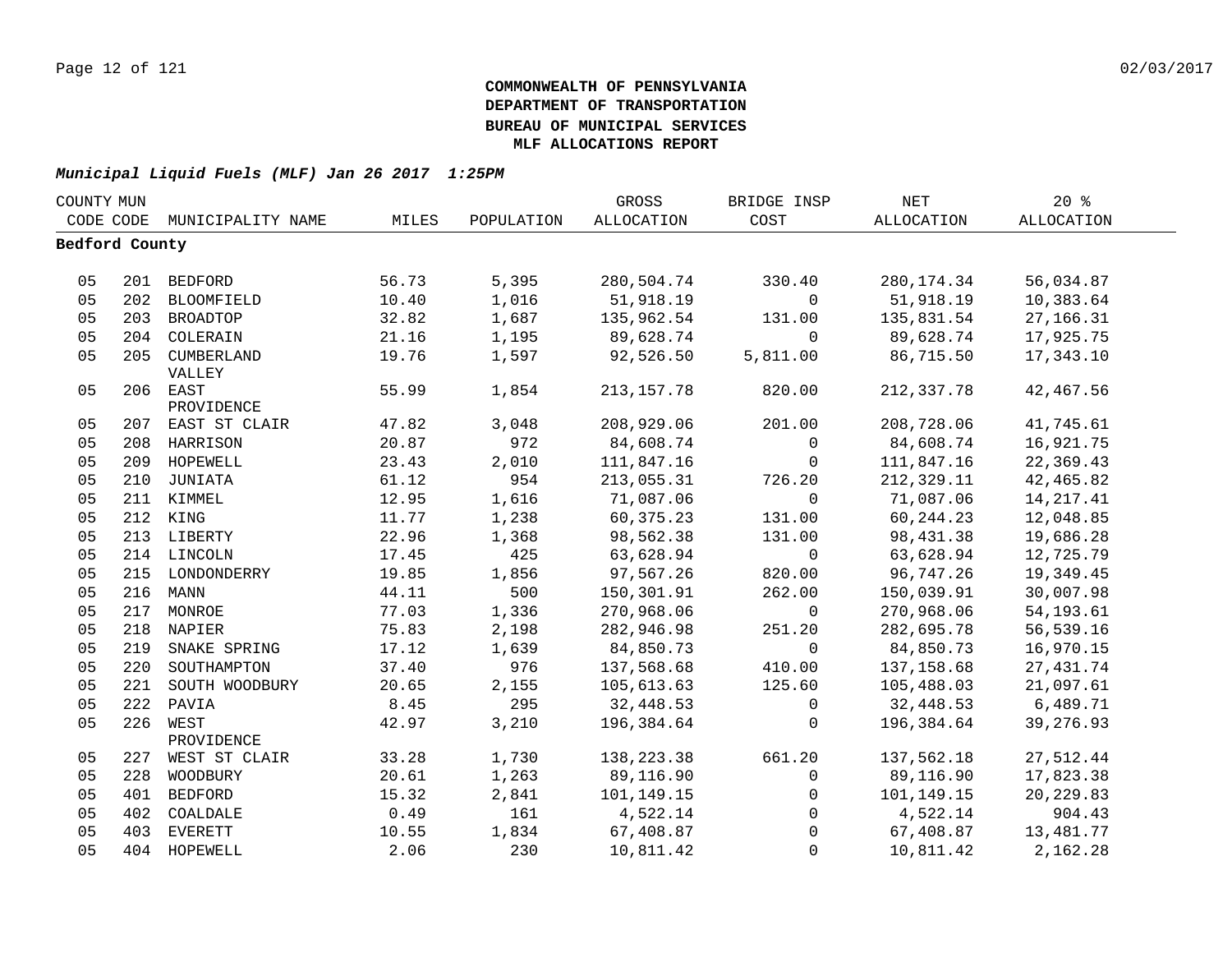**COMMONWEALTH OF PENNSYLVANIA**
**DEPARTMENT OF TRANSPORTATION**
**BUREAU OF MUNICIPAL SERVICES**
**MLF ALLOCATIONS REPORT**

***Municipal Liquid Fuels (MLF) Jan 26 2017 1:25PM***

| COUNTY CODE | MUN CODE | MUNICIPALITY NAME | MILES | POPULATION | GROSS ALLOCATION | BRIDGE INSP COST | NET ALLOCATION | 20 % ALLOCATION |
|---|---|---|---|---|---|---|---|---|
| **Bedford County** | | | | | | | | |
| 05 | 201 | BEDFORD | 56.73 | 5,395 | 280,504.74 | 330.40 | 280,174.34 | 56,034.87 |
| 05 | 202 | BLOOMFIELD | 10.40 | 1,016 | 51,918.19 | 0 | 51,918.19 | 10,383.64 |
| 05 | 203 | BROADTOP | 32.82 | 1,687 | 135,962.54 | 131.00 | 135,831.54 | 27,166.31 |
| 05 | 204 | COLERAIN | 21.16 | 1,195 | 89,628.74 | 0 | 89,628.74 | 17,925.75 |
| 05 | 205 | CUMBERLAND VALLEY | 19.76 | 1,597 | 92,526.50 | 5,811.00 | 86,715.50 | 17,343.10 |
| 05 | 206 | EAST PROVIDENCE | 55.99 | 1,854 | 213,157.78 | 820.00 | 212,337.78 | 42,467.56 |
| 05 | 207 | EAST ST CLAIR | 47.82 | 3,048 | 208,929.06 | 201.00 | 208,728.06 | 41,745.61 |
| 05 | 208 | HARRISON | 20.87 | 972 | 84,608.74 | 0 | 84,608.74 | 16,921.75 |
| 05 | 209 | HOPEWELL | 23.43 | 2,010 | 111,847.16 | 0 | 111,847.16 | 22,369.43 |
| 05 | 210 | JUNIATA | 61.12 | 954 | 213,055.31 | 726.20 | 212,329.11 | 42,465.82 |
| 05 | 211 | KIMMEL | 12.95 | 1,616 | 71,087.06 | 0 | 71,087.06 | 14,217.41 |
| 05 | 212 | KING | 11.77 | 1,238 | 60,375.23 | 131.00 | 60,244.23 | 12,048.85 |
| 05 | 213 | LIBERTY | 22.96 | 1,368 | 98,562.38 | 131.00 | 98,431.38 | 19,686.28 |
| 05 | 214 | LINCOLN | 17.45 | 425 | 63,628.94 | 0 | 63,628.94 | 12,725.79 |
| 05 | 215 | LONDONDERRY | 19.85 | 1,856 | 97,567.26 | 820.00 | 96,747.26 | 19,349.45 |
| 05 | 216 | MANN | 44.11 | 500 | 150,301.91 | 262.00 | 150,039.91 | 30,007.98 |
| 05 | 217 | MONROE | 77.03 | 1,336 | 270,968.06 | 0 | 270,968.06 | 54,193.61 |
| 05 | 218 | NAPIER | 75.83 | 2,198 | 282,946.98 | 251.20 | 282,695.78 | 56,539.16 |
| 05 | 219 | SNAKE SPRING | 17.12 | 1,639 | 84,850.73 | 0 | 84,850.73 | 16,970.15 |
| 05 | 220 | SOUTHAMPTON | 37.40 | 976 | 137,568.68 | 410.00 | 137,158.68 | 27,431.74 |
| 05 | 221 | SOUTH WOODBURY | 20.65 | 2,155 | 105,613.63 | 125.60 | 105,488.03 | 21,097.61 |
| 05 | 222 | PAVIA | 8.45 | 295 | 32,448.53 | 0 | 32,448.53 | 6,489.71 |
| 05 | 226 | WEST PROVIDENCE | 42.97 | 3,210 | 196,384.64 | 0 | 196,384.64 | 39,276.93 |
| 05 | 227 | WEST ST CLAIR | 33.28 | 1,730 | 138,223.38 | 661.20 | 137,562.18 | 27,512.44 |
| 05 | 228 | WOODBURY | 20.61 | 1,263 | 89,116.90 | 0 | 89,116.90 | 17,823.38 |
| 05 | 401 | BEDFORD | 15.32 | 2,841 | 101,149.15 | 0 | 101,149.15 | 20,229.83 |
| 05 | 402 | COALDALE | 0.49 | 161 | 4,522.14 | 0 | 4,522.14 | 904.43 |
| 05 | 403 | EVERETT | 10.55 | 1,834 | 67,408.87 | 0 | 67,408.87 | 13,481.77 |
| 05 | 404 | HOPEWELL | 2.06 | 230 | 10,811.42 | 0 | 10,811.42 | 2,162.28 |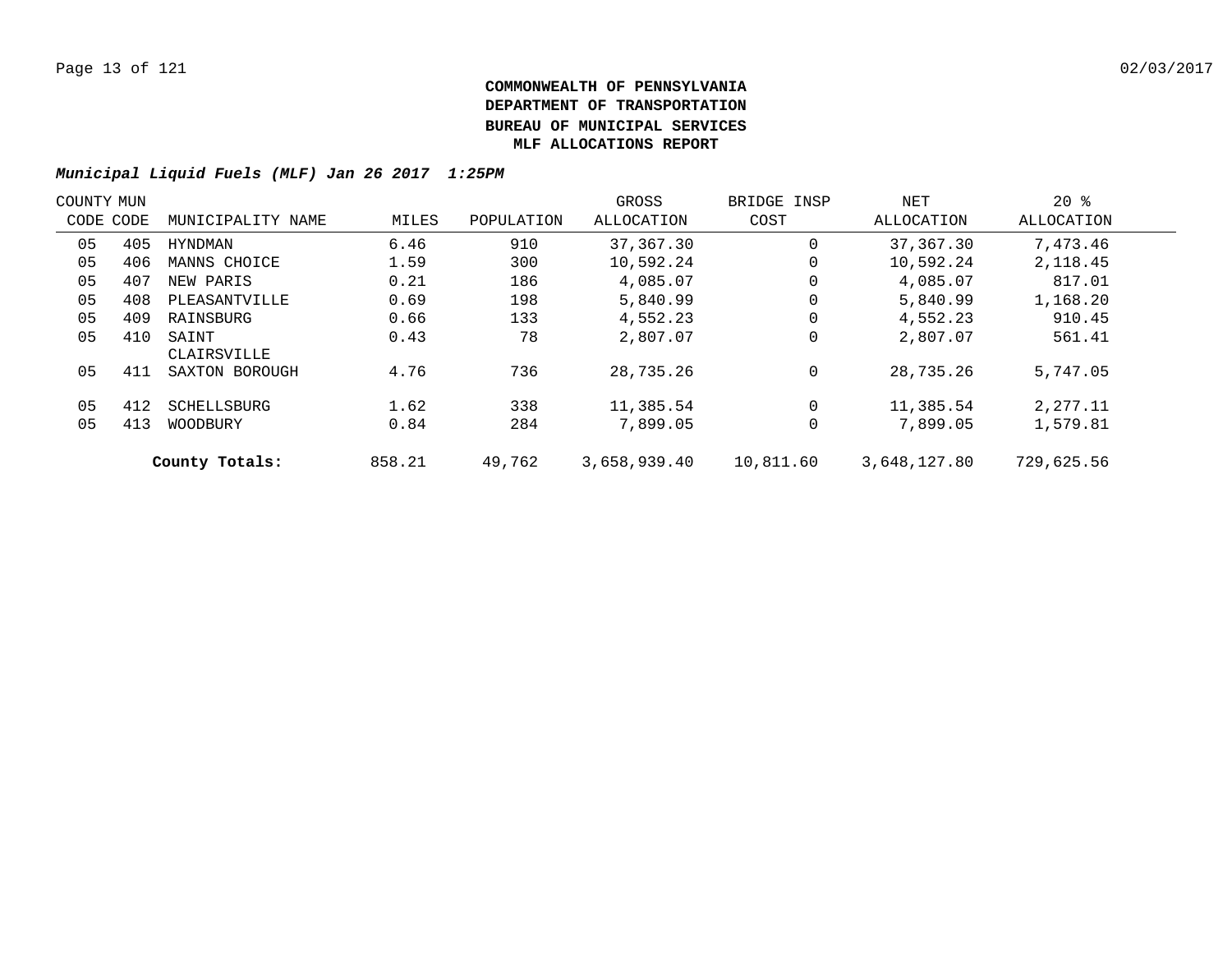**COMMONWEALTH OF PENNSYLVANIA**
**DEPARTMENT OF TRANSPORTATION**
**BUREAU OF MUNICIPAL SERVICES**
**MLF ALLOCATIONS REPORT**

***Municipal Liquid Fuels (MLF) Jan 26 2017 1:25PM***

| COUNTY CODE | MUN CODE | MUNICIPALITY NAME | MILES | POPULATION | GROSS ALLOCATION | BRIDGE INSP COST | NET ALLOCATION | 20 % ALLOCATION |
|---|---|---|---|---|---|---|---|---|
| 05 | 405 | HYNDMAN | 6.46 | 910 | 37,367.30 | 0 | 37,367.30 | 7,473.46 |
| 05 | 406 | MANNS CHOICE | 1.59 | 300 | 10,592.24 | 0 | 10,592.24 | 2,118.45 |
| 05 | 407 | NEW PARIS | 0.21 | 186 | 4,085.07 | 0 | 4,085.07 | 817.01 |
| 05 | 408 | PLEASANTVILLE | 0.69 | 198 | 5,840.99 | 0 | 5,840.99 | 1,168.20 |
| 05 | 409 | RAINSBURG | 0.66 | 133 | 4,552.23 | 0 | 4,552.23 | 910.45 |
| 05 | 410 | SAINT CLAIRSVILLE | 0.43 | 78 | 2,807.07 | 0 | 2,807.07 | 561.41 |
| 05 | 411 | SAXTON BOROUGH | 4.76 | 736 | 28,735.26 | 0 | 28,735.26 | 5,747.05 |
| 05 | 412 | SCHELLSBURG | 1.62 | 338 | 11,385.54 | 0 | 11,385.54 | 2,277.11 |
| 05 | 413 | WOODBURY | 0.84 | 284 | 7,899.05 | 0 | 7,899.05 | 1,579.81 |
| | | **County Totals:** | 858.21 | 49,762 | 3,658,939.40 | 10,811.60 | 3,648,127.80 | 729,625.56 |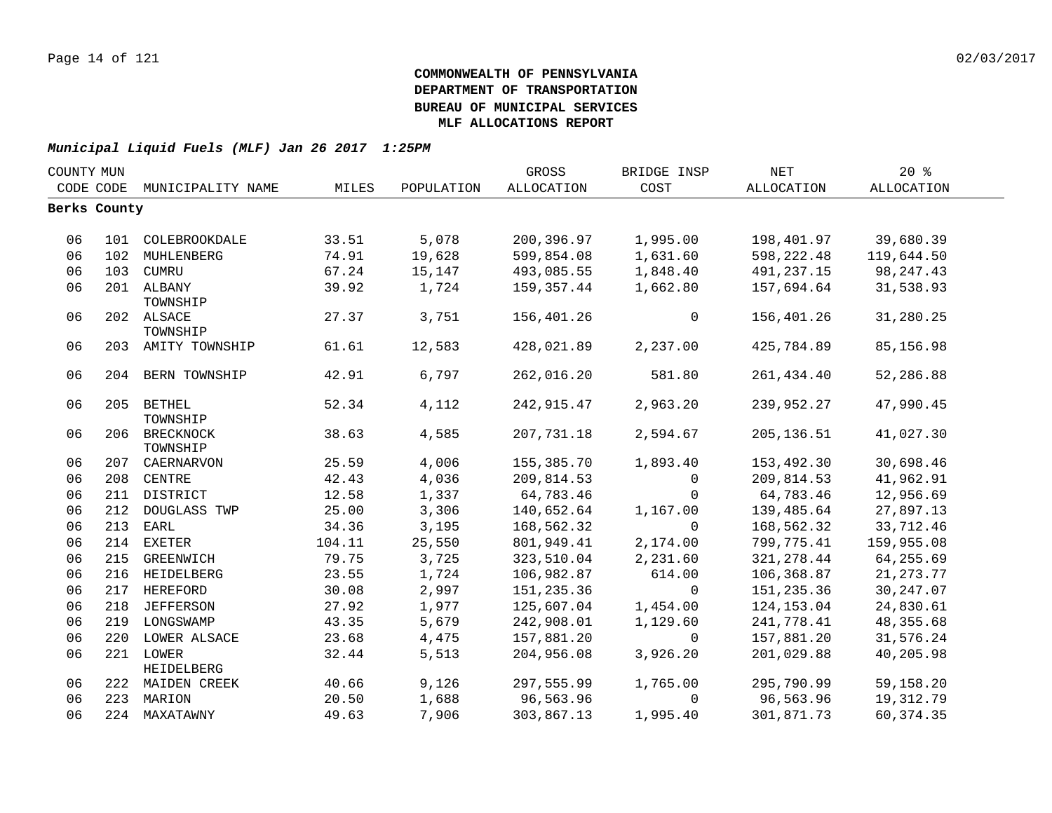**COMMONWEALTH OF PENNSYLVANIA**
**DEPARTMENT OF TRANSPORTATION**
**BUREAU OF MUNICIPAL SERVICES**
**MLF ALLOCATIONS REPORT**

***Municipal Liquid Fuels (MLF) Jan 26 2017 1:25PM***

| COUNTY CODE | MUN CODE | MUNICIPALITY NAME | MILES | POPULATION | GROSS ALLOCATION | BRIDGE INSP COST | NET ALLOCATION | 20 % ALLOCATION |
|---|---|---|---|---|---|---|---|---|
| **Berks County** | | | | | | | | |
| 06 | 101 | COLEBROOKDALE | 33.51 | 5,078 | 200,396.97 | 1,995.00 | 198,401.97 | 39,680.39 |
| 06 | 102 | MUHLENBERG | 74.91 | 19,628 | 599,854.08 | 1,631.60 | 598,222.48 | 119,644.50 |
| 06 | 103 | CUMRU | 67.24 | 15,147 | 493,085.55 | 1,848.40 | 491,237.15 | 98,247.43 |
| 06 | 201 | ALBANY TOWNSHIP | 39.92 | 1,724 | 159,357.44 | 1,662.80 | 157,694.64 | 31,538.93 |
| 06 | 202 | ALSACE TOWNSHIP | 27.37 | 3,751 | 156,401.26 | 0 | 156,401.26 | 31,280.25 |
| 06 | 203 | AMITY TOWNSHIP | 61.61 | 12,583 | 428,021.89 | 2,237.00 | 425,784.89 | 85,156.98 |
| 06 | 204 | BERN TOWNSHIP | 42.91 | 6,797 | 262,016.20 | 581.80 | 261,434.40 | 52,286.88 |
| 06 | 205 | BETHEL TOWNSHIP | 52.34 | 4,112 | 242,915.47 | 2,963.20 | 239,952.27 | 47,990.45 |
| 06 | 206 | BRECKNOCK TOWNSHIP | 38.63 | 4,585 | 207,731.18 | 2,594.67 | 205,136.51 | 41,027.30 |
| 06 | 207 | CAERNARVON | 25.59 | 4,006 | 155,385.70 | 1,893.40 | 153,492.30 | 30,698.46 |
| 06 | 208 | CENTRE | 42.43 | 4,036 | 209,814.53 | 0 | 209,814.53 | 41,962.91 |
| 06 | 211 | DISTRICT | 12.58 | 1,337 | 64,783.46 | 0 | 64,783.46 | 12,956.69 |
| 06 | 212 | DOUGLASS TWP | 25.00 | 3,306 | 140,652.64 | 1,167.00 | 139,485.64 | 27,897.13 |
| 06 | 213 | EARL | 34.36 | 3,195 | 168,562.32 | 0 | 168,562.32 | 33,712.46 |
| 06 | 214 | EXETER | 104.11 | 25,550 | 801,949.41 | 2,174.00 | 799,775.41 | 159,955.08 |
| 06 | 215 | GREENWICH | 79.75 | 3,725 | 323,510.04 | 2,231.60 | 321,278.44 | 64,255.69 |
| 06 | 216 | HEIDELBERG | 23.55 | 1,724 | 106,982.87 | 614.00 | 106,368.87 | 21,273.77 |
| 06 | 217 | HEREFORD | 30.08 | 2,997 | 151,235.36 | 0 | 151,235.36 | 30,247.07 |
| 06 | 218 | JEFFERSON | 27.92 | 1,977 | 125,607.04 | 1,454.00 | 124,153.04 | 24,830.61 |
| 06 | 219 | LONGSWAMP | 43.35 | 5,679 | 242,908.01 | 1,129.60 | 241,778.41 | 48,355.68 |
| 06 | 220 | LOWER ALSACE | 23.68 | 4,475 | 157,881.20 | 0 | 157,881.20 | 31,576.24 |
| 06 | 221 | LOWER HEIDELBERG | 32.44 | 5,513 | 204,956.08 | 3,926.20 | 201,029.88 | 40,205.98 |
| 06 | 222 | MAIDEN CREEK | 40.66 | 9,126 | 297,555.99 | 1,765.00 | 295,790.99 | 59,158.20 |
| 06 | 223 | MARION | 20.50 | 1,688 | 96,563.96 | 0 | 96,563.96 | 19,312.79 |
| 06 | 224 | MAXATAWNY | 49.63 | 7,906 | 303,867.13 | 1,995.40 | 301,871.73 | 60,374.35 |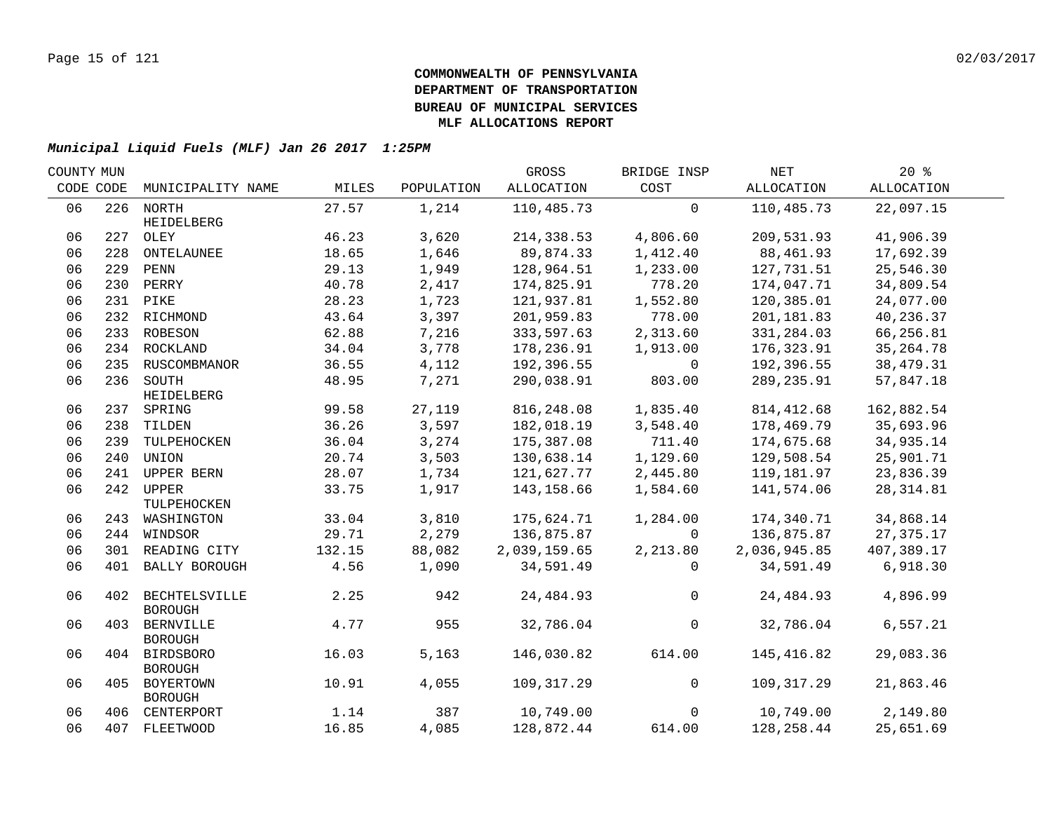**COMMONWEALTH OF PENNSYLVANIA**
**DEPARTMENT OF TRANSPORTATION**
**BUREAU OF MUNICIPAL SERVICES**
**MLF ALLOCATIONS REPORT**

***Municipal Liquid Fuels (MLF) Jan 26 2017 1:25PM***

| COUNTY CODE | MUN CODE | MUNICIPALITY NAME | MILES | POPULATION | GROSS ALLOCATION | BRIDGE INSP COST | NET ALLOCATION | 20 % ALLOCATION |
|---|---|---|---|---|---|---|---|---|
| 06 | 226 | NORTH HEIDELBERG | 27.57 | 1,214 | 110,485.73 | 0 | 110,485.73 | 22,097.15 |
| 06 | 227 | OLEY | 46.23 | 3,620 | 214,338.53 | 4,806.60 | 209,531.93 | 41,906.39 |
| 06 | 228 | ONTELAUNEE | 18.65 | 1,646 | 89,874.33 | 1,412.40 | 88,461.93 | 17,692.39 |
| 06 | 229 | PENN | 29.13 | 1,949 | 128,964.51 | 1,233.00 | 127,731.51 | 25,546.30 |
| 06 | 230 | PERRY | 40.78 | 2,417 | 174,825.91 | 778.20 | 174,047.71 | 34,809.54 |
| 06 | 231 | PIKE | 28.23 | 1,723 | 121,937.81 | 1,552.80 | 120,385.01 | 24,077.00 |
| 06 | 232 | RICHMOND | 43.64 | 3,397 | 201,959.83 | 778.00 | 201,181.83 | 40,236.37 |
| 06 | 233 | ROBESON | 62.88 | 7,216 | 333,597.63 | 2,313.60 | 331,284.03 | 66,256.81 |
| 06 | 234 | ROCKLAND | 34.04 | 3,778 | 178,236.91 | 1,913.00 | 176,323.91 | 35,264.78 |
| 06 | 235 | RUSCOMBMANOR | 36.55 | 4,112 | 192,396.55 | 0 | 192,396.55 | 38,479.31 |
| 06 | 236 | SOUTH HEIDELBERG | 48.95 | 7,271 | 290,038.91 | 803.00 | 289,235.91 | 57,847.18 |
| 06 | 237 | SPRING | 99.58 | 27,119 | 816,248.08 | 1,835.40 | 814,412.68 | 162,882.54 |
| 06 | 238 | TILDEN | 36.26 | 3,597 | 182,018.19 | 3,548.40 | 178,469.79 | 35,693.96 |
| 06 | 239 | TULPEHOCKEN | 36.04 | 3,274 | 175,387.08 | 711.40 | 174,675.68 | 34,935.14 |
| 06 | 240 | UNION | 20.74 | 3,503 | 130,638.14 | 1,129.60 | 129,508.54 | 25,901.71 |
| 06 | 241 | UPPER BERN | 28.07 | 1,734 | 121,627.77 | 2,445.80 | 119,181.97 | 23,836.39 |
| 06 | 242 | UPPER TULPEHOCKEN | 33.75 | 1,917 | 143,158.66 | 1,584.60 | 141,574.06 | 28,314.81 |
| 06 | 243 | WASHINGTON | 33.04 | 3,810 | 175,624.71 | 1,284.00 | 174,340.71 | 34,868.14 |
| 06 | 244 | WINDSOR | 29.71 | 2,279 | 136,875.87 | 0 | 136,875.87 | 27,375.17 |
| 06 | 301 | READING CITY | 132.15 | 88,082 | 2,039,159.65 | 2,213.80 | 2,036,945.85 | 407,389.17 |
| 06 | 401 | BALLY BOROUGH | 4.56 | 1,090 | 34,591.49 | 0 | 34,591.49 | 6,918.30 |
| 06 | 402 | BECHTELSVILLE BOROUGH | 2.25 | 942 | 24,484.93 | 0 | 24,484.93 | 4,896.99 |
| 06 | 403 | BERNVILLE BOROUGH | 4.77 | 955 | 32,786.04 | 0 | 32,786.04 | 6,557.21 |
| 06 | 404 | BIRDSBORO BOROUGH | 16.03 | 5,163 | 146,030.82 | 614.00 | 145,416.82 | 29,083.36 |
| 06 | 405 | BOYERTOWN BOROUGH | 10.91 | 4,055 | 109,317.29 | 0 | 109,317.29 | 21,863.46 |
| 06 | 406 | CENTERPORT | 1.14 | 387 | 10,749.00 | 0 | 10,749.00 | 2,149.80 |
| 06 | 407 | FLEETWOOD | 16.85 | 4,085 | 128,872.44 | 614.00 | 128,258.44 | 25,651.69 |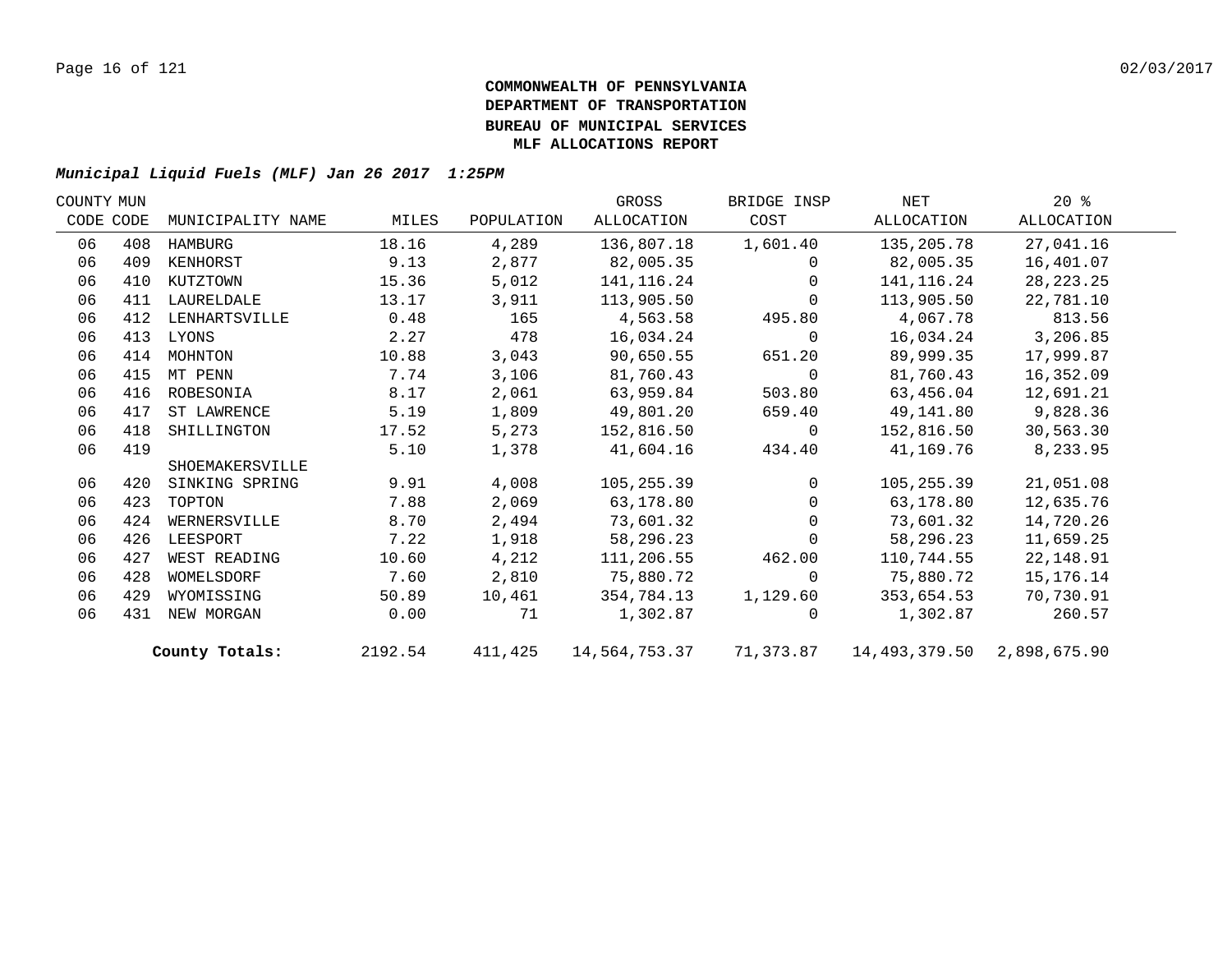**COMMONWEALTH OF PENNSYLVANIA**
**DEPARTMENT OF TRANSPORTATION**
**BUREAU OF MUNICIPAL SERVICES**
**MLF ALLOCATIONS REPORT**

***Municipal Liquid Fuels (MLF) Jan 26 2017 1:25PM***

| COUNTY CODE | MUN CODE | MUNICIPALITY NAME | MILES | POPULATION | GROSS ALLOCATION | BRIDGE INSP COST | NET ALLOCATION | 20 % ALLOCATION |
|---|---|---|---|---|---|---|---|---|
| 06 | 408 | HAMBURG | 18.16 | 4,289 | 136,807.18 | 1,601.40 | 135,205.78 | 27,041.16 |
| 06 | 409 | KENHORST | 9.13 | 2,877 | 82,005.35 | 0 | 82,005.35 | 16,401.07 |
| 06 | 410 | KUTZTOWN | 15.36 | 5,012 | 141,116.24 | 0 | 141,116.24 | 28,223.25 |
| 06 | 411 | LAURELDALE | 13.17 | 3,911 | 113,905.50 | 0 | 113,905.50 | 22,781.10 |
| 06 | 412 | LENHARTSVILLE | 0.48 | 165 | 4,563.58 | 495.80 | 4,067.78 | 813.56 |
| 06 | 413 | LYONS | 2.27 | 478 | 16,034.24 | 0 | 16,034.24 | 3,206.85 |
| 06 | 414 | MOHNTON | 10.88 | 3,043 | 90,650.55 | 651.20 | 89,999.35 | 17,999.87 |
| 06 | 415 | MT PENN | 7.74 | 3,106 | 81,760.43 | 0 | 81,760.43 | 16,352.09 |
| 06 | 416 | ROBESONIA | 8.17 | 2,061 | 63,959.84 | 503.80 | 63,456.04 | 12,691.21 |
| 06 | 417 | ST LAWRENCE | 5.19 | 1,809 | 49,801.20 | 659.40 | 49,141.80 | 9,828.36 |
| 06 | 418 | SHILLINGTON | 17.52 | 5,273 | 152,816.50 | 0 | 152,816.50 | 30,563.30 |
| 06 | 419 | SHOEMAKERSVILLE | 5.10 | 1,378 | 41,604.16 | 434.40 | 41,169.76 | 8,233.95 |
| 06 | 420 | SINKING SPRING | 9.91 | 4,008 | 105,255.39 | 0 | 105,255.39 | 21,051.08 |
| 06 | 423 | TOPTON | 7.88 | 2,069 | 63,178.80 | 0 | 63,178.80 | 12,635.76 |
| 06 | 424 | WERNERSVILLE | 8.70 | 2,494 | 73,601.32 | 0 | 73,601.32 | 14,720.26 |
| 06 | 426 | LEESPORT | 7.22 | 1,918 | 58,296.23 | 0 | 58,296.23 | 11,659.25 |
| 06 | 427 | WEST READING | 10.60 | 4,212 | 111,206.55 | 462.00 | 110,744.55 | 22,148.91 |
| 06 | 428 | WOMELSDORF | 7.60 | 2,810 | 75,880.72 | 0 | 75,880.72 | 15,176.14 |
| 06 | 429 | WYOMISSING | 50.89 | 10,461 | 354,784.13 | 1,129.60 | 353,654.53 | 70,730.91 |
| 06 | 431 | NEW MORGAN | 0.00 | 71 | 1,302.87 | 0 | 1,302.87 | 260.57 |
| | | **County Totals:** | 2192.54 | 411,425 | 14,564,753.37 | 71,373.87 | 14,493,379.50 | 2,898,675.90 |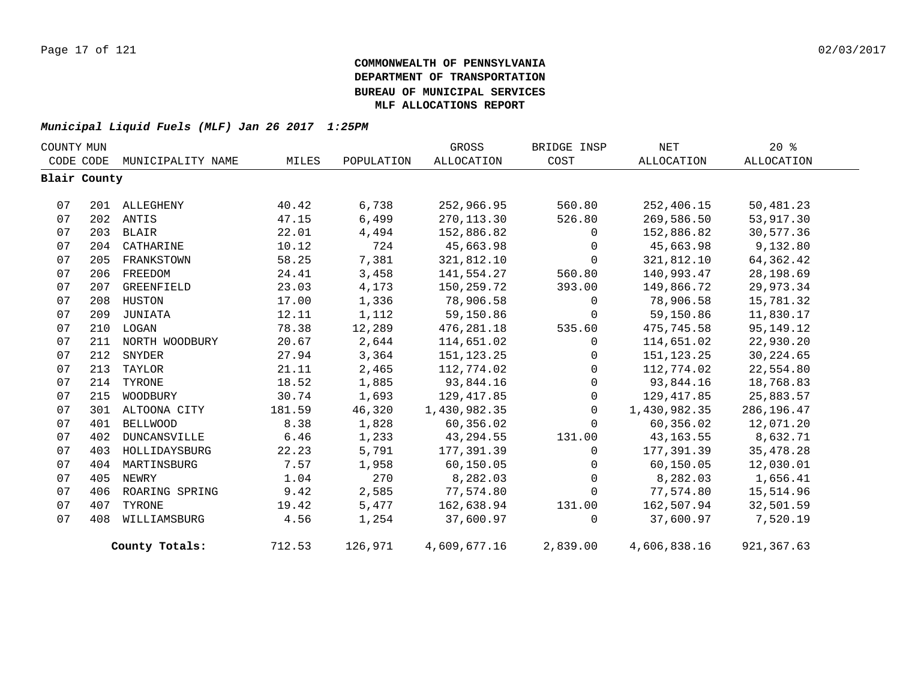**COMMONWEALTH OF PENNSYLVANIA**
**DEPARTMENT OF TRANSPORTATION**
**BUREAU OF MUNICIPAL SERVICES**
**MLF ALLOCATIONS REPORT**

***Municipal Liquid Fuels (MLF) Jan 26 2017 1:25PM***

| COUNTY CODE | MUN CODE | MUNICIPALITY NAME | MILES | POPULATION | GROSS ALLOCATION | BRIDGE INSP COST | NET ALLOCATION | 20 % ALLOCATION |
|---|---|---|---|---|---|---|---|---|
| **Blair County** | | | | | | | | |
| 07 | 201 | ALLEGHENY | 40.42 | 6,738 | 252,966.95 | 560.80 | 252,406.15 | 50,481.23 |
| 07 | 202 | ANTIS | 47.15 | 6,499 | 270,113.30 | 526.80 | 269,586.50 | 53,917.30 |
| 07 | 203 | BLAIR | 22.01 | 4,494 | 152,886.82 | 0 | 152,886.82 | 30,577.36 |
| 07 | 204 | CATHARINE | 10.12 | 724 | 45,663.98 | 0 | 45,663.98 | 9,132.80 |
| 07 | 205 | FRANKSTOWN | 58.25 | 7,381 | 321,812.10 | 0 | 321,812.10 | 64,362.42 |
| 07 | 206 | FREEDOM | 24.41 | 3,458 | 141,554.27 | 560.80 | 140,993.47 | 28,198.69 |
| 07 | 207 | GREENFIELD | 23.03 | 4,173 | 150,259.72 | 393.00 | 149,866.72 | 29,973.34 |
| 07 | 208 | HUSTON | 17.00 | 1,336 | 78,906.58 | 0 | 78,906.58 | 15,781.32 |
| 07 | 209 | JUNIATA | 12.11 | 1,112 | 59,150.86 | 0 | 59,150.86 | 11,830.17 |
| 07 | 210 | LOGAN | 78.38 | 12,289 | 476,281.18 | 535.60 | 475,745.58 | 95,149.12 |
| 07 | 211 | NORTH WOODBURY | 20.67 | 2,644 | 114,651.02 | 0 | 114,651.02 | 22,930.20 |
| 07 | 212 | SNYDER | 27.94 | 3,364 | 151,123.25 | 0 | 151,123.25 | 30,224.65 |
| 07 | 213 | TAYLOR | 21.11 | 2,465 | 112,774.02 | 0 | 112,774.02 | 22,554.80 |
| 07 | 214 | TYRONE | 18.52 | 1,885 | 93,844.16 | 0 | 93,844.16 | 18,768.83 |
| 07 | 215 | WOODBURY | 30.74 | 1,693 | 129,417.85 | 0 | 129,417.85 | 25,883.57 |
| 07 | 301 | ALTOONA CITY | 181.59 | 46,320 | 1,430,982.35 | 0 | 1,430,982.35 | 286,196.47 |
| 07 | 401 | BELLWOOD | 8.38 | 1,828 | 60,356.02 | 0 | 60,356.02 | 12,071.20 |
| 07 | 402 | DUNCANSVILLE | 6.46 | 1,233 | 43,294.55 | 131.00 | 43,163.55 | 8,632.71 |
| 07 | 403 | HOLLIDAYSBURG | 22.23 | 5,791 | 177,391.39 | 0 | 177,391.39 | 35,478.28 |
| 07 | 404 | MARTINSBURG | 7.57 | 1,958 | 60,150.05 | 0 | 60,150.05 | 12,030.01 |
| 07 | 405 | NEWRY | 1.04 | 270 | 8,282.03 | 0 | 8,282.03 | 1,656.41 |
| 07 | 406 | ROARING SPRING | 9.42 | 2,585 | 77,574.80 | 0 | 77,574.80 | 15,514.96 |
| 07 | 407 | TYRONE | 19.42 | 5,477 | 162,638.94 | 131.00 | 162,507.94 | 32,501.59 |
| 07 | 408 | WILLIAMSBURG | 4.56 | 1,254 | 37,600.97 | 0 | 37,600.97 | 7,520.19 |
| | | **County Totals:** | 712.53 | 126,971 | 4,609,677.16 | 2,839.00 | 4,606,838.16 | 921,367.63 |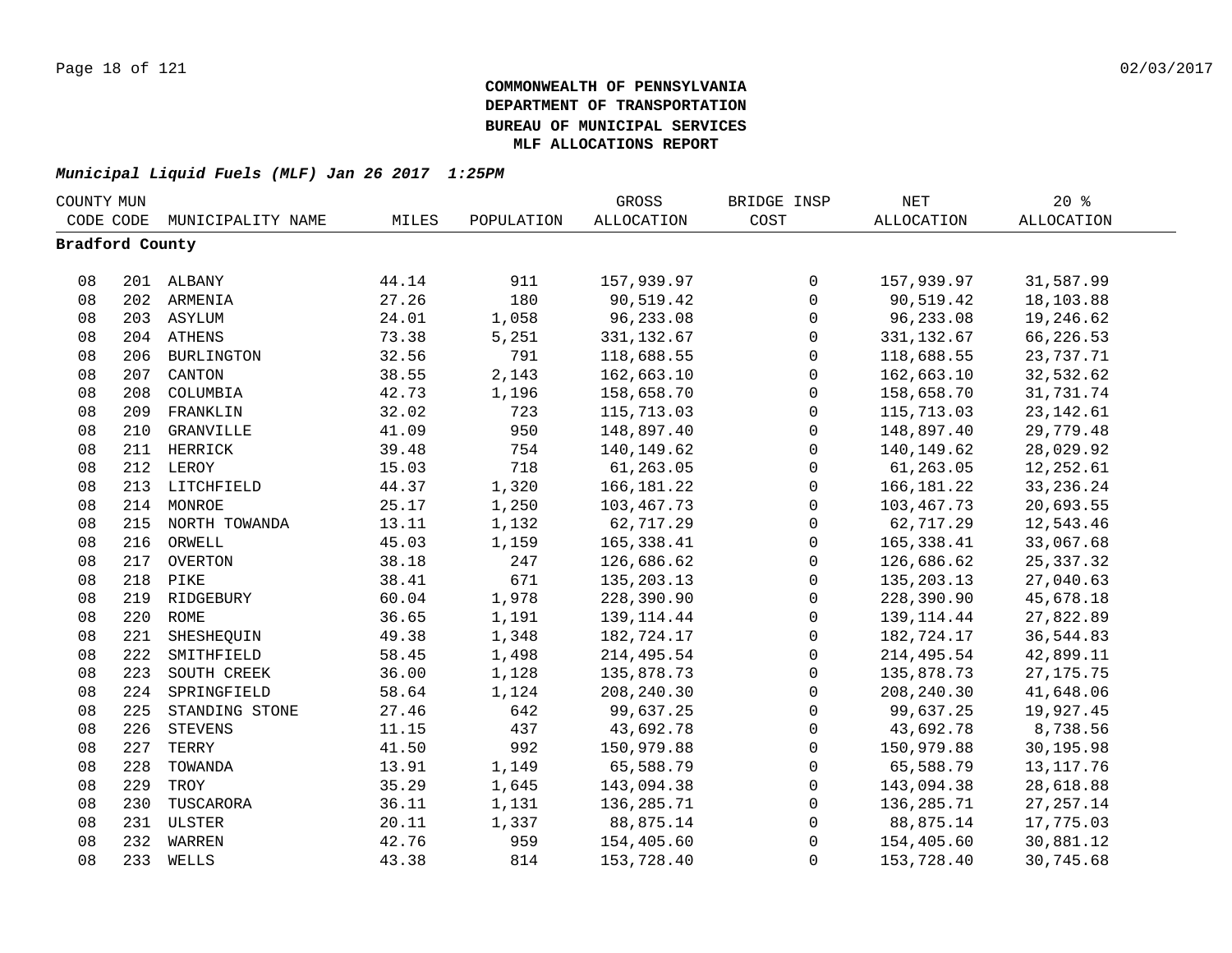**COMMONWEALTH OF PENNSYLVANIA**
**DEPARTMENT OF TRANSPORTATION**
**BUREAU OF MUNICIPAL SERVICES**
**MLF ALLOCATIONS REPORT**

***Municipal Liquid Fuels (MLF) Jan 26 2017 1:25PM***

| COUNTY CODE | MUN CODE | MUNICIPALITY NAME | MILES | POPULATION | GROSS ALLOCATION | BRIDGE INSP COST | NET ALLOCATION | 20 % ALLOCATION |
|---|---|---|---|---|---|---|---|---|
| **Bradford County** | | | | | | | | |
| 08 | 201 | ALBANY | 44.14 | 911 | 157,939.97 | 0 | 157,939.97 | 31,587.99 |
| 08 | 202 | ARMENIA | 27.26 | 180 | 90,519.42 | 0 | 90,519.42 | 18,103.88 |
| 08 | 203 | ASYLUM | 24.01 | 1,058 | 96,233.08 | 0 | 96,233.08 | 19,246.62 |
| 08 | 204 | ATHENS | 73.38 | 5,251 | 331,132.67 | 0 | 331,132.67 | 66,226.53 |
| 08 | 206 | BURLINGTON | 32.56 | 791 | 118,688.55 | 0 | 118,688.55 | 23,737.71 |
| 08 | 207 | CANTON | 38.55 | 2,143 | 162,663.10 | 0 | 162,663.10 | 32,532.62 |
| 08 | 208 | COLUMBIA | 42.73 | 1,196 | 158,658.70 | 0 | 158,658.70 | 31,731.74 |
| 08 | 209 | FRANKLIN | 32.02 | 723 | 115,713.03 | 0 | 115,713.03 | 23,142.61 |
| 08 | 210 | GRANVILLE | 41.09 | 950 | 148,897.40 | 0 | 148,897.40 | 29,779.48 |
| 08 | 211 | HERRICK | 39.48 | 754 | 140,149.62 | 0 | 140,149.62 | 28,029.92 |
| 08 | 212 | LEROY | 15.03 | 718 | 61,263.05 | 0 | 61,263.05 | 12,252.61 |
| 08 | 213 | LITCHFIELD | 44.37 | 1,320 | 166,181.22 | 0 | 166,181.22 | 33,236.24 |
| 08 | 214 | MONROE | 25.17 | 1,250 | 103,467.73 | 0 | 103,467.73 | 20,693.55 |
| 08 | 215 | NORTH TOWANDA | 13.11 | 1,132 | 62,717.29 | 0 | 62,717.29 | 12,543.46 |
| 08 | 216 | ORWELL | 45.03 | 1,159 | 165,338.41 | 0 | 165,338.41 | 33,067.68 |
| 08 | 217 | OVERTON | 38.18 | 247 | 126,686.62 | 0 | 126,686.62 | 25,337.32 |
| 08 | 218 | PIKE | 38.41 | 671 | 135,203.13 | 0 | 135,203.13 | 27,040.63 |
| 08 | 219 | RIDGEBURY | 60.04 | 1,978 | 228,390.90 | 0 | 228,390.90 | 45,678.18 |
| 08 | 220 | ROME | 36.65 | 1,191 | 139,114.44 | 0 | 139,114.44 | 27,822.89 |
| 08 | 221 | SHESHEQUIN | 49.38 | 1,348 | 182,724.17 | 0 | 182,724.17 | 36,544.83 |
| 08 | 222 | SMITHFIELD | 58.45 | 1,498 | 214,495.54 | 0 | 214,495.54 | 42,899.11 |
| 08 | 223 | SOUTH CREEK | 36.00 | 1,128 | 135,878.73 | 0 | 135,878.73 | 27,175.75 |
| 08 | 224 | SPRINGFIELD | 58.64 | 1,124 | 208,240.30 | 0 | 208,240.30 | 41,648.06 |
| 08 | 225 | STANDING STONE | 27.46 | 642 | 99,637.25 | 0 | 99,637.25 | 19,927.45 |
| 08 | 226 | STEVENS | 11.15 | 437 | 43,692.78 | 0 | 43,692.78 | 8,738.56 |
| 08 | 227 | TERRY | 41.50 | 992 | 150,979.88 | 0 | 150,979.88 | 30,195.98 |
| 08 | 228 | TOWANDA | 13.91 | 1,149 | 65,588.79 | 0 | 65,588.79 | 13,117.76 |
| 08 | 229 | TROY | 35.29 | 1,645 | 143,094.38 | 0 | 143,094.38 | 28,618.88 |
| 08 | 230 | TUSCARORA | 36.11 | 1,131 | 136,285.71 | 0 | 136,285.71 | 27,257.14 |
| 08 | 231 | ULSTER | 20.11 | 1,337 | 88,875.14 | 0 | 88,875.14 | 17,775.03 |
| 08 | 232 | WARREN | 42.76 | 959 | 154,405.60 | 0 | 154,405.60 | 30,881.12 |
| 08 | 233 | WELLS | 43.38 | 814 | 153,728.40 | 0 | 153,728.40 | 30,745.68 |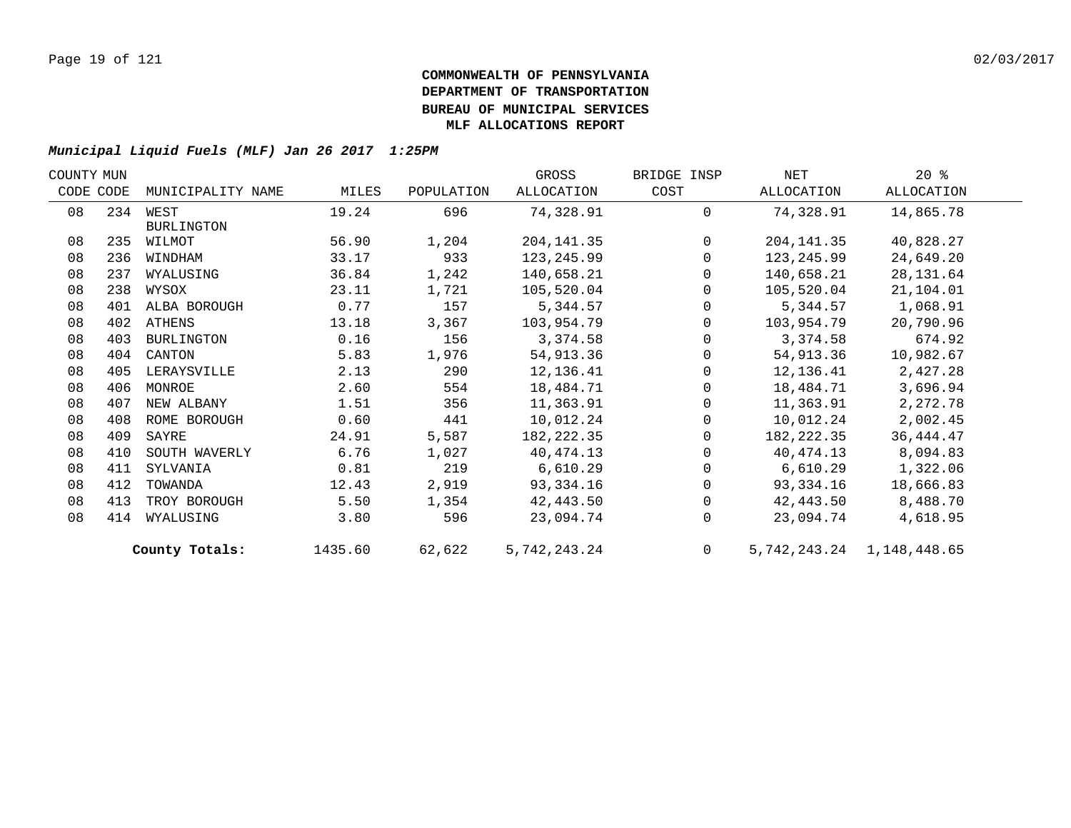**COMMONWEALTH OF PENNSYLVANIA**
**DEPARTMENT OF TRANSPORTATION**
**BUREAU OF MUNICIPAL SERVICES**
**MLF ALLOCATIONS REPORT**

***Municipal Liquid Fuels (MLF) Jan 26 2017 1:25PM***

| COUNTY CODE | MUN CODE | MUNICIPALITY NAME | MILES | POPULATION | GROSS ALLOCATION | BRIDGE INSP COST | NET ALLOCATION | 20 % ALLOCATION |
|---|---|---|---|---|---|---|---|---|
| 08 | 234 | WEST BURLINGTON | 19.24 | 696 | 74,328.91 | 0 | 74,328.91 | 14,865.78 |
| 08 | 235 | WILMOT | 56.90 | 1,204 | 204,141.35 | 0 | 204,141.35 | 40,828.27 |
| 08 | 236 | WINDHAM | 33.17 | 933 | 123,245.99 | 0 | 123,245.99 | 24,649.20 |
| 08 | 237 | WYALUSING | 36.84 | 1,242 | 140,658.21 | 0 | 140,658.21 | 28,131.64 |
| 08 | 238 | WYSOX | 23.11 | 1,721 | 105,520.04 | 0 | 105,520.04 | 21,104.01 |
| 08 | 401 | ALBA BOROUGH | 0.77 | 157 | 5,344.57 | 0 | 5,344.57 | 1,068.91 |
| 08 | 402 | ATHENS | 13.18 | 3,367 | 103,954.79 | 0 | 103,954.79 | 20,790.96 |
| 08 | 403 | BURLINGTON | 0.16 | 156 | 3,374.58 | 0 | 3,374.58 | 674.92 |
| 08 | 404 | CANTON | 5.83 | 1,976 | 54,913.36 | 0 | 54,913.36 | 10,982.67 |
| 08 | 405 | LERAYSVILLE | 2.13 | 290 | 12,136.41 | 0 | 12,136.41 | 2,427.28 |
| 08 | 406 | MONROE | 2.60 | 554 | 18,484.71 | 0 | 18,484.71 | 3,696.94 |
| 08 | 407 | NEW ALBANY | 1.51 | 356 | 11,363.91 | 0 | 11,363.91 | 2,272.78 |
| 08 | 408 | ROME BOROUGH | 0.60 | 441 | 10,012.24 | 0 | 10,012.24 | 2,002.45 |
| 08 | 409 | SAYRE | 24.91 | 5,587 | 182,222.35 | 0 | 182,222.35 | 36,444.47 |
| 08 | 410 | SOUTH WAVERLY | 6.76 | 1,027 | 40,474.13 | 0 | 40,474.13 | 8,094.83 |
| 08 | 411 | SYLVANIA | 0.81 | 219 | 6,610.29 | 0 | 6,610.29 | 1,322.06 |
| 08 | 412 | TOWANDA | 12.43 | 2,919 | 93,334.16 | 0 | 93,334.16 | 18,666.83 |
| 08 | 413 | TROY BOROUGH | 5.50 | 1,354 | 42,443.50 | 0 | 42,443.50 | 8,488.70 |
| 08 | 414 | WYALUSING | 3.80 | 596 | 23,094.74 | 0 | 23,094.74 | 4,618.95 |
| | | **County Totals:** | 1435.60 | 62,622 | 5,742,243.24 | 0 | 5,742,243.24 | 1,148,448.65 |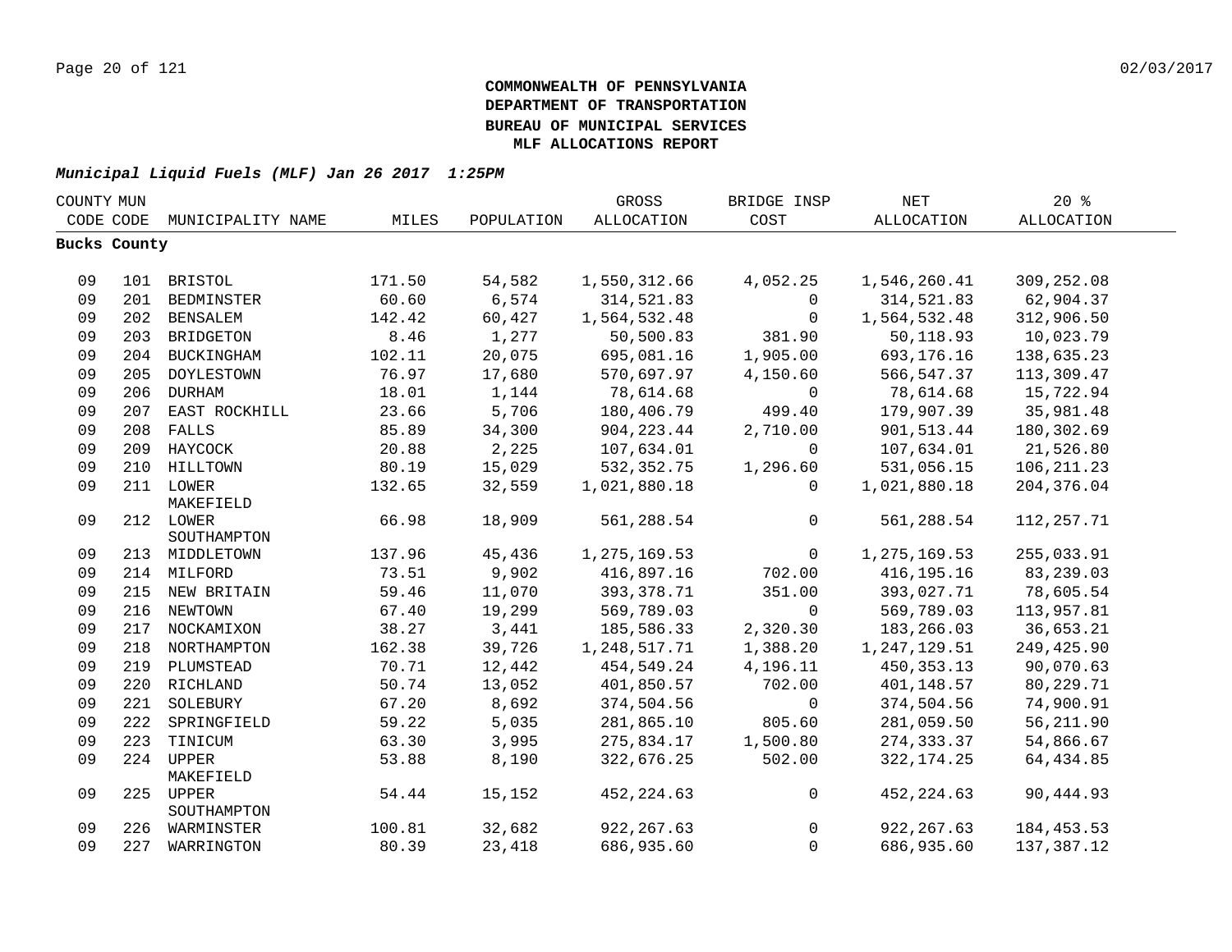**COMMONWEALTH OF PENNSYLVANIA**
**DEPARTMENT OF TRANSPORTATION**
**BUREAU OF MUNICIPAL SERVICES**
**MLF ALLOCATIONS REPORT**

***Municipal Liquid Fuels (MLF) Jan 26 2017 1:25PM***

| COUNTY CODE | MUN CODE | MUNICIPALITY NAME | MILES | POPULATION | GROSS ALLOCATION | BRIDGE INSP COST | NET ALLOCATION | 20 % ALLOCATION |
|---|---|---|---|---|---|---|---|---|
| **Bucks County** | | | | | | | | |
| 09 | 101 | BRISTOL | 171.50 | 54,582 | 1,550,312.66 | 4,052.25 | 1,546,260.41 | 309,252.08 |
| 09 | 201 | BEDMINSTER | 60.60 | 6,574 | 314,521.83 | 0 | 314,521.83 | 62,904.37 |
| 09 | 202 | BENSALEM | 142.42 | 60,427 | 1,564,532.48 | 0 | 1,564,532.48 | 312,906.50 |
| 09 | 203 | BRIDGETON | 8.46 | 1,277 | 50,500.83 | 381.90 | 50,118.93 | 10,023.79 |
| 09 | 204 | BUCKINGHAM | 102.11 | 20,075 | 695,081.16 | 1,905.00 | 693,176.16 | 138,635.23 |
| 09 | 205 | DOYLESTOWN | 76.97 | 17,680 | 570,697.97 | 4,150.60 | 566,547.37 | 113,309.47 |
| 09 | 206 | DURHAM | 18.01 | 1,144 | 78,614.68 | 0 | 78,614.68 | 15,722.94 |
| 09 | 207 | EAST ROCKHILL | 23.66 | 5,706 | 180,406.79 | 499.40 | 179,907.39 | 35,981.48 |
| 09 | 208 | FALLS | 85.89 | 34,300 | 904,223.44 | 2,710.00 | 901,513.44 | 180,302.69 |
| 09 | 209 | HAYCOCK | 20.88 | 2,225 | 107,634.01 | 0 | 107,634.01 | 21,526.80 |
| 09 | 210 | HILLTOWN | 80.19 | 15,029 | 532,352.75 | 1,296.60 | 531,056.15 | 106,211.23 |
| 09 | 211 | LOWER MAKEFIELD | 132.65 | 32,559 | 1,021,880.18 | 0 | 1,021,880.18 | 204,376.04 |
| 09 | 212 | LOWER SOUTHAMPTON | 66.98 | 18,909 | 561,288.54 | 0 | 561,288.54 | 112,257.71 |
| 09 | 213 | MIDDLETOWN | 137.96 | 45,436 | 1,275,169.53 | 0 | 1,275,169.53 | 255,033.91 |
| 09 | 214 | MILFORD | 73.51 | 9,902 | 416,897.16 | 702.00 | 416,195.16 | 83,239.03 |
| 09 | 215 | NEW BRITAIN | 59.46 | 11,070 | 393,378.71 | 351.00 | 393,027.71 | 78,605.54 |
| 09 | 216 | NEWTOWN | 67.40 | 19,299 | 569,789.03 | 0 | 569,789.03 | 113,957.81 |
| 09 | 217 | NOCKAMIXON | 38.27 | 3,441 | 185,586.33 | 2,320.30 | 183,266.03 | 36,653.21 |
| 09 | 218 | NORTHAMPTON | 162.38 | 39,726 | 1,248,517.71 | 1,388.20 | 1,247,129.51 | 249,425.90 |
| 09 | 219 | PLUMSTEAD | 70.71 | 12,442 | 454,549.24 | 4,196.11 | 450,353.13 | 90,070.63 |
| 09 | 220 | RICHLAND | 50.74 | 13,052 | 401,850.57 | 702.00 | 401,148.57 | 80,229.71 |
| 09 | 221 | SOLEBURY | 67.20 | 8,692 | 374,504.56 | 0 | 374,504.56 | 74,900.91 |
| 09 | 222 | SPRINGFIELD | 59.22 | 5,035 | 281,865.10 | 805.60 | 281,059.50 | 56,211.90 |
| 09 | 223 | TINICUM | 63.30 | 3,995 | 275,834.17 | 1,500.80 | 274,333.37 | 54,866.67 |
| 09 | 224 | UPPER MAKEFIELD | 53.88 | 8,190 | 322,676.25 | 502.00 | 322,174.25 | 64,434.85 |
| 09 | 225 | UPPER SOUTHAMPTON | 54.44 | 15,152 | 452,224.63 | 0 | 452,224.63 | 90,444.93 |
| 09 | 226 | WARMINSTER | 100.81 | 32,682 | 922,267.63 | 0 | 922,267.63 | 184,453.53 |
| 09 | 227 | WARRINGTON | 80.39 | 23,418 | 686,935.60 | 0 | 686,935.60 | 137,387.12 |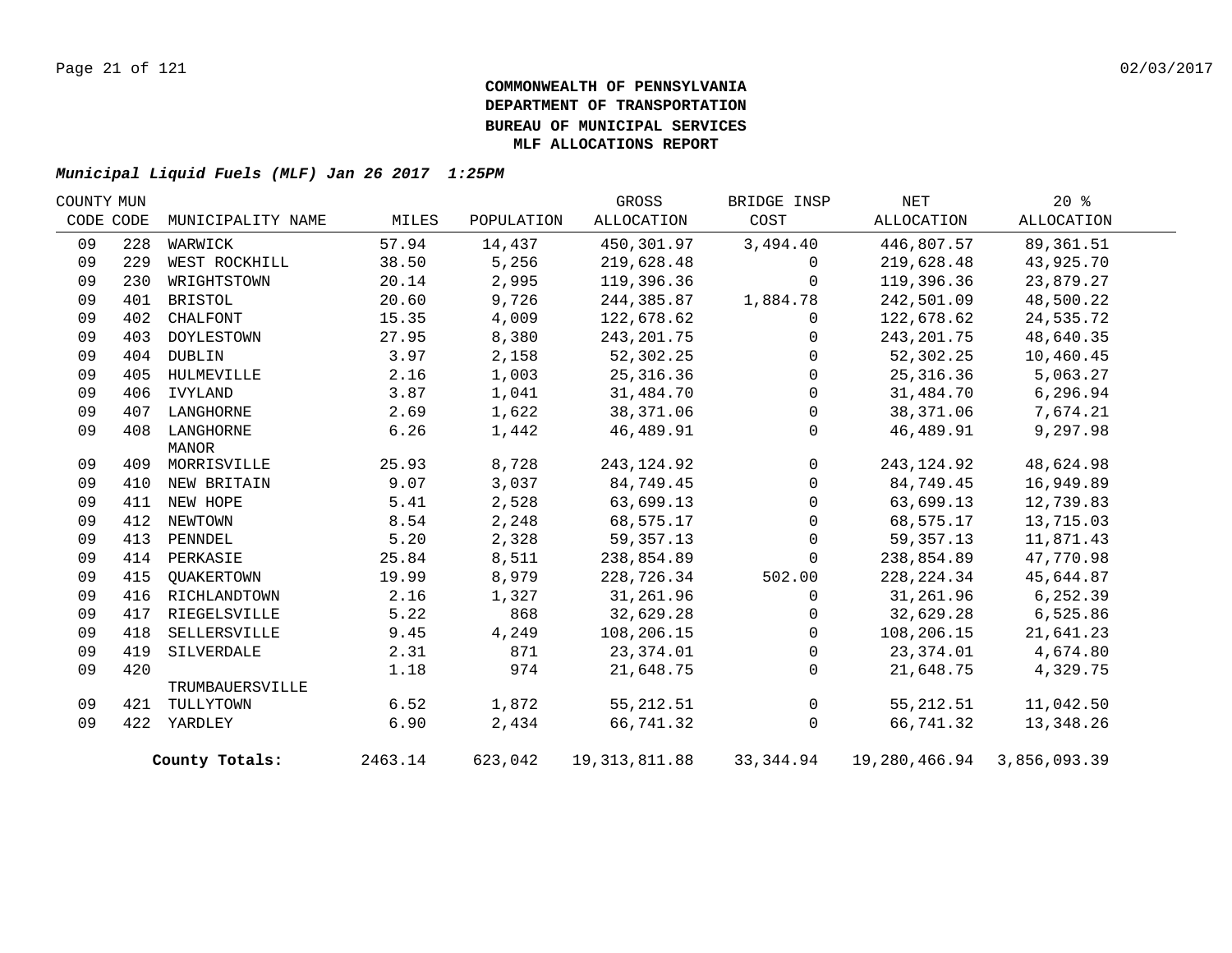**COMMONWEALTH OF PENNSYLVANIA**
**DEPARTMENT OF TRANSPORTATION**
**BUREAU OF MUNICIPAL SERVICES**
**MLF ALLOCATIONS REPORT**

***Municipal Liquid Fuels (MLF) Jan 26 2017 1:25PM***

| COUNTY CODE | MUN CODE | MUNICIPALITY NAME | MILES | POPULATION | GROSS ALLOCATION | BRIDGE INSP COST | NET ALLOCATION | 20 % ALLOCATION |
|---|---|---|---|---|---|---|---|---|
| 09 | 228 | WARWICK | 57.94 | 14,437 | 450,301.97 | 3,494.40 | 446,807.57 | 89,361.51 |
| 09 | 229 | WEST ROCKHILL | 38.50 | 5,256 | 219,628.48 | 0 | 219,628.48 | 43,925.70 |
| 09 | 230 | WRIGHTSTOWN | 20.14 | 2,995 | 119,396.36 | 0 | 119,396.36 | 23,879.27 |
| 09 | 401 | BRISTOL | 20.60 | 9,726 | 244,385.87 | 1,884.78 | 242,501.09 | 48,500.22 |
| 09 | 402 | CHALFONT | 15.35 | 4,009 | 122,678.62 | 0 | 122,678.62 | 24,535.72 |
| 09 | 403 | DOYLESTOWN | 27.95 | 8,380 | 243,201.75 | 0 | 243,201.75 | 48,640.35 |
| 09 | 404 | DUBLIN | 3.97 | 2,158 | 52,302.25 | 0 | 52,302.25 | 10,460.45 |
| 09 | 405 | HULMEVILLE | 2.16 | 1,003 | 25,316.36 | 0 | 25,316.36 | 5,063.27 |
| 09 | 406 | IVYLAND | 3.87 | 1,041 | 31,484.70 | 0 | 31,484.70 | 6,296.94 |
| 09 | 407 | LANGHORNE | 2.69 | 1,622 | 38,371.06 | 0 | 38,371.06 | 7,674.21 |
| 09 | 408 | LANGHORNE MANOR | 6.26 | 1,442 | 46,489.91 | 0 | 46,489.91 | 9,297.98 |
| 09 | 409 | MORRISVILLE | 25.93 | 8,728 | 243,124.92 | 0 | 243,124.92 | 48,624.98 |
| 09 | 410 | NEW BRITAIN | 9.07 | 3,037 | 84,749.45 | 0 | 84,749.45 | 16,949.89 |
| 09 | 411 | NEW HOPE | 5.41 | 2,528 | 63,699.13 | 0 | 63,699.13 | 12,739.83 |
| 09 | 412 | NEWTOWN | 8.54 | 2,248 | 68,575.17 | 0 | 68,575.17 | 13,715.03 |
| 09 | 413 | PENNDEL | 5.20 | 2,328 | 59,357.13 | 0 | 59,357.13 | 11,871.43 |
| 09 | 414 | PERKASIE | 25.84 | 8,511 | 238,854.89 | 0 | 238,854.89 | 47,770.98 |
| 09 | 415 | QUAKERTOWN | 19.99 | 8,979 | 228,726.34 | 502.00 | 228,224.34 | 45,644.87 |
| 09 | 416 | RICHLANDTOWN | 2.16 | 1,327 | 31,261.96 | 0 | 31,261.96 | 6,252.39 |
| 09 | 417 | RIEGELSVILLE | 5.22 | 868 | 32,629.28 | 0 | 32,629.28 | 6,525.86 |
| 09 | 418 | SELLERSVILLE | 9.45 | 4,249 | 108,206.15 | 0 | 108,206.15 | 21,641.23 |
| 09 | 419 | SILVERDALE | 2.31 | 871 | 23,374.01 | 0 | 23,374.01 | 4,674.80 |
| 09 | 420 | TRUMBAUERSVILLE | 1.18 | 974 | 21,648.75 | 0 | 21,648.75 | 4,329.75 |
| 09 | 421 | TULLYTOWN | 6.52 | 1,872 | 55,212.51 | 0 | 55,212.51 | 11,042.50 |
| 09 | 422 | YARDLEY | 6.90 | 2,434 | 66,741.32 | 0 | 66,741.32 | 13,348.26 |
| | | **County Totals:** | 2463.14 | 623,042 | 19,313,811.88 | 33,344.94 | 19,280,466.94 | 3,856,093.39 |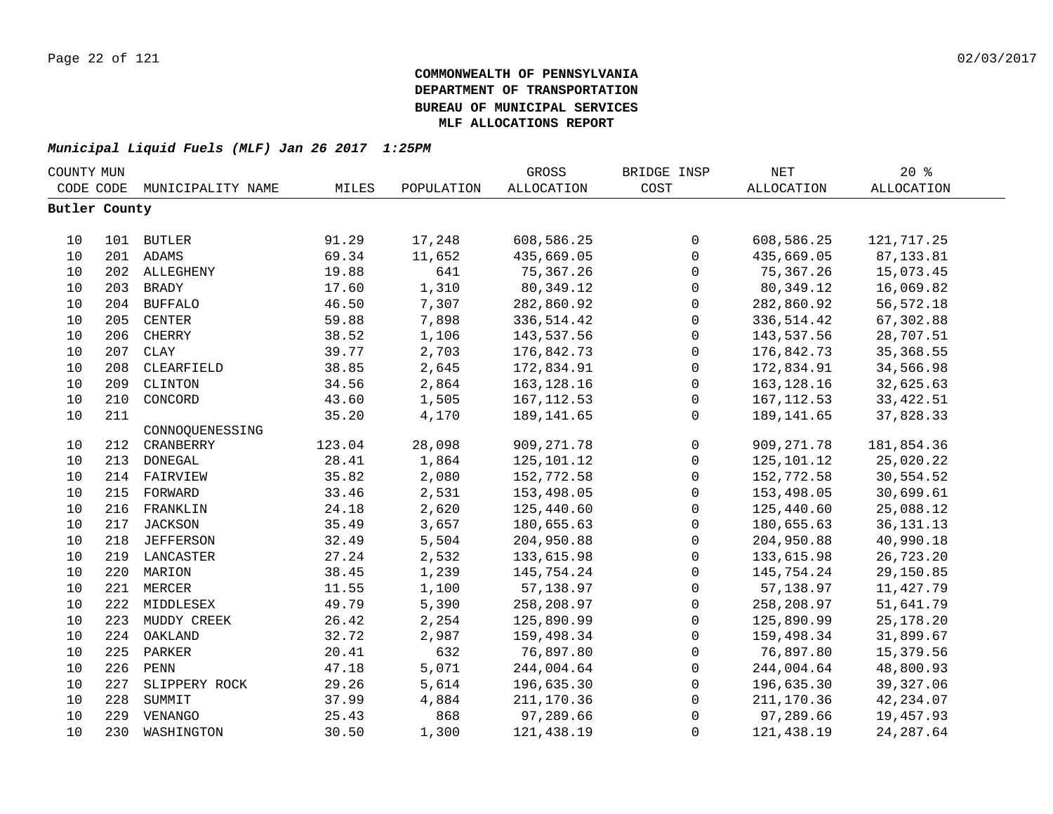**COMMONWEALTH OF PENNSYLVANIA**
**DEPARTMENT OF TRANSPORTATION**
**BUREAU OF MUNICIPAL SERVICES**
**MLF ALLOCATIONS REPORT**

***Municipal Liquid Fuels (MLF) Jan 26 2017 1:25PM***

| COUNTY CODE | MUN CODE | MUNICIPALITY NAME | MILES | POPULATION | GROSS ALLOCATION | BRIDGE INSP COST | NET ALLOCATION | 20 % ALLOCATION |
|---|---|---|---|---|---|---|---|---|
| **Butler County** | | | | | | | | |
| 10 | 101 | BUTLER | 91.29 | 17,248 | 608,586.25 | 0 | 608,586.25 | 121,717.25 |
| 10 | 201 | ADAMS | 69.34 | 11,652 | 435,669.05 | 0 | 435,669.05 | 87,133.81 |
| 10 | 202 | ALLEGHENY | 19.88 | 641 | 75,367.26 | 0 | 75,367.26 | 15,073.45 |
| 10 | 203 | BRADY | 17.60 | 1,310 | 80,349.12 | 0 | 80,349.12 | 16,069.82 |
| 10 | 204 | BUFFALO | 46.50 | 7,307 | 282,860.92 | 0 | 282,860.92 | 56,572.18 |
| 10 | 205 | CENTER | 59.88 | 7,898 | 336,514.42 | 0 | 336,514.42 | 67,302.88 |
| 10 | 206 | CHERRY | 38.52 | 1,106 | 143,537.56 | 0 | 143,537.56 | 28,707.51 |
| 10 | 207 | CLAY | 39.77 | 2,703 | 176,842.73 | 0 | 176,842.73 | 35,368.55 |
| 10 | 208 | CLEARFIELD | 38.85 | 2,645 | 172,834.91 | 0 | 172,834.91 | 34,566.98 |
| 10 | 209 | CLINTON | 34.56 | 2,864 | 163,128.16 | 0 | 163,128.16 | 32,625.63 |
| 10 | 210 | CONCORD | 43.60 | 1,505 | 167,112.53 | 0 | 167,112.53 | 33,422.51 |
| 10 | 211 | CONNOQUENESSING | 35.20 | 4,170 | 189,141.65 | 0 | 189,141.65 | 37,828.33 |
| 10 | 212 | CRANBERRY | 123.04 | 28,098 | 909,271.78 | 0 | 909,271.78 | 181,854.36 |
| 10 | 213 | DONEGAL | 28.41 | 1,864 | 125,101.12 | 0 | 125,101.12 | 25,020.22 |
| 10 | 214 | FAIRVIEW | 35.82 | 2,080 | 152,772.58 | 0 | 152,772.58 | 30,554.52 |
| 10 | 215 | FORWARD | 33.46 | 2,531 | 153,498.05 | 0 | 153,498.05 | 30,699.61 |
| 10 | 216 | FRANKLIN | 24.18 | 2,620 | 125,440.60 | 0 | 125,440.60 | 25,088.12 |
| 10 | 217 | JACKSON | 35.49 | 3,657 | 180,655.63 | 0 | 180,655.63 | 36,131.13 |
| 10 | 218 | JEFFERSON | 32.49 | 5,504 | 204,950.88 | 0 | 204,950.88 | 40,990.18 |
| 10 | 219 | LANCASTER | 27.24 | 2,532 | 133,615.98 | 0 | 133,615.98 | 26,723.20 |
| 10 | 220 | MARION | 38.45 | 1,239 | 145,754.24 | 0 | 145,754.24 | 29,150.85 |
| 10 | 221 | MERCER | 11.55 | 1,100 | 57,138.97 | 0 | 57,138.97 | 11,427.79 |
| 10 | 222 | MIDDLESEX | 49.79 | 5,390 | 258,208.97 | 0 | 258,208.97 | 51,641.79 |
| 10 | 223 | MUDDY CREEK | 26.42 | 2,254 | 125,890.99 | 0 | 125,890.99 | 25,178.20 |
| 10 | 224 | OAKLAND | 32.72 | 2,987 | 159,498.34 | 0 | 159,498.34 | 31,899.67 |
| 10 | 225 | PARKER | 20.41 | 632 | 76,897.80 | 0 | 76,897.80 | 15,379.56 |
| 10 | 226 | PENN | 47.18 | 5,071 | 244,004.64 | 0 | 244,004.64 | 48,800.93 |
| 10 | 227 | SLIPPERY ROCK | 29.26 | 5,614 | 196,635.30 | 0 | 196,635.30 | 39,327.06 |
| 10 | 228 | SUMMIT | 37.99 | 4,884 | 211,170.36 | 0 | 211,170.36 | 42,234.07 |
| 10 | 229 | VENANGO | 25.43 | 868 | 97,289.66 | 0 | 97,289.66 | 19,457.93 |
| 10 | 230 | WASHINGTON | 30.50 | 1,300 | 121,438.19 | 0 | 121,438.19 | 24,287.64 |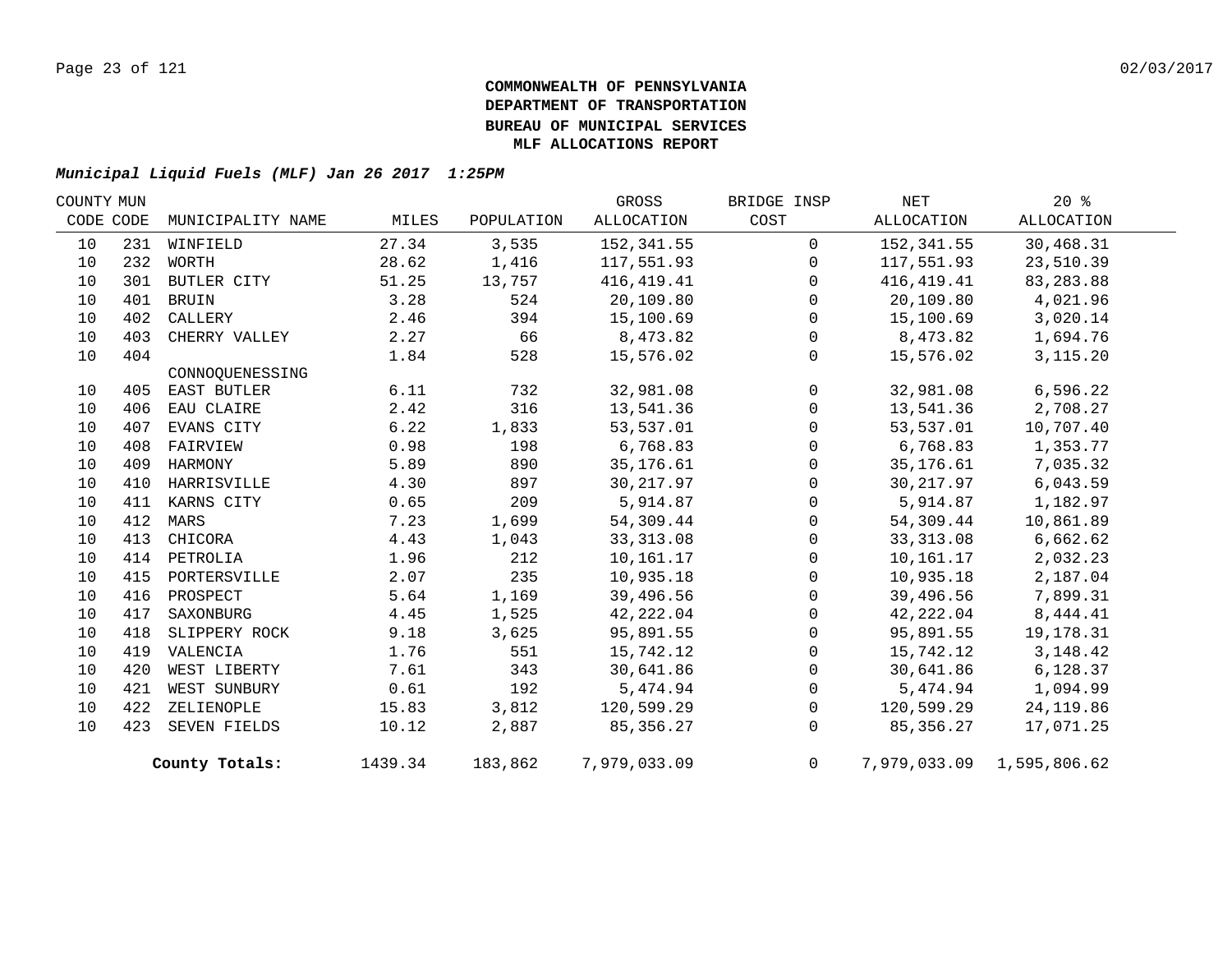**COMMONWEALTH OF PENNSYLVANIA**
**DEPARTMENT OF TRANSPORTATION**
**BUREAU OF MUNICIPAL SERVICES**
**MLF ALLOCATIONS REPORT**

***Municipal Liquid Fuels (MLF) Jan 26 2017 1:25PM***

| COUNTY CODE | MUN CODE | MUNICIPALITY NAME | MILES | POPULATION | GROSS ALLOCATION | BRIDGE INSP COST | NET ALLOCATION | 20 % ALLOCATION |
|---|---|---|---|---|---|---|---|---|
| 10 | 231 | WINFIELD | 27.34 | 3,535 | 152,341.55 | 0 | 152,341.55 | 30,468.31 |
| 10 | 232 | WORTH | 28.62 | 1,416 | 117,551.93 | 0 | 117,551.93 | 23,510.39 |
| 10 | 301 | BUTLER CITY | 51.25 | 13,757 | 416,419.41 | 0 | 416,419.41 | 83,283.88 |
| 10 | 401 | BRUIN | 3.28 | 524 | 20,109.80 | 0 | 20,109.80 | 4,021.96 |
| 10 | 402 | CALLERY | 2.46 | 394 | 15,100.69 | 0 | 15,100.69 | 3,020.14 |
| 10 | 403 | CHERRY VALLEY | 2.27 | 66 | 8,473.82 | 0 | 8,473.82 | 1,694.76 |
| 10 | 404 | CONNOQUENESSING | 1.84 | 528 | 15,576.02 | 0 | 15,576.02 | 3,115.20 |
| 10 | 405 | EAST BUTLER | 6.11 | 732 | 32,981.08 | 0 | 32,981.08 | 6,596.22 |
| 10 | 406 | EAU CLAIRE | 2.42 | 316 | 13,541.36 | 0 | 13,541.36 | 2,708.27 |
| 10 | 407 | EVANS CITY | 6.22 | 1,833 | 53,537.01 | 0 | 53,537.01 | 10,707.40 |
| 10 | 408 | FAIRVIEW | 0.98 | 198 | 6,768.83 | 0 | 6,768.83 | 1,353.77 |
| 10 | 409 | HARMONY | 5.89 | 890 | 35,176.61 | 0 | 35,176.61 | 7,035.32 |
| 10 | 410 | HARRISVILLE | 4.30 | 897 | 30,217.97 | 0 | 30,217.97 | 6,043.59 |
| 10 | 411 | KARNS CITY | 0.65 | 209 | 5,914.87 | 0 | 5,914.87 | 1,182.97 |
| 10 | 412 | MARS | 7.23 | 1,699 | 54,309.44 | 0 | 54,309.44 | 10,861.89 |
| 10 | 413 | CHICORA | 4.43 | 1,043 | 33,313.08 | 0 | 33,313.08 | 6,662.62 |
| 10 | 414 | PETROLIA | 1.96 | 212 | 10,161.17 | 0 | 10,161.17 | 2,032.23 |
| 10 | 415 | PORTERSVILLE | 2.07 | 235 | 10,935.18 | 0 | 10,935.18 | 2,187.04 |
| 10 | 416 | PROSPECT | 5.64 | 1,169 | 39,496.56 | 0 | 39,496.56 | 7,899.31 |
| 10 | 417 | SAXONBURG | 4.45 | 1,525 | 42,222.04 | 0 | 42,222.04 | 8,444.41 |
| 10 | 418 | SLIPPERY ROCK | 9.18 | 3,625 | 95,891.55 | 0 | 95,891.55 | 19,178.31 |
| 10 | 419 | VALENCIA | 1.76 | 551 | 15,742.12 | 0 | 15,742.12 | 3,148.42 |
| 10 | 420 | WEST LIBERTY | 7.61 | 343 | 30,641.86 | 0 | 30,641.86 | 6,128.37 |
| 10 | 421 | WEST SUNBURY | 0.61 | 192 | 5,474.94 | 0 | 5,474.94 | 1,094.99 |
| 10 | 422 | ZELIENOPLE | 15.83 | 3,812 | 120,599.29 | 0 | 120,599.29 | 24,119.86 |
| 10 | 423 | SEVEN FIELDS | 10.12 | 2,887 | 85,356.27 | 0 | 85,356.27 | 17,071.25 |
| | | **County Totals:** | 1439.34 | 183,862 | 7,979,033.09 | 0 | 7,979,033.09 | 1,595,806.62 |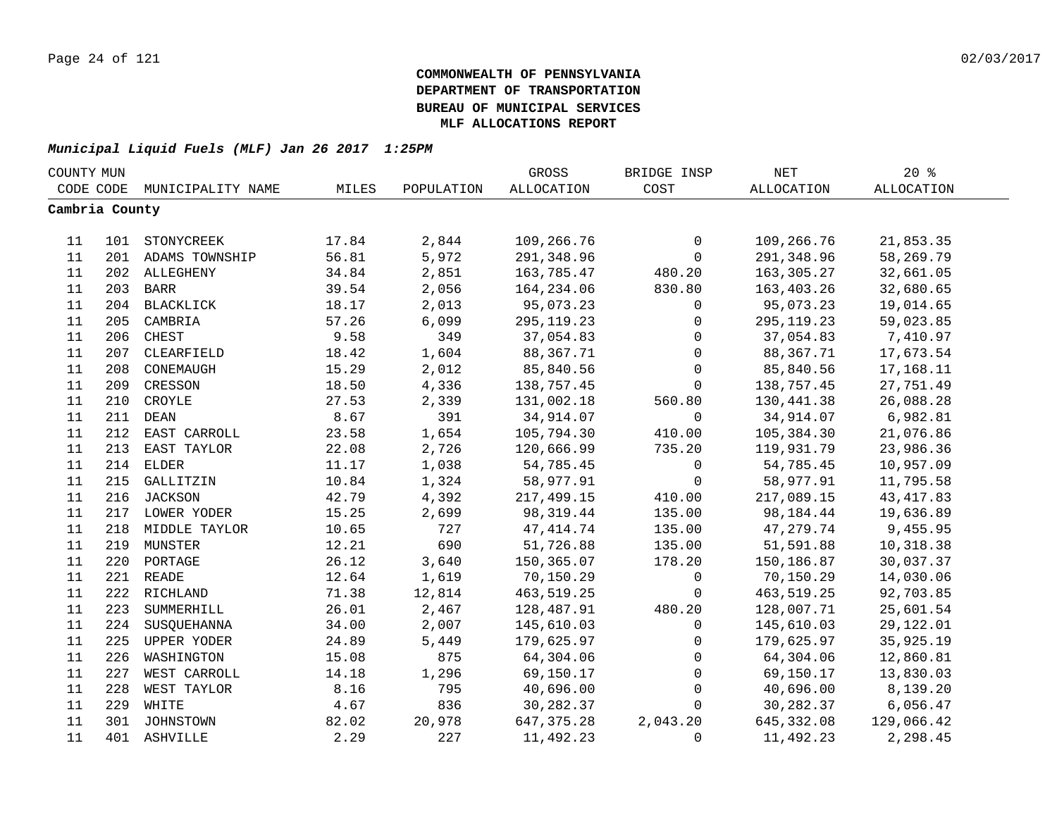**COMMONWEALTH OF PENNSYLVANIA**
**DEPARTMENT OF TRANSPORTATION**
**BUREAU OF MUNICIPAL SERVICES**
**MLF ALLOCATIONS REPORT**

***Municipal Liquid Fuels (MLF) Jan 26 2017 1:25PM***

| COUNTY CODE | MUN CODE | MUNICIPALITY NAME | MILES | POPULATION | GROSS ALLOCATION | BRIDGE INSP COST | NET ALLOCATION | 20 % ALLOCATION |
|---|---|---|---|---|---|---|---|---|
| **Cambria County** | | | | | | | | |
| 11 | 101 | STONYCREEK | 17.84 | 2,844 | 109,266.76 | 0 | 109,266.76 | 21,853.35 |
| 11 | 201 | ADAMS TOWNSHIP | 56.81 | 5,972 | 291,348.96 | 0 | 291,348.96 | 58,269.79 |
| 11 | 202 | ALLEGHENY | 34.84 | 2,851 | 163,785.47 | 480.20 | 163,305.27 | 32,661.05 |
| 11 | 203 | BARR | 39.54 | 2,056 | 164,234.06 | 830.80 | 163,403.26 | 32,680.65 |
| 11 | 204 | BLACKLICK | 18.17 | 2,013 | 95,073.23 | 0 | 95,073.23 | 19,014.65 |
| 11 | 205 | CAMBRIA | 57.26 | 6,099 | 295,119.23 | 0 | 295,119.23 | 59,023.85 |
| 11 | 206 | CHEST | 9.58 | 349 | 37,054.83 | 0 | 37,054.83 | 7,410.97 |
| 11 | 207 | CLEARFIELD | 18.42 | 1,604 | 88,367.71 | 0 | 88,367.71 | 17,673.54 |
| 11 | 208 | CONEMAUGH | 15.29 | 2,012 | 85,840.56 | 0 | 85,840.56 | 17,168.11 |
| 11 | 209 | CRESSON | 18.50 | 4,336 | 138,757.45 | 0 | 138,757.45 | 27,751.49 |
| 11 | 210 | CROYLE | 27.53 | 2,339 | 131,002.18 | 560.80 | 130,441.38 | 26,088.28 |
| 11 | 211 | DEAN | 8.67 | 391 | 34,914.07 | 0 | 34,914.07 | 6,982.81 |
| 11 | 212 | EAST CARROLL | 23.58 | 1,654 | 105,794.30 | 410.00 | 105,384.30 | 21,076.86 |
| 11 | 213 | EAST TAYLOR | 22.08 | 2,726 | 120,666.99 | 735.20 | 119,931.79 | 23,986.36 |
| 11 | 214 | ELDER | 11.17 | 1,038 | 54,785.45 | 0 | 54,785.45 | 10,957.09 |
| 11 | 215 | GALLITZIN | 10.84 | 1,324 | 58,977.91 | 0 | 58,977.91 | 11,795.58 |
| 11 | 216 | JACKSON | 42.79 | 4,392 | 217,499.15 | 410.00 | 217,089.15 | 43,417.83 |
| 11 | 217 | LOWER YODER | 15.25 | 2,699 | 98,319.44 | 135.00 | 98,184.44 | 19,636.89 |
| 11 | 218 | MIDDLE TAYLOR | 10.65 | 727 | 47,414.74 | 135.00 | 47,279.74 | 9,455.95 |
| 11 | 219 | MUNSTER | 12.21 | 690 | 51,726.88 | 135.00 | 51,591.88 | 10,318.38 |
| 11 | 220 | PORTAGE | 26.12 | 3,640 | 150,365.07 | 178.20 | 150,186.87 | 30,037.37 |
| 11 | 221 | READE | 12.64 | 1,619 | 70,150.29 | 0 | 70,150.29 | 14,030.06 |
| 11 | 222 | RICHLAND | 71.38 | 12,814 | 463,519.25 | 0 | 463,519.25 | 92,703.85 |
| 11 | 223 | SUMMERHILL | 26.01 | 2,467 | 128,487.91 | 480.20 | 128,007.71 | 25,601.54 |
| 11 | 224 | SUSQUEHANNA | 34.00 | 2,007 | 145,610.03 | 0 | 145,610.03 | 29,122.01 |
| 11 | 225 | UPPER YODER | 24.89 | 5,449 | 179,625.97 | 0 | 179,625.97 | 35,925.19 |
| 11 | 226 | WASHINGTON | 15.08 | 875 | 64,304.06 | 0 | 64,304.06 | 12,860.81 |
| 11 | 227 | WEST CARROLL | 14.18 | 1,296 | 69,150.17 | 0 | 69,150.17 | 13,830.03 |
| 11 | 228 | WEST TAYLOR | 8.16 | 795 | 40,696.00 | 0 | 40,696.00 | 8,139.20 |
| 11 | 229 | WHITE | 4.67 | 836 | 30,282.37 | 0 | 30,282.37 | 6,056.47 |
| 11 | 301 | JOHNSTOWN | 82.02 | 20,978 | 647,375.28 | 2,043.20 | 645,332.08 | 129,066.42 |
| 11 | 401 | ASHVILLE | 2.29 | 227 | 11,492.23 | 0 | 11,492.23 | 2,298.45 |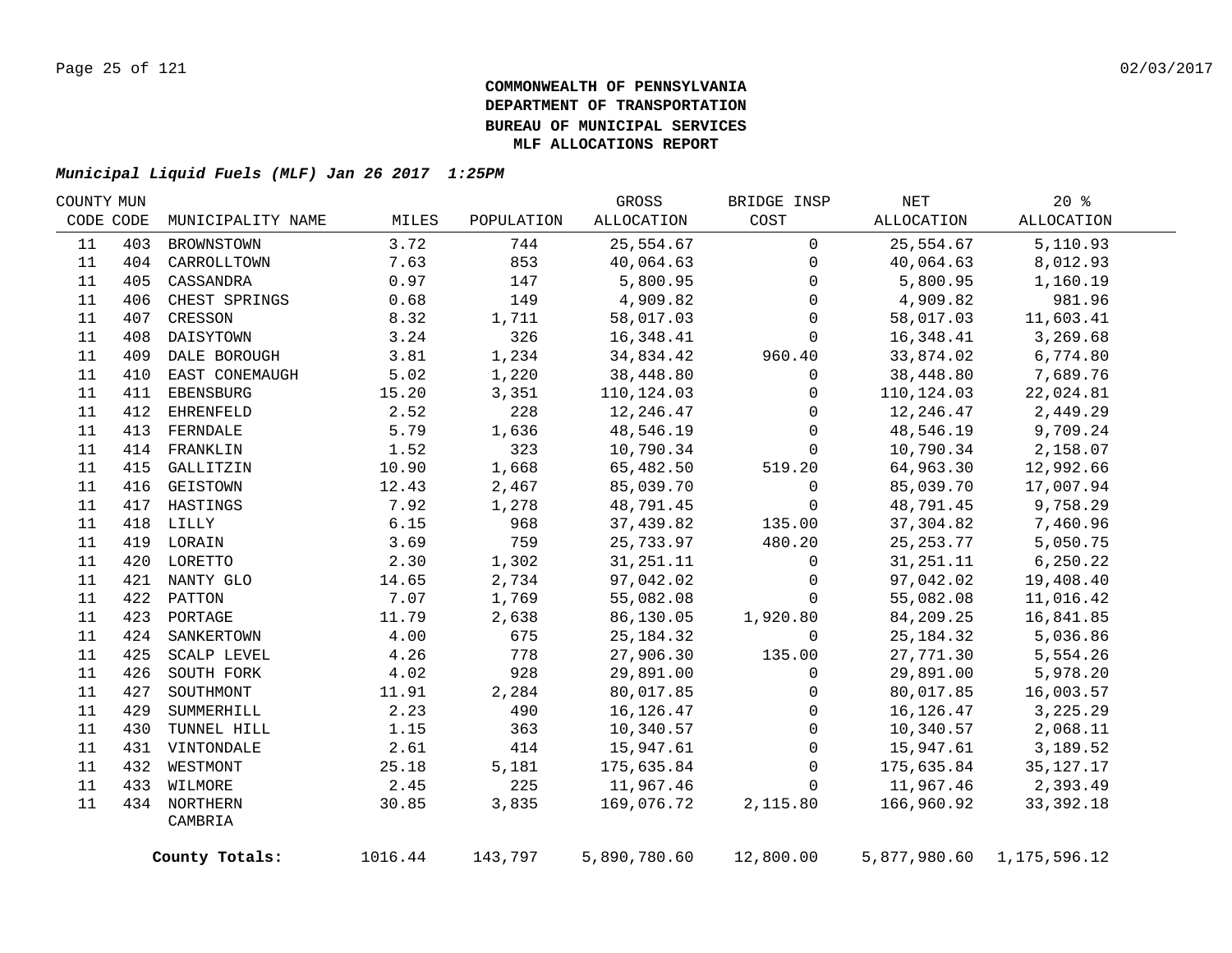**COMMONWEALTH OF PENNSYLVANIA**
**DEPARTMENT OF TRANSPORTATION**
**BUREAU OF MUNICIPAL SERVICES**
**MLF ALLOCATIONS REPORT**

***Municipal Liquid Fuels (MLF) Jan 26 2017 1:25PM***

| COUNTY CODE | MUN CODE | MUNICIPALITY NAME | MILES | POPULATION | GROSS ALLOCATION | BRIDGE INSP COST | NET ALLOCATION | 20 % ALLOCATION |
|---|---|---|---|---|---|---|---|---|
| 11 | 403 | BROWNSTOWN | 3.72 | 744 | 25,554.67 | 0 | 25,554.67 | 5,110.93 |
| 11 | 404 | CARROLLTOWN | 7.63 | 853 | 40,064.63 | 0 | 40,064.63 | 8,012.93 |
| 11 | 405 | CASSANDRA | 0.97 | 147 | 5,800.95 | 0 | 5,800.95 | 1,160.19 |
| 11 | 406 | CHEST SPRINGS | 0.68 | 149 | 4,909.82 | 0 | 4,909.82 | 981.96 |
| 11 | 407 | CRESSON | 8.32 | 1,711 | 58,017.03 | 0 | 58,017.03 | 11,603.41 |
| 11 | 408 | DAISYTOWN | 3.24 | 326 | 16,348.41 | 0 | 16,348.41 | 3,269.68 |
| 11 | 409 | DALE BOROUGH | 3.81 | 1,234 | 34,834.42 | 960.40 | 33,874.02 | 6,774.80 |
| 11 | 410 | EAST CONEMAUGH | 5.02 | 1,220 | 38,448.80 | 0 | 38,448.80 | 7,689.76 |
| 11 | 411 | EBENSBURG | 15.20 | 3,351 | 110,124.03 | 0 | 110,124.03 | 22,024.81 |
| 11 | 412 | EHRENFELD | 2.52 | 228 | 12,246.47 | 0 | 12,246.47 | 2,449.29 |
| 11 | 413 | FERNDALE | 5.79 | 1,636 | 48,546.19 | 0 | 48,546.19 | 9,709.24 |
| 11 | 414 | FRANKLIN | 1.52 | 323 | 10,790.34 | 0 | 10,790.34 | 2,158.07 |
| 11 | 415 | GALLITZIN | 10.90 | 1,668 | 65,482.50 | 519.20 | 64,963.30 | 12,992.66 |
| 11 | 416 | GEISTOWN | 12.43 | 2,467 | 85,039.70 | 0 | 85,039.70 | 17,007.94 |
| 11 | 417 | HASTINGS | 7.92 | 1,278 | 48,791.45 | 0 | 48,791.45 | 9,758.29 |
| 11 | 418 | LILLY | 6.15 | 968 | 37,439.82 | 135.00 | 37,304.82 | 7,460.96 |
| 11 | 419 | LORAIN | 3.69 | 759 | 25,733.97 | 480.20 | 25,253.77 | 5,050.75 |
| 11 | 420 | LORETTO | 2.30 | 1,302 | 31,251.11 | 0 | 31,251.11 | 6,250.22 |
| 11 | 421 | NANTY GLO | 14.65 | 2,734 | 97,042.02 | 0 | 97,042.02 | 19,408.40 |
| 11 | 422 | PATTON | 7.07 | 1,769 | 55,082.08 | 0 | 55,082.08 | 11,016.42 |
| 11 | 423 | PORTAGE | 11.79 | 2,638 | 86,130.05 | 1,920.80 | 84,209.25 | 16,841.85 |
| 11 | 424 | SANKERTOWN | 4.00 | 675 | 25,184.32 | 0 | 25,184.32 | 5,036.86 |
| 11 | 425 | SCALP LEVEL | 4.26 | 778 | 27,906.30 | 135.00 | 27,771.30 | 5,554.26 |
| 11 | 426 | SOUTH FORK | 4.02 | 928 | 29,891.00 | 0 | 29,891.00 | 5,978.20 |
| 11 | 427 | SOUTHMONT | 11.91 | 2,284 | 80,017.85 | 0 | 80,017.85 | 16,003.57 |
| 11 | 429 | SUMMERHILL | 2.23 | 490 | 16,126.47 | 0 | 16,126.47 | 3,225.29 |
| 11 | 430 | TUNNEL HILL | 1.15 | 363 | 10,340.57 | 0 | 10,340.57 | 2,068.11 |
| 11 | 431 | VINTONDALE | 2.61 | 414 | 15,947.61 | 0 | 15,947.61 | 3,189.52 |
| 11 | 432 | WESTMONT | 25.18 | 5,181 | 175,635.84 | 0 | 175,635.84 | 35,127.17 |
| 11 | 433 | WILMORE | 2.45 | 225 | 11,967.46 | 0 | 11,967.46 | 2,393.49 |
| 11 | 434 | NORTHERN CAMBRIA | 30.85 | 3,835 | 169,076.72 | 2,115.80 | 166,960.92 | 33,392.18 |
| | | **County Totals:** | 1016.44 | 143,797 | 5,890,780.60 | 12,800.00 | 5,877,980.60 | 1,175,596.12 |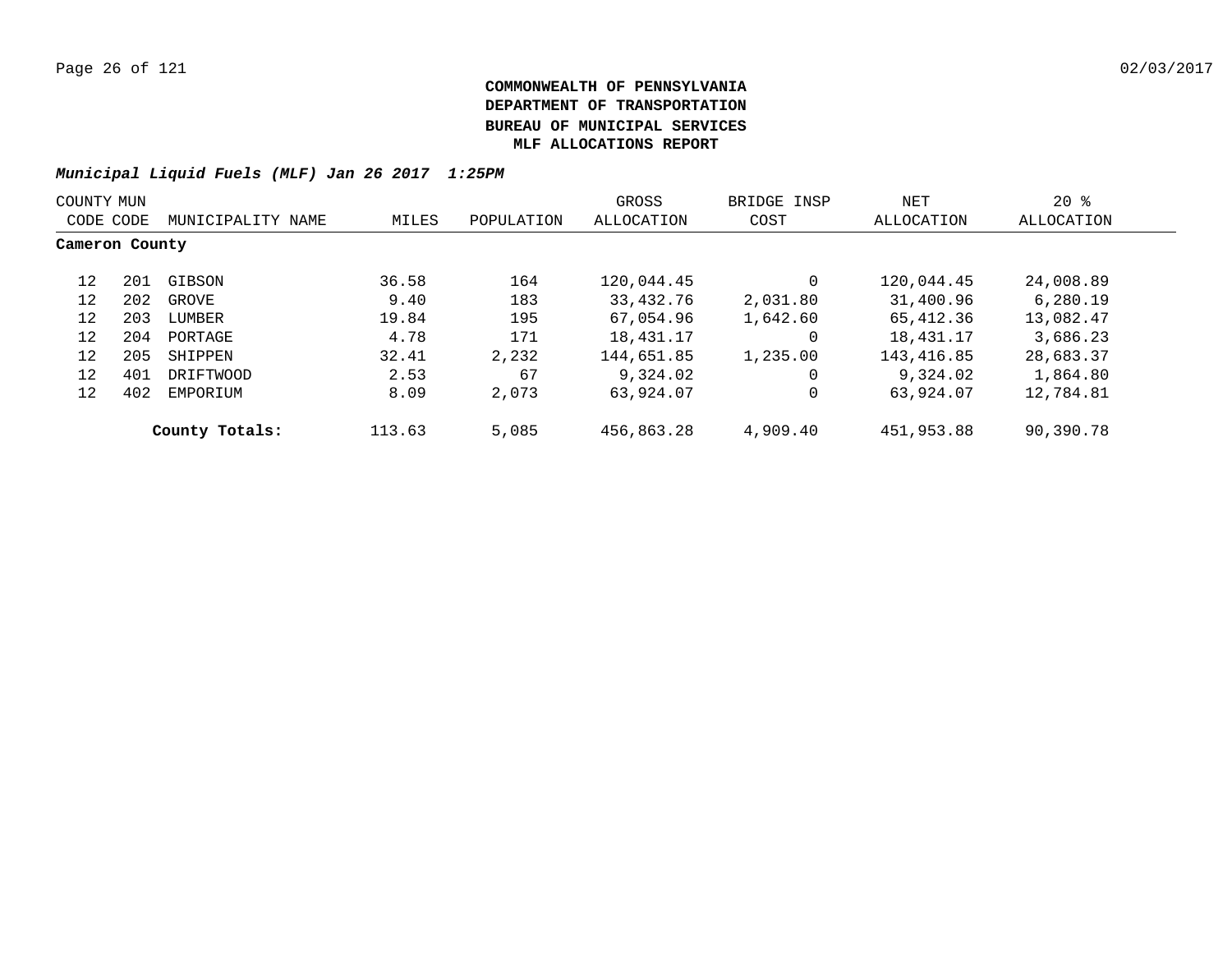**COMMONWEALTH OF PENNSYLVANIA**
**DEPARTMENT OF TRANSPORTATION**
**BUREAU OF MUNICIPAL SERVICES**
**MLF ALLOCATIONS REPORT**

***Municipal Liquid Fuels (MLF) Jan 26 2017 1:25PM***

| COUNTY CODE | MUN CODE | MUNICIPALITY NAME | MILES | POPULATION | GROSS ALLOCATION | BRIDGE INSP COST | NET ALLOCATION | 20 % ALLOCATION |
|---|---|---|---|---|---|---|---|---|
| **Cameron County** | | | | | | | | |
| 12 | 201 | GIBSON | 36.58 | 164 | 120,044.45 | 0 | 120,044.45 | 24,008.89 |
| 12 | 202 | GROVE | 9.40 | 183 | 33,432.76 | 2,031.80 | 31,400.96 | 6,280.19 |
| 12 | 203 | LUMBER | 19.84 | 195 | 67,054.96 | 1,642.60 | 65,412.36 | 13,082.47 |
| 12 | 204 | PORTAGE | 4.78 | 171 | 18,431.17 | 0 | 18,431.17 | 3,686.23 |
| 12 | 205 | SHIPPEN | 32.41 | 2,232 | 144,651.85 | 1,235.00 | 143,416.85 | 28,683.37 |
| 12 | 401 | DRIFTWOOD | 2.53 | 67 | 9,324.02 | 0 | 9,324.02 | 1,864.80 |
| 12 | 402 | EMPORIUM | 8.09 | 2,073 | 63,924.07 | 0 | 63,924.07 | 12,784.81 |
| | | **County Totals:** | 113.63 | 5,085 | 456,863.28 | 4,909.40 | 451,953.88 | 90,390.78 |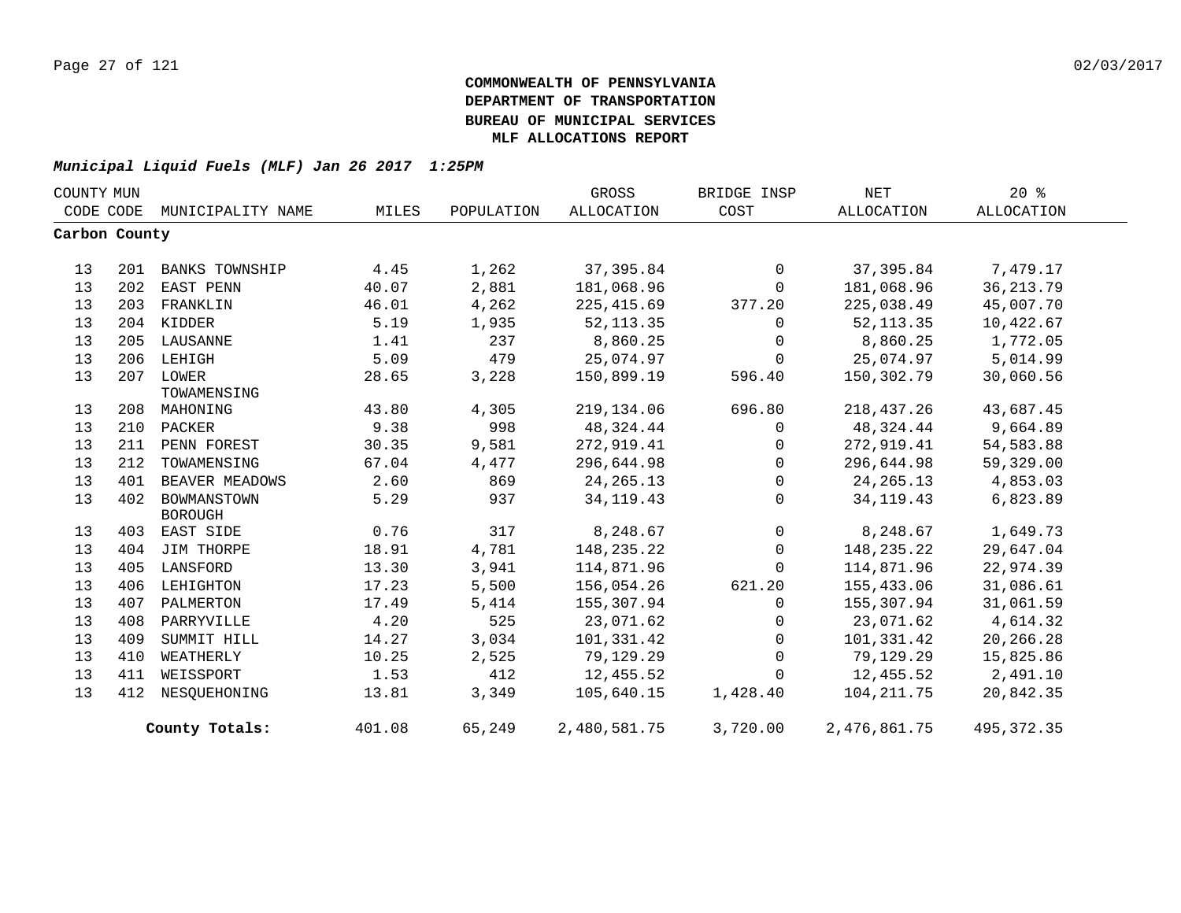**COMMONWEALTH OF PENNSYLVANIA**
**DEPARTMENT OF TRANSPORTATION**
**BUREAU OF MUNICIPAL SERVICES**
**MLF ALLOCATIONS REPORT**

*Municipal Liquid Fuels (MLF) Jan 26 2017 1:25PM*

| COUNTY CODE | MUN CODE | MUNICIPALITY NAME | MILES | POPULATION | GROSS ALLOCATION | BRIDGE INSP COST | NET ALLOCATION | 20 % ALLOCATION |
|---|---|---|---|---|---|---|---|---|
| **Carbon County** | | | | | | | | |
| 13 | 201 | BANKS TOWNSHIP | 4.45 | 1,262 | 37,395.84 | 0 | 37,395.84 | 7,479.17 |
| 13 | 202 | EAST PENN | 40.07 | 2,881 | 181,068.96 | 0 | 181,068.96 | 36,213.79 |
| 13 | 203 | FRANKLIN | 46.01 | 4,262 | 225,415.69 | 377.20 | 225,038.49 | 45,007.70 |
| 13 | 204 | KIDDER | 5.19 | 1,935 | 52,113.35 | 0 | 52,113.35 | 10,422.67 |
| 13 | 205 | LAUSANNE | 1.41 | 237 | 8,860.25 | 0 | 8,860.25 | 1,772.05 |
| 13 | 206 | LEHIGH | 5.09 | 479 | 25,074.97 | 0 | 25,074.97 | 5,014.99 |
| 13 | 207 | LOWER TOWAMENSING | 28.65 | 3,228 | 150,899.19 | 596.40 | 150,302.79 | 30,060.56 |
| 13 | 208 | MAHONING | 43.80 | 4,305 | 219,134.06 | 696.80 | 218,437.26 | 43,687.45 |
| 13 | 210 | PACKER | 9.38 | 998 | 48,324.44 | 0 | 48,324.44 | 9,664.89 |
| 13 | 211 | PENN FOREST | 30.35 | 9,581 | 272,919.41 | 0 | 272,919.41 | 54,583.88 |
| 13 | 212 | TOWAMENSING | 67.04 | 4,477 | 296,644.98 | 0 | 296,644.98 | 59,329.00 |
| 13 | 401 | BEAVER MEADOWS | 2.60 | 869 | 24,265.13 | 0 | 24,265.13 | 4,853.03 |
| 13 | 402 | BOWMANSTOWN BOROUGH | 5.29 | 937 | 34,119.43 | 0 | 34,119.43 | 6,823.89 |
| 13 | 403 | EAST SIDE | 0.76 | 317 | 8,248.67 | 0 | 8,248.67 | 1,649.73 |
| 13 | 404 | JIM THORPE | 18.91 | 4,781 | 148,235.22 | 0 | 148,235.22 | 29,647.04 |
| 13 | 405 | LANSFORD | 13.30 | 3,941 | 114,871.96 | 0 | 114,871.96 | 22,974.39 |
| 13 | 406 | LEHIGHTON | 17.23 | 5,500 | 156,054.26 | 621.20 | 155,433.06 | 31,086.61 |
| 13 | 407 | PALMERTON | 17.49 | 5,414 | 155,307.94 | 0 | 155,307.94 | 31,061.59 |
| 13 | 408 | PARRYVILLE | 4.20 | 525 | 23,071.62 | 0 | 23,071.62 | 4,614.32 |
| 13 | 409 | SUMMIT HILL | 14.27 | 3,034 | 101,331.42 | 0 | 101,331.42 | 20,266.28 |
| 13 | 410 | WEATHERLY | 10.25 | 2,525 | 79,129.29 | 0 | 79,129.29 | 15,825.86 |
| 13 | 411 | WEISSPORT | 1.53 | 412 | 12,455.52 | 0 | 12,455.52 | 2,491.10 |
| 13 | 412 | NESQUEHONING | 13.81 | 3,349 | 105,640.15 | 1,428.40 | 104,211.75 | 20,842.35 |
| | | **County Totals:** | 401.08 | 65,249 | 2,480,581.75 | 3,720.00 | 2,476,861.75 | 495,372.35 |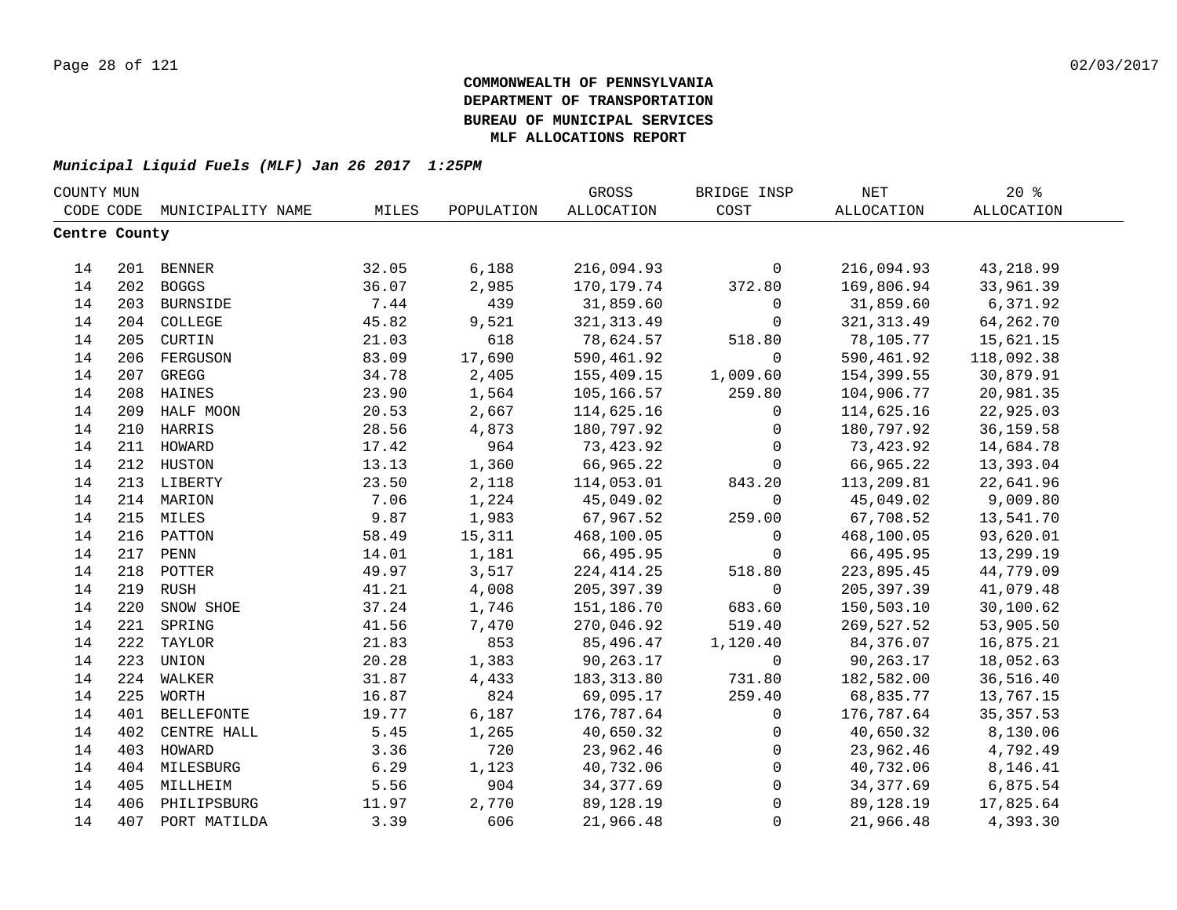**COMMONWEALTH OF PENNSYLVANIA**
**DEPARTMENT OF TRANSPORTATION**
**BUREAU OF MUNICIPAL SERVICES**
**MLF ALLOCATIONS REPORT**

***Municipal Liquid Fuels (MLF) Jan 26 2017 1:25PM***

| COUNTY CODE | MUN CODE | MUNICIPALITY NAME | MILES | POPULATION | GROSS ALLOCATION | BRIDGE INSP COST | NET ALLOCATION | 20 % ALLOCATION |
|---|---|---|---|---|---|---|---|---|
| **Centre County** | | | | | | | | |
| 14 | 201 | BENNER | 32.05 | 6,188 | 216,094.93 | 0 | 216,094.93 | 43,218.99 |
| 14 | 202 | BOGGS | 36.07 | 2,985 | 170,179.74 | 372.80 | 169,806.94 | 33,961.39 |
| 14 | 203 | BURNSIDE | 7.44 | 439 | 31,859.60 | 0 | 31,859.60 | 6,371.92 |
| 14 | 204 | COLLEGE | 45.82 | 9,521 | 321,313.49 | 0 | 321,313.49 | 64,262.70 |
| 14 | 205 | CURTIN | 21.03 | 618 | 78,624.57 | 518.80 | 78,105.77 | 15,621.15 |
| 14 | 206 | FERGUSON | 83.09 | 17,690 | 590,461.92 | 0 | 590,461.92 | 118,092.38 |
| 14 | 207 | GREGG | 34.78 | 2,405 | 155,409.15 | 1,009.60 | 154,399.55 | 30,879.91 |
| 14 | 208 | HAINES | 23.90 | 1,564 | 105,166.57 | 259.80 | 104,906.77 | 20,981.35 |
| 14 | 209 | HALF MOON | 20.53 | 2,667 | 114,625.16 | 0 | 114,625.16 | 22,925.03 |
| 14 | 210 | HARRIS | 28.56 | 4,873 | 180,797.92 | 0 | 180,797.92 | 36,159.58 |
| 14 | 211 | HOWARD | 17.42 | 964 | 73,423.92 | 0 | 73,423.92 | 14,684.78 |
| 14 | 212 | HUSTON | 13.13 | 1,360 | 66,965.22 | 0 | 66,965.22 | 13,393.04 |
| 14 | 213 | LIBERTY | 23.50 | 2,118 | 114,053.01 | 843.20 | 113,209.81 | 22,641.96 |
| 14 | 214 | MARION | 7.06 | 1,224 | 45,049.02 | 0 | 45,049.02 | 9,009.80 |
| 14 | 215 | MILES | 9.87 | 1,983 | 67,967.52 | 259.00 | 67,708.52 | 13,541.70 |
| 14 | 216 | PATTON | 58.49 | 15,311 | 468,100.05 | 0 | 468,100.05 | 93,620.01 |
| 14 | 217 | PENN | 14.01 | 1,181 | 66,495.95 | 0 | 66,495.95 | 13,299.19 |
| 14 | 218 | POTTER | 49.97 | 3,517 | 224,414.25 | 518.80 | 223,895.45 | 44,779.09 |
| 14 | 219 | RUSH | 41.21 | 4,008 | 205,397.39 | 0 | 205,397.39 | 41,079.48 |
| 14 | 220 | SNOW SHOE | 37.24 | 1,746 | 151,186.70 | 683.60 | 150,503.10 | 30,100.62 |
| 14 | 221 | SPRING | 41.56 | 7,470 | 270,046.92 | 519.40 | 269,527.52 | 53,905.50 |
| 14 | 222 | TAYLOR | 21.83 | 853 | 85,496.47 | 1,120.40 | 84,376.07 | 16,875.21 |
| 14 | 223 | UNION | 20.28 | 1,383 | 90,263.17 | 0 | 90,263.17 | 18,052.63 |
| 14 | 224 | WALKER | 31.87 | 4,433 | 183,313.80 | 731.80 | 182,582.00 | 36,516.40 |
| 14 | 225 | WORTH | 16.87 | 824 | 69,095.17 | 259.40 | 68,835.77 | 13,767.15 |
| 14 | 401 | BELLEFONTE | 19.77 | 6,187 | 176,787.64 | 0 | 176,787.64 | 35,357.53 |
| 14 | 402 | CENTRE HALL | 5.45 | 1,265 | 40,650.32 | 0 | 40,650.32 | 8,130.06 |
| 14 | 403 | HOWARD | 3.36 | 720 | 23,962.46 | 0 | 23,962.46 | 4,792.49 |
| 14 | 404 | MILESBURG | 6.29 | 1,123 | 40,732.06 | 0 | 40,732.06 | 8,146.41 |
| 14 | 405 | MILLHEIM | 5.56 | 904 | 34,377.69 | 0 | 34,377.69 | 6,875.54 |
| 14 | 406 | PHILIPSBURG | 11.97 | 2,770 | 89,128.19 | 0 | 89,128.19 | 17,825.64 |
| 14 | 407 | PORT MATILDA | 3.39 | 606 | 21,966.48 | 0 | 21,966.48 | 4,393.30 |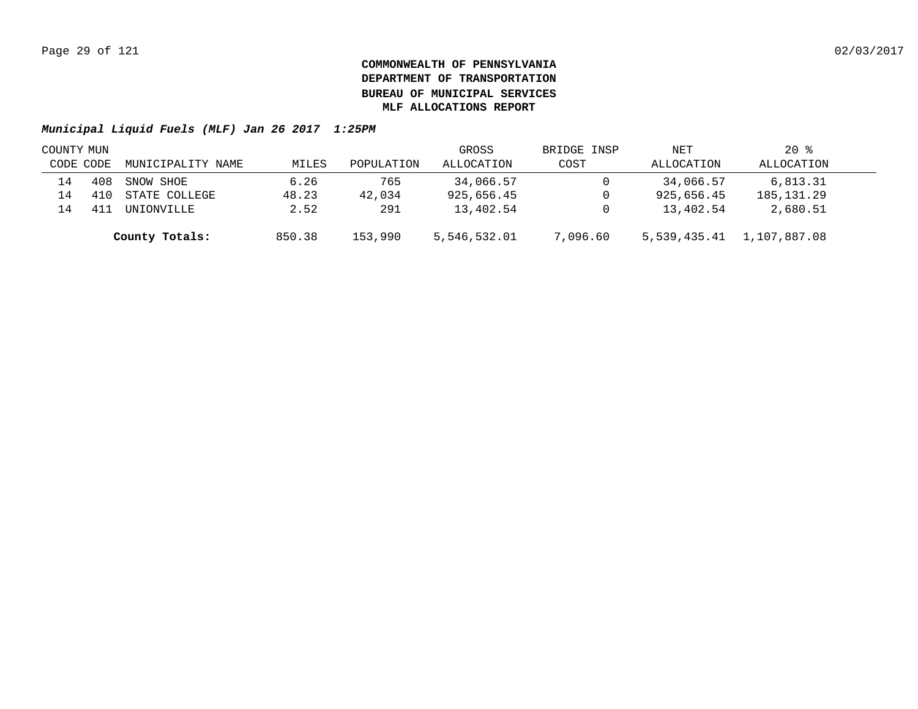**COMMONWEALTH OF PENNSYLVANIA**
**DEPARTMENT OF TRANSPORTATION**
**BUREAU OF MUNICIPAL SERVICES**
**MLF ALLOCATIONS REPORT**

***Municipal Liquid Fuels (MLF) Jan 26 2017 1:25PM***

| COUNTY CODE | MUN CODE | MUNICIPALITY NAME | MILES | POPULATION | GROSS ALLOCATION | BRIDGE INSP COST | NET ALLOCATION | 20 % ALLOCATION |
|---|---|---|---|---|---|---|---|---|
| 14 | 408 | SNOW SHOE | 6.26 | 765 | 34,066.57 | 0 | 34,066.57 | 6,813.31 |
| 14 | 410 | STATE COLLEGE | 48.23 | 42,034 | 925,656.45 | 0 | 925,656.45 | 185,131.29 |
| 14 | 411 | UNIONVILLE | 2.52 | 291 | 13,402.54 | 0 | 13,402.54 | 2,680.51 |
| | | **County Totals:** | 850.38 | 153,990 | 5,546,532.01 | 7,096.60 | 5,539,435.41 | 1,107,887.08 |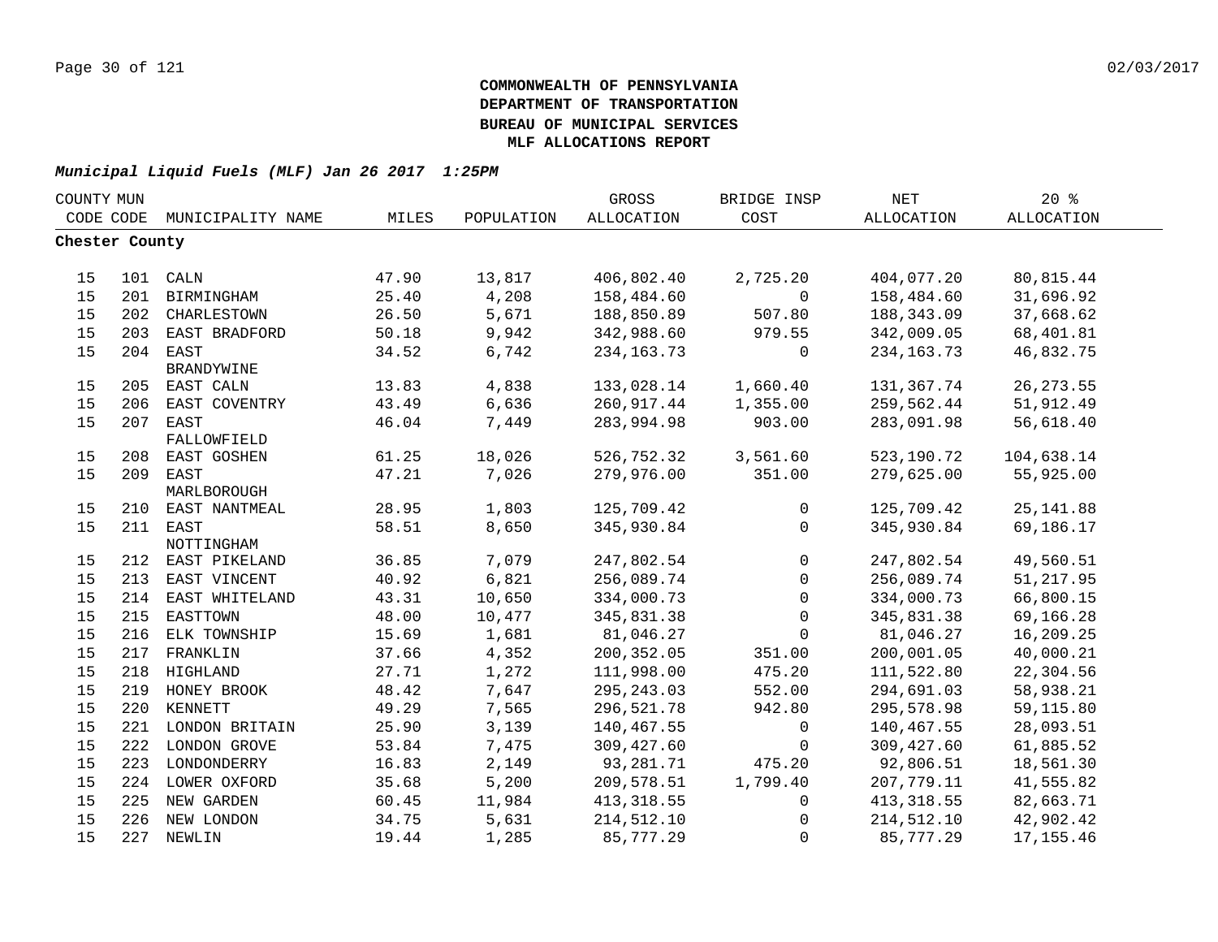**COMMONWEALTH OF PENNSYLVANIA**
**DEPARTMENT OF TRANSPORTATION**
**BUREAU OF MUNICIPAL SERVICES**
**MLF ALLOCATIONS REPORT**

***Municipal Liquid Fuels (MLF) Jan 26 2017 1:25PM***

| COUNTY CODE | MUN CODE | MUNICIPALITY NAME | MILES | POPULATION | GROSS ALLOCATION | BRIDGE INSP COST | NET ALLOCATION | 20 % ALLOCATION |
|---|---|---|---|---|---|---|---|---|
| **Chester County** | | | | | | | | |
| 15 | 101 | CALN | 47.90 | 13,817 | 406,802.40 | 2,725.20 | 404,077.20 | 80,815.44 |
| 15 | 201 | BIRMINGHAM | 25.40 | 4,208 | 158,484.60 | 0 | 158,484.60 | 31,696.92 |
| 15 | 202 | CHARLESTOWN | 26.50 | 5,671 | 188,850.89 | 507.80 | 188,343.09 | 37,668.62 |
| 15 | 203 | EAST BRADFORD | 50.18 | 9,942 | 342,988.60 | 979.55 | 342,009.05 | 68,401.81 |
| 15 | 204 | EAST BRANDYWINE | 34.52 | 6,742 | 234,163.73 | 0 | 234,163.73 | 46,832.75 |
| 15 | 205 | EAST CALN | 13.83 | 4,838 | 133,028.14 | 1,660.40 | 131,367.74 | 26,273.55 |
| 15 | 206 | EAST COVENTRY | 43.49 | 6,636 | 260,917.44 | 1,355.00 | 259,562.44 | 51,912.49 |
| 15 | 207 | EAST FALLOWFIELD | 46.04 | 7,449 | 283,994.98 | 903.00 | 283,091.98 | 56,618.40 |
| 15 | 208 | EAST GOSHEN | 61.25 | 18,026 | 526,752.32 | 3,561.60 | 523,190.72 | 104,638.14 |
| 15 | 209 | EAST MARLBOROUGH | 47.21 | 7,026 | 279,976.00 | 351.00 | 279,625.00 | 55,925.00 |
| 15 | 210 | EAST NANTMEAL | 28.95 | 1,803 | 125,709.42 | 0 | 125,709.42 | 25,141.88 |
| 15 | 211 | EAST NOTTINGHAM | 58.51 | 8,650 | 345,930.84 | 0 | 345,930.84 | 69,186.17 |
| 15 | 212 | EAST PIKELAND | 36.85 | 7,079 | 247,802.54 | 0 | 247,802.54 | 49,560.51 |
| 15 | 213 | EAST VINCENT | 40.92 | 6,821 | 256,089.74 | 0 | 256,089.74 | 51,217.95 |
| 15 | 214 | EAST WHITELAND | 43.31 | 10,650 | 334,000.73 | 0 | 334,000.73 | 66,800.15 |
| 15 | 215 | EASTTOWN | 48.00 | 10,477 | 345,831.38 | 0 | 345,831.38 | 69,166.28 |
| 15 | 216 | ELK TOWNSHIP | 15.69 | 1,681 | 81,046.27 | 0 | 81,046.27 | 16,209.25 |
| 15 | 217 | FRANKLIN | 37.66 | 4,352 | 200,352.05 | 351.00 | 200,001.05 | 40,000.21 |
| 15 | 218 | HIGHLAND | 27.71 | 1,272 | 111,998.00 | 475.20 | 111,522.80 | 22,304.56 |
| 15 | 219 | HONEY BROOK | 48.42 | 7,647 | 295,243.03 | 552.00 | 294,691.03 | 58,938.21 |
| 15 | 220 | KENNETT | 49.29 | 7,565 | 296,521.78 | 942.80 | 295,578.98 | 59,115.80 |
| 15 | 221 | LONDON BRITAIN | 25.90 | 3,139 | 140,467.55 | 0 | 140,467.55 | 28,093.51 |
| 15 | 222 | LONDON GROVE | 53.84 | 7,475 | 309,427.60 | 0 | 309,427.60 | 61,885.52 |
| 15 | 223 | LONDONDERRY | 16.83 | 2,149 | 93,281.71 | 475.20 | 92,806.51 | 18,561.30 |
| 15 | 224 | LOWER OXFORD | 35.68 | 5,200 | 209,578.51 | 1,799.40 | 207,779.11 | 41,555.82 |
| 15 | 225 | NEW GARDEN | 60.45 | 11,984 | 413,318.55 | 0 | 413,318.55 | 82,663.71 |
| 15 | 226 | NEW LONDON | 34.75 | 5,631 | 214,512.10 | 0 | 214,512.10 | 42,902.42 |
| 15 | 227 | NEWLIN | 19.44 | 1,285 | 85,777.29 | 0 | 85,777.29 | 17,155.46 |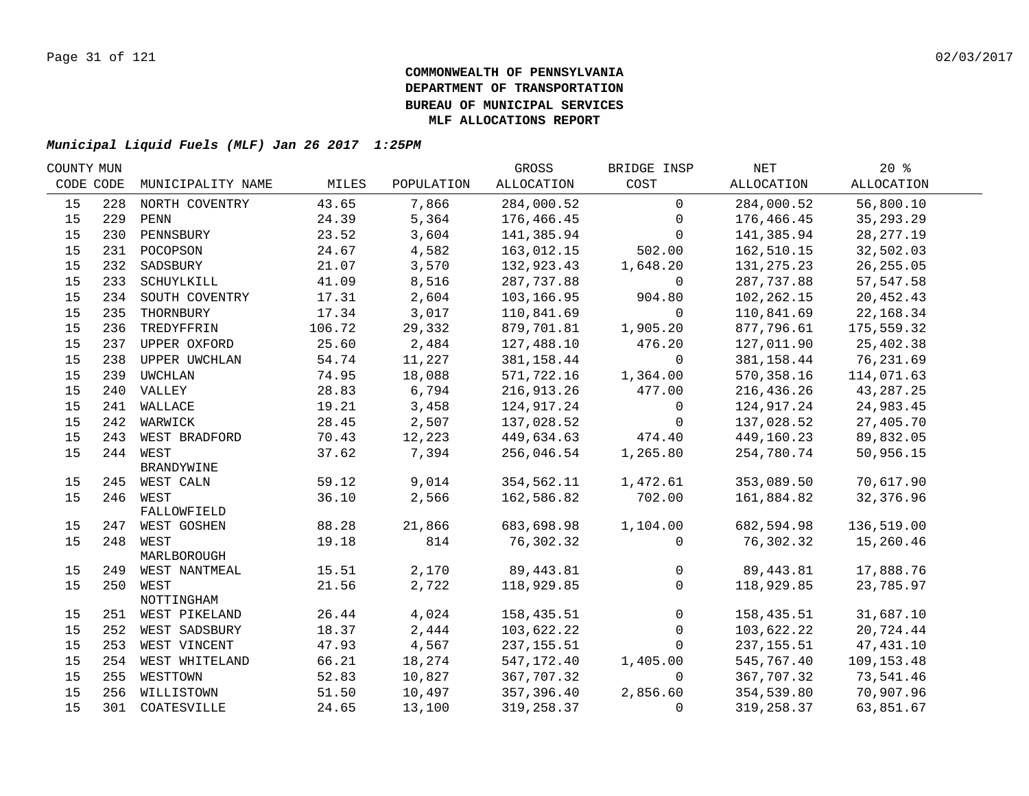**COMMONWEALTH OF PENNSYLVANIA**
**DEPARTMENT OF TRANSPORTATION**
**BUREAU OF MUNICIPAL SERVICES**
**MLF ALLOCATIONS REPORT**

***Municipal Liquid Fuels (MLF) Jan 26 2017 1:25PM***

| COUNTY CODE | MUN CODE | MUNICIPALITY NAME | MILES | POPULATION | GROSS ALLOCATION | BRIDGE INSP COST | NET ALLOCATION | 20 % ALLOCATION |
|---|---|---|---|---|---|---|---|---|
| 15 | 228 | NORTH COVENTRY | 43.65 | 7,866 | 284,000.52 | 0 | 284,000.52 | 56,800.10 |
| 15 | 229 | PENN | 24.39 | 5,364 | 176,466.45 | 0 | 176,466.45 | 35,293.29 |
| 15 | 230 | PENNSBURY | 23.52 | 3,604 | 141,385.94 | 0 | 141,385.94 | 28,277.19 |
| 15 | 231 | POCOPSON | 24.67 | 4,582 | 163,012.15 | 502.00 | 162,510.15 | 32,502.03 |
| 15 | 232 | SADSBURY | 21.07 | 3,570 | 132,923.43 | 1,648.20 | 131,275.23 | 26,255.05 |
| 15 | 233 | SCHUYLKILL | 41.09 | 8,516 | 287,737.88 | 0 | 287,737.88 | 57,547.58 |
| 15 | 234 | SOUTH COVENTRY | 17.31 | 2,604 | 103,166.95 | 904.80 | 102,262.15 | 20,452.43 |
| 15 | 235 | THORNBURY | 17.34 | 3,017 | 110,841.69 | 0 | 110,841.69 | 22,168.34 |
| 15 | 236 | TREDYFFRIN | 106.72 | 29,332 | 879,701.81 | 1,905.20 | 877,796.61 | 175,559.32 |
| 15 | 237 | UPPER OXFORD | 25.60 | 2,484 | 127,488.10 | 476.20 | 127,011.90 | 25,402.38 |
| 15 | 238 | UPPER UWCHLAN | 54.74 | 11,227 | 381,158.44 | 0 | 381,158.44 | 76,231.69 |
| 15 | 239 | UWCHLAN | 74.95 | 18,088 | 571,722.16 | 1,364.00 | 570,358.16 | 114,071.63 |
| 15 | 240 | VALLEY | 28.83 | 6,794 | 216,913.26 | 477.00 | 216,436.26 | 43,287.25 |
| 15 | 241 | WALLACE | 19.21 | 3,458 | 124,917.24 | 0 | 124,917.24 | 24,983.45 |
| 15 | 242 | WARWICK | 28.45 | 2,507 | 137,028.52 | 0 | 137,028.52 | 27,405.70 |
| 15 | 243 | WEST BRADFORD | 70.43 | 12,223 | 449,634.63 | 474.40 | 449,160.23 | 89,832.05 |
| 15 | 244 | WEST BRANDYWINE | 37.62 | 7,394 | 256,046.54 | 1,265.80 | 254,780.74 | 50,956.15 |
| 15 | 245 | WEST CALN | 59.12 | 9,014 | 354,562.11 | 1,472.61 | 353,089.50 | 70,617.90 |
| 15 | 246 | WEST FALLOWFIELD | 36.10 | 2,566 | 162,586.82 | 702.00 | 161,884.82 | 32,376.96 |
| 15 | 247 | WEST GOSHEN | 88.28 | 21,866 | 683,698.98 | 1,104.00 | 682,594.98 | 136,519.00 |
| 15 | 248 | WEST MARLBOROUGH | 19.18 | 814 | 76,302.32 | 0 | 76,302.32 | 15,260.46 |
| 15 | 249 | WEST NANTMEAL | 15.51 | 2,170 | 89,443.81 | 0 | 89,443.81 | 17,888.76 |
| 15 | 250 | WEST NOTTINGHAM | 21.56 | 2,722 | 118,929.85 | 0 | 118,929.85 | 23,785.97 |
| 15 | 251 | WEST PIKELAND | 26.44 | 4,024 | 158,435.51 | 0 | 158,435.51 | 31,687.10 |
| 15 | 252 | WEST SADSBURY | 18.37 | 2,444 | 103,622.22 | 0 | 103,622.22 | 20,724.44 |
| 15 | 253 | WEST VINCENT | 47.93 | 4,567 | 237,155.51 | 0 | 237,155.51 | 47,431.10 |
| 15 | 254 | WEST WHITELAND | 66.21 | 18,274 | 547,172.40 | 1,405.00 | 545,767.40 | 109,153.48 |
| 15 | 255 | WESTTOWN | 52.83 | 10,827 | 367,707.32 | 0 | 367,707.32 | 73,541.46 |
| 15 | 256 | WILLISTOWN | 51.50 | 10,497 | 357,396.40 | 2,856.60 | 354,539.80 | 70,907.96 |
| 15 | 301 | COATESVILLE | 24.65 | 13,100 | 319,258.37 | 0 | 319,258.37 | 63,851.67 |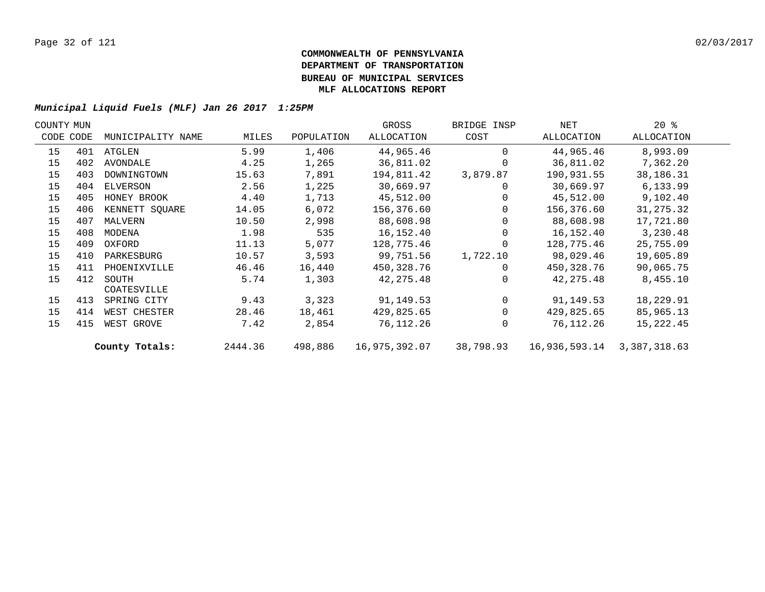# COMMONWEALTH OF PENNSYLVANIA
# DEPARTMENT OF TRANSPORTATION
# BUREAU OF MUNICIPAL SERVICES
# MLF ALLOCATIONS REPORT

***Municipal Liquid Fuels (MLF) Jan 26 2017 1:25PM***

| COUNTY CODE | MUN CODE | MUNICIPALITY NAME | MILES | POPULATION | GROSS ALLOCATION | BRIDGE INSP COST | NET ALLOCATION | 20 % ALLOCATION |
|---|---|---|---|---|---|---|---|---|
| 15 | 401 | ATGLEN | 5.99 | 1,406 | 44,965.46 | 0 | 44,965.46 | 8,993.09 |
| 15 | 402 | AVONDALE | 4.25 | 1,265 | 36,811.02 | 0 | 36,811.02 | 7,362.20 |
| 15 | 403 | DOWNINGTOWN | 15.63 | 7,891 | 194,811.42 | 3,879.87 | 190,931.55 | 38,186.31 |
| 15 | 404 | ELVERSON | 2.56 | 1,225 | 30,669.97 | 0 | 30,669.97 | 6,133.99 |
| 15 | 405 | HONEY BROOK | 4.40 | 1,713 | 45,512.00 | 0 | 45,512.00 | 9,102.40 |
| 15 | 406 | KENNETT SQUARE | 14.05 | 6,072 | 156,376.60 | 0 | 156,376.60 | 31,275.32 |
| 15 | 407 | MALVERN | 10.50 | 2,998 | 88,608.98 | 0 | 88,608.98 | 17,721.80 |
| 15 | 408 | MODENA | 1.98 | 535 | 16,152.40 | 0 | 16,152.40 | 3,230.48 |
| 15 | 409 | OXFORD | 11.13 | 5,077 | 128,775.46 | 0 | 128,775.46 | 25,755.09 |
| 15 | 410 | PARKESBURG | 10.57 | 3,593 | 99,751.56 | 1,722.10 | 98,029.46 | 19,605.89 |
| 15 | 411 | PHOENIXVILLE | 46.46 | 16,440 | 450,328.76 | 0 | 450,328.76 | 90,065.75 |
| 15 | 412 | SOUTH COATESVILLE | 5.74 | 1,303 | 42,275.48 | 0 | 42,275.48 | 8,455.10 |
| 15 | 413 | SPRING CITY | 9.43 | 3,323 | 91,149.53 | 0 | 91,149.53 | 18,229.91 |
| 15 | 414 | WEST CHESTER | 28.46 | 18,461 | 429,825.65 | 0 | 429,825.65 | 85,965.13 |
| 15 | 415 | WEST GROVE | 7.42 | 2,854 | 76,112.26 | 0 | 76,112.26 | 15,222.45 |
| | | **County Totals:** | 2444.36 | 498,886 | 16,975,392.07 | 38,798.93 | 16,936,593.14 | 3,387,318.63 |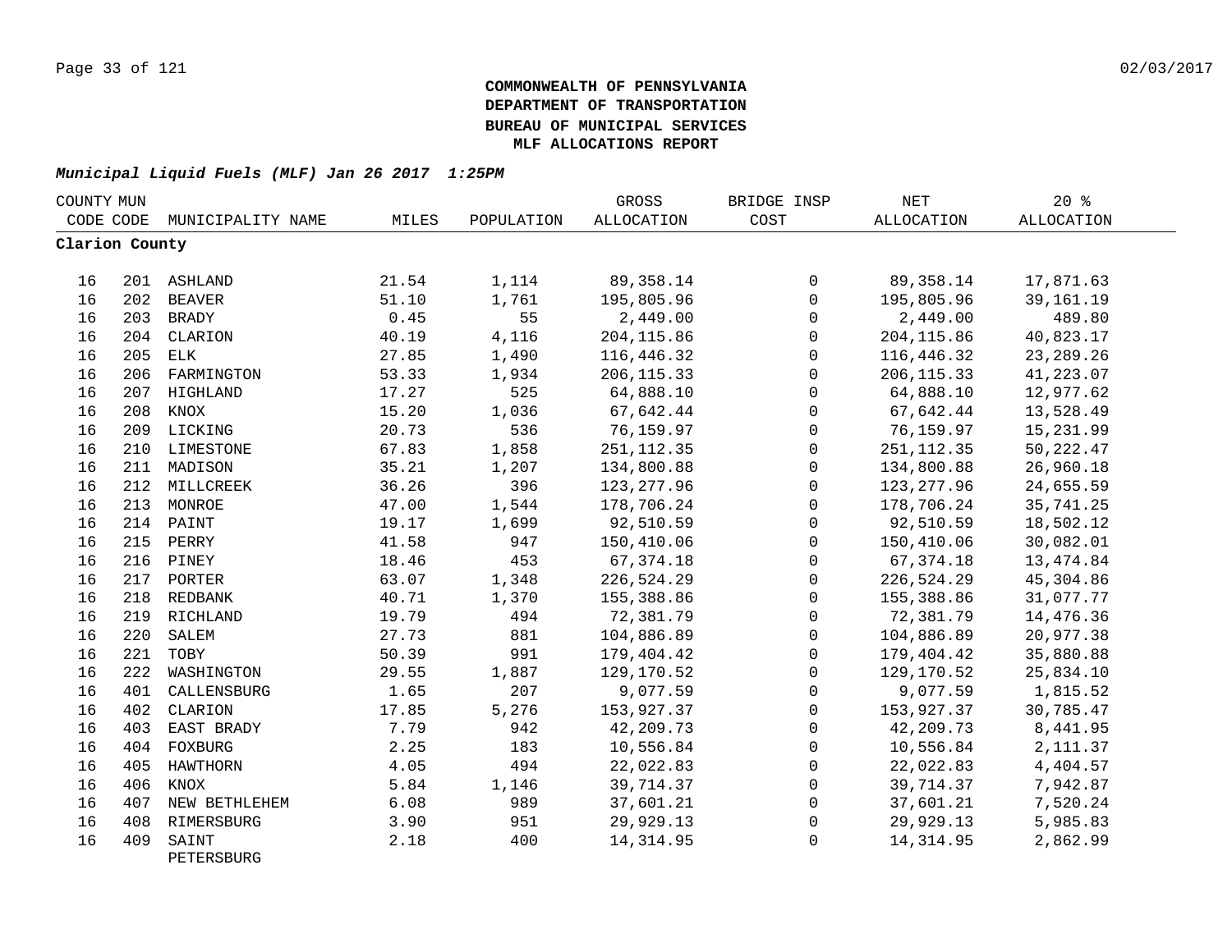**COMMONWEALTH OF PENNSYLVANIA**
**DEPARTMENT OF TRANSPORTATION**
**BUREAU OF MUNICIPAL SERVICES**
**MLF ALLOCATIONS REPORT**

***Municipal Liquid Fuels (MLF) Jan 26 2017 1:25PM***

| COUNTY CODE | MUN CODE | MUNICIPALITY NAME | MILES | POPULATION | GROSS ALLOCATION | BRIDGE INSP COST | NET ALLOCATION | 20 % ALLOCATION |
|---|---|---|---|---|---|---|---|---|
| **Clarion County** | | | | | | | | |
| 16 | 201 | ASHLAND | 21.54 | 1,114 | 89,358.14 | 0 | 89,358.14 | 17,871.63 |
| 16 | 202 | BEAVER | 51.10 | 1,761 | 195,805.96 | 0 | 195,805.96 | 39,161.19 |
| 16 | 203 | BRADY | 0.45 | 55 | 2,449.00 | 0 | 2,449.00 | 489.80 |
| 16 | 204 | CLARION | 40.19 | 4,116 | 204,115.86 | 0 | 204,115.86 | 40,823.17 |
| 16 | 205 | ELK | 27.85 | 1,490 | 116,446.32 | 0 | 116,446.32 | 23,289.26 |
| 16 | 206 | FARMINGTON | 53.33 | 1,934 | 206,115.33 | 0 | 206,115.33 | 41,223.07 |
| 16 | 207 | HIGHLAND | 17.27 | 525 | 64,888.10 | 0 | 64,888.10 | 12,977.62 |
| 16 | 208 | KNOX | 15.20 | 1,036 | 67,642.44 | 0 | 67,642.44 | 13,528.49 |
| 16 | 209 | LICKING | 20.73 | 536 | 76,159.97 | 0 | 76,159.97 | 15,231.99 |
| 16 | 210 | LIMESTONE | 67.83 | 1,858 | 251,112.35 | 0 | 251,112.35 | 50,222.47 |
| 16 | 211 | MADISON | 35.21 | 1,207 | 134,800.88 | 0 | 134,800.88 | 26,960.18 |
| 16 | 212 | MILLCREEK | 36.26 | 396 | 123,277.96 | 0 | 123,277.96 | 24,655.59 |
| 16 | 213 | MONROE | 47.00 | 1,544 | 178,706.24 | 0 | 178,706.24 | 35,741.25 |
| 16 | 214 | PAINT | 19.17 | 1,699 | 92,510.59 | 0 | 92,510.59 | 18,502.12 |
| 16 | 215 | PERRY | 41.58 | 947 | 150,410.06 | 0 | 150,410.06 | 30,082.01 |
| 16 | 216 | PINEY | 18.46 | 453 | 67,374.18 | 0 | 67,374.18 | 13,474.84 |
| 16 | 217 | PORTER | 63.07 | 1,348 | 226,524.29 | 0 | 226,524.29 | 45,304.86 |
| 16 | 218 | REDBANK | 40.71 | 1,370 | 155,388.86 | 0 | 155,388.86 | 31,077.77 |
| 16 | 219 | RICHLAND | 19.79 | 494 | 72,381.79 | 0 | 72,381.79 | 14,476.36 |
| 16 | 220 | SALEM | 27.73 | 881 | 104,886.89 | 0 | 104,886.89 | 20,977.38 |
| 16 | 221 | TOBY | 50.39 | 991 | 179,404.42 | 0 | 179,404.42 | 35,880.88 |
| 16 | 222 | WASHINGTON | 29.55 | 1,887 | 129,170.52 | 0 | 129,170.52 | 25,834.10 |
| 16 | 401 | CALLENSBURG | 1.65 | 207 | 9,077.59 | 0 | 9,077.59 | 1,815.52 |
| 16 | 402 | CLARION | 17.85 | 5,276 | 153,927.37 | 0 | 153,927.37 | 30,785.47 |
| 16 | 403 | EAST BRADY | 7.79 | 942 | 42,209.73 | 0 | 42,209.73 | 8,441.95 |
| 16 | 404 | FOXBURG | 2.25 | 183 | 10,556.84 | 0 | 10,556.84 | 2,111.37 |
| 16 | 405 | HAWTHORN | 4.05 | 494 | 22,022.83 | 0 | 22,022.83 | 4,404.57 |
| 16 | 406 | KNOX | 5.84 | 1,146 | 39,714.37 | 0 | 39,714.37 | 7,942.87 |
| 16 | 407 | NEW BETHLEHEM | 6.08 | 989 | 37,601.21 | 0 | 37,601.21 | 7,520.24 |
| 16 | 408 | RIMERSBURG | 3.90 | 951 | 29,929.13 | 0 | 29,929.13 | 5,985.83 |
| 16 | 409 | SAINT PETERSBURG | 2.18 | 400 | 14,314.95 | 0 | 14,314.95 | 2,862.99 |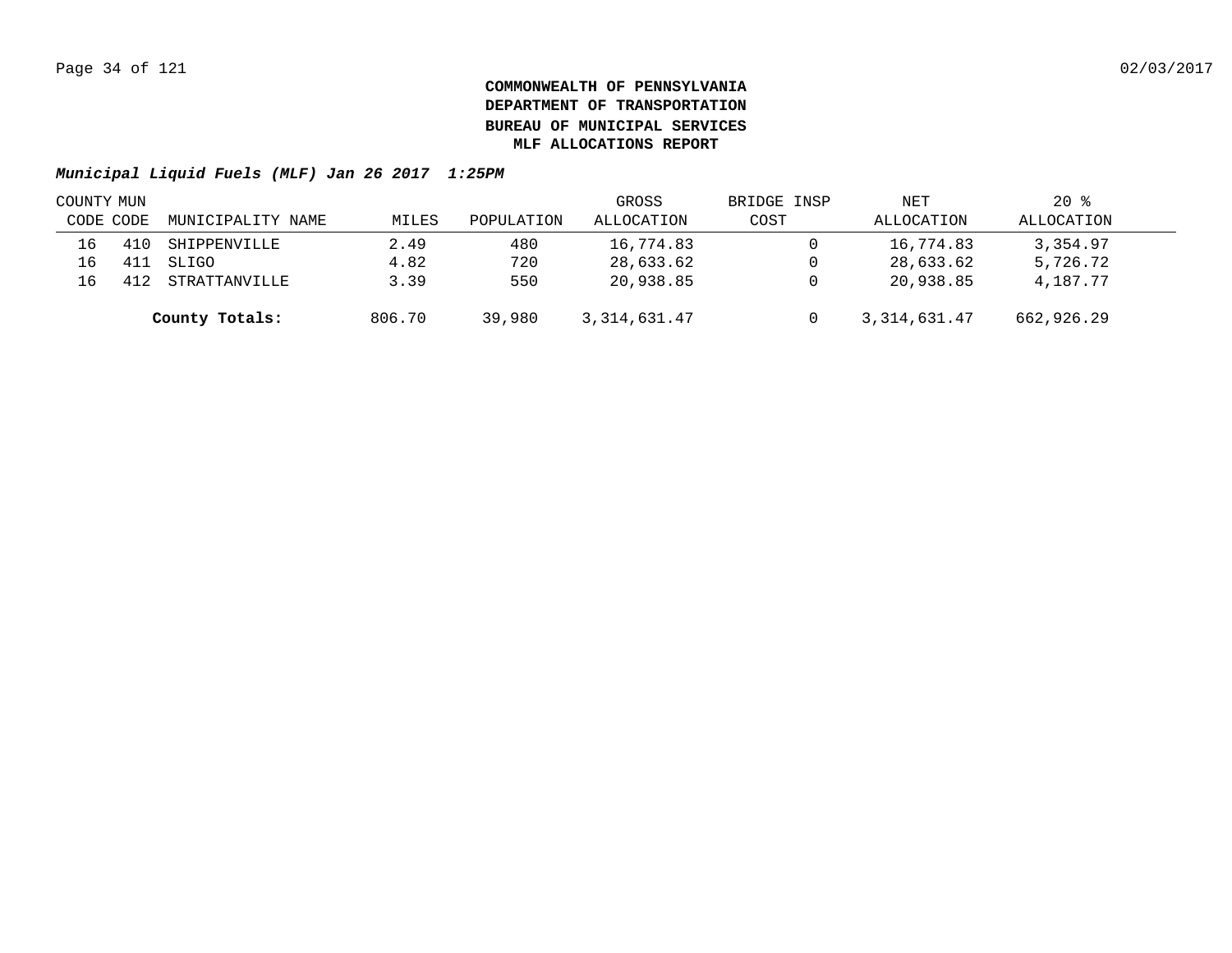**COMMONWEALTH OF PENNSYLVANIA**
**DEPARTMENT OF TRANSPORTATION**
**BUREAU OF MUNICIPAL SERVICES**
**MLF ALLOCATIONS REPORT**

***Municipal Liquid Fuels (MLF) Jan 26 2017 1:25PM***

| COUNTY CODE | MUN CODE | MUNICIPALITY NAME | MILES | POPULATION | GROSS ALLOCATION | BRIDGE INSP COST | NET ALLOCATION | 20 % ALLOCATION |
|---|---|---|---|---|---|---|---|---|
| 16 | 410 | SHIPPENVILLE | 2.49 | 480 | 16,774.83 | 0 | 16,774.83 | 3,354.97 |
| 16 | 411 | SLIGO | 4.82 | 720 | 28,633.62 | 0 | 28,633.62 | 5,726.72 |
| 16 | 412 | STRATTANVILLE | 3.39 | 550 | 20,938.85 | 0 | 20,938.85 | 4,187.77 |
| | | **County Totals:** | 806.70 | 39,980 | 3,314,631.47 | 0 | 3,314,631.47 | 662,926.29 |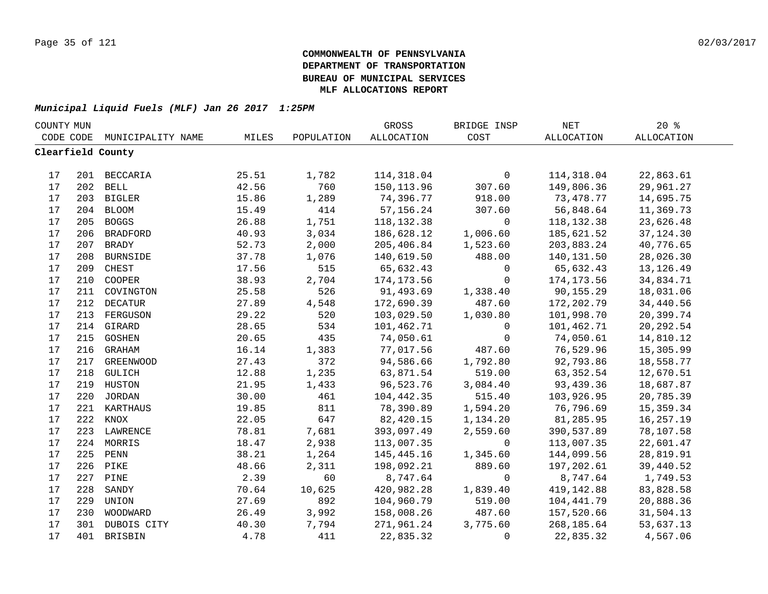**COMMONWEALTH OF PENNSYLVANIA**
**DEPARTMENT OF TRANSPORTATION**
**BUREAU OF MUNICIPAL SERVICES**
**MLF ALLOCATIONS REPORT**

***Municipal Liquid Fuels (MLF) Jan 26 2017 1:25PM***

| COUNTY CODE | MUN CODE | MUNICIPALITY NAME | MILES | POPULATION | GROSS ALLOCATION | BRIDGE INSP COST | NET ALLOCATION | 20 % ALLOCATION |
|---|---|---|---|---|---|---|---|---|
| **Clearfield County** | | | | | | | | |
| 17 | 201 | BECCARIA | 25.51 | 1,782 | 114,318.04 | 0 | 114,318.04 | 22,863.61 |
| 17 | 202 | BELL | 42.56 | 760 | 150,113.96 | 307.60 | 149,806.36 | 29,961.27 |
| 17 | 203 | BIGLER | 15.86 | 1,289 | 74,396.77 | 918.00 | 73,478.77 | 14,695.75 |
| 17 | 204 | BLOOM | 15.49 | 414 | 57,156.24 | 307.60 | 56,848.64 | 11,369.73 |
| 17 | 205 | BOGGS | 26.88 | 1,751 | 118,132.38 | 0 | 118,132.38 | 23,626.48 |
| 17 | 206 | BRADFORD | 40.93 | 3,034 | 186,628.12 | 1,006.60 | 185,621.52 | 37,124.30 |
| 17 | 207 | BRADY | 52.73 | 2,000 | 205,406.84 | 1,523.60 | 203,883.24 | 40,776.65 |
| 17 | 208 | BURNSIDE | 37.78 | 1,076 | 140,619.50 | 488.00 | 140,131.50 | 28,026.30 |
| 17 | 209 | CHEST | 17.56 | 515 | 65,632.43 | 0 | 65,632.43 | 13,126.49 |
| 17 | 210 | COOPER | 38.93 | 2,704 | 174,173.56 | 0 | 174,173.56 | 34,834.71 |
| 17 | 211 | COVINGTON | 25.58 | 526 | 91,493.69 | 1,338.40 | 90,155.29 | 18,031.06 |
| 17 | 212 | DECATUR | 27.89 | 4,548 | 172,690.39 | 487.60 | 172,202.79 | 34,440.56 |
| 17 | 213 | FERGUSON | 29.22 | 520 | 103,029.50 | 1,030.80 | 101,998.70 | 20,399.74 |
| 17 | 214 | GIRARD | 28.65 | 534 | 101,462.71 | 0 | 101,462.71 | 20,292.54 |
| 17 | 215 | GOSHEN | 20.65 | 435 | 74,050.61 | 0 | 74,050.61 | 14,810.12 |
| 17 | 216 | GRAHAM | 16.14 | 1,383 | 77,017.56 | 487.60 | 76,529.96 | 15,305.99 |
| 17 | 217 | GREENWOOD | 27.43 | 372 | 94,586.66 | 1,792.80 | 92,793.86 | 18,558.77 |
| 17 | 218 | GULICH | 12.88 | 1,235 | 63,871.54 | 519.00 | 63,352.54 | 12,670.51 |
| 17 | 219 | HUSTON | 21.95 | 1,433 | 96,523.76 | 3,084.40 | 93,439.36 | 18,687.87 |
| 17 | 220 | JORDAN | 30.00 | 461 | 104,442.35 | 515.40 | 103,926.95 | 20,785.39 |
| 17 | 221 | KARTHAUS | 19.85 | 811 | 78,390.89 | 1,594.20 | 76,796.69 | 15,359.34 |
| 17 | 222 | KNOX | 22.05 | 647 | 82,420.15 | 1,134.20 | 81,285.95 | 16,257.19 |
| 17 | 223 | LAWRENCE | 78.81 | 7,681 | 393,097.49 | 2,559.60 | 390,537.89 | 78,107.58 |
| 17 | 224 | MORRIS | 18.47 | 2,938 | 113,007.35 | 0 | 113,007.35 | 22,601.47 |
| 17 | 225 | PENN | 38.21 | 1,264 | 145,445.16 | 1,345.60 | 144,099.56 | 28,819.91 |
| 17 | 226 | PIKE | 48.66 | 2,311 | 198,092.21 | 889.60 | 197,202.61 | 39,440.52 |
| 17 | 227 | PINE | 2.39 | 60 | 8,747.64 | 0 | 8,747.64 | 1,749.53 |
| 17 | 228 | SANDY | 70.64 | 10,625 | 420,982.28 | 1,839.40 | 419,142.88 | 83,828.58 |
| 17 | 229 | UNION | 27.69 | 892 | 104,960.79 | 519.00 | 104,441.79 | 20,888.36 |
| 17 | 230 | WOODWARD | 26.49 | 3,992 | 158,008.26 | 487.60 | 157,520.66 | 31,504.13 |
| 17 | 301 | DUBOIS CITY | 40.30 | 7,794 | 271,961.24 | 3,775.60 | 268,185.64 | 53,637.13 |
| 17 | 401 | BRISBIN | 4.78 | 411 | 22,835.32 | 0 | 22,835.32 | 4,567.06 |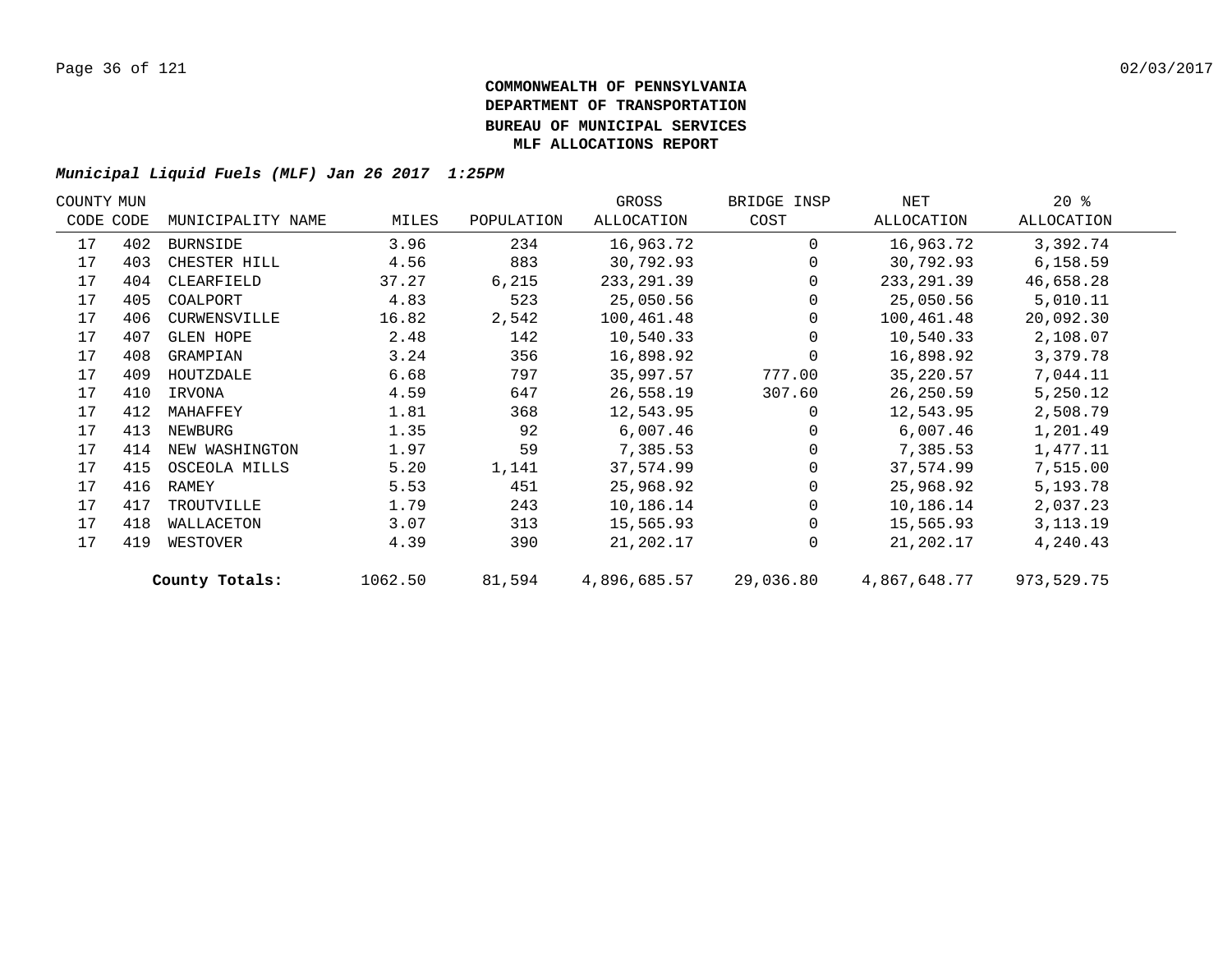**COMMONWEALTH OF PENNSYLVANIA**
**DEPARTMENT OF TRANSPORTATION**
**BUREAU OF MUNICIPAL SERVICES**
**MLF ALLOCATIONS REPORT**

***Municipal Liquid Fuels (MLF) Jan 26 2017 1:25PM***

| COUNTY CODE | MUN CODE | MUNICIPALITY NAME | MILES | POPULATION | GROSS ALLOCATION | BRIDGE INSP COST | NET ALLOCATION | 20 % ALLOCATION |
|---|---|---|---|---|---|---|---|---|
| 17 | 402 | BURNSIDE | 3.96 | 234 | 16,963.72 | 0 | 16,963.72 | 3,392.74 |
| 17 | 403 | CHESTER HILL | 4.56 | 883 | 30,792.93 | 0 | 30,792.93 | 6,158.59 |
| 17 | 404 | CLEARFIELD | 37.27 | 6,215 | 233,291.39 | 0 | 233,291.39 | 46,658.28 |
| 17 | 405 | COALPORT | 4.83 | 523 | 25,050.56 | 0 | 25,050.56 | 5,010.11 |
| 17 | 406 | CURWENSVILLE | 16.82 | 2,542 | 100,461.48 | 0 | 100,461.48 | 20,092.30 |
| 17 | 407 | GLEN HOPE | 2.48 | 142 | 10,540.33 | 0 | 10,540.33 | 2,108.07 |
| 17 | 408 | GRAMPIAN | 3.24 | 356 | 16,898.92 | 0 | 16,898.92 | 3,379.78 |
| 17 | 409 | HOUTZDALE | 6.68 | 797 | 35,997.57 | 777.00 | 35,220.57 | 7,044.11 |
| 17 | 410 | IRVONA | 4.59 | 647 | 26,558.19 | 307.60 | 26,250.59 | 5,250.12 |
| 17 | 412 | MAHAFFEY | 1.81 | 368 | 12,543.95 | 0 | 12,543.95 | 2,508.79 |
| 17 | 413 | NEWBURG | 1.35 | 92 | 6,007.46 | 0 | 6,007.46 | 1,201.49 |
| 17 | 414 | NEW WASHINGTON | 1.97 | 59 | 7,385.53 | 0 | 7,385.53 | 1,477.11 |
| 17 | 415 | OSCEOLA MILLS | 5.20 | 1,141 | 37,574.99 | 0 | 37,574.99 | 7,515.00 |
| 17 | 416 | RAMEY | 5.53 | 451 | 25,968.92 | 0 | 25,968.92 | 5,193.78 |
| 17 | 417 | TROUTVILLE | 1.79 | 243 | 10,186.14 | 0 | 10,186.14 | 2,037.23 |
| 17 | 418 | WALLACETON | 3.07 | 313 | 15,565.93 | 0 | 15,565.93 | 3,113.19 |
| 17 | 419 | WESTOVER | 4.39 | 390 | 21,202.17 | 0 | 21,202.17 | 4,240.43 |
| | | **County Totals:** | 1062.50 | 81,594 | 4,896,685.57 | 29,036.80 | 4,867,648.77 | 973,529.75 |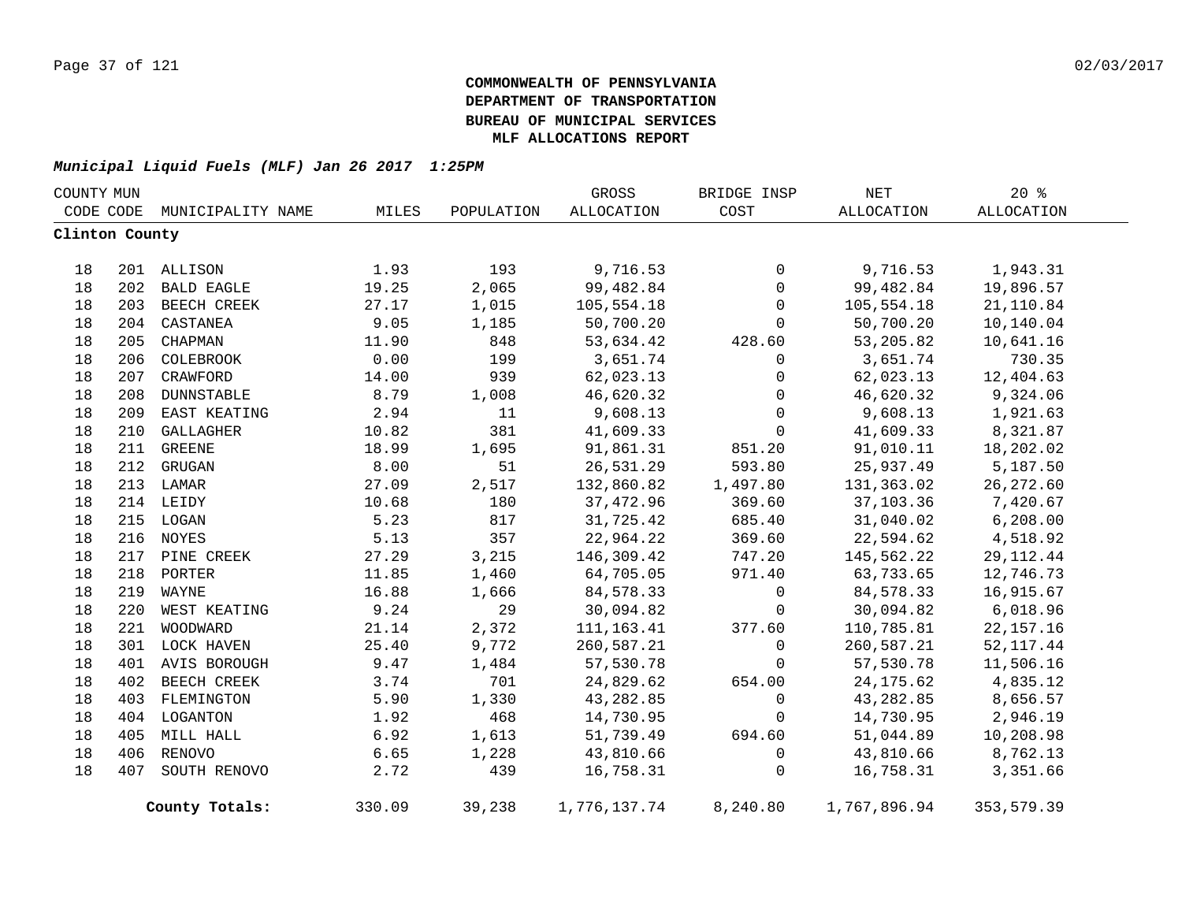**COMMONWEALTH OF PENNSYLVANIA**
**DEPARTMENT OF TRANSPORTATION**
**BUREAU OF MUNICIPAL SERVICES**
**MLF ALLOCATIONS REPORT**

***Municipal Liquid Fuels (MLF) Jan 26 2017 1:25PM***

| COUNTY CODE | MUN CODE | MUNICIPALITY NAME | MILES | POPULATION | GROSS ALLOCATION | BRIDGE INSP COST | NET ALLOCATION | 20 % ALLOCATION |
|---|---|---|---|---|---|---|---|---|
| **Clinton County** | | | | | | | | |
| 18 | 201 | ALLISON | 1.93 | 193 | 9,716.53 | 0 | 9,716.53 | 1,943.31 |
| 18 | 202 | BALD EAGLE | 19.25 | 2,065 | 99,482.84 | 0 | 99,482.84 | 19,896.57 |
| 18 | 203 | BEECH CREEK | 27.17 | 1,015 | 105,554.18 | 0 | 105,554.18 | 21,110.84 |
| 18 | 204 | CASTANEA | 9.05 | 1,185 | 50,700.20 | 0 | 50,700.20 | 10,140.04 |
| 18 | 205 | CHAPMAN | 11.90 | 848 | 53,634.42 | 428.60 | 53,205.82 | 10,641.16 |
| 18 | 206 | COLEBROOK | 0.00 | 199 | 3,651.74 | 0 | 3,651.74 | 730.35 |
| 18 | 207 | CRAWFORD | 14.00 | 939 | 62,023.13 | 0 | 62,023.13 | 12,404.63 |
| 18 | 208 | DUNNSTABLE | 8.79 | 1,008 | 46,620.32 | 0 | 46,620.32 | 9,324.06 |
| 18 | 209 | EAST KEATING | 2.94 | 11 | 9,608.13 | 0 | 9,608.13 | 1,921.63 |
| 18 | 210 | GALLAGHER | 10.82 | 381 | 41,609.33 | 0 | 41,609.33 | 8,321.87 |
| 18 | 211 | GREENE | 18.99 | 1,695 | 91,861.31 | 851.20 | 91,010.11 | 18,202.02 |
| 18 | 212 | GRUGAN | 8.00 | 51 | 26,531.29 | 593.80 | 25,937.49 | 5,187.50 |
| 18 | 213 | LAMAR | 27.09 | 2,517 | 132,860.82 | 1,497.80 | 131,363.02 | 26,272.60 |
| 18 | 214 | LEIDY | 10.68 | 180 | 37,472.96 | 369.60 | 37,103.36 | 7,420.67 |
| 18 | 215 | LOGAN | 5.23 | 817 | 31,725.42 | 685.40 | 31,040.02 | 6,208.00 |
| 18 | 216 | NOYES | 5.13 | 357 | 22,964.22 | 369.60 | 22,594.62 | 4,518.92 |
| 18 | 217 | PINE CREEK | 27.29 | 3,215 | 146,309.42 | 747.20 | 145,562.22 | 29,112.44 |
| 18 | 218 | PORTER | 11.85 | 1,460 | 64,705.05 | 971.40 | 63,733.65 | 12,746.73 |
| 18 | 219 | WAYNE | 16.88 | 1,666 | 84,578.33 | 0 | 84,578.33 | 16,915.67 |
| 18 | 220 | WEST KEATING | 9.24 | 29 | 30,094.82 | 0 | 30,094.82 | 6,018.96 |
| 18 | 221 | WOODWARD | 21.14 | 2,372 | 111,163.41 | 377.60 | 110,785.81 | 22,157.16 |
| 18 | 301 | LOCK HAVEN | 25.40 | 9,772 | 260,587.21 | 0 | 260,587.21 | 52,117.44 |
| 18 | 401 | AVIS BOROUGH | 9.47 | 1,484 | 57,530.78 | 0 | 57,530.78 | 11,506.16 |
| 18 | 402 | BEECH CREEK | 3.74 | 701 | 24,829.62 | 654.00 | 24,175.62 | 4,835.12 |
| 18 | 403 | FLEMINGTON | 5.90 | 1,330 | 43,282.85 | 0 | 43,282.85 | 8,656.57 |
| 18 | 404 | LOGANTON | 1.92 | 468 | 14,730.95 | 0 | 14,730.95 | 2,946.19 |
| 18 | 405 | MILL HALL | 6.92 | 1,613 | 51,739.49 | 694.60 | 51,044.89 | 10,208.98 |
| 18 | 406 | RENOVO | 6.65 | 1,228 | 43,810.66 | 0 | 43,810.66 | 8,762.13 |
| 18 | 407 | SOUTH RENOVO | 2.72 | 439 | 16,758.31 | 0 | 16,758.31 | 3,351.66 |
| | | **County Totals:** | 330.09 | 39,238 | 1,776,137.74 | 8,240.80 | 1,767,896.94 | 353,579.39 |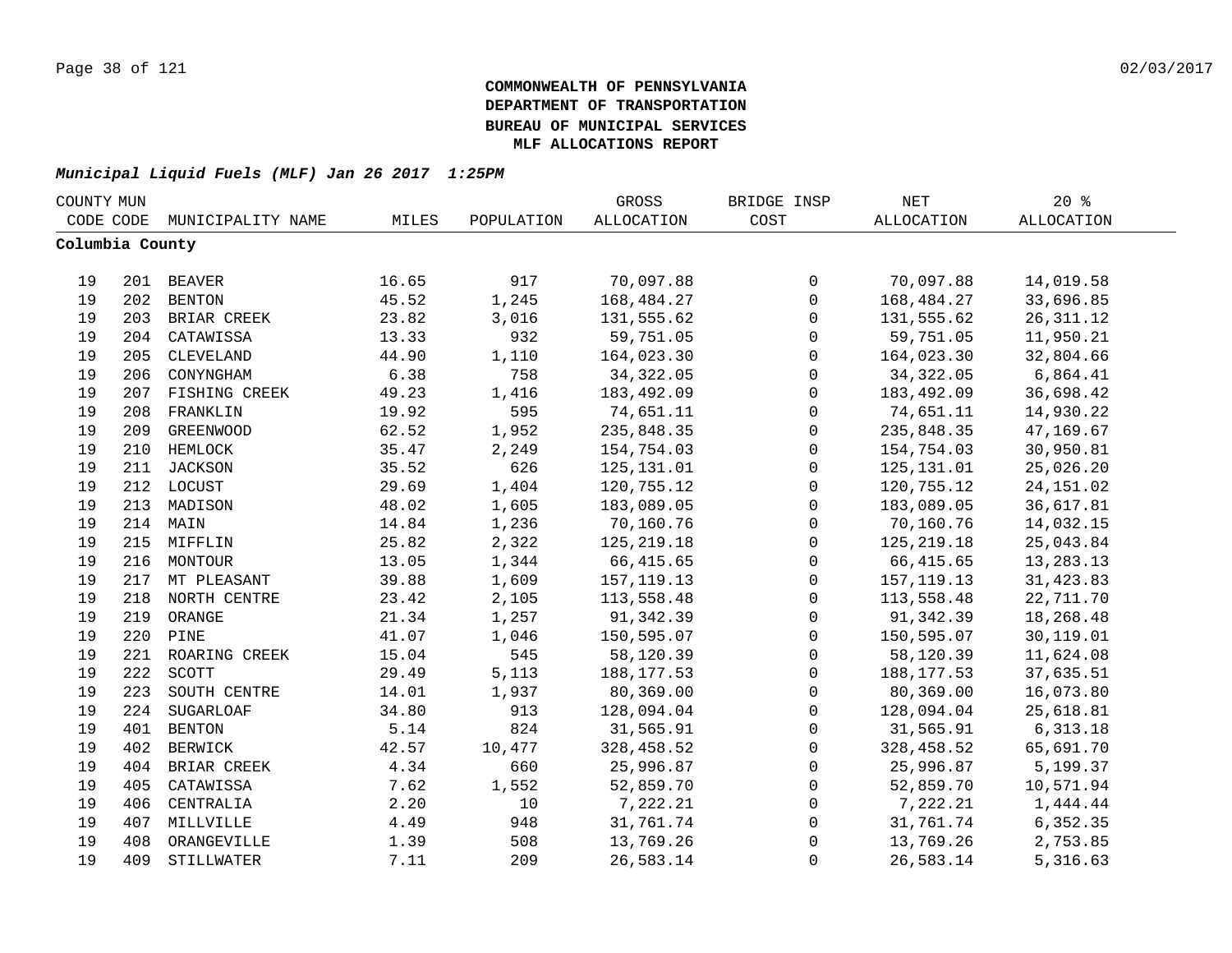**COMMONWEALTH OF PENNSYLVANIA**
**DEPARTMENT OF TRANSPORTATION**
**BUREAU OF MUNICIPAL SERVICES**
**MLF ALLOCATIONS REPORT**

***Municipal Liquid Fuels (MLF) Jan 26 2017 1:25PM***

| COUNTY CODE | MUN CODE | MUNICIPALITY NAME | MILES | POPULATION | GROSS ALLOCATION | BRIDGE INSP COST | NET ALLOCATION | 20 % ALLOCATION |
|---|---|---|---|---|---|---|---|---|
| **Columbia County** | | | | | | | | |
| 19 | 201 | BEAVER | 16.65 | 917 | 70,097.88 | 0 | 70,097.88 | 14,019.58 |
| 19 | 202 | BENTON | 45.52 | 1,245 | 168,484.27 | 0 | 168,484.27 | 33,696.85 |
| 19 | 203 | BRIAR CREEK | 23.82 | 3,016 | 131,555.62 | 0 | 131,555.62 | 26,311.12 |
| 19 | 204 | CATAWISSA | 13.33 | 932 | 59,751.05 | 0 | 59,751.05 | 11,950.21 |
| 19 | 205 | CLEVELAND | 44.90 | 1,110 | 164,023.30 | 0 | 164,023.30 | 32,804.66 |
| 19 | 206 | CONYNGHAM | 6.38 | 758 | 34,322.05 | 0 | 34,322.05 | 6,864.41 |
| 19 | 207 | FISHING CREEK | 49.23 | 1,416 | 183,492.09 | 0 | 183,492.09 | 36,698.42 |
| 19 | 208 | FRANKLIN | 19.92 | 595 | 74,651.11 | 0 | 74,651.11 | 14,930.22 |
| 19 | 209 | GREENWOOD | 62.52 | 1,952 | 235,848.35 | 0 | 235,848.35 | 47,169.67 |
| 19 | 210 | HEMLOCK | 35.47 | 2,249 | 154,754.03 | 0 | 154,754.03 | 30,950.81 |
| 19 | 211 | JACKSON | 35.52 | 626 | 125,131.01 | 0 | 125,131.01 | 25,026.20 |
| 19 | 212 | LOCUST | 29.69 | 1,404 | 120,755.12 | 0 | 120,755.12 | 24,151.02 |
| 19 | 213 | MADISON | 48.02 | 1,605 | 183,089.05 | 0 | 183,089.05 | 36,617.81 |
| 19 | 214 | MAIN | 14.84 | 1,236 | 70,160.76 | 0 | 70,160.76 | 14,032.15 |
| 19 | 215 | MIFFLIN | 25.82 | 2,322 | 125,219.18 | 0 | 125,219.18 | 25,043.84 |
| 19 | 216 | MONTOUR | 13.05 | 1,344 | 66,415.65 | 0 | 66,415.65 | 13,283.13 |
| 19 | 217 | MT PLEASANT | 39.88 | 1,609 | 157,119.13 | 0 | 157,119.13 | 31,423.83 |
| 19 | 218 | NORTH CENTRE | 23.42 | 2,105 | 113,558.48 | 0 | 113,558.48 | 22,711.70 |
| 19 | 219 | ORANGE | 21.34 | 1,257 | 91,342.39 | 0 | 91,342.39 | 18,268.48 |
| 19 | 220 | PINE | 41.07 | 1,046 | 150,595.07 | 0 | 150,595.07 | 30,119.01 |
| 19 | 221 | ROARING CREEK | 15.04 | 545 | 58,120.39 | 0 | 58,120.39 | 11,624.08 |
| 19 | 222 | SCOTT | 29.49 | 5,113 | 188,177.53 | 0 | 188,177.53 | 37,635.51 |
| 19 | 223 | SOUTH CENTRE | 14.01 | 1,937 | 80,369.00 | 0 | 80,369.00 | 16,073.80 |
| 19 | 224 | SUGARLOAF | 34.80 | 913 | 128,094.04 | 0 | 128,094.04 | 25,618.81 |
| 19 | 401 | BENTON | 5.14 | 824 | 31,565.91 | 0 | 31,565.91 | 6,313.18 |
| 19 | 402 | BERWICK | 42.57 | 10,477 | 328,458.52 | 0 | 328,458.52 | 65,691.70 |
| 19 | 404 | BRIAR CREEK | 4.34 | 660 | 25,996.87 | 0 | 25,996.87 | 5,199.37 |
| 19 | 405 | CATAWISSA | 7.62 | 1,552 | 52,859.70 | 0 | 52,859.70 | 10,571.94 |
| 19 | 406 | CENTRALIA | 2.20 | 10 | 7,222.21 | 0 | 7,222.21 | 1,444.44 |
| 19 | 407 | MILLVILLE | 4.49 | 948 | 31,761.74 | 0 | 31,761.74 | 6,352.35 |
| 19 | 408 | ORANGEVILLE | 1.39 | 508 | 13,769.26 | 0 | 13,769.26 | 2,753.85 |
| 19 | 409 | STILLWATER | 7.11 | 209 | 26,583.14 | 0 | 26,583.14 | 5,316.63 |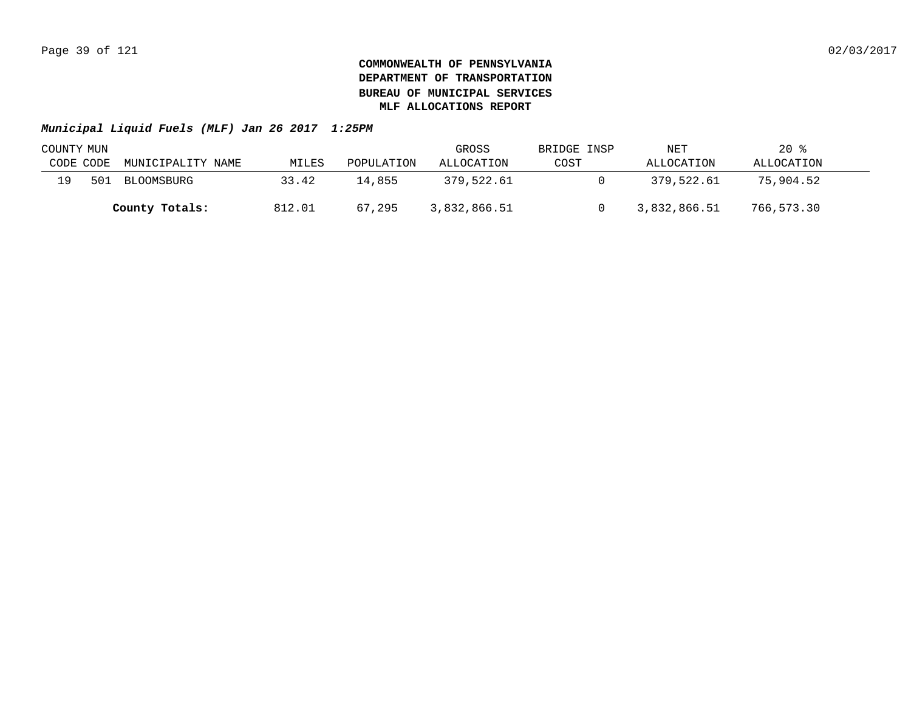**COMMONWEALTH OF PENNSYLVANIA**
**DEPARTMENT OF TRANSPORTATION**
**BUREAU OF MUNICIPAL SERVICES**
**MLF ALLOCATIONS REPORT**

***Municipal Liquid Fuels (MLF) Jan 26 2017 1:25PM***

| COUNTY CODE | MUN CODE | MUNICIPALITY NAME | MILES | POPULATION | GROSS ALLOCATION | BRIDGE INSP COST | NET ALLOCATION | 20 % ALLOCATION |
|---|---|---|---|---|---|---|---|---|
| 19 | 501 | BLOOMSBURG | 33.42 | 14,855 | 379,522.61 | 0 | 379,522.61 | 75,904.52 |
| | | **County Totals:** | 812.01 | 67,295 | 3,832,866.51 | 0 | 3,832,866.51 | 766,573.30 |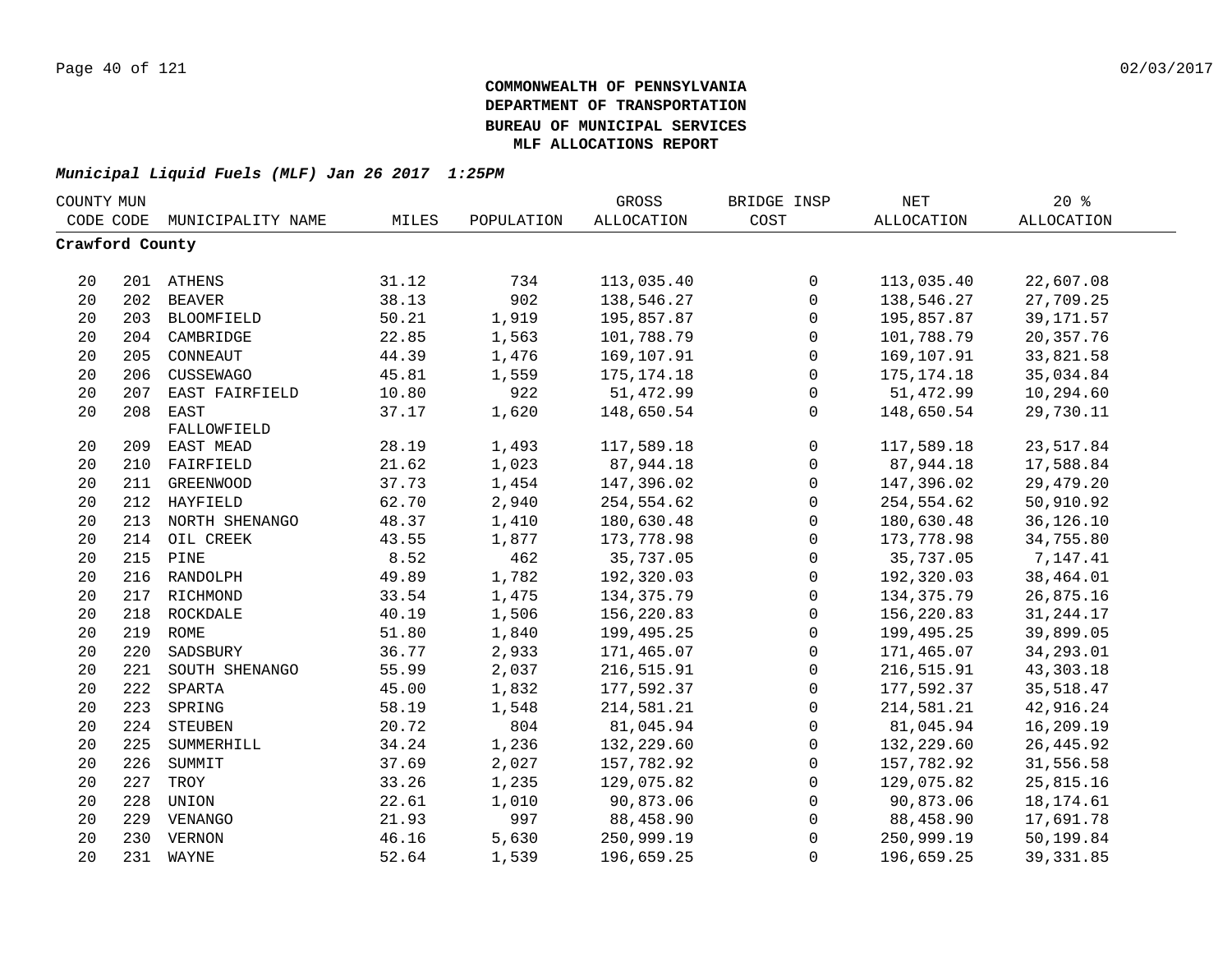# COMMONWEALTH OF PENNSYLVANIA
# DEPARTMENT OF TRANSPORTATION
# BUREAU OF MUNICIPAL SERVICES
# MLF ALLOCATIONS REPORT

***Municipal Liquid Fuels (MLF) Jan 26 2017 1:25PM***

| COUNTY CODE | MUN CODE | MUNICIPALITY NAME | MILES | POPULATION | GROSS ALLOCATION | BRIDGE INSP COST | NET ALLOCATION | 20 % ALLOCATION |
|---|---|---|---|---|---|---|---|---|
| **Crawford County** | | | | | | | | |
| 20 | 201 | ATHENS | 31.12 | 734 | 113,035.40 | 0 | 113,035.40 | 22,607.08 |
| 20 | 202 | BEAVER | 38.13 | 902 | 138,546.27 | 0 | 138,546.27 | 27,709.25 |
| 20 | 203 | BLOOMFIELD | 50.21 | 1,919 | 195,857.87 | 0 | 195,857.87 | 39,171.57 |
| 20 | 204 | CAMBRIDGE | 22.85 | 1,563 | 101,788.79 | 0 | 101,788.79 | 20,357.76 |
| 20 | 205 | CONNEAUT | 44.39 | 1,476 | 169,107.91 | 0 | 169,107.91 | 33,821.58 |
| 20 | 206 | CUSSEWAGO | 45.81 | 1,559 | 175,174.18 | 0 | 175,174.18 | 35,034.84 |
| 20 | 207 | EAST FAIRFIELD | 10.80 | 922 | 51,472.99 | 0 | 51,472.99 | 10,294.60 |
| 20 | 208 | EAST FALLOWFIELD | 37.17 | 1,620 | 148,650.54 | 0 | 148,650.54 | 29,730.11 |
| 20 | 209 | EAST MEAD | 28.19 | 1,493 | 117,589.18 | 0 | 117,589.18 | 23,517.84 |
| 20 | 210 | FAIRFIELD | 21.62 | 1,023 | 87,944.18 | 0 | 87,944.18 | 17,588.84 |
| 20 | 211 | GREENWOOD | 37.73 | 1,454 | 147,396.02 | 0 | 147,396.02 | 29,479.20 |
| 20 | 212 | HAYFIELD | 62.70 | 2,940 | 254,554.62 | 0 | 254,554.62 | 50,910.92 |
| 20 | 213 | NORTH SHENANGO | 48.37 | 1,410 | 180,630.48 | 0 | 180,630.48 | 36,126.10 |
| 20 | 214 | OIL CREEK | 43.55 | 1,877 | 173,778.98 | 0 | 173,778.98 | 34,755.80 |
| 20 | 215 | PINE | 8.52 | 462 | 35,737.05 | 0 | 35,737.05 | 7,147.41 |
| 20 | 216 | RANDOLPH | 49.89 | 1,782 | 192,320.03 | 0 | 192,320.03 | 38,464.01 |
| 20 | 217 | RICHMOND | 33.54 | 1,475 | 134,375.79 | 0 | 134,375.79 | 26,875.16 |
| 20 | 218 | ROCKDALE | 40.19 | 1,506 | 156,220.83 | 0 | 156,220.83 | 31,244.17 |
| 20 | 219 | ROME | 51.80 | 1,840 | 199,495.25 | 0 | 199,495.25 | 39,899.05 |
| 20 | 220 | SADSBURY | 36.77 | 2,933 | 171,465.07 | 0 | 171,465.07 | 34,293.01 |
| 20 | 221 | SOUTH SHENANGO | 55.99 | 2,037 | 216,515.91 | 0 | 216,515.91 | 43,303.18 |
| 20 | 222 | SPARTA | 45.00 | 1,832 | 177,592.37 | 0 | 177,592.37 | 35,518.47 |
| 20 | 223 | SPRING | 58.19 | 1,548 | 214,581.21 | 0 | 214,581.21 | 42,916.24 |
| 20 | 224 | STEUBEN | 20.72 | 804 | 81,045.94 | 0 | 81,045.94 | 16,209.19 |
| 20 | 225 | SUMMERHILL | 34.24 | 1,236 | 132,229.60 | 0 | 132,229.60 | 26,445.92 |
| 20 | 226 | SUMMIT | 37.69 | 2,027 | 157,782.92 | 0 | 157,782.92 | 31,556.58 |
| 20 | 227 | TROY | 33.26 | 1,235 | 129,075.82 | 0 | 129,075.82 | 25,815.16 |
| 20 | 228 | UNION | 22.61 | 1,010 | 90,873.06 | 0 | 90,873.06 | 18,174.61 |
| 20 | 229 | VENANGO | 21.93 | 997 | 88,458.90 | 0 | 88,458.90 | 17,691.78 |
| 20 | 230 | VERNON | 46.16 | 5,630 | 250,999.19 | 0 | 250,999.19 | 50,199.84 |
| 20 | 231 | WAYNE | 52.64 | 1,539 | 196,659.25 | 0 | 196,659.25 | 39,331.85 |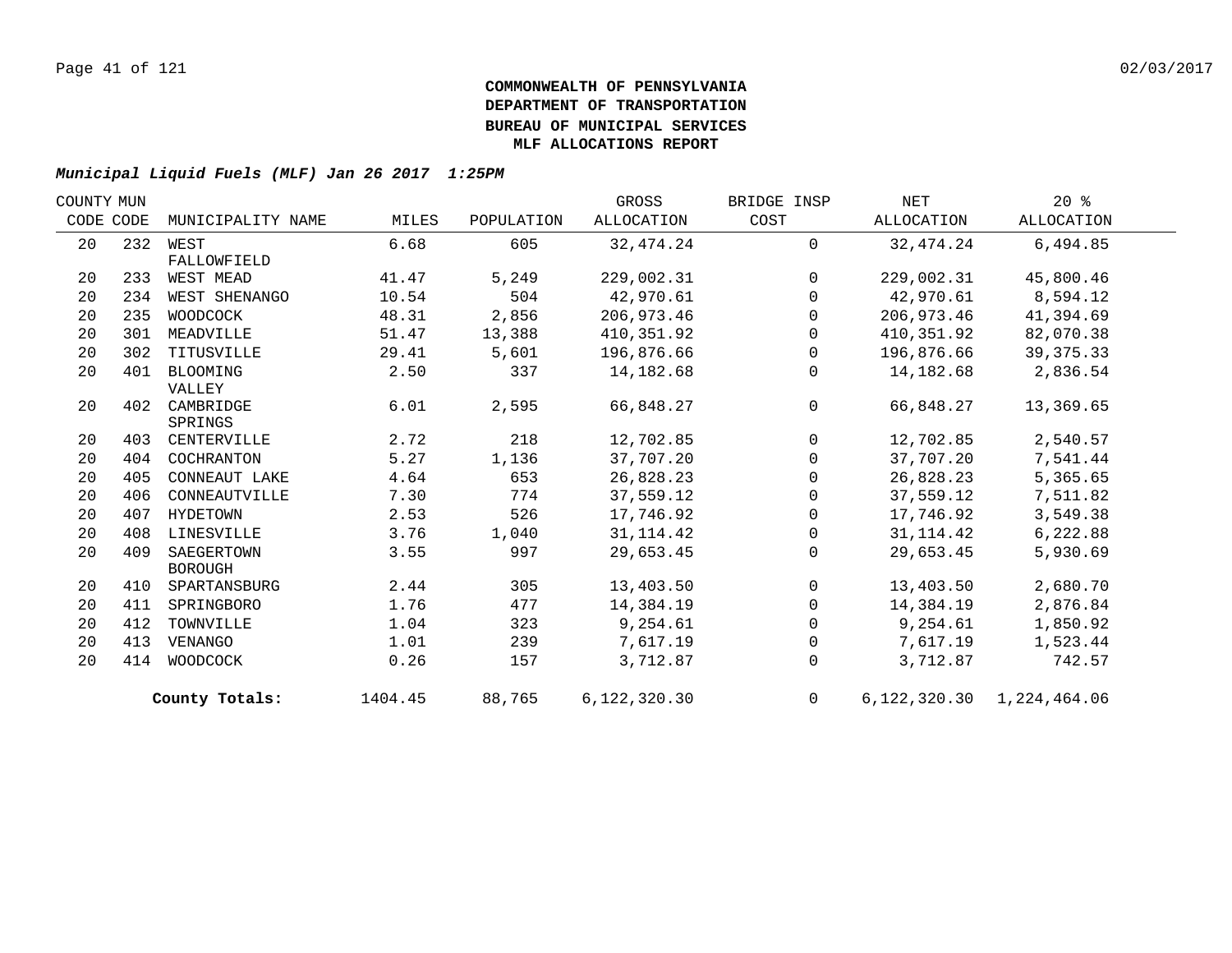# COMMONWEALTH OF PENNSYLVANIA
# DEPARTMENT OF TRANSPORTATION
# BUREAU OF MUNICIPAL SERVICES
# MLF ALLOCATIONS REPORT

***Municipal Liquid Fuels (MLF) Jan 26 2017 1:25PM***

| COUNTY CODE | MUN CODE | MUNICIPALITY NAME | MILES | POPULATION | GROSS ALLOCATION | BRIDGE INSP COST | NET ALLOCATION | 20 % ALLOCATION |
|---|---|---|---|---|---|---|---|---|
| 20 | 232 | WEST FALLOWFIELD | 6.68 | 605 | 32,474.24 | 0 | 32,474.24 | 6,494.85 |
| 20 | 233 | WEST MEAD | 41.47 | 5,249 | 229,002.31 | 0 | 229,002.31 | 45,800.46 |
| 20 | 234 | WEST SHENANGO | 10.54 | 504 | 42,970.61 | 0 | 42,970.61 | 8,594.12 |
| 20 | 235 | WOODCOCK | 48.31 | 2,856 | 206,973.46 | 0 | 206,973.46 | 41,394.69 |
| 20 | 301 | MEADVILLE | 51.47 | 13,388 | 410,351.92 | 0 | 410,351.92 | 82,070.38 |
| 20 | 302 | TITUSVILLE | 29.41 | 5,601 | 196,876.66 | 0 | 196,876.66 | 39,375.33 |
| 20 | 401 | BLOOMING VALLEY | 2.50 | 337 | 14,182.68 | 0 | 14,182.68 | 2,836.54 |
| 20 | 402 | CAMBRIDGE SPRINGS | 6.01 | 2,595 | 66,848.27 | 0 | 66,848.27 | 13,369.65 |
| 20 | 403 | CENTERVILLE | 2.72 | 218 | 12,702.85 | 0 | 12,702.85 | 2,540.57 |
| 20 | 404 | COCHRANTON | 5.27 | 1,136 | 37,707.20 | 0 | 37,707.20 | 7,541.44 |
| 20 | 405 | CONNEAUT LAKE | 4.64 | 653 | 26,828.23 | 0 | 26,828.23 | 5,365.65 |
| 20 | 406 | CONNEAUTVILLE | 7.30 | 774 | 37,559.12 | 0 | 37,559.12 | 7,511.82 |
| 20 | 407 | HYDETOWN | 2.53 | 526 | 17,746.92 | 0 | 17,746.92 | 3,549.38 |
| 20 | 408 | LINESVILLE | 3.76 | 1,040 | 31,114.42 | 0 | 31,114.42 | 6,222.88 |
| 20 | 409 | SAEGERTOWN BOROUGH | 3.55 | 997 | 29,653.45 | 0 | 29,653.45 | 5,930.69 |
| 20 | 410 | SPARTANSBURG | 2.44 | 305 | 13,403.50 | 0 | 13,403.50 | 2,680.70 |
| 20 | 411 | SPRINGBORO | 1.76 | 477 | 14,384.19 | 0 | 14,384.19 | 2,876.84 |
| 20 | 412 | TOWNVILLE | 1.04 | 323 | 9,254.61 | 0 | 9,254.61 | 1,850.92 |
| 20 | 413 | VENANGO | 1.01 | 239 | 7,617.19 | 0 | 7,617.19 | 1,523.44 |
| 20 | 414 | WOODCOCK | 0.26 | 157 | 3,712.87 | 0 | 3,712.87 | 742.57 |
| | | **County Totals:** | 1404.45 | 88,765 | 6,122,320.30 | 0 | 6,122,320.30 | 1,224,464.06 |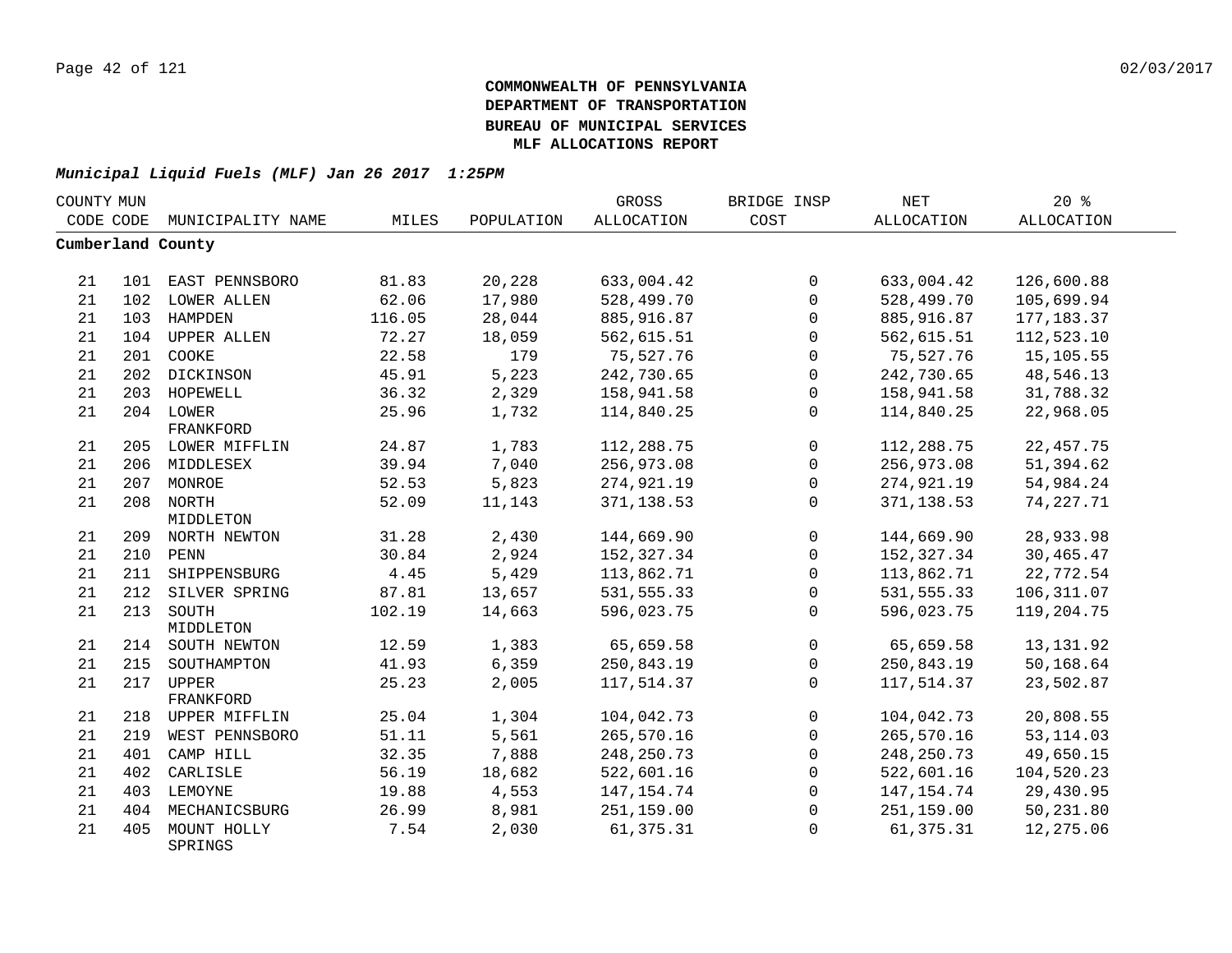**COMMONWEALTH OF PENNSYLVANIA**
**DEPARTMENT OF TRANSPORTATION**
**BUREAU OF MUNICIPAL SERVICES**
**MLF ALLOCATIONS REPORT**

***Municipal Liquid Fuels (MLF) Jan 26 2017 1:25PM***

| COUNTY CODE | MUN CODE | MUNICIPALITY NAME | MILES | POPULATION | GROSS ALLOCATION | BRIDGE INSP COST | NET ALLOCATION | 20 % ALLOCATION |
|---|---|---|---|---|---|---|---|---|
| **Cumberland County** | | | | | | | | |
| 21 | 101 | EAST PENNSBORO | 81.83 | 20,228 | 633,004.42 | 0 | 633,004.42 | 126,600.88 |
| 21 | 102 | LOWER ALLEN | 62.06 | 17,980 | 528,499.70 | 0 | 528,499.70 | 105,699.94 |
| 21 | 103 | HAMPDEN | 116.05 | 28,044 | 885,916.87 | 0 | 885,916.87 | 177,183.37 |
| 21 | 104 | UPPER ALLEN | 72.27 | 18,059 | 562,615.51 | 0 | 562,615.51 | 112,523.10 |
| 21 | 201 | COOKE | 22.58 | 179 | 75,527.76 | 0 | 75,527.76 | 15,105.55 |
| 21 | 202 | DICKINSON | 45.91 | 5,223 | 242,730.65 | 0 | 242,730.65 | 48,546.13 |
| 21 | 203 | HOPEWELL | 36.32 | 2,329 | 158,941.58 | 0 | 158,941.58 | 31,788.32 |
| 21 | 204 | LOWER FRANKFORD | 25.96 | 1,732 | 114,840.25 | 0 | 114,840.25 | 22,968.05 |
| 21 | 205 | LOWER MIFFLIN | 24.87 | 1,783 | 112,288.75 | 0 | 112,288.75 | 22,457.75 |
| 21 | 206 | MIDDLESEX | 39.94 | 7,040 | 256,973.08 | 0 | 256,973.08 | 51,394.62 |
| 21 | 207 | MONROE | 52.53 | 5,823 | 274,921.19 | 0 | 274,921.19 | 54,984.24 |
| 21 | 208 | NORTH MIDDLETON | 52.09 | 11,143 | 371,138.53 | 0 | 371,138.53 | 74,227.71 |
| 21 | 209 | NORTH NEWTON | 31.28 | 2,430 | 144,669.90 | 0 | 144,669.90 | 28,933.98 |
| 21 | 210 | PENN | 30.84 | 2,924 | 152,327.34 | 0 | 152,327.34 | 30,465.47 |
| 21 | 211 | SHIPPENSBURG | 4.45 | 5,429 | 113,862.71 | 0 | 113,862.71 | 22,772.54 |
| 21 | 212 | SILVER SPRING | 87.81 | 13,657 | 531,555.33 | 0 | 531,555.33 | 106,311.07 |
| 21 | 213 | SOUTH MIDDLETON | 102.19 | 14,663 | 596,023.75 | 0 | 596,023.75 | 119,204.75 |
| 21 | 214 | SOUTH NEWTON | 12.59 | 1,383 | 65,659.58 | 0 | 65,659.58 | 13,131.92 |
| 21 | 215 | SOUTHAMPTON | 41.93 | 6,359 | 250,843.19 | 0 | 250,843.19 | 50,168.64 |
| 21 | 217 | UPPER FRANKFORD | 25.23 | 2,005 | 117,514.37 | 0 | 117,514.37 | 23,502.87 |
| 21 | 218 | UPPER MIFFLIN | 25.04 | 1,304 | 104,042.73 | 0 | 104,042.73 | 20,808.55 |
| 21 | 219 | WEST PENNSBORO | 51.11 | 5,561 | 265,570.16 | 0 | 265,570.16 | 53,114.03 |
| 21 | 401 | CAMP HILL | 32.35 | 7,888 | 248,250.73 | 0 | 248,250.73 | 49,650.15 |
| 21 | 402 | CARLISLE | 56.19 | 18,682 | 522,601.16 | 0 | 522,601.16 | 104,520.23 |
| 21 | 403 | LEMOYNE | 19.88 | 4,553 | 147,154.74 | 0 | 147,154.74 | 29,430.95 |
| 21 | 404 | MECHANICSBURG | 26.99 | 8,981 | 251,159.00 | 0 | 251,159.00 | 50,231.80 |
| 21 | 405 | MOUNT HOLLY SPRINGS | 7.54 | 2,030 | 61,375.31 | 0 | 61,375.31 | 12,275.06 |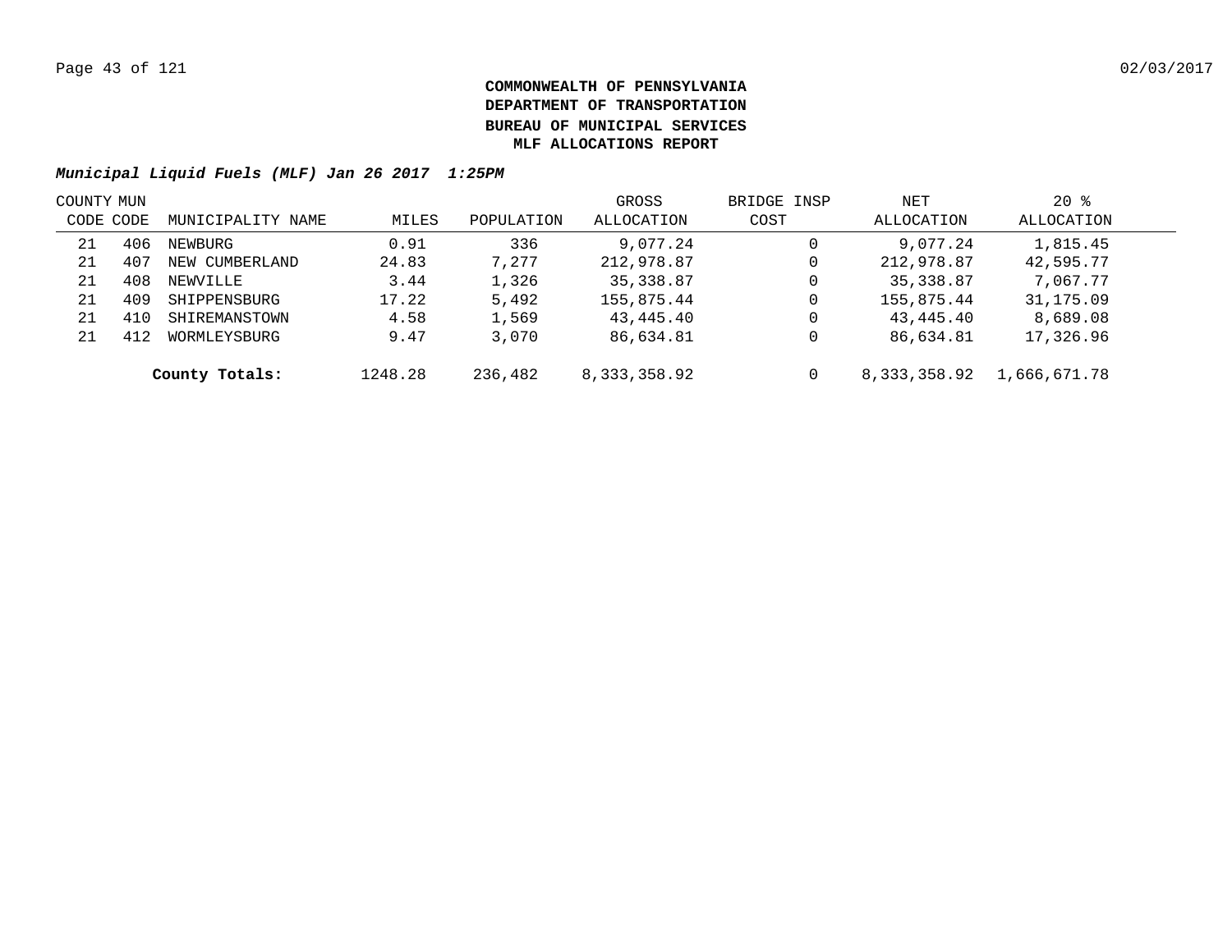**COMMONWEALTH OF PENNSYLVANIA**
**DEPARTMENT OF TRANSPORTATION**
**BUREAU OF MUNICIPAL SERVICES**
**MLF ALLOCATIONS REPORT**

***Municipal Liquid Fuels (MLF) Jan 26 2017 1:25PM***

| COUNTY CODE | MUN CODE | MUNICIPALITY NAME | MILES | POPULATION | GROSS ALLOCATION | BRIDGE INSP COST | NET ALLOCATION | 20 % ALLOCATION |
|---|---|---|---|---|---|---|---|---|
| 21 | 406 | NEWBURG | 0.91 | 336 | 9,077.24 | 0 | 9,077.24 | 1,815.45 |
| 21 | 407 | NEW CUMBERLAND | 24.83 | 7,277 | 212,978.87 | 0 | 212,978.87 | 42,595.77 |
| 21 | 408 | NEWVILLE | 3.44 | 1,326 | 35,338.87 | 0 | 35,338.87 | 7,067.77 |
| 21 | 409 | SHIPPENSBURG | 17.22 | 5,492 | 155,875.44 | 0 | 155,875.44 | 31,175.09 |
| 21 | 410 | SHIREMANSTOWN | 4.58 | 1,569 | 43,445.40 | 0 | 43,445.40 | 8,689.08 |
| 21 | 412 | WORMLEYSBURG | 9.47 | 3,070 | 86,634.81 | 0 | 86,634.81 | 17,326.96 |
| | | **County Totals:** | 1248.28 | 236,482 | 8,333,358.92 | 0 | 8,333,358.92 | 1,666,671.78 |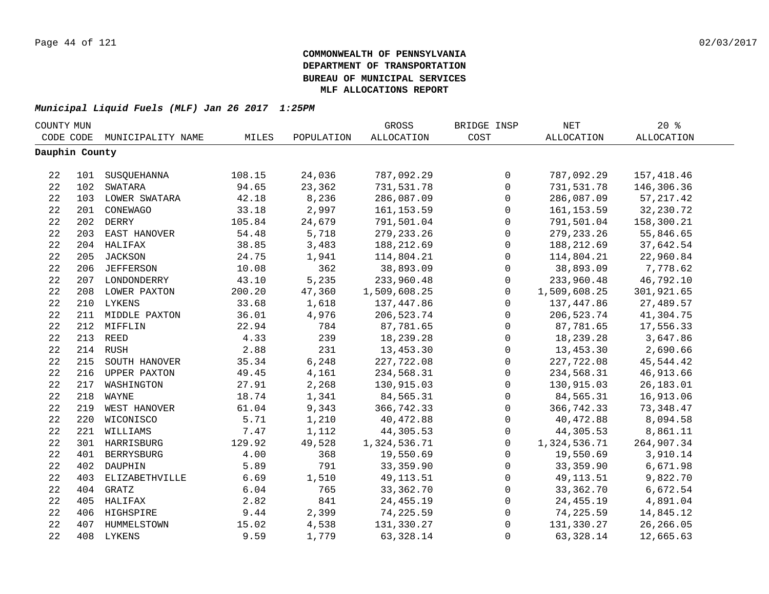**COMMONWEALTH OF PENNSYLVANIA**
**DEPARTMENT OF TRANSPORTATION**
**BUREAU OF MUNICIPAL SERVICES**
**MLF ALLOCATIONS REPORT**

***Municipal Liquid Fuels (MLF) Jan 26 2017 1:25PM***

| COUNTY CODE | MUN CODE | MUNICIPALITY NAME | MILES | POPULATION | GROSS ALLOCATION | BRIDGE INSP COST | NET ALLOCATION | 20 % ALLOCATION |
|---|---|---|---|---|---|---|---|---|
| **Dauphin County** | | | | | | | | |
| 22 | 101 | SUSQUEHANNA | 108.15 | 24,036 | 787,092.29 | 0 | 787,092.29 | 157,418.46 |
| 22 | 102 | SWATARA | 94.65 | 23,362 | 731,531.78 | 0 | 731,531.78 | 146,306.36 |
| 22 | 103 | LOWER SWATARA | 42.18 | 8,236 | 286,087.09 | 0 | 286,087.09 | 57,217.42 |
| 22 | 201 | CONEWAGO | 33.18 | 2,997 | 161,153.59 | 0 | 161,153.59 | 32,230.72 |
| 22 | 202 | DERRY | 105.84 | 24,679 | 791,501.04 | 0 | 791,501.04 | 158,300.21 |
| 22 | 203 | EAST HANOVER | 54.48 | 5,718 | 279,233.26 | 0 | 279,233.26 | 55,846.65 |
| 22 | 204 | HALIFAX | 38.85 | 3,483 | 188,212.69 | 0 | 188,212.69 | 37,642.54 |
| 22 | 205 | JACKSON | 24.75 | 1,941 | 114,804.21 | 0 | 114,804.21 | 22,960.84 |
| 22 | 206 | JEFFERSON | 10.08 | 362 | 38,893.09 | 0 | 38,893.09 | 7,778.62 |
| 22 | 207 | LONDONDERRY | 43.10 | 5,235 | 233,960.48 | 0 | 233,960.48 | 46,792.10 |
| 22 | 208 | LOWER PAXTON | 200.20 | 47,360 | 1,509,608.25 | 0 | 1,509,608.25 | 301,921.65 |
| 22 | 210 | LYKENS | 33.68 | 1,618 | 137,447.86 | 0 | 137,447.86 | 27,489.57 |
| 22 | 211 | MIDDLE PAXTON | 36.01 | 4,976 | 206,523.74 | 0 | 206,523.74 | 41,304.75 |
| 22 | 212 | MIFFLIN | 22.94 | 784 | 87,781.65 | 0 | 87,781.65 | 17,556.33 |
| 22 | 213 | REED | 4.33 | 239 | 18,239.28 | 0 | 18,239.28 | 3,647.86 |
| 22 | 214 | RUSH | 2.88 | 231 | 13,453.30 | 0 | 13,453.30 | 2,690.66 |
| 22 | 215 | SOUTH HANOVER | 35.34 | 6,248 | 227,722.08 | 0 | 227,722.08 | 45,544.42 |
| 22 | 216 | UPPER PAXTON | 49.45 | 4,161 | 234,568.31 | 0 | 234,568.31 | 46,913.66 |
| 22 | 217 | WASHINGTON | 27.91 | 2,268 | 130,915.03 | 0 | 130,915.03 | 26,183.01 |
| 22 | 218 | WAYNE | 18.74 | 1,341 | 84,565.31 | 0 | 84,565.31 | 16,913.06 |
| 22 | 219 | WEST HANOVER | 61.04 | 9,343 | 366,742.33 | 0 | 366,742.33 | 73,348.47 |
| 22 | 220 | WICONISCO | 5.71 | 1,210 | 40,472.88 | 0 | 40,472.88 | 8,094.58 |
| 22 | 221 | WILLIAMS | 7.47 | 1,112 | 44,305.53 | 0 | 44,305.53 | 8,861.11 |
| 22 | 301 | HARRISBURG | 129.92 | 49,528 | 1,324,536.71 | 0 | 1,324,536.71 | 264,907.34 |
| 22 | 401 | BERRYSBURG | 4.00 | 368 | 19,550.69 | 0 | 19,550.69 | 3,910.14 |
| 22 | 402 | DAUPHIN | 5.89 | 791 | 33,359.90 | 0 | 33,359.90 | 6,671.98 |
| 22 | 403 | ELIZABETHVILLE | 6.69 | 1,510 | 49,113.51 | 0 | 49,113.51 | 9,822.70 |
| 22 | 404 | GRATZ | 6.04 | 765 | 33,362.70 | 0 | 33,362.70 | 6,672.54 |
| 22 | 405 | HALIFAX | 2.82 | 841 | 24,455.19 | 0 | 24,455.19 | 4,891.04 |
| 22 | 406 | HIGHSPIRE | 9.44 | 2,399 | 74,225.59 | 0 | 74,225.59 | 14,845.12 |
| 22 | 407 | HUMMELSTOWN | 15.02 | 4,538 | 131,330.27 | 0 | 131,330.27 | 26,266.05 |
| 22 | 408 | LYKENS | 9.59 | 1,779 | 63,328.14 | 0 | 63,328.14 | 12,665.63 |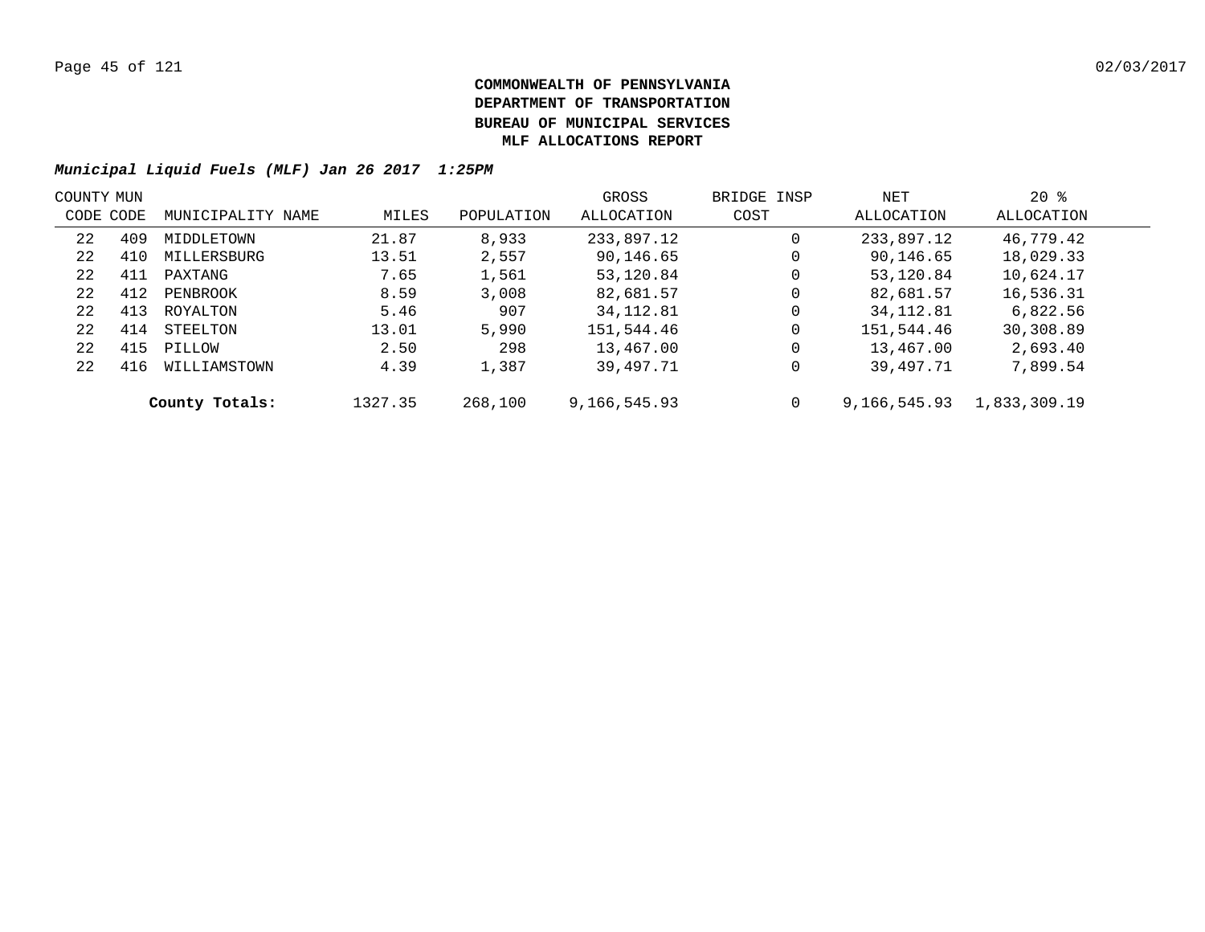**COMMONWEALTH OF PENNSYLVANIA**
**DEPARTMENT OF TRANSPORTATION**
**BUREAU OF MUNICIPAL SERVICES**
**MLF ALLOCATIONS REPORT**

***Municipal Liquid Fuels (MLF) Jan 26 2017 1:25PM***

| COUNTY CODE | MUN CODE | MUNICIPALITY NAME | MILES | POPULATION | GROSS ALLOCATION | BRIDGE INSP COST | NET ALLOCATION | 20 % ALLOCATION |
|---|---|---|---|---|---|---|---|---|
| 22 | 409 | MIDDLETOWN | 21.87 | 8,933 | 233,897.12 | 0 | 233,897.12 | 46,779.42 |
| 22 | 410 | MILLERSBURG | 13.51 | 2,557 | 90,146.65 | 0 | 90,146.65 | 18,029.33 |
| 22 | 411 | PAXTANG | 7.65 | 1,561 | 53,120.84 | 0 | 53,120.84 | 10,624.17 |
| 22 | 412 | PENBROOK | 8.59 | 3,008 | 82,681.57 | 0 | 82,681.57 | 16,536.31 |
| 22 | 413 | ROYALTON | 5.46 | 907 | 34,112.81 | 0 | 34,112.81 | 6,822.56 |
| 22 | 414 | STEELTON | 13.01 | 5,990 | 151,544.46 | 0 | 151,544.46 | 30,308.89 |
| 22 | 415 | PILLOW | 2.50 | 298 | 13,467.00 | 0 | 13,467.00 | 2,693.40 |
| 22 | 416 | WILLIAMSTOWN | 4.39 | 1,387 | 39,497.71 | 0 | 39,497.71 | 7,899.54 |
| | | **County Totals:** | 1327.35 | 268,100 | 9,166,545.93 | 0 | 9,166,545.93 | 1,833,309.19 |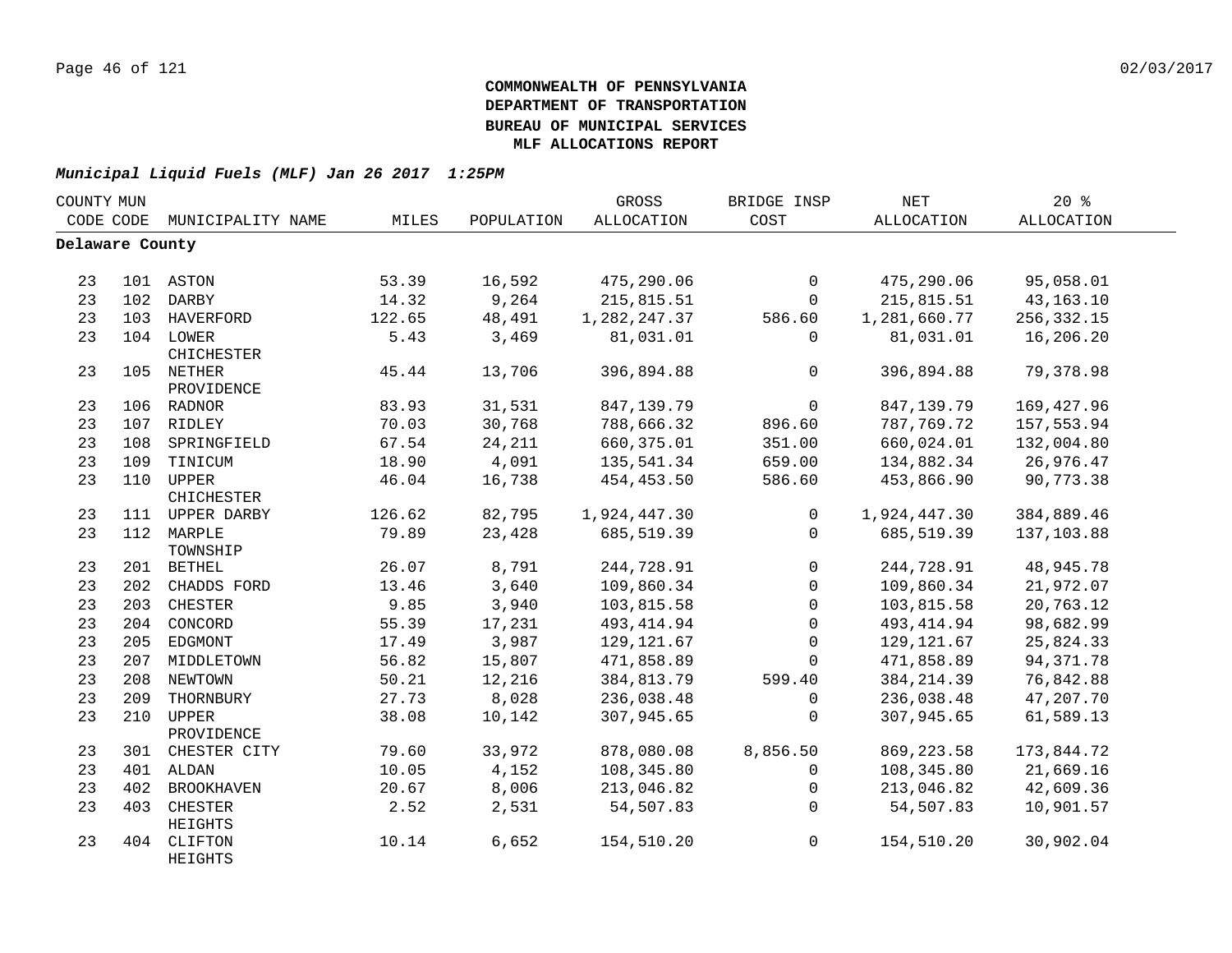**COMMONWEALTH OF PENNSYLVANIA**
**DEPARTMENT OF TRANSPORTATION**
**BUREAU OF MUNICIPAL SERVICES**
**MLF ALLOCATIONS REPORT**

***Municipal Liquid Fuels (MLF) Jan 26 2017 1:25PM***

| COUNTY CODE | MUN CODE | MUNICIPALITY NAME | MILES | POPULATION | GROSS ALLOCATION | BRIDGE INSP COST | NET ALLOCATION | 20 % ALLOCATION |
|---|---|---|---|---|---|---|---|---|
| **Delaware County** | | | | | | | | |
| 23 | 101 | ASTON | 53.39 | 16,592 | 475,290.06 | 0 | 475,290.06 | 95,058.01 |
| 23 | 102 | DARBY | 14.32 | 9,264 | 215,815.51 | 0 | 215,815.51 | 43,163.10 |
| 23 | 103 | HAVERFORD | 122.65 | 48,491 | 1,282,247.37 | 586.60 | 1,281,660.77 | 256,332.15 |
| 23 | 104 | LOWER CHICHESTER | 5.43 | 3,469 | 81,031.01 | 0 | 81,031.01 | 16,206.20 |
| 23 | 105 | NETHER PROVIDENCE | 45.44 | 13,706 | 396,894.88 | 0 | 396,894.88 | 79,378.98 |
| 23 | 106 | RADNOR | 83.93 | 31,531 | 847,139.79 | 0 | 847,139.79 | 169,427.96 |
| 23 | 107 | RIDLEY | 70.03 | 30,768 | 788,666.32 | 896.60 | 787,769.72 | 157,553.94 |
| 23 | 108 | SPRINGFIELD | 67.54 | 24,211 | 660,375.01 | 351.00 | 660,024.01 | 132,004.80 |
| 23 | 109 | TINICUM | 18.90 | 4,091 | 135,541.34 | 659.00 | 134,882.34 | 26,976.47 |
| 23 | 110 | UPPER CHICHESTER | 46.04 | 16,738 | 454,453.50 | 586.60 | 453,866.90 | 90,773.38 |
| 23 | 111 | UPPER DARBY | 126.62 | 82,795 | 1,924,447.30 | 0 | 1,924,447.30 | 384,889.46 |
| 23 | 112 | MARPLE TOWNSHIP | 79.89 | 23,428 | 685,519.39 | 0 | 685,519.39 | 137,103.88 |
| 23 | 201 | BETHEL | 26.07 | 8,791 | 244,728.91 | 0 | 244,728.91 | 48,945.78 |
| 23 | 202 | CHADDS FORD | 13.46 | 3,640 | 109,860.34 | 0 | 109,860.34 | 21,972.07 |
| 23 | 203 | CHESTER | 9.85 | 3,940 | 103,815.58 | 0 | 103,815.58 | 20,763.12 |
| 23 | 204 | CONCORD | 55.39 | 17,231 | 493,414.94 | 0 | 493,414.94 | 98,682.99 |
| 23 | 205 | EDGMONT | 17.49 | 3,987 | 129,121.67 | 0 | 129,121.67 | 25,824.33 |
| 23 | 207 | MIDDLETOWN | 56.82 | 15,807 | 471,858.89 | 0 | 471,858.89 | 94,371.78 |
| 23 | 208 | NEWTOWN | 50.21 | 12,216 | 384,813.79 | 599.40 | 384,214.39 | 76,842.88 |
| 23 | 209 | THORNBURY | 27.73 | 8,028 | 236,038.48 | 0 | 236,038.48 | 47,207.70 |
| 23 | 210 | UPPER PROVIDENCE | 38.08 | 10,142 | 307,945.65 | 0 | 307,945.65 | 61,589.13 |
| 23 | 301 | CHESTER CITY | 79.60 | 33,972 | 878,080.08 | 8,856.50 | 869,223.58 | 173,844.72 |
| 23 | 401 | ALDAN | 10.05 | 4,152 | 108,345.80 | 0 | 108,345.80 | 21,669.16 |
| 23 | 402 | BROOKHAVEN | 20.67 | 8,006 | 213,046.82 | 0 | 213,046.82 | 42,609.36 |
| 23 | 403 | CHESTER HEIGHTS | 2.52 | 2,531 | 54,507.83 | 0 | 54,507.83 | 10,901.57 |
| 23 | 404 | CLIFTON HEIGHTS | 10.14 | 6,652 | 154,510.20 | 0 | 154,510.20 | 30,902.04 |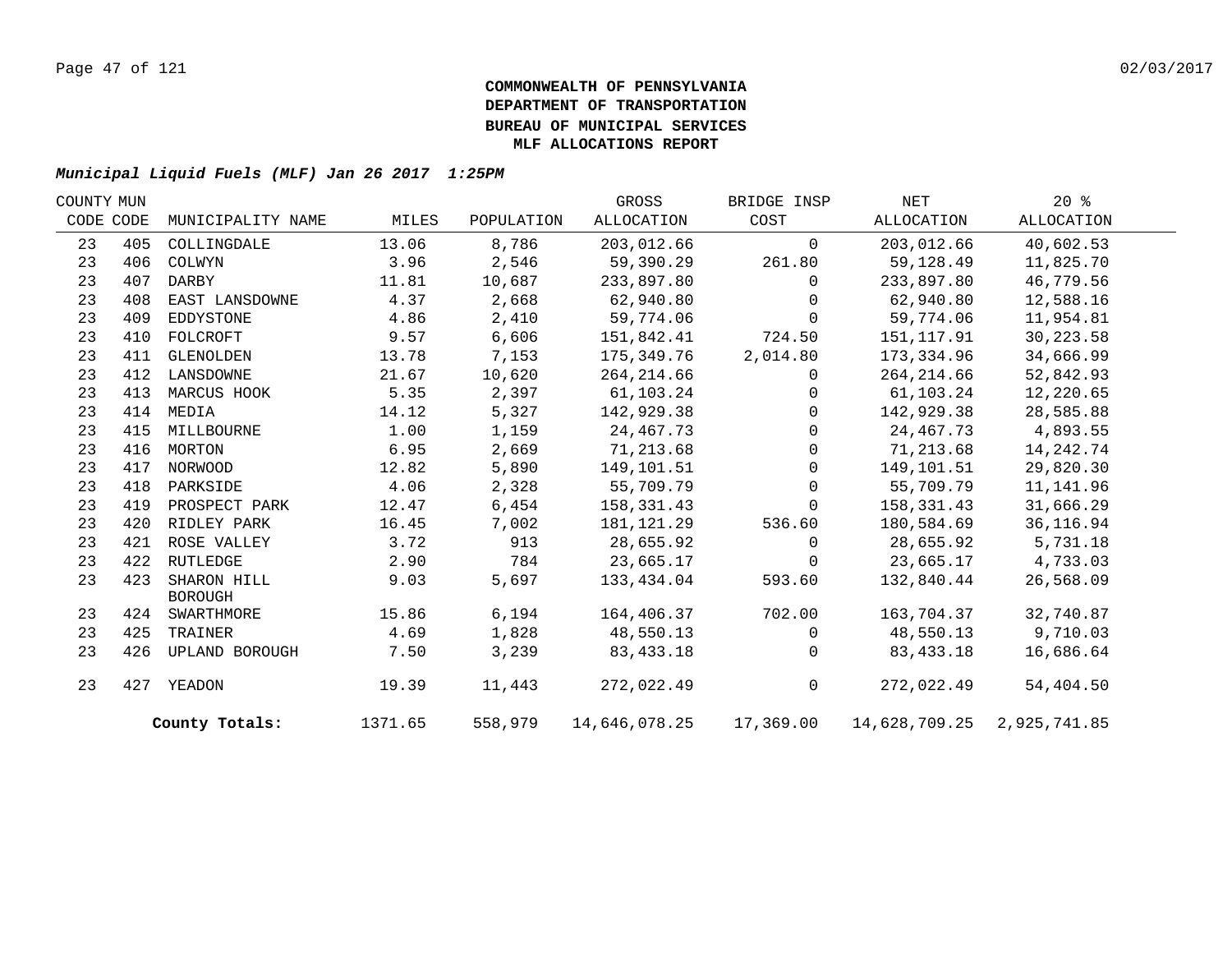**COMMONWEALTH OF PENNSYLVANIA**
**DEPARTMENT OF TRANSPORTATION**
**BUREAU OF MUNICIPAL SERVICES**
**MLF ALLOCATIONS REPORT**

***Municipal Liquid Fuels (MLF) Jan 26 2017 1:25PM***

| COUNTY CODE | MUN CODE | MUNICIPALITY NAME | MILES | POPULATION | GROSS ALLOCATION | BRIDGE INSP COST | NET ALLOCATION | 20 % ALLOCATION |
|---|---|---|---|---|---|---|---|---|
| 23 | 405 | COLLINGDALE | 13.06 | 8,786 | 203,012.66 | 0 | 203,012.66 | 40,602.53 |
| 23 | 406 | COLWYN | 3.96 | 2,546 | 59,390.29 | 261.80 | 59,128.49 | 11,825.70 |
| 23 | 407 | DARBY | 11.81 | 10,687 | 233,897.80 | 0 | 233,897.80 | 46,779.56 |
| 23 | 408 | EAST LANSDOWNE | 4.37 | 2,668 | 62,940.80 | 0 | 62,940.80 | 12,588.16 |
| 23 | 409 | EDDYSTONE | 4.86 | 2,410 | 59,774.06 | 0 | 59,774.06 | 11,954.81 |
| 23 | 410 | FOLCROFT | 9.57 | 6,606 | 151,842.41 | 724.50 | 151,117.91 | 30,223.58 |
| 23 | 411 | GLENOLDEN | 13.78 | 7,153 | 175,349.76 | 2,014.80 | 173,334.96 | 34,666.99 |
| 23 | 412 | LANSDOWNE | 21.67 | 10,620 | 264,214.66 | 0 | 264,214.66 | 52,842.93 |
| 23 | 413 | MARCUS HOOK | 5.35 | 2,397 | 61,103.24 | 0 | 61,103.24 | 12,220.65 |
| 23 | 414 | MEDIA | 14.12 | 5,327 | 142,929.38 | 0 | 142,929.38 | 28,585.88 |
| 23 | 415 | MILLBOURNE | 1.00 | 1,159 | 24,467.73 | 0 | 24,467.73 | 4,893.55 |
| 23 | 416 | MORTON | 6.95 | 2,669 | 71,213.68 | 0 | 71,213.68 | 14,242.74 |
| 23 | 417 | NORWOOD | 12.82 | 5,890 | 149,101.51 | 0 | 149,101.51 | 29,820.30 |
| 23 | 418 | PARKSIDE | 4.06 | 2,328 | 55,709.79 | 0 | 55,709.79 | 11,141.96 |
| 23 | 419 | PROSPECT PARK | 12.47 | 6,454 | 158,331.43 | 0 | 158,331.43 | 31,666.29 |
| 23 | 420 | RIDLEY PARK | 16.45 | 7,002 | 181,121.29 | 536.60 | 180,584.69 | 36,116.94 |
| 23 | 421 | ROSE VALLEY | 3.72 | 913 | 28,655.92 | 0 | 28,655.92 | 5,731.18 |
| 23 | 422 | RUTLEDGE | 2.90 | 784 | 23,665.17 | 0 | 23,665.17 | 4,733.03 |
| 23 | 423 | SHARON HILL BOROUGH | 9.03 | 5,697 | 133,434.04 | 593.60 | 132,840.44 | 26,568.09 |
| 23 | 424 | SWARTHMORE | 15.86 | 6,194 | 164,406.37 | 702.00 | 163,704.37 | 32,740.87 |
| 23 | 425 | TRAINER | 4.69 | 1,828 | 48,550.13 | 0 | 48,550.13 | 9,710.03 |
| 23 | 426 | UPLAND BOROUGH | 7.50 | 3,239 | 83,433.18 | 0 | 83,433.18 | 16,686.64 |
| 23 | 427 | YEADON | 19.39 | 11,443 | 272,022.49 | 0 | 272,022.49 | 54,404.50 |
| | | **County Totals:** | 1371.65 | 558,979 | 14,646,078.25 | 17,369.00 | 14,628,709.25 | 2,925,741.85 |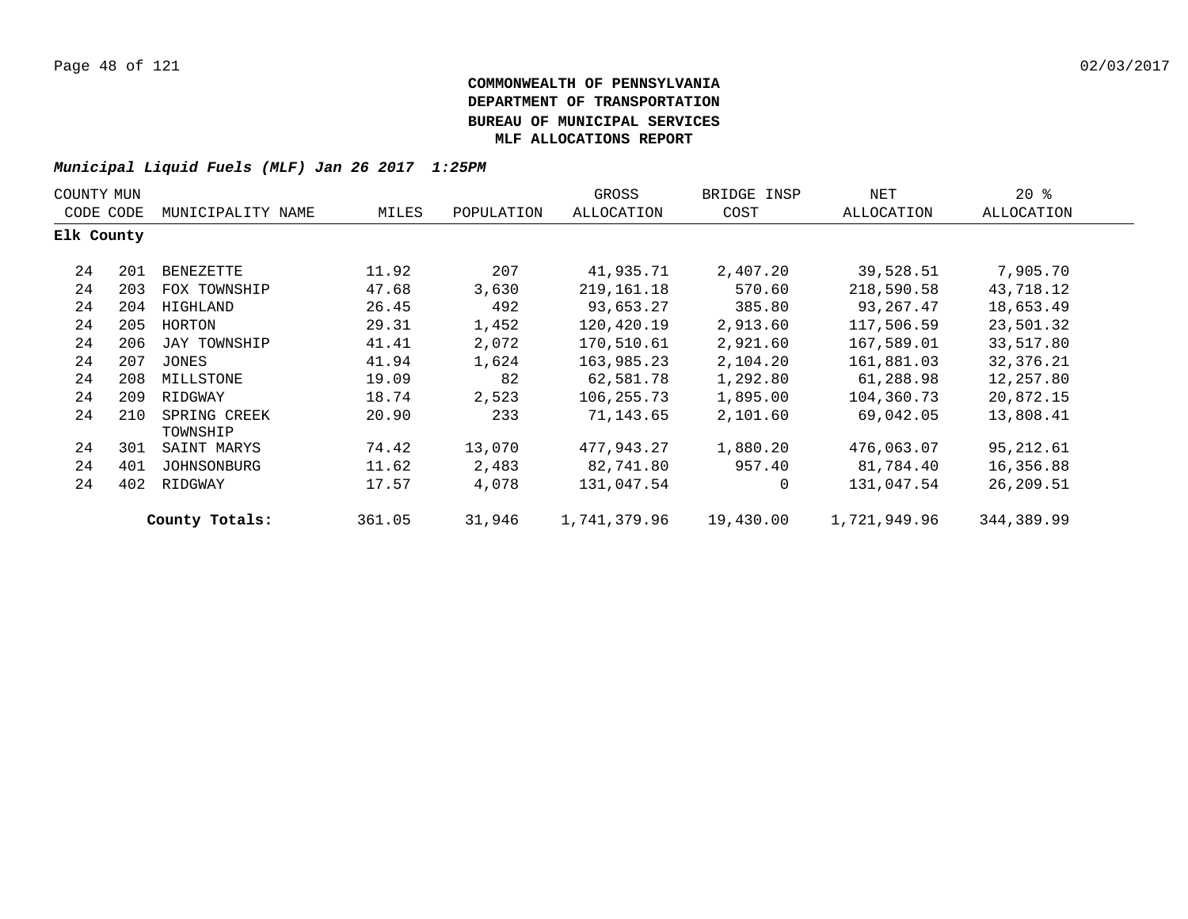**COMMONWEALTH OF PENNSYLVANIA**
**DEPARTMENT OF TRANSPORTATION**
**BUREAU OF MUNICIPAL SERVICES**
**MLF ALLOCATIONS REPORT**

***Municipal Liquid Fuels (MLF) Jan 26 2017 1:25PM***

| COUNTY CODE | MUN CODE | MUNICIPALITY NAME | MILES | POPULATION | GROSS ALLOCATION | BRIDGE INSP COST | NET ALLOCATION | 20 % ALLOCATION |
|---|---|---|---|---|---|---|---|---|
| **Elk County** | | | | | | | | |
| 24 | 201 | BENEZETTE | 11.92 | 207 | 41,935.71 | 2,407.20 | 39,528.51 | 7,905.70 |
| 24 | 203 | FOX TOWNSHIP | 47.68 | 3,630 | 219,161.18 | 570.60 | 218,590.58 | 43,718.12 |
| 24 | 204 | HIGHLAND | 26.45 | 492 | 93,653.27 | 385.80 | 93,267.47 | 18,653.49 |
| 24 | 205 | HORTON | 29.31 | 1,452 | 120,420.19 | 2,913.60 | 117,506.59 | 23,501.32 |
| 24 | 206 | JAY TOWNSHIP | 41.41 | 2,072 | 170,510.61 | 2,921.60 | 167,589.01 | 33,517.80 |
| 24 | 207 | JONES | 41.94 | 1,624 | 163,985.23 | 2,104.20 | 161,881.03 | 32,376.21 |
| 24 | 208 | MILLSTONE | 19.09 | 82 | 62,581.78 | 1,292.80 | 61,288.98 | 12,257.80 |
| 24 | 209 | RIDGWAY | 18.74 | 2,523 | 106,255.73 | 1,895.00 | 104,360.73 | 20,872.15 |
| 24 | 210 | SPRING CREEK TOWNSHIP | 20.90 | 233 | 71,143.65 | 2,101.60 | 69,042.05 | 13,808.41 |
| 24 | 301 | SAINT MARYS | 74.42 | 13,070 | 477,943.27 | 1,880.20 | 476,063.07 | 95,212.61 |
| 24 | 401 | JOHNSONBURG | 11.62 | 2,483 | 82,741.80 | 957.40 | 81,784.40 | 16,356.88 |
| 24 | 402 | RIDGWAY | 17.57 | 4,078 | 131,047.54 | 0 | 131,047.54 | 26,209.51 |
| | | **County Totals:** | 361.05 | 31,946 | 1,741,379.96 | 19,430.00 | 1,721,949.96 | 344,389.99 |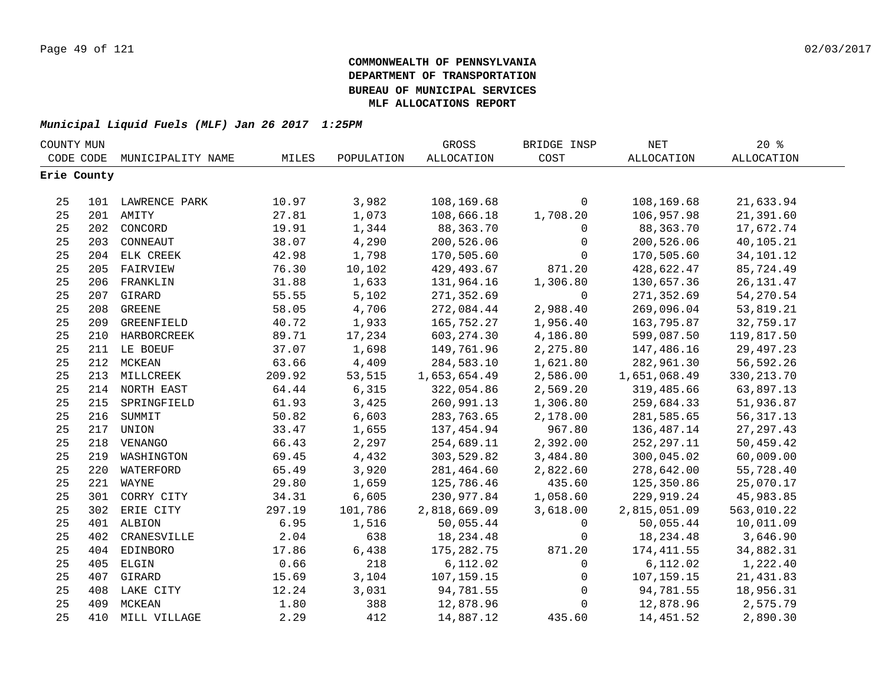# COMMONWEALTH OF PENNSYLVANIA
# DEPARTMENT OF TRANSPORTATION
# BUREAU OF MUNICIPAL SERVICES
# MLF ALLOCATIONS REPORT

***Municipal Liquid Fuels (MLF) Jan 26 2017 1:25PM***

| COUNTY CODE | MUN CODE | MUNICIPALITY NAME | MILES | POPULATION | GROSS ALLOCATION | BRIDGE INSP COST | NET ALLOCATION | 20 % ALLOCATION |
|---|---|---|---|---|---|---|---|---|
| **Erie County** | | | | | | | | |
| 25 | 101 | LAWRENCE PARK | 10.97 | 3,982 | 108,169.68 | 0 | 108,169.68 | 21,633.94 |
| 25 | 201 | AMITY | 27.81 | 1,073 | 108,666.18 | 1,708.20 | 106,957.98 | 21,391.60 |
| 25 | 202 | CONCORD | 19.91 | 1,344 | 88,363.70 | 0 | 88,363.70 | 17,672.74 |
| 25 | 203 | CONNEAUT | 38.07 | 4,290 | 200,526.06 | 0 | 200,526.06 | 40,105.21 |
| 25 | 204 | ELK CREEK | 42.98 | 1,798 | 170,505.60 | 0 | 170,505.60 | 34,101.12 |
| 25 | 205 | FAIRVIEW | 76.30 | 10,102 | 429,493.67 | 871.20 | 428,622.47 | 85,724.49 |
| 25 | 206 | FRANKLIN | 31.88 | 1,633 | 131,964.16 | 1,306.80 | 130,657.36 | 26,131.47 |
| 25 | 207 | GIRARD | 55.55 | 5,102 | 271,352.69 | 0 | 271,352.69 | 54,270.54 |
| 25 | 208 | GREENE | 58.05 | 4,706 | 272,084.44 | 2,988.40 | 269,096.04 | 53,819.21 |
| 25 | 209 | GREENFIELD | 40.72 | 1,933 | 165,752.27 | 1,956.40 | 163,795.87 | 32,759.17 |
| 25 | 210 | HARBORCREEK | 89.71 | 17,234 | 603,274.30 | 4,186.80 | 599,087.50 | 119,817.50 |
| 25 | 211 | LE BOEUF | 37.07 | 1,698 | 149,761.96 | 2,275.80 | 147,486.16 | 29,497.23 |
| 25 | 212 | MCKEAN | 63.66 | 4,409 | 284,583.10 | 1,621.80 | 282,961.30 | 56,592.26 |
| 25 | 213 | MILLCREEK | 209.92 | 53,515 | 1,653,654.49 | 2,586.00 | 1,651,068.49 | 330,213.70 |
| 25 | 214 | NORTH EAST | 64.44 | 6,315 | 322,054.86 | 2,569.20 | 319,485.66 | 63,897.13 |
| 25 | 215 | SPRINGFIELD | 61.93 | 3,425 | 260,991.13 | 1,306.80 | 259,684.33 | 51,936.87 |
| 25 | 216 | SUMMIT | 50.82 | 6,603 | 283,763.65 | 2,178.00 | 281,585.65 | 56,317.13 |
| 25 | 217 | UNION | 33.47 | 1,655 | 137,454.94 | 967.80 | 136,487.14 | 27,297.43 |
| 25 | 218 | VENANGO | 66.43 | 2,297 | 254,689.11 | 2,392.00 | 252,297.11 | 50,459.42 |
| 25 | 219 | WASHINGTON | 69.45 | 4,432 | 303,529.82 | 3,484.80 | 300,045.02 | 60,009.00 |
| 25 | 220 | WATERFORD | 65.49 | 3,920 | 281,464.60 | 2,822.60 | 278,642.00 | 55,728.40 |
| 25 | 221 | WAYNE | 29.80 | 1,659 | 125,786.46 | 435.60 | 125,350.86 | 25,070.17 |
| 25 | 301 | CORRY CITY | 34.31 | 6,605 | 230,977.84 | 1,058.60 | 229,919.24 | 45,983.85 |
| 25 | 302 | ERIE CITY | 297.19 | 101,786 | 2,818,669.09 | 3,618.00 | 2,815,051.09 | 563,010.22 |
| 25 | 401 | ALBION | 6.95 | 1,516 | 50,055.44 | 0 | 50,055.44 | 10,011.09 |
| 25 | 402 | CRANESVILLE | 2.04 | 638 | 18,234.48 | 0 | 18,234.48 | 3,646.90 |
| 25 | 404 | EDINBORO | 17.86 | 6,438 | 175,282.75 | 871.20 | 174,411.55 | 34,882.31 |
| 25 | 405 | ELGIN | 0.66 | 218 | 6,112.02 | 0 | 6,112.02 | 1,222.40 |
| 25 | 407 | GIRARD | 15.69 | 3,104 | 107,159.15 | 0 | 107,159.15 | 21,431.83 |
| 25 | 408 | LAKE CITY | 12.24 | 3,031 | 94,781.55 | 0 | 94,781.55 | 18,956.31 |
| 25 | 409 | MCKEAN | 1.80 | 388 | 12,878.96 | 0 | 12,878.96 | 2,575.79 |
| 25 | 410 | MILL VILLAGE | 2.29 | 412 | 14,887.12 | 435.60 | 14,451.52 | 2,890.30 |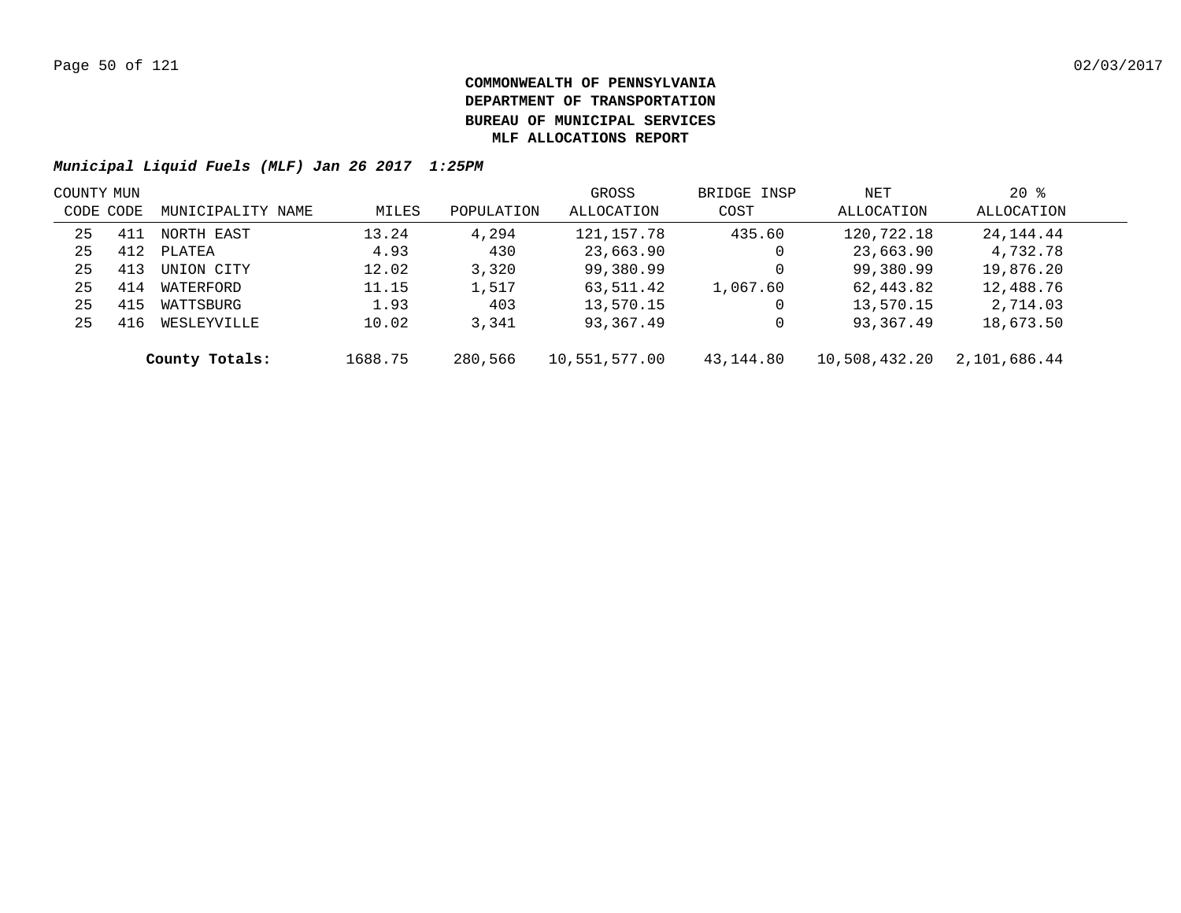# COMMONWEALTH OF PENNSYLVANIA
# DEPARTMENT OF TRANSPORTATION
# BUREAU OF MUNICIPAL SERVICES
# MLF ALLOCATIONS REPORT

***Municipal Liquid Fuels (MLF) Jan 26 2017 1:25PM***

| COUNTY CODE | MUN CODE | MUNICIPALITY NAME | MILES | POPULATION | GROSS ALLOCATION | BRIDGE INSP COST | NET ALLOCATION | 20 % ALLOCATION |
|---|---|---|---|---|---|---|---|---|
| 25 | 411 | NORTH EAST | 13.24 | 4,294 | 121,157.78 | 435.60 | 120,722.18 | 24,144.44 |
| 25 | 412 | PLATEA | 4.93 | 430 | 23,663.90 | 0 | 23,663.90 | 4,732.78 |
| 25 | 413 | UNION CITY | 12.02 | 3,320 | 99,380.99 | 0 | 99,380.99 | 19,876.20 |
| 25 | 414 | WATERFORD | 11.15 | 1,517 | 63,511.42 | 1,067.60 | 62,443.82 | 12,488.76 |
| 25 | 415 | WATTSBURG | 1.93 | 403 | 13,570.15 | 0 | 13,570.15 | 2,714.03 |
| 25 | 416 | WESLEYVILLE | 10.02 | 3,341 | 93,367.49 | 0 | 93,367.49 | 18,673.50 |
| | | **County Totals:** | 1688.75 | 280,566 | 10,551,577.00 | 43,144.80 | 10,508,432.20 | 2,101,686.44 |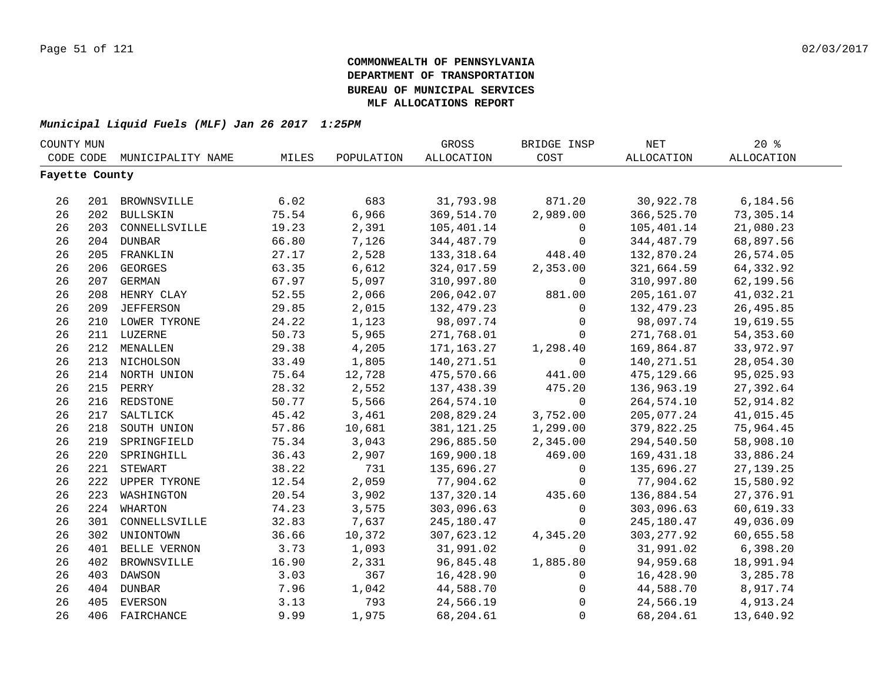**COMMONWEALTH OF PENNSYLVANIA**
**DEPARTMENT OF TRANSPORTATION**
**BUREAU OF MUNICIPAL SERVICES**
**MLF ALLOCATIONS REPORT**

***Municipal Liquid Fuels (MLF) Jan 26 2017 1:25PM***

| COUNTY CODE | MUN CODE | MUNICIPALITY NAME | MILES | POPULATION | GROSS ALLOCATION | BRIDGE INSP COST | NET ALLOCATION | 20 % ALLOCATION |
|---|---|---|---|---|---|---|---|---|
| **Fayette County** | | | | | | | | |
| 26 | 201 | BROWNSVILLE | 6.02 | 683 | 31,793.98 | 871.20 | 30,922.78 | 6,184.56 |
| 26 | 202 | BULLSKIN | 75.54 | 6,966 | 369,514.70 | 2,989.00 | 366,525.70 | 73,305.14 |
| 26 | 203 | CONNELLSVILLE | 19.23 | 2,391 | 105,401.14 | 0 | 105,401.14 | 21,080.23 |
| 26 | 204 | DUNBAR | 66.80 | 7,126 | 344,487.79 | 0 | 344,487.79 | 68,897.56 |
| 26 | 205 | FRANKLIN | 27.17 | 2,528 | 133,318.64 | 448.40 | 132,870.24 | 26,574.05 |
| 26 | 206 | GEORGES | 63.35 | 6,612 | 324,017.59 | 2,353.00 | 321,664.59 | 64,332.92 |
| 26 | 207 | GERMAN | 67.97 | 5,097 | 310,997.80 | 0 | 310,997.80 | 62,199.56 |
| 26 | 208 | HENRY CLAY | 52.55 | 2,066 | 206,042.07 | 881.00 | 205,161.07 | 41,032.21 |
| 26 | 209 | JEFFERSON | 29.85 | 2,015 | 132,479.23 | 0 | 132,479.23 | 26,495.85 |
| 26 | 210 | LOWER TYRONE | 24.22 | 1,123 | 98,097.74 | 0 | 98,097.74 | 19,619.55 |
| 26 | 211 | LUZERNE | 50.73 | 5,965 | 271,768.01 | 0 | 271,768.01 | 54,353.60 |
| 26 | 212 | MENALLEN | 29.38 | 4,205 | 171,163.27 | 1,298.40 | 169,864.87 | 33,972.97 |
| 26 | 213 | NICHOLSON | 33.49 | 1,805 | 140,271.51 | 0 | 140,271.51 | 28,054.30 |
| 26 | 214 | NORTH UNION | 75.64 | 12,728 | 475,570.66 | 441.00 | 475,129.66 | 95,025.93 |
| 26 | 215 | PERRY | 28.32 | 2,552 | 137,438.39 | 475.20 | 136,963.19 | 27,392.64 |
| 26 | 216 | REDSTONE | 50.77 | 5,566 | 264,574.10 | 0 | 264,574.10 | 52,914.82 |
| 26 | 217 | SALTLICK | 45.42 | 3,461 | 208,829.24 | 3,752.00 | 205,077.24 | 41,015.45 |
| 26 | 218 | SOUTH UNION | 57.86 | 10,681 | 381,121.25 | 1,299.00 | 379,822.25 | 75,964.45 |
| 26 | 219 | SPRINGFIELD | 75.34 | 3,043 | 296,885.50 | 2,345.00 | 294,540.50 | 58,908.10 |
| 26 | 220 | SPRINGHILL | 36.43 | 2,907 | 169,900.18 | 469.00 | 169,431.18 | 33,886.24 |
| 26 | 221 | STEWART | 38.22 | 731 | 135,696.27 | 0 | 135,696.27 | 27,139.25 |
| 26 | 222 | UPPER TYRONE | 12.54 | 2,059 | 77,904.62 | 0 | 77,904.62 | 15,580.92 |
| 26 | 223 | WASHINGTON | 20.54 | 3,902 | 137,320.14 | 435.60 | 136,884.54 | 27,376.91 |
| 26 | 224 | WHARTON | 74.23 | 3,575 | 303,096.63 | 0 | 303,096.63 | 60,619.33 |
| 26 | 301 | CONNELLSVILLE | 32.83 | 7,637 | 245,180.47 | 0 | 245,180.47 | 49,036.09 |
| 26 | 302 | UNIONTOWN | 36.66 | 10,372 | 307,623.12 | 4,345.20 | 303,277.92 | 60,655.58 |
| 26 | 401 | BELLE VERNON | 3.73 | 1,093 | 31,991.02 | 0 | 31,991.02 | 6,398.20 |
| 26 | 402 | BROWNSVILLE | 16.90 | 2,331 | 96,845.48 | 1,885.80 | 94,959.68 | 18,991.94 |
| 26 | 403 | DAWSON | 3.03 | 367 | 16,428.90 | 0 | 16,428.90 | 3,285.78 |
| 26 | 404 | DUNBAR | 7.96 | 1,042 | 44,588.70 | 0 | 44,588.70 | 8,917.74 |
| 26 | 405 | EVERSON | 3.13 | 793 | 24,566.19 | 0 | 24,566.19 | 4,913.24 |
| 26 | 406 | FAIRCHANCE | 9.99 | 1,975 | 68,204.61 | 0 | 68,204.61 | 13,640.92 |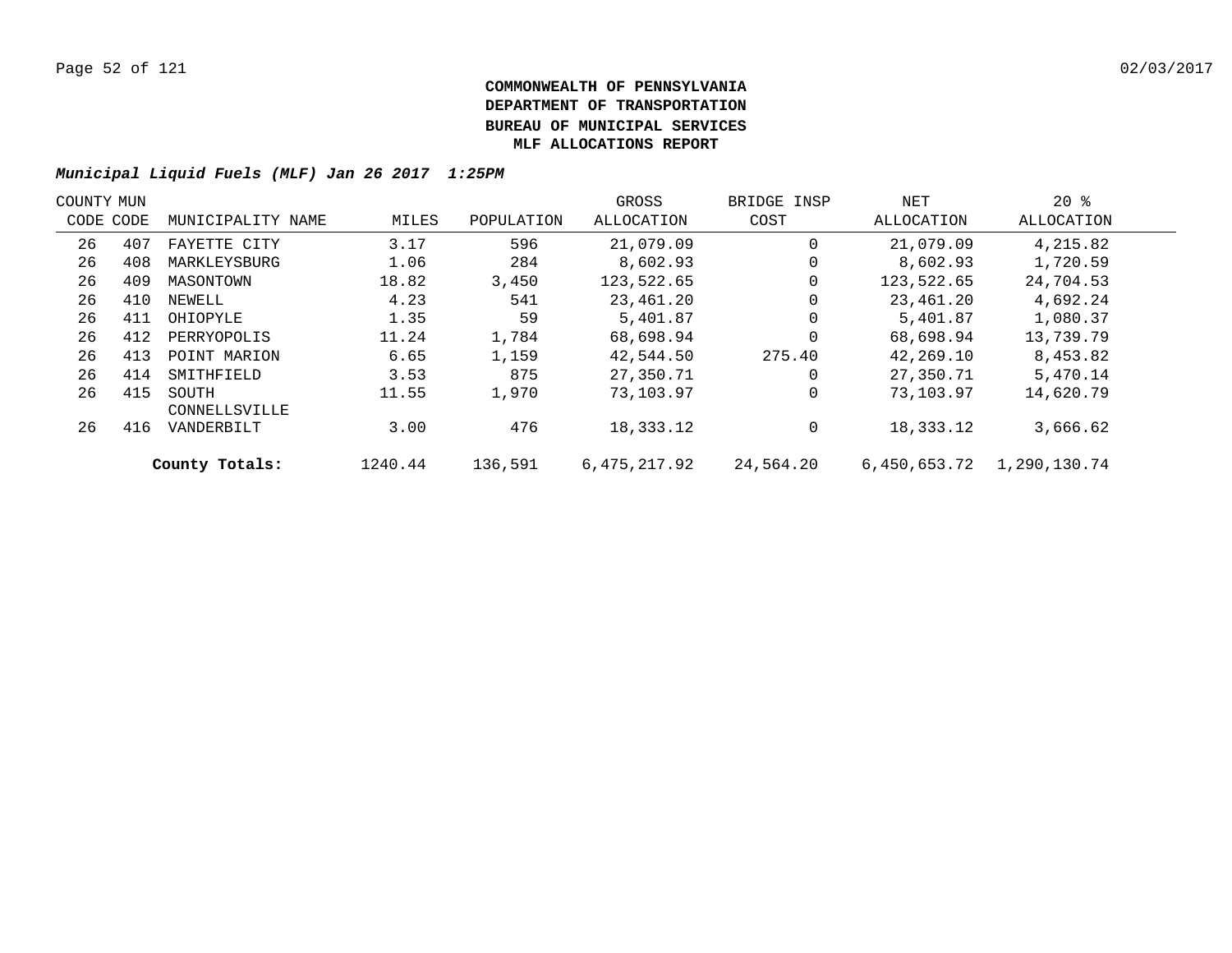**COMMONWEALTH OF PENNSYLVANIA**
**DEPARTMENT OF TRANSPORTATION**
**BUREAU OF MUNICIPAL SERVICES**
**MLF ALLOCATIONS REPORT**

***Municipal Liquid Fuels (MLF) Jan 26 2017 1:25PM***

| COUNTY CODE | MUN CODE | MUNICIPALITY NAME | MILES | POPULATION | GROSS ALLOCATION | BRIDGE INSP COST | NET ALLOCATION | 20 % ALLOCATION |
|---|---|---|---|---|---|---|---|---|
| 26 | 407 | FAYETTE CITY | 3.17 | 596 | 21,079.09 | 0 | 21,079.09 | 4,215.82 |
| 26 | 408 | MARKLEYSBURG | 1.06 | 284 | 8,602.93 | 0 | 8,602.93 | 1,720.59 |
| 26 | 409 | MASONTOWN | 18.82 | 3,450 | 123,522.65 | 0 | 123,522.65 | 24,704.53 |
| 26 | 410 | NEWELL | 4.23 | 541 | 23,461.20 | 0 | 23,461.20 | 4,692.24 |
| 26 | 411 | OHIOPYLE | 1.35 | 59 | 5,401.87 | 0 | 5,401.87 | 1,080.37 |
| 26 | 412 | PERRYOPOLIS | 11.24 | 1,784 | 68,698.94 | 0 | 68,698.94 | 13,739.79 |
| 26 | 413 | POINT MARION | 6.65 | 1,159 | 42,544.50 | 275.40 | 42,269.10 | 8,453.82 |
| 26 | 414 | SMITHFIELD | 3.53 | 875 | 27,350.71 | 0 | 27,350.71 | 5,470.14 |
| 26 | 415 | SOUTH CONNELLSVILLE | 11.55 | 1,970 | 73,103.97 | 0 | 73,103.97 | 14,620.79 |
| 26 | 416 | VANDERBILT | 3.00 | 476 | 18,333.12 | 0 | 18,333.12 | 3,666.62 |
| | | **County Totals:** | 1240.44 | 136,591 | 6,475,217.92 | 24,564.20 | 6,450,653.72 | 1,290,130.74 |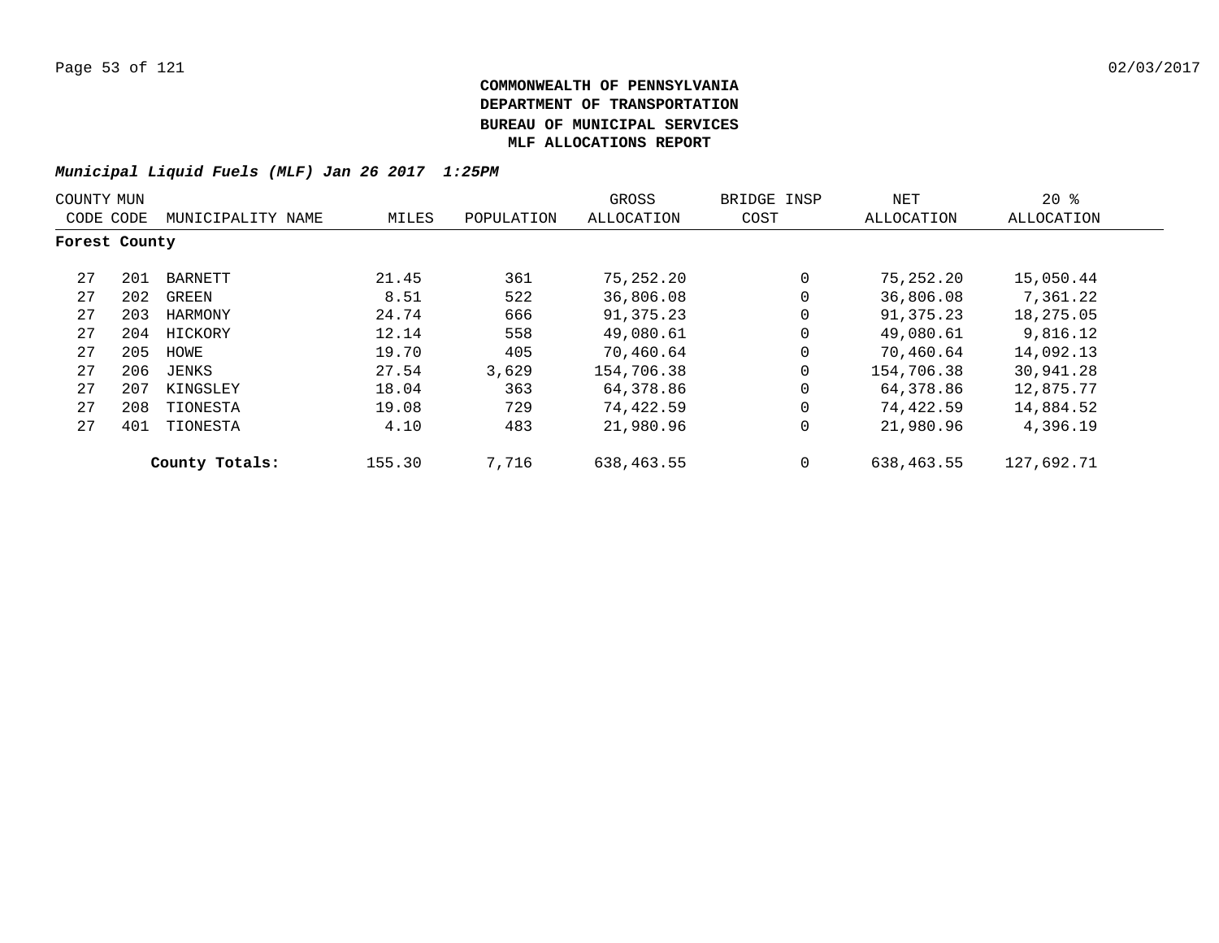**COMMONWEALTH OF PENNSYLVANIA**
**DEPARTMENT OF TRANSPORTATION**
**BUREAU OF MUNICIPAL SERVICES**
**MLF ALLOCATIONS REPORT**

***Municipal Liquid Fuels (MLF) Jan 26 2017 1:25PM***

| COUNTY CODE | MUN CODE | MUNICIPALITY NAME | MILES | POPULATION | GROSS ALLOCATION | BRIDGE INSP COST | NET ALLOCATION | 20 % ALLOCATION |
|---|---|---|---|---|---|---|---|---|
| **Forest County** | | | | | | | | |
| 27 | 201 | BARNETT | 21.45 | 361 | 75,252.20 | 0 | 75,252.20 | 15,050.44 |
| 27 | 202 | GREEN | 8.51 | 522 | 36,806.08 | 0 | 36,806.08 | 7,361.22 |
| 27 | 203 | HARMONY | 24.74 | 666 | 91,375.23 | 0 | 91,375.23 | 18,275.05 |
| 27 | 204 | HICKORY | 12.14 | 558 | 49,080.61 | 0 | 49,080.61 | 9,816.12 |
| 27 | 205 | HOWE | 19.70 | 405 | 70,460.64 | 0 | 70,460.64 | 14,092.13 |
| 27 | 206 | JENKS | 27.54 | 3,629 | 154,706.38 | 0 | 154,706.38 | 30,941.28 |
| 27 | 207 | KINGSLEY | 18.04 | 363 | 64,378.86 | 0 | 64,378.86 | 12,875.77 |
| 27 | 208 | TIONESTA | 19.08 | 729 | 74,422.59 | 0 | 74,422.59 | 14,884.52 |
| 27 | 401 | TIONESTA | 4.10 | 483 | 21,980.96 | 0 | 21,980.96 | 4,396.19 |
| | | **County Totals:** | 155.30 | 7,716 | 638,463.55 | 0 | 638,463.55 | 127,692.71 |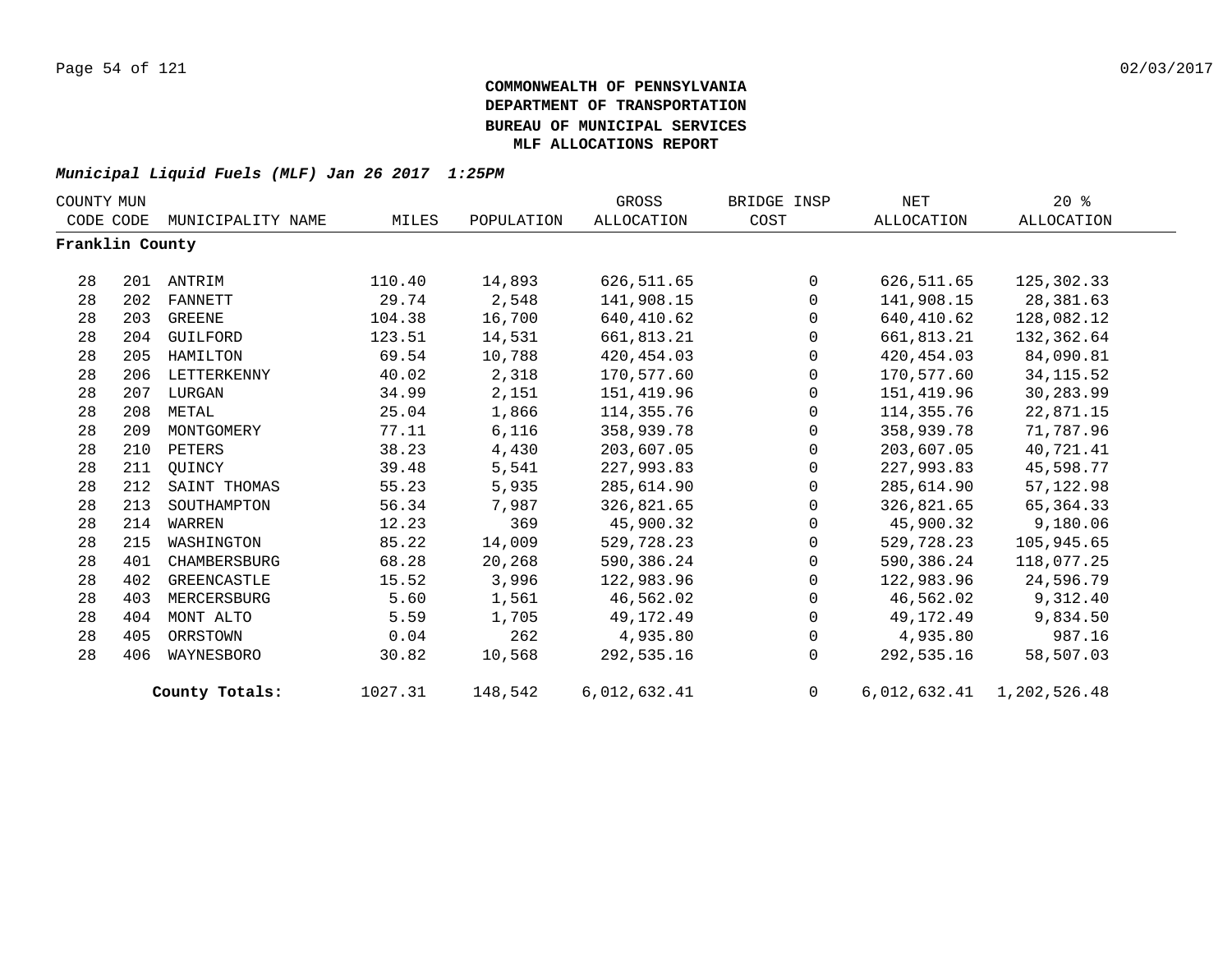**COMMONWEALTH OF PENNSYLVANIA**
**DEPARTMENT OF TRANSPORTATION**
**BUREAU OF MUNICIPAL SERVICES**
**MLF ALLOCATIONS REPORT**

***Municipal Liquid Fuels (MLF) Jan 26 2017 1:25PM***

| COUNTY CODE | MUN CODE | MUNICIPALITY NAME | MILES | POPULATION | GROSS ALLOCATION | BRIDGE INSP COST | NET ALLOCATION | 20 % ALLOCATION |
|---|---|---|---|---|---|---|---|---|
| **Franklin County** | | | | | | | | |
| 28 | 201 | ANTRIM | 110.40 | 14,893 | 626,511.65 | 0 | 626,511.65 | 125,302.33 |
| 28 | 202 | FANNETT | 29.74 | 2,548 | 141,908.15 | 0 | 141,908.15 | 28,381.63 |
| 28 | 203 | GREENE | 104.38 | 16,700 | 640,410.62 | 0 | 640,410.62 | 128,082.12 |
| 28 | 204 | GUILFORD | 123.51 | 14,531 | 661,813.21 | 0 | 661,813.21 | 132,362.64 |
| 28 | 205 | HAMILTON | 69.54 | 10,788 | 420,454.03 | 0 | 420,454.03 | 84,090.81 |
| 28 | 206 | LETTERKENNY | 40.02 | 2,318 | 170,577.60 | 0 | 170,577.60 | 34,115.52 |
| 28 | 207 | LURGAN | 34.99 | 2,151 | 151,419.96 | 0 | 151,419.96 | 30,283.99 |
| 28 | 208 | METAL | 25.04 | 1,866 | 114,355.76 | 0 | 114,355.76 | 22,871.15 |
| 28 | 209 | MONTGOMERY | 77.11 | 6,116 | 358,939.78 | 0 | 358,939.78 | 71,787.96 |
| 28 | 210 | PETERS | 38.23 | 4,430 | 203,607.05 | 0 | 203,607.05 | 40,721.41 |
| 28 | 211 | QUINCY | 39.48 | 5,541 | 227,993.83 | 0 | 227,993.83 | 45,598.77 |
| 28 | 212 | SAINT THOMAS | 55.23 | 5,935 | 285,614.90 | 0 | 285,614.90 | 57,122.98 |
| 28 | 213 | SOUTHAMPTON | 56.34 | 7,987 | 326,821.65 | 0 | 326,821.65 | 65,364.33 |
| 28 | 214 | WARREN | 12.23 | 369 | 45,900.32 | 0 | 45,900.32 | 9,180.06 |
| 28 | 215 | WASHINGTON | 85.22 | 14,009 | 529,728.23 | 0 | 529,728.23 | 105,945.65 |
| 28 | 401 | CHAMBERSBURG | 68.28 | 20,268 | 590,386.24 | 0 | 590,386.24 | 118,077.25 |
| 28 | 402 | GREENCASTLE | 15.52 | 3,996 | 122,983.96 | 0 | 122,983.96 | 24,596.79 |
| 28 | 403 | MERCERSBURG | 5.60 | 1,561 | 46,562.02 | 0 | 46,562.02 | 9,312.40 |
| 28 | 404 | MONT ALTO | 5.59 | 1,705 | 49,172.49 | 0 | 49,172.49 | 9,834.50 |
| 28 | 405 | ORRSTOWN | 0.04 | 262 | 4,935.80 | 0 | 4,935.80 | 987.16 |
| 28 | 406 | WAYNESBORO | 30.82 | 10,568 | 292,535.16 | 0 | 292,535.16 | 58,507.03 |
| | | **County Totals:** | 1027.31 | 148,542 | 6,012,632.41 | 0 | 6,012,632.41 | 1,202,526.48 |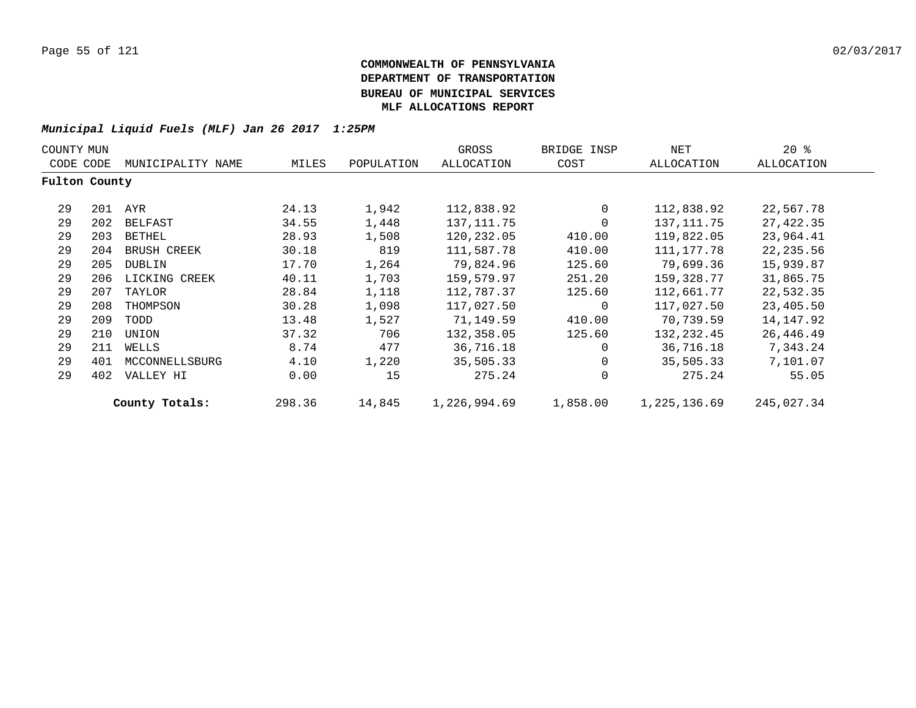**COMMONWEALTH OF PENNSYLVANIA**
**DEPARTMENT OF TRANSPORTATION**
**BUREAU OF MUNICIPAL SERVICES**
**MLF ALLOCATIONS REPORT**

***Municipal Liquid Fuels (MLF) Jan 26 2017 1:25PM***

| COUNTY CODE | MUN CODE | MUNICIPALITY NAME | MILES | POPULATION | GROSS ALLOCATION | BRIDGE INSP COST | NET ALLOCATION | 20 % ALLOCATION |
|---|---|---|---|---|---|---|---|---|
| **Fulton County** | | | | | | | | |
| 29 | 201 | AYR | 24.13 | 1,942 | 112,838.92 | 0 | 112,838.92 | 22,567.78 |
| 29 | 202 | BELFAST | 34.55 | 1,448 | 137,111.75 | 0 | 137,111.75 | 27,422.35 |
| 29 | 203 | BETHEL | 28.93 | 1,508 | 120,232.05 | 410.00 | 119,822.05 | 23,964.41 |
| 29 | 204 | BRUSH CREEK | 30.18 | 819 | 111,587.78 | 410.00 | 111,177.78 | 22,235.56 |
| 29 | 205 | DUBLIN | 17.70 | 1,264 | 79,824.96 | 125.60 | 79,699.36 | 15,939.87 |
| 29 | 206 | LICKING CREEK | 40.11 | 1,703 | 159,579.97 | 251.20 | 159,328.77 | 31,865.75 |
| 29 | 207 | TAYLOR | 28.84 | 1,118 | 112,787.37 | 125.60 | 112,661.77 | 22,532.35 |
| 29 | 208 | THOMPSON | 30.28 | 1,098 | 117,027.50 | 0 | 117,027.50 | 23,405.50 |
| 29 | 209 | TODD | 13.48 | 1,527 | 71,149.59 | 410.00 | 70,739.59 | 14,147.92 |
| 29 | 210 | UNION | 37.32 | 706 | 132,358.05 | 125.60 | 132,232.45 | 26,446.49 |
| 29 | 211 | WELLS | 8.74 | 477 | 36,716.18 | 0 | 36,716.18 | 7,343.24 |
| 29 | 401 | MCCONNELLSBURG | 4.10 | 1,220 | 35,505.33 | 0 | 35,505.33 | 7,101.07 |
| 29 | 402 | VALLEY HI | 0.00 | 15 | 275.24 | 0 | 275.24 | 55.05 |
| | | **County Totals:** | 298.36 | 14,845 | 1,226,994.69 | 1,858.00 | 1,225,136.69 | 245,027.34 |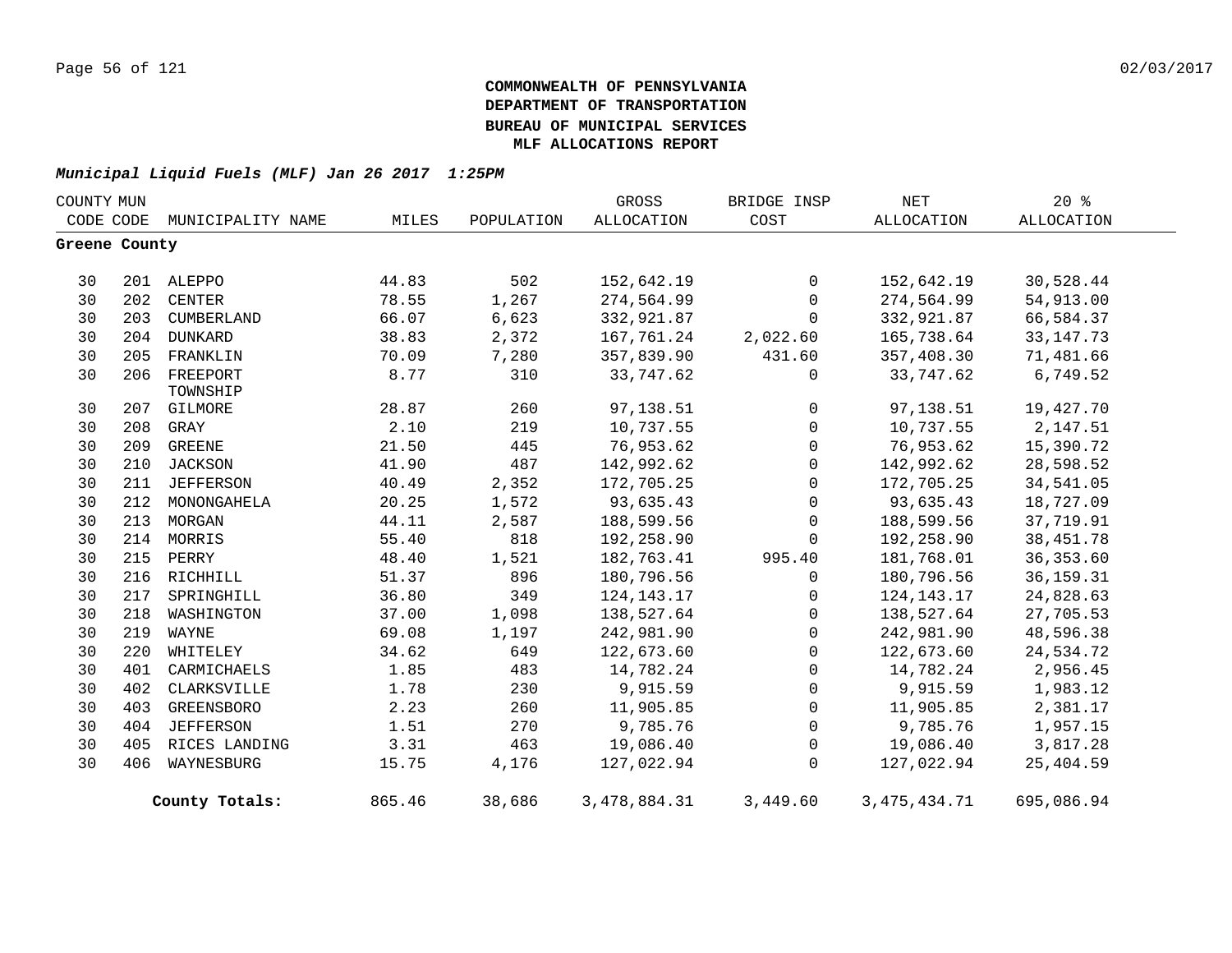**COMMONWEALTH OF PENNSYLVANIA**
**DEPARTMENT OF TRANSPORTATION**
**BUREAU OF MUNICIPAL SERVICES**
**MLF ALLOCATIONS REPORT**

***Municipal Liquid Fuels (MLF) Jan 26 2017 1:25PM***

| COUNTY CODE | MUN CODE | MUNICIPALITY NAME | MILES | POPULATION | GROSS ALLOCATION | BRIDGE INSP COST | NET ALLOCATION | 20 % ALLOCATION |
|---|---|---|---|---|---|---|---|---|
| **Greene County** | | | | | | | | |
| 30 | 201 | ALEPPO | 44.83 | 502 | 152,642.19 | 0 | 152,642.19 | 30,528.44 |
| 30 | 202 | CENTER | 78.55 | 1,267 | 274,564.99 | 0 | 274,564.99 | 54,913.00 |
| 30 | 203 | CUMBERLAND | 66.07 | 6,623 | 332,921.87 | 0 | 332,921.87 | 66,584.37 |
| 30 | 204 | DUNKARD | 38.83 | 2,372 | 167,761.24 | 2,022.60 | 165,738.64 | 33,147.73 |
| 30 | 205 | FRANKLIN | 70.09 | 7,280 | 357,839.90 | 431.60 | 357,408.30 | 71,481.66 |
| 30 | 206 | FREEPORT TOWNSHIP | 8.77 | 310 | 33,747.62 | 0 | 33,747.62 | 6,749.52 |
| 30 | 207 | GILMORE | 28.87 | 260 | 97,138.51 | 0 | 97,138.51 | 19,427.70 |
| 30 | 208 | GRAY | 2.10 | 219 | 10,737.55 | 0 | 10,737.55 | 2,147.51 |
| 30 | 209 | GREENE | 21.50 | 445 | 76,953.62 | 0 | 76,953.62 | 15,390.72 |
| 30 | 210 | JACKSON | 41.90 | 487 | 142,992.62 | 0 | 142,992.62 | 28,598.52 |
| 30 | 211 | JEFFERSON | 40.49 | 2,352 | 172,705.25 | 0 | 172,705.25 | 34,541.05 |
| 30 | 212 | MONONGAHELA | 20.25 | 1,572 | 93,635.43 | 0 | 93,635.43 | 18,727.09 |
| 30 | 213 | MORGAN | 44.11 | 2,587 | 188,599.56 | 0 | 188,599.56 | 37,719.91 |
| 30 | 214 | MORRIS | 55.40 | 818 | 192,258.90 | 0 | 192,258.90 | 38,451.78 |
| 30 | 215 | PERRY | 48.40 | 1,521 | 182,763.41 | 995.40 | 181,768.01 | 36,353.60 |
| 30 | 216 | RICHHILL | 51.37 | 896 | 180,796.56 | 0 | 180,796.56 | 36,159.31 |
| 30 | 217 | SPRINGHILL | 36.80 | 349 | 124,143.17 | 0 | 124,143.17 | 24,828.63 |
| 30 | 218 | WASHINGTON | 37.00 | 1,098 | 138,527.64 | 0 | 138,527.64 | 27,705.53 |
| 30 | 219 | WAYNE | 69.08 | 1,197 | 242,981.90 | 0 | 242,981.90 | 48,596.38 |
| 30 | 220 | WHITELEY | 34.62 | 649 | 122,673.60 | 0 | 122,673.60 | 24,534.72 |
| 30 | 401 | CARMICHAELS | 1.85 | 483 | 14,782.24 | 0 | 14,782.24 | 2,956.45 |
| 30 | 402 | CLARKSVILLE | 1.78 | 230 | 9,915.59 | 0 | 9,915.59 | 1,983.12 |
| 30 | 403 | GREENSBORO | 2.23 | 260 | 11,905.85 | 0 | 11,905.85 | 2,381.17 |
| 30 | 404 | JEFFERSON | 1.51 | 270 | 9,785.76 | 0 | 9,785.76 | 1,957.15 |
| 30 | 405 | RICES LANDING | 3.31 | 463 | 19,086.40 | 0 | 19,086.40 | 3,817.28 |
| 30 | 406 | WAYNESBURG | 15.75 | 4,176 | 127,022.94 | 0 | 127,022.94 | 25,404.59 |
| | | **County Totals:** | 865.46 | 38,686 | 3,478,884.31 | 3,449.60 | 3,475,434.71 | 695,086.94 |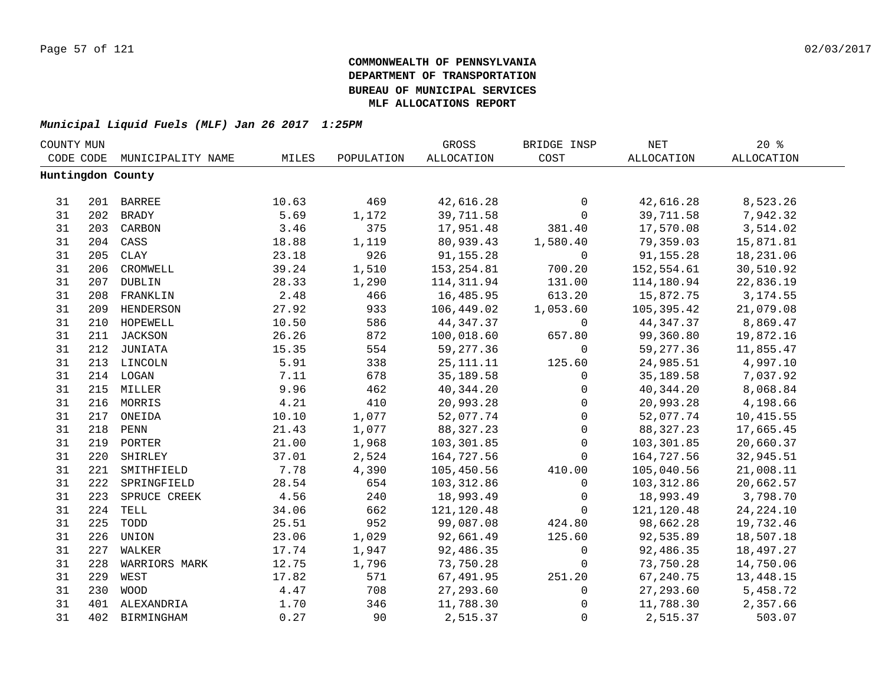**COMMONWEALTH OF PENNSYLVANIA**
**DEPARTMENT OF TRANSPORTATION**
**BUREAU OF MUNICIPAL SERVICES**
**MLF ALLOCATIONS REPORT**

***Municipal Liquid Fuels (MLF) Jan 26 2017 1:25PM***

| COUNTY CODE | MUN CODE | MUNICIPALITY NAME | MILES | POPULATION | GROSS ALLOCATION | BRIDGE INSP COST | NET ALLOCATION | 20 % ALLOCATION |
|---|---|---|---|---|---|---|---|---|
| **Huntingdon County** | | | | | | | | |
| 31 | 201 | BARREE | 10.63 | 469 | 42,616.28 | 0 | 42,616.28 | 8,523.26 |
| 31 | 202 | BRADY | 5.69 | 1,172 | 39,711.58 | 0 | 39,711.58 | 7,942.32 |
| 31 | 203 | CARBON | 3.46 | 375 | 17,951.48 | 381.40 | 17,570.08 | 3,514.02 |
| 31 | 204 | CASS | 18.88 | 1,119 | 80,939.43 | 1,580.40 | 79,359.03 | 15,871.81 |
| 31 | 205 | CLAY | 23.18 | 926 | 91,155.28 | 0 | 91,155.28 | 18,231.06 |
| 31 | 206 | CROMWELL | 39.24 | 1,510 | 153,254.81 | 700.20 | 152,554.61 | 30,510.92 |
| 31 | 207 | DUBLIN | 28.33 | 1,290 | 114,311.94 | 131.00 | 114,180.94 | 22,836.19 |
| 31 | 208 | FRANKLIN | 2.48 | 466 | 16,485.95 | 613.20 | 15,872.75 | 3,174.55 |
| 31 | 209 | HENDERSON | 27.92 | 933 | 106,449.02 | 1,053.60 | 105,395.42 | 21,079.08 |
| 31 | 210 | HOPEWELL | 10.50 | 586 | 44,347.37 | 0 | 44,347.37 | 8,869.47 |
| 31 | 211 | JACKSON | 26.26 | 872 | 100,018.60 | 657.80 | 99,360.80 | 19,872.16 |
| 31 | 212 | JUNIATA | 15.35 | 554 | 59,277.36 | 0 | 59,277.36 | 11,855.47 |
| 31 | 213 | LINCOLN | 5.91 | 338 | 25,111.11 | 125.60 | 24,985.51 | 4,997.10 |
| 31 | 214 | LOGAN | 7.11 | 678 | 35,189.58 | 0 | 35,189.58 | 7,037.92 |
| 31 | 215 | MILLER | 9.96 | 462 | 40,344.20 | 0 | 40,344.20 | 8,068.84 |
| 31 | 216 | MORRIS | 4.21 | 410 | 20,993.28 | 0 | 20,993.28 | 4,198.66 |
| 31 | 217 | ONEIDA | 10.10 | 1,077 | 52,077.74 | 0 | 52,077.74 | 10,415.55 |
| 31 | 218 | PENN | 21.43 | 1,077 | 88,327.23 | 0 | 88,327.23 | 17,665.45 |
| 31 | 219 | PORTER | 21.00 | 1,968 | 103,301.85 | 0 | 103,301.85 | 20,660.37 |
| 31 | 220 | SHIRLEY | 37.01 | 2,524 | 164,727.56 | 0 | 164,727.56 | 32,945.51 |
| 31 | 221 | SMITHFIELD | 7.78 | 4,390 | 105,450.56 | 410.00 | 105,040.56 | 21,008.11 |
| 31 | 222 | SPRINGFIELD | 28.54 | 654 | 103,312.86 | 0 | 103,312.86 | 20,662.57 |
| 31 | 223 | SPRUCE CREEK | 4.56 | 240 | 18,993.49 | 0 | 18,993.49 | 3,798.70 |
| 31 | 224 | TELL | 34.06 | 662 | 121,120.48 | 0 | 121,120.48 | 24,224.10 |
| 31 | 225 | TODD | 25.51 | 952 | 99,087.08 | 424.80 | 98,662.28 | 19,732.46 |
| 31 | 226 | UNION | 23.06 | 1,029 | 92,661.49 | 125.60 | 92,535.89 | 18,507.18 |
| 31 | 227 | WALKER | 17.74 | 1,947 | 92,486.35 | 0 | 92,486.35 | 18,497.27 |
| 31 | 228 | WARRIORS MARK | 12.75 | 1,796 | 73,750.28 | 0 | 73,750.28 | 14,750.06 |
| 31 | 229 | WEST | 17.82 | 571 | 67,491.95 | 251.20 | 67,240.75 | 13,448.15 |
| 31 | 230 | WOOD | 4.47 | 708 | 27,293.60 | 0 | 27,293.60 | 5,458.72 |
| 31 | 401 | ALEXANDRIA | 1.70 | 346 | 11,788.30 | 0 | 11,788.30 | 2,357.66 |
| 31 | 402 | BIRMINGHAM | 0.27 | 90 | 2,515.37 | 0 | 2,515.37 | 503.07 |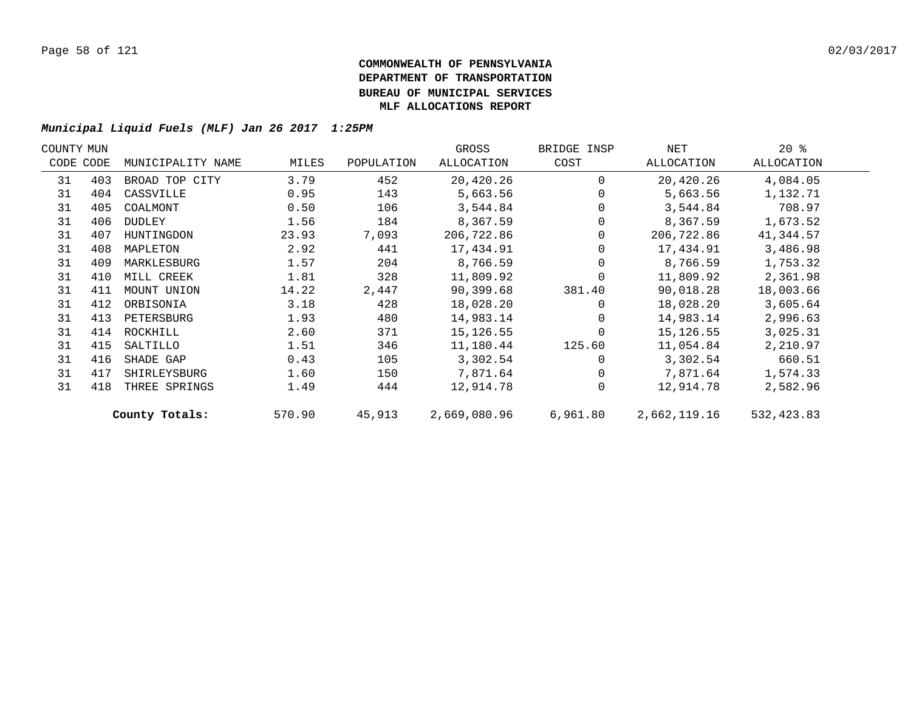**COMMONWEALTH OF PENNSYLVANIA**
**DEPARTMENT OF TRANSPORTATION**
**BUREAU OF MUNICIPAL SERVICES**
**MLF ALLOCATIONS REPORT**

***Municipal Liquid Fuels (MLF) Jan 26 2017 1:25PM***

| COUNTY CODE | MUN CODE | MUNICIPALITY NAME | MILES | POPULATION | GROSS ALLOCATION | BRIDGE INSP COST | NET ALLOCATION | 20 % ALLOCATION |
|---|---|---|---|---|---|---|---|---|
| 31 | 403 | BROAD TOP CITY | 3.79 | 452 | 20,420.26 | 0 | 20,420.26 | 4,084.05 |
| 31 | 404 | CASSVILLE | 0.95 | 143 | 5,663.56 | 0 | 5,663.56 | 1,132.71 |
| 31 | 405 | COALMONT | 0.50 | 106 | 3,544.84 | 0 | 3,544.84 | 708.97 |
| 31 | 406 | DUDLEY | 1.56 | 184 | 8,367.59 | 0 | 8,367.59 | 1,673.52 |
| 31 | 407 | HUNTINGDON | 23.93 | 7,093 | 206,722.86 | 0 | 206,722.86 | 41,344.57 |
| 31 | 408 | MAPLETON | 2.92 | 441 | 17,434.91 | 0 | 17,434.91 | 3,486.98 |
| 31 | 409 | MARKLESBURG | 1.57 | 204 | 8,766.59 | 0 | 8,766.59 | 1,753.32 |
| 31 | 410 | MILL CREEK | 1.81 | 328 | 11,809.92 | 0 | 11,809.92 | 2,361.98 |
| 31 | 411 | MOUNT UNION | 14.22 | 2,447 | 90,399.68 | 381.40 | 90,018.28 | 18,003.66 |
| 31 | 412 | ORBISONIA | 3.18 | 428 | 18,028.20 | 0 | 18,028.20 | 3,605.64 |
| 31 | 413 | PETERSBURG | 1.93 | 480 | 14,983.14 | 0 | 14,983.14 | 2,996.63 |
| 31 | 414 | ROCKHILL | 2.60 | 371 | 15,126.55 | 0 | 15,126.55 | 3,025.31 |
| 31 | 415 | SALTILLO | 1.51 | 346 | 11,180.44 | 125.60 | 11,054.84 | 2,210.97 |
| 31 | 416 | SHADE GAP | 0.43 | 105 | 3,302.54 | 0 | 3,302.54 | 660.51 |
| 31 | 417 | SHIRLEYSBURG | 1.60 | 150 | 7,871.64 | 0 | 7,871.64 | 1,574.33 |
| 31 | 418 | THREE SPRINGS | 1.49 | 444 | 12,914.78 | 0 | 12,914.78 | 2,582.96 |
| | | **County Totals:** | 570.90 | 45,913 | 2,669,080.96 | 6,961.80 | 2,662,119.16 | 532,423.83 |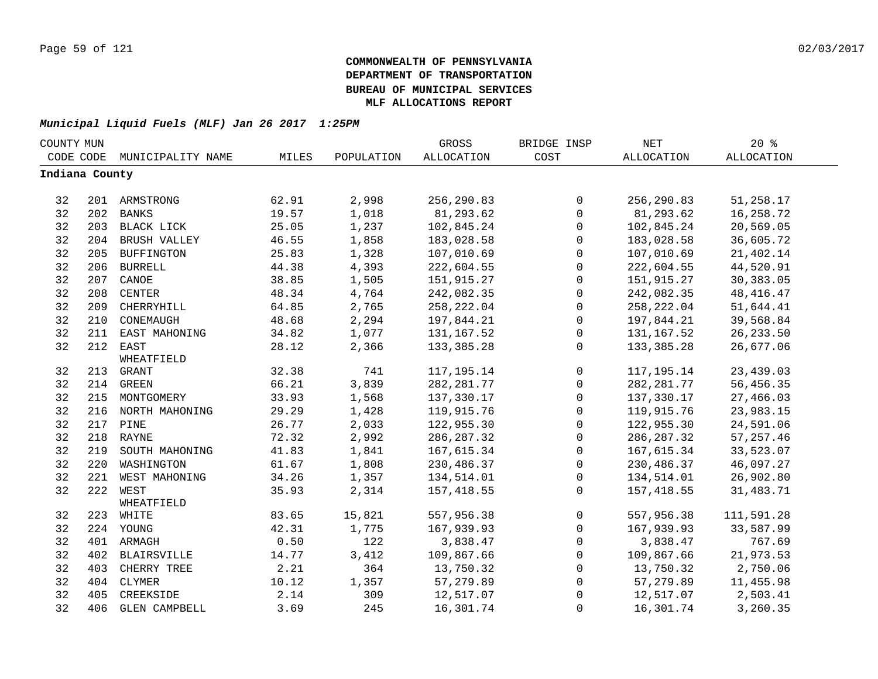**COMMONWEALTH OF PENNSYLVANIA**
**DEPARTMENT OF TRANSPORTATION**
**BUREAU OF MUNICIPAL SERVICES**
**MLF ALLOCATIONS REPORT**

***Municipal Liquid Fuels (MLF) Jan 26 2017 1:25PM***

| COUNTY CODE | MUN CODE | MUNICIPALITY NAME | MILES | POPULATION | GROSS ALLOCATION | BRIDGE INSP COST | NET ALLOCATION | 20 % ALLOCATION |
|---|---|---|---|---|---|---|---|---|
| **Indiana County** | | | | | | | | |
| 32 | 201 | ARMSTRONG | 62.91 | 2,998 | 256,290.83 | 0 | 256,290.83 | 51,258.17 |
| 32 | 202 | BANKS | 19.57 | 1,018 | 81,293.62 | 0 | 81,293.62 | 16,258.72 |
| 32 | 203 | BLACK LICK | 25.05 | 1,237 | 102,845.24 | 0 | 102,845.24 | 20,569.05 |
| 32 | 204 | BRUSH VALLEY | 46.55 | 1,858 | 183,028.58 | 0 | 183,028.58 | 36,605.72 |
| 32 | 205 | BUFFINGTON | 25.83 | 1,328 | 107,010.69 | 0 | 107,010.69 | 21,402.14 |
| 32 | 206 | BURRELL | 44.38 | 4,393 | 222,604.55 | 0 | 222,604.55 | 44,520.91 |
| 32 | 207 | CANOE | 38.85 | 1,505 | 151,915.27 | 0 | 151,915.27 | 30,383.05 |
| 32 | 208 | CENTER | 48.34 | 4,764 | 242,082.35 | 0 | 242,082.35 | 48,416.47 |
| 32 | 209 | CHERRYHILL | 64.85 | 2,765 | 258,222.04 | 0 | 258,222.04 | 51,644.41 |
| 32 | 210 | CONEMAUGH | 48.68 | 2,294 | 197,844.21 | 0 | 197,844.21 | 39,568.84 |
| 32 | 211 | EAST MAHONING | 34.82 | 1,077 | 131,167.52 | 0 | 131,167.52 | 26,233.50 |
| 32 | 212 | EAST WHEATFIELD | 28.12 | 2,366 | 133,385.28 | 0 | 133,385.28 | 26,677.06 |
| 32 | 213 | GRANT | 32.38 | 741 | 117,195.14 | 0 | 117,195.14 | 23,439.03 |
| 32 | 214 | GREEN | 66.21 | 3,839 | 282,281.77 | 0 | 282,281.77 | 56,456.35 |
| 32 | 215 | MONTGOMERY | 33.93 | 1,568 | 137,330.17 | 0 | 137,330.17 | 27,466.03 |
| 32 | 216 | NORTH MAHONING | 29.29 | 1,428 | 119,915.76 | 0 | 119,915.76 | 23,983.15 |
| 32 | 217 | PINE | 26.77 | 2,033 | 122,955.30 | 0 | 122,955.30 | 24,591.06 |
| 32 | 218 | RAYNE | 72.32 | 2,992 | 286,287.32 | 0 | 286,287.32 | 57,257.46 |
| 32 | 219 | SOUTH MAHONING | 41.83 | 1,841 | 167,615.34 | 0 | 167,615.34 | 33,523.07 |
| 32 | 220 | WASHINGTON | 61.67 | 1,808 | 230,486.37 | 0 | 230,486.37 | 46,097.27 |
| 32 | 221 | WEST MAHONING | 34.26 | 1,357 | 134,514.01 | 0 | 134,514.01 | 26,902.80 |
| 32 | 222 | WEST WHEATFIELD | 35.93 | 2,314 | 157,418.55 | 0 | 157,418.55 | 31,483.71 |
| 32 | 223 | WHITE | 83.65 | 15,821 | 557,956.38 | 0 | 557,956.38 | 111,591.28 |
| 32 | 224 | YOUNG | 42.31 | 1,775 | 167,939.93 | 0 | 167,939.93 | 33,587.99 |
| 32 | 401 | ARMAGH | 0.50 | 122 | 3,838.47 | 0 | 3,838.47 | 767.69 |
| 32 | 402 | BLAIRSVILLE | 14.77 | 3,412 | 109,867.66 | 0 | 109,867.66 | 21,973.53 |
| 32 | 403 | CHERRY TREE | 2.21 | 364 | 13,750.32 | 0 | 13,750.32 | 2,750.06 |
| 32 | 404 | CLYMER | 10.12 | 1,357 | 57,279.89 | 0 | 57,279.89 | 11,455.98 |
| 32 | 405 | CREEKSIDE | 2.14 | 309 | 12,517.07 | 0 | 12,517.07 | 2,503.41 |
| 32 | 406 | GLEN CAMPBELL | 3.69 | 245 | 16,301.74 | 0 | 16,301.74 | 3,260.35 |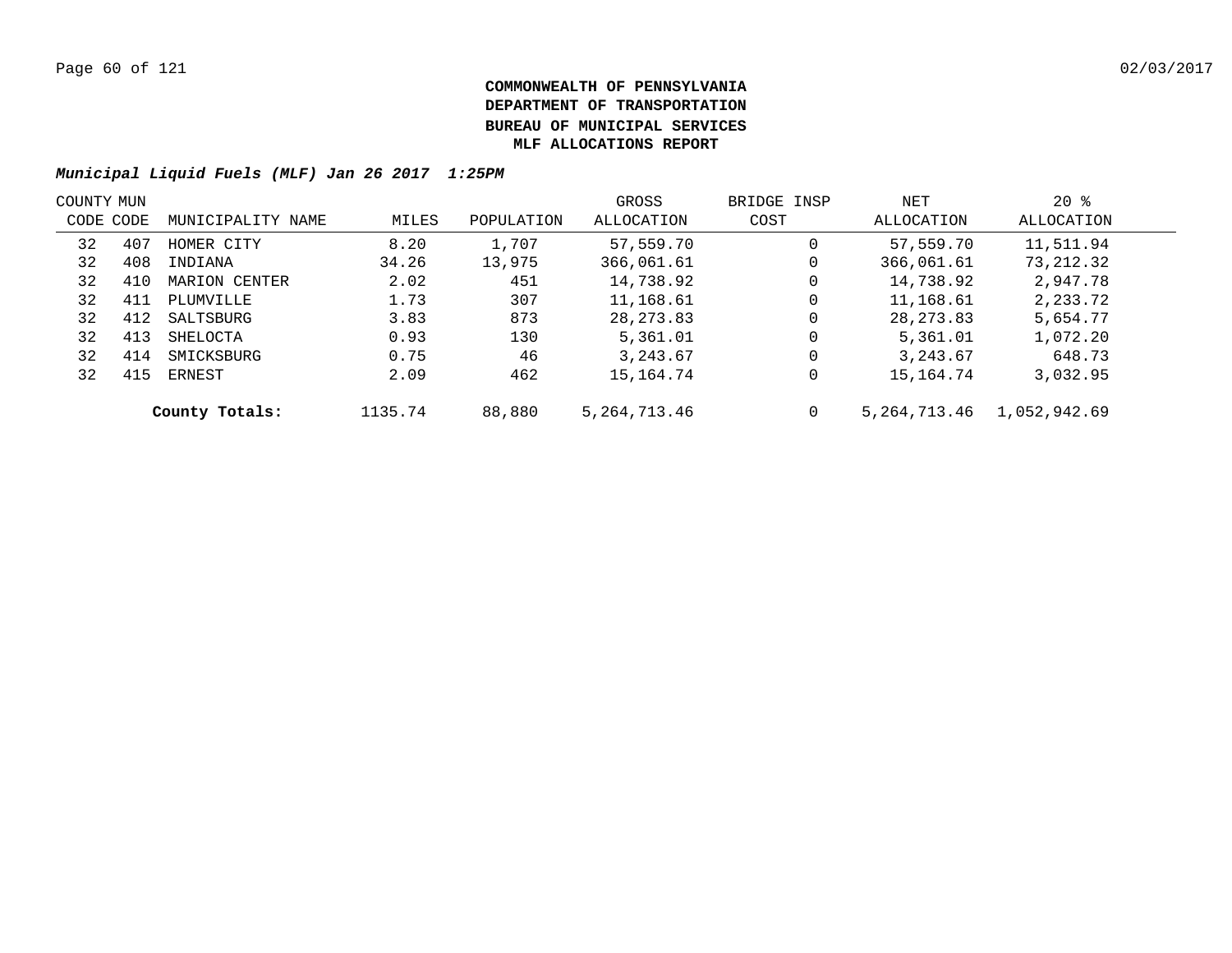**COMMONWEALTH OF PENNSYLVANIA**
**DEPARTMENT OF TRANSPORTATION**
**BUREAU OF MUNICIPAL SERVICES**
**MLF ALLOCATIONS REPORT**

***Municipal Liquid Fuels (MLF) Jan 26 2017 1:25PM***

| COUNTY CODE | MUN CODE | MUNICIPALITY NAME | MILES | POPULATION | GROSS ALLOCATION | BRIDGE INSP COST | NET ALLOCATION | 20 % ALLOCATION |
|---|---|---|---|---|---|---|---|---|
| 32 | 407 | HOMER CITY | 8.20 | 1,707 | 57,559.70 | 0 | 57,559.70 | 11,511.94 |
| 32 | 408 | INDIANA | 34.26 | 13,975 | 366,061.61 | 0 | 366,061.61 | 73,212.32 |
| 32 | 410 | MARION CENTER | 2.02 | 451 | 14,738.92 | 0 | 14,738.92 | 2,947.78 |
| 32 | 411 | PLUMVILLE | 1.73 | 307 | 11,168.61 | 0 | 11,168.61 | 2,233.72 |
| 32 | 412 | SALTSBURG | 3.83 | 873 | 28,273.83 | 0 | 28,273.83 | 5,654.77 |
| 32 | 413 | SHELOCTA | 0.93 | 130 | 5,361.01 | 0 | 5,361.01 | 1,072.20 |
| 32 | 414 | SMICKSBURG | 0.75 | 46 | 3,243.67 | 0 | 3,243.67 | 648.73 |
| 32 | 415 | ERNEST | 2.09 | 462 | 15,164.74 | 0 | 15,164.74 | 3,032.95 |
| | | **County Totals:** | 1135.74 | 88,880 | 5,264,713.46 | 0 | 5,264,713.46 | 1,052,942.69 |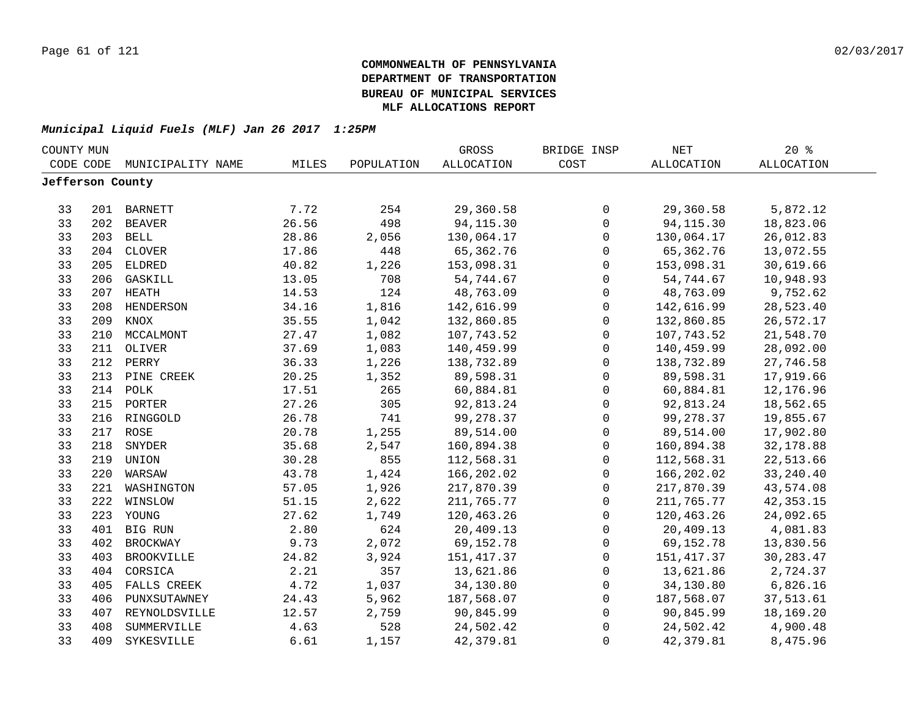**COMMONWEALTH OF PENNSYLVANIA**
**DEPARTMENT OF TRANSPORTATION**
**BUREAU OF MUNICIPAL SERVICES**
**MLF ALLOCATIONS REPORT**

***Municipal Liquid Fuels (MLF) Jan 26 2017 1:25PM***

| COUNTY CODE | MUN CODE | MUNICIPALITY NAME | MILES | POPULATION | GROSS ALLOCATION | BRIDGE INSP COST | NET ALLOCATION | 20 % ALLOCATION |
|---|---|---|---|---|---|---|---|---|
| **Jefferson County** | | | | | | | | |
| 33 | 201 | BARNETT | 7.72 | 254 | 29,360.58 | 0 | 29,360.58 | 5,872.12 |
| 33 | 202 | BEAVER | 26.56 | 498 | 94,115.30 | 0 | 94,115.30 | 18,823.06 |
| 33 | 203 | BELL | 28.86 | 2,056 | 130,064.17 | 0 | 130,064.17 | 26,012.83 |
| 33 | 204 | CLOVER | 17.86 | 448 | 65,362.76 | 0 | 65,362.76 | 13,072.55 |
| 33 | 205 | ELDRED | 40.82 | 1,226 | 153,098.31 | 0 | 153,098.31 | 30,619.66 |
| 33 | 206 | GASKILL | 13.05 | 708 | 54,744.67 | 0 | 54,744.67 | 10,948.93 |
| 33 | 207 | HEATH | 14.53 | 124 | 48,763.09 | 0 | 48,763.09 | 9,752.62 |
| 33 | 208 | HENDERSON | 34.16 | 1,816 | 142,616.99 | 0 | 142,616.99 | 28,523.40 |
| 33 | 209 | KNOX | 35.55 | 1,042 | 132,860.85 | 0 | 132,860.85 | 26,572.17 |
| 33 | 210 | MCCALMONT | 27.47 | 1,082 | 107,743.52 | 0 | 107,743.52 | 21,548.70 |
| 33 | 211 | OLIVER | 37.69 | 1,083 | 140,459.99 | 0 | 140,459.99 | 28,092.00 |
| 33 | 212 | PERRY | 36.33 | 1,226 | 138,732.89 | 0 | 138,732.89 | 27,746.58 |
| 33 | 213 | PINE CREEK | 20.25 | 1,352 | 89,598.31 | 0 | 89,598.31 | 17,919.66 |
| 33 | 214 | POLK | 17.51 | 265 | 60,884.81 | 0 | 60,884.81 | 12,176.96 |
| 33 | 215 | PORTER | 27.26 | 305 | 92,813.24 | 0 | 92,813.24 | 18,562.65 |
| 33 | 216 | RINGGOLD | 26.78 | 741 | 99,278.37 | 0 | 99,278.37 | 19,855.67 |
| 33 | 217 | ROSE | 20.78 | 1,255 | 89,514.00 | 0 | 89,514.00 | 17,902.80 |
| 33 | 218 | SNYDER | 35.68 | 2,547 | 160,894.38 | 0 | 160,894.38 | 32,178.88 |
| 33 | 219 | UNION | 30.28 | 855 | 112,568.31 | 0 | 112,568.31 | 22,513.66 |
| 33 | 220 | WARSAW | 43.78 | 1,424 | 166,202.02 | 0 | 166,202.02 | 33,240.40 |
| 33 | 221 | WASHINGTON | 57.05 | 1,926 | 217,870.39 | 0 | 217,870.39 | 43,574.08 |
| 33 | 222 | WINSLOW | 51.15 | 2,622 | 211,765.77 | 0 | 211,765.77 | 42,353.15 |
| 33 | 223 | YOUNG | 27.62 | 1,749 | 120,463.26 | 0 | 120,463.26 | 24,092.65 |
| 33 | 401 | BIG RUN | 2.80 | 624 | 20,409.13 | 0 | 20,409.13 | 4,081.83 |
| 33 | 402 | BROCKWAY | 9.73 | 2,072 | 69,152.78 | 0 | 69,152.78 | 13,830.56 |
| 33 | 403 | BROOKVILLE | 24.82 | 3,924 | 151,417.37 | 0 | 151,417.37 | 30,283.47 |
| 33 | 404 | CORSICA | 2.21 | 357 | 13,621.86 | 0 | 13,621.86 | 2,724.37 |
| 33 | 405 | FALLS CREEK | 4.72 | 1,037 | 34,130.80 | 0 | 34,130.80 | 6,826.16 |
| 33 | 406 | PUNXSUTAWNEY | 24.43 | 5,962 | 187,568.07 | 0 | 187,568.07 | 37,513.61 |
| 33 | 407 | REYNOLDSVILLE | 12.57 | 2,759 | 90,845.99 | 0 | 90,845.99 | 18,169.20 |
| 33 | 408 | SUMMERVILLE | 4.63 | 528 | 24,502.42 | 0 | 24,502.42 | 4,900.48 |
| 33 | 409 | SYKESVILLE | 6.61 | 1,157 | 42,379.81 | 0 | 42,379.81 | 8,475.96 |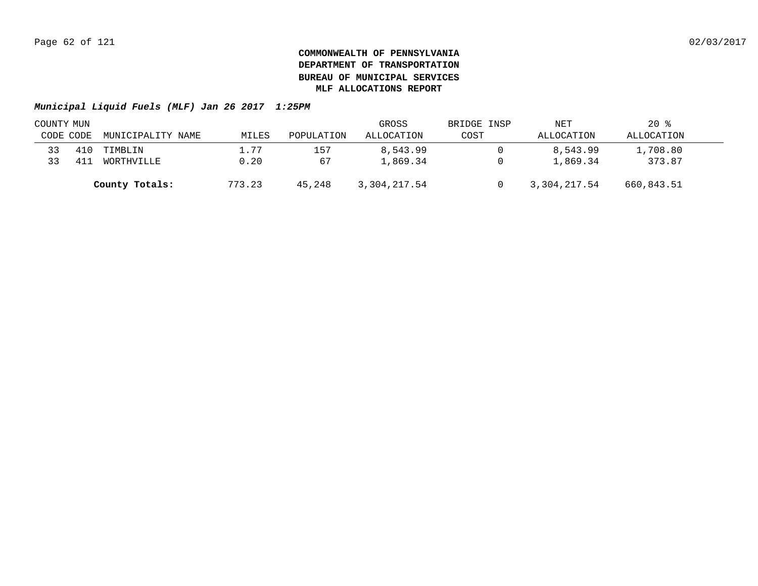**COMMONWEALTH OF PENNSYLVANIA**
**DEPARTMENT OF TRANSPORTATION**
**BUREAU OF MUNICIPAL SERVICES**
**MLF ALLOCATIONS REPORT**

***Municipal Liquid Fuels (MLF) Jan 26 2017 1:25PM***

| COUNTY CODE | MUN CODE | MUNICIPALITY NAME | MILES | POPULATION | GROSS ALLOCATION | BRIDGE INSP COST | NET ALLOCATION | 20 % ALLOCATION |
|---|---|---|---|---|---|---|---|---|
| 33 | 410 | TIMBLIN | 1.77 | 157 | 8,543.99 | 0 | 8,543.99 | 1,708.80 |
| 33 | 411 | WORTHVILLE | 0.20 | 67 | 1,869.34 | 0 | 1,869.34 | 373.87 |
| | | **County Totals:** | 773.23 | 45,248 | 3,304,217.54 | 0 | 3,304,217.54 | 660,843.51 |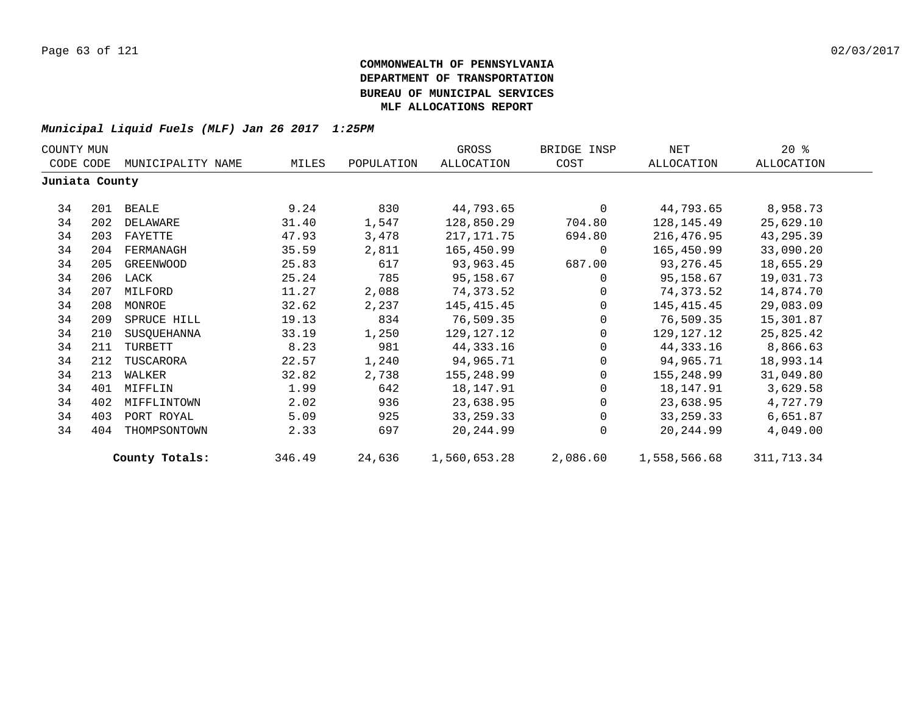# COMMONWEALTH OF PENNSYLVANIA
## DEPARTMENT OF TRANSPORTATION
## BUREAU OF MUNICIPAL SERVICES
## MLF ALLOCATIONS REPORT

***Municipal Liquid Fuels (MLF) Jan 26 2017 1:25PM***

| COUNTY CODE | MUN CODE | MUNICIPALITY NAME | MILES | POPULATION | GROSS ALLOCATION | BRIDGE INSP COST | NET ALLOCATION | 20 % ALLOCATION |
|---|---|---|---|---|---|---|---|---|
| **Juniata County** | | | | | | | | |
| 34 | 201 | BEALE | 9.24 | 830 | 44,793.65 | 0 | 44,793.65 | 8,958.73 |
| 34 | 202 | DELAWARE | 31.40 | 1,547 | 128,850.29 | 704.80 | 128,145.49 | 25,629.10 |
| 34 | 203 | FAYETTE | 47.93 | 3,478 | 217,171.75 | 694.80 | 216,476.95 | 43,295.39 |
| 34 | 204 | FERMANAGH | 35.59 | 2,811 | 165,450.99 | 0 | 165,450.99 | 33,090.20 |
| 34 | 205 | GREENWOOD | 25.83 | 617 | 93,963.45 | 687.00 | 93,276.45 | 18,655.29 |
| 34 | 206 | LACK | 25.24 | 785 | 95,158.67 | 0 | 95,158.67 | 19,031.73 |
| 34 | 207 | MILFORD | 11.27 | 2,088 | 74,373.52 | 0 | 74,373.52 | 14,874.70 |
| 34 | 208 | MONROE | 32.62 | 2,237 | 145,415.45 | 0 | 145,415.45 | 29,083.09 |
| 34 | 209 | SPRUCE HILL | 19.13 | 834 | 76,509.35 | 0 | 76,509.35 | 15,301.87 |
| 34 | 210 | SUSQUEHANNA | 33.19 | 1,250 | 129,127.12 | 0 | 129,127.12 | 25,825.42 |
| 34 | 211 | TURBETT | 8.23 | 981 | 44,333.16 | 0 | 44,333.16 | 8,866.63 |
| 34 | 212 | TUSCARORA | 22.57 | 1,240 | 94,965.71 | 0 | 94,965.71 | 18,993.14 |
| 34 | 213 | WALKER | 32.82 | 2,738 | 155,248.99 | 0 | 155,248.99 | 31,049.80 |
| 34 | 401 | MIFFLIN | 1.99 | 642 | 18,147.91 | 0 | 18,147.91 | 3,629.58 |
| 34 | 402 | MIFFLINTOWN | 2.02 | 936 | 23,638.95 | 0 | 23,638.95 | 4,727.79 |
| 34 | 403 | PORT ROYAL | 5.09 | 925 | 33,259.33 | 0 | 33,259.33 | 6,651.87 |
| 34 | 404 | THOMPSONTOWN | 2.33 | 697 | 20,244.99 | 0 | 20,244.99 | 4,049.00 |
| | | **County Totals:** | 346.49 | 24,636 | 1,560,653.28 | 2,086.60 | 1,558,566.68 | 311,713.34 |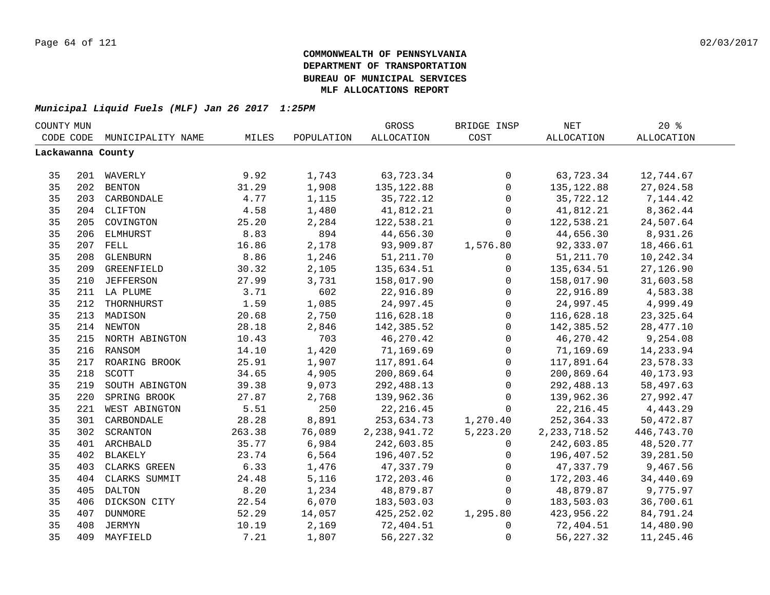**COMMONWEALTH OF PENNSYLVANIA**
**DEPARTMENT OF TRANSPORTATION**
**BUREAU OF MUNICIPAL SERVICES**
**MLF ALLOCATIONS REPORT**

***Municipal Liquid Fuels (MLF) Jan 26 2017 1:25PM***

| COUNTY CODE | MUN CODE | MUNICIPALITY NAME | MILES | POPULATION | GROSS ALLOCATION | BRIDGE INSP COST | NET ALLOCATION | 20 % ALLOCATION |
|---|---|---|---|---|---|---|---|---|
| **Lackawanna County** | | | | | | | | |
| 35 | 201 | WAVERLY | 9.92 | 1,743 | 63,723.34 | 0 | 63,723.34 | 12,744.67 |
| 35 | 202 | BENTON | 31.29 | 1,908 | 135,122.88 | 0 | 135,122.88 | 27,024.58 |
| 35 | 203 | CARBONDALE | 4.77 | 1,115 | 35,722.12 | 0 | 35,722.12 | 7,144.42 |
| 35 | 204 | CLIFTON | 4.58 | 1,480 | 41,812.21 | 0 | 41,812.21 | 8,362.44 |
| 35 | 205 | COVINGTON | 25.20 | 2,284 | 122,538.21 | 0 | 122,538.21 | 24,507.64 |
| 35 | 206 | ELMHURST | 8.83 | 894 | 44,656.30 | 0 | 44,656.30 | 8,931.26 |
| 35 | 207 | FELL | 16.86 | 2,178 | 93,909.87 | 1,576.80 | 92,333.07 | 18,466.61 |
| 35 | 208 | GLENBURN | 8.86 | 1,246 | 51,211.70 | 0 | 51,211.70 | 10,242.34 |
| 35 | 209 | GREENFIELD | 30.32 | 2,105 | 135,634.51 | 0 | 135,634.51 | 27,126.90 |
| 35 | 210 | JEFFERSON | 27.99 | 3,731 | 158,017.90 | 0 | 158,017.90 | 31,603.58 |
| 35 | 211 | LA PLUME | 3.71 | 602 | 22,916.89 | 0 | 22,916.89 | 4,583.38 |
| 35 | 212 | THORNHURST | 1.59 | 1,085 | 24,997.45 | 0 | 24,997.45 | 4,999.49 |
| 35 | 213 | MADISON | 20.68 | 2,750 | 116,628.18 | 0 | 116,628.18 | 23,325.64 |
| 35 | 214 | NEWTON | 28.18 | 2,846 | 142,385.52 | 0 | 142,385.52 | 28,477.10 |
| 35 | 215 | NORTH ABINGTON | 10.43 | 703 | 46,270.42 | 0 | 46,270.42 | 9,254.08 |
| 35 | 216 | RANSOM | 14.10 | 1,420 | 71,169.69 | 0 | 71,169.69 | 14,233.94 |
| 35 | 217 | ROARING BROOK | 25.91 | 1,907 | 117,891.64 | 0 | 117,891.64 | 23,578.33 |
| 35 | 218 | SCOTT | 34.65 | 4,905 | 200,869.64 | 0 | 200,869.64 | 40,173.93 |
| 35 | 219 | SOUTH ABINGTON | 39.38 | 9,073 | 292,488.13 | 0 | 292,488.13 | 58,497.63 |
| 35 | 220 | SPRING BROOK | 27.87 | 2,768 | 139,962.36 | 0 | 139,962.36 | 27,992.47 |
| 35 | 221 | WEST ABINGTON | 5.51 | 250 | 22,216.45 | 0 | 22,216.45 | 4,443.29 |
| 35 | 301 | CARBONDALE | 28.28 | 8,891 | 253,634.73 | 1,270.40 | 252,364.33 | 50,472.87 |
| 35 | 302 | SCRANTON | 263.38 | 76,089 | 2,238,941.72 | 5,223.20 | 2,233,718.52 | 446,743.70 |
| 35 | 401 | ARCHBALD | 35.77 | 6,984 | 242,603.85 | 0 | 242,603.85 | 48,520.77 |
| 35 | 402 | BLAKELY | 23.74 | 6,564 | 196,407.52 | 0 | 196,407.52 | 39,281.50 |
| 35 | 403 | CLARKS GREEN | 6.33 | 1,476 | 47,337.79 | 0 | 47,337.79 | 9,467.56 |
| 35 | 404 | CLARKS SUMMIT | 24.48 | 5,116 | 172,203.46 | 0 | 172,203.46 | 34,440.69 |
| 35 | 405 | DALTON | 8.20 | 1,234 | 48,879.87 | 0 | 48,879.87 | 9,775.97 |
| 35 | 406 | DICKSON CITY | 22.54 | 6,070 | 183,503.03 | 0 | 183,503.03 | 36,700.61 |
| 35 | 407 | DUNMORE | 52.29 | 14,057 | 425,252.02 | 1,295.80 | 423,956.22 | 84,791.24 |
| 35 | 408 | JERMYN | 10.19 | 2,169 | 72,404.51 | 0 | 72,404.51 | 14,480.90 |
| 35 | 409 | MAYFIELD | 7.21 | 1,807 | 56,227.32 | 0 | 56,227.32 | 11,245.46 |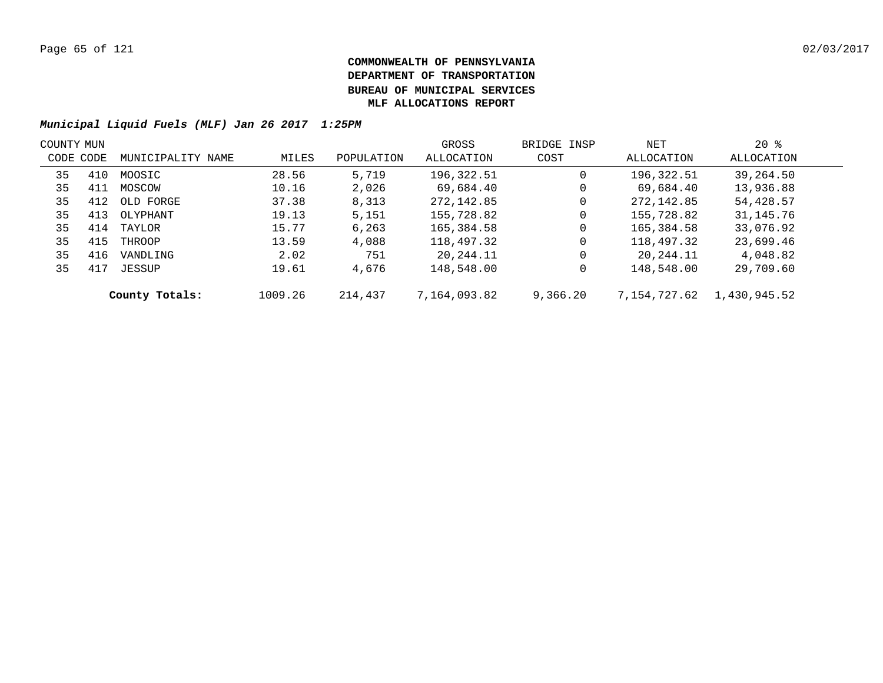**COMMONWEALTH OF PENNSYLVANIA**
**DEPARTMENT OF TRANSPORTATION**
**BUREAU OF MUNICIPAL SERVICES**
**MLF ALLOCATIONS REPORT**

***Municipal Liquid Fuels (MLF) Jan 26 2017 1:25PM***

| COUNTY CODE | MUN CODE | MUNICIPALITY NAME | MILES | POPULATION | GROSS ALLOCATION | BRIDGE INSP COST | NET ALLOCATION | 20 % ALLOCATION |
|---|---|---|---|---|---|---|---|---|
| 35 | 410 | MOOSIC | 28.56 | 5,719 | 196,322.51 | 0 | 196,322.51 | 39,264.50 |
| 35 | 411 | MOSCOW | 10.16 | 2,026 | 69,684.40 | 0 | 69,684.40 | 13,936.88 |
| 35 | 412 | OLD FORGE | 37.38 | 8,313 | 272,142.85 | 0 | 272,142.85 | 54,428.57 |
| 35 | 413 | OLYPHANT | 19.13 | 5,151 | 155,728.82 | 0 | 155,728.82 | 31,145.76 |
| 35 | 414 | TAYLOR | 15.77 | 6,263 | 165,384.58 | 0 | 165,384.58 | 33,076.92 |
| 35 | 415 | THROOP | 13.59 | 4,088 | 118,497.32 | 0 | 118,497.32 | 23,699.46 |
| 35 | 416 | VANDLING | 2.02 | 751 | 20,244.11 | 0 | 20,244.11 | 4,048.82 |
| 35 | 417 | JESSUP | 19.61 | 4,676 | 148,548.00 | 0 | 148,548.00 | 29,709.60 |
| | | **County Totals:** | 1009.26 | 214,437 | 7,164,093.82 | 9,366.20 | 7,154,727.62 | 1,430,945.52 |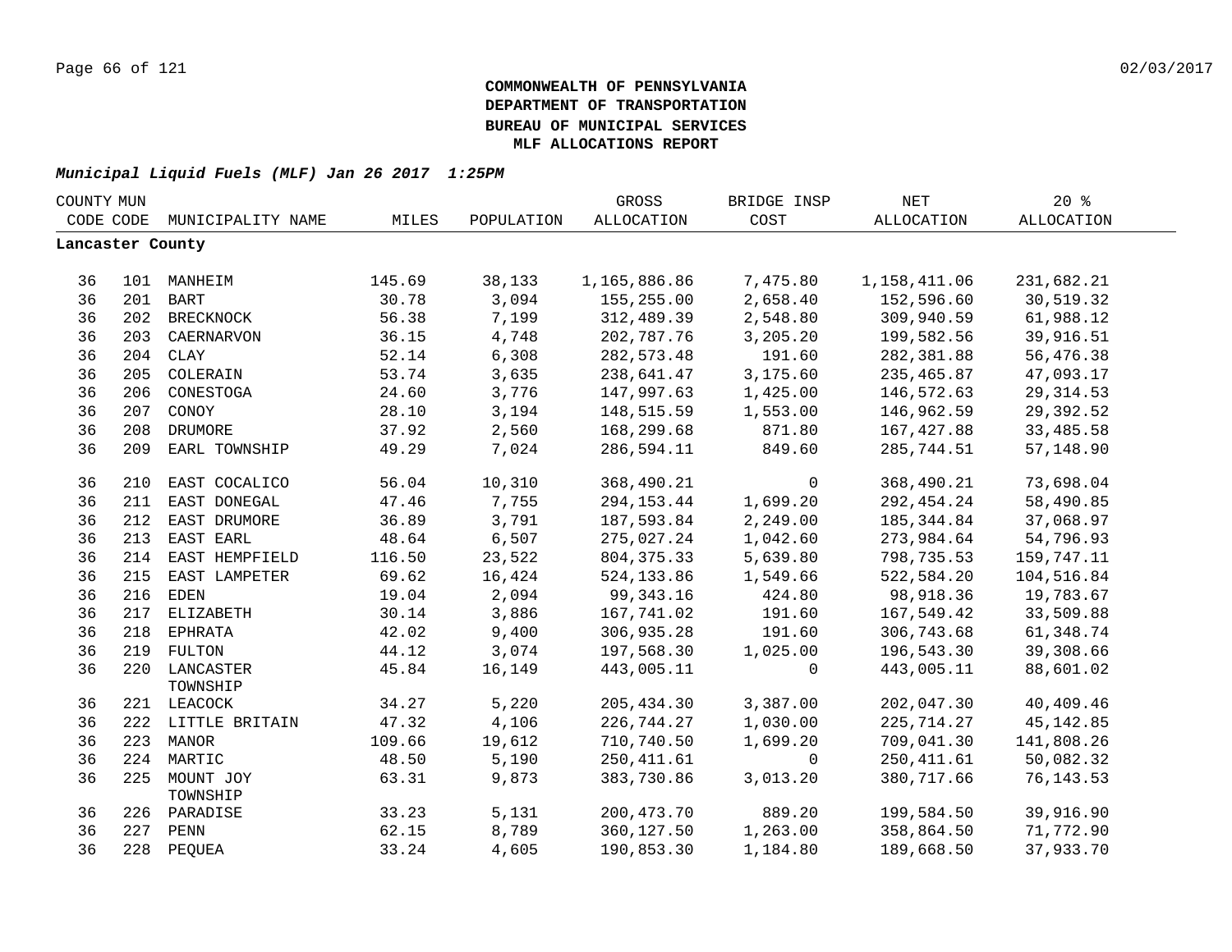**COMMONWEALTH OF PENNSYLVANIA**
**DEPARTMENT OF TRANSPORTATION**
**BUREAU OF MUNICIPAL SERVICES**
**MLF ALLOCATIONS REPORT**

***Municipal Liquid Fuels (MLF) Jan 26 2017 1:25PM***

| COUNTY CODE | MUN CODE | MUNICIPALITY NAME | MILES | POPULATION | GROSS ALLOCATION | BRIDGE INSP COST | NET ALLOCATION | 20 % ALLOCATION |
|---|---|---|---|---|---|---|---|---|
| **Lancaster County** | | | | | | | | |
| 36 | 101 | MANHEIM | 145.69 | 38,133 | 1,165,886.86 | 7,475.80 | 1,158,411.06 | 231,682.21 |
| 36 | 201 | BART | 30.78 | 3,094 | 155,255.00 | 2,658.40 | 152,596.60 | 30,519.32 |
| 36 | 202 | BRECKNOCK | 56.38 | 7,199 | 312,489.39 | 2,548.80 | 309,940.59 | 61,988.12 |
| 36 | 203 | CAERNARVON | 36.15 | 4,748 | 202,787.76 | 3,205.20 | 199,582.56 | 39,916.51 |
| 36 | 204 | CLAY | 52.14 | 6,308 | 282,573.48 | 191.60 | 282,381.88 | 56,476.38 |
| 36 | 205 | COLERAIN | 53.74 | 3,635 | 238,641.47 | 3,175.60 | 235,465.87 | 47,093.17 |
| 36 | 206 | CONESTOGA | 24.60 | 3,776 | 147,997.63 | 1,425.00 | 146,572.63 | 29,314.53 |
| 36 | 207 | CONOY | 28.10 | 3,194 | 148,515.59 | 1,553.00 | 146,962.59 | 29,392.52 |
| 36 | 208 | DRUMORE | 37.92 | 2,560 | 168,299.68 | 871.80 | 167,427.88 | 33,485.58 |
| 36 | 209 | EARL TOWNSHIP | 49.29 | 7,024 | 286,594.11 | 849.60 | 285,744.51 | 57,148.90 |
| 36 | 210 | EAST COCALICO | 56.04 | 10,310 | 368,490.21 | 0 | 368,490.21 | 73,698.04 |
| 36 | 211 | EAST DONEGAL | 47.46 | 7,755 | 294,153.44 | 1,699.20 | 292,454.24 | 58,490.85 |
| 36 | 212 | EAST DRUMORE | 36.89 | 3,791 | 187,593.84 | 2,249.00 | 185,344.84 | 37,068.97 |
| 36 | 213 | EAST EARL | 48.64 | 6,507 | 275,027.24 | 1,042.60 | 273,984.64 | 54,796.93 |
| 36 | 214 | EAST HEMPFIELD | 116.50 | 23,522 | 804,375.33 | 5,639.80 | 798,735.53 | 159,747.11 |
| 36 | 215 | EAST LAMPETER | 69.62 | 16,424 | 524,133.86 | 1,549.66 | 522,584.20 | 104,516.84 |
| 36 | 216 | EDEN | 19.04 | 2,094 | 99,343.16 | 424.80 | 98,918.36 | 19,783.67 |
| 36 | 217 | ELIZABETH | 30.14 | 3,886 | 167,741.02 | 191.60 | 167,549.42 | 33,509.88 |
| 36 | 218 | EPHRATA | 42.02 | 9,400 | 306,935.28 | 191.60 | 306,743.68 | 61,348.74 |
| 36 | 219 | FULTON | 44.12 | 3,074 | 197,568.30 | 1,025.00 | 196,543.30 | 39,308.66 |
| 36 | 220 | LANCASTER TOWNSHIP | 45.84 | 16,149 | 443,005.11 | 0 | 443,005.11 | 88,601.02 |
| 36 | 221 | LEACOCK | 34.27 | 5,220 | 205,434.30 | 3,387.00 | 202,047.30 | 40,409.46 |
| 36 | 222 | LITTLE BRITAIN | 47.32 | 4,106 | 226,744.27 | 1,030.00 | 225,714.27 | 45,142.85 |
| 36 | 223 | MANOR | 109.66 | 19,612 | 710,740.50 | 1,699.20 | 709,041.30 | 141,808.26 |
| 36 | 224 | MARTIC | 48.50 | 5,190 | 250,411.61 | 0 | 250,411.61 | 50,082.32 |
| 36 | 225 | MOUNT JOY TOWNSHIP | 63.31 | 9,873 | 383,730.86 | 3,013.20 | 380,717.66 | 76,143.53 |
| 36 | 226 | PARADISE | 33.23 | 5,131 | 200,473.70 | 889.20 | 199,584.50 | 39,916.90 |
| 36 | 227 | PENN | 62.15 | 8,789 | 360,127.50 | 1,263.00 | 358,864.50 | 71,772.90 |
| 36 | 228 | PEQUEA | 33.24 | 4,605 | 190,853.30 | 1,184.80 | 189,668.50 | 37,933.70 |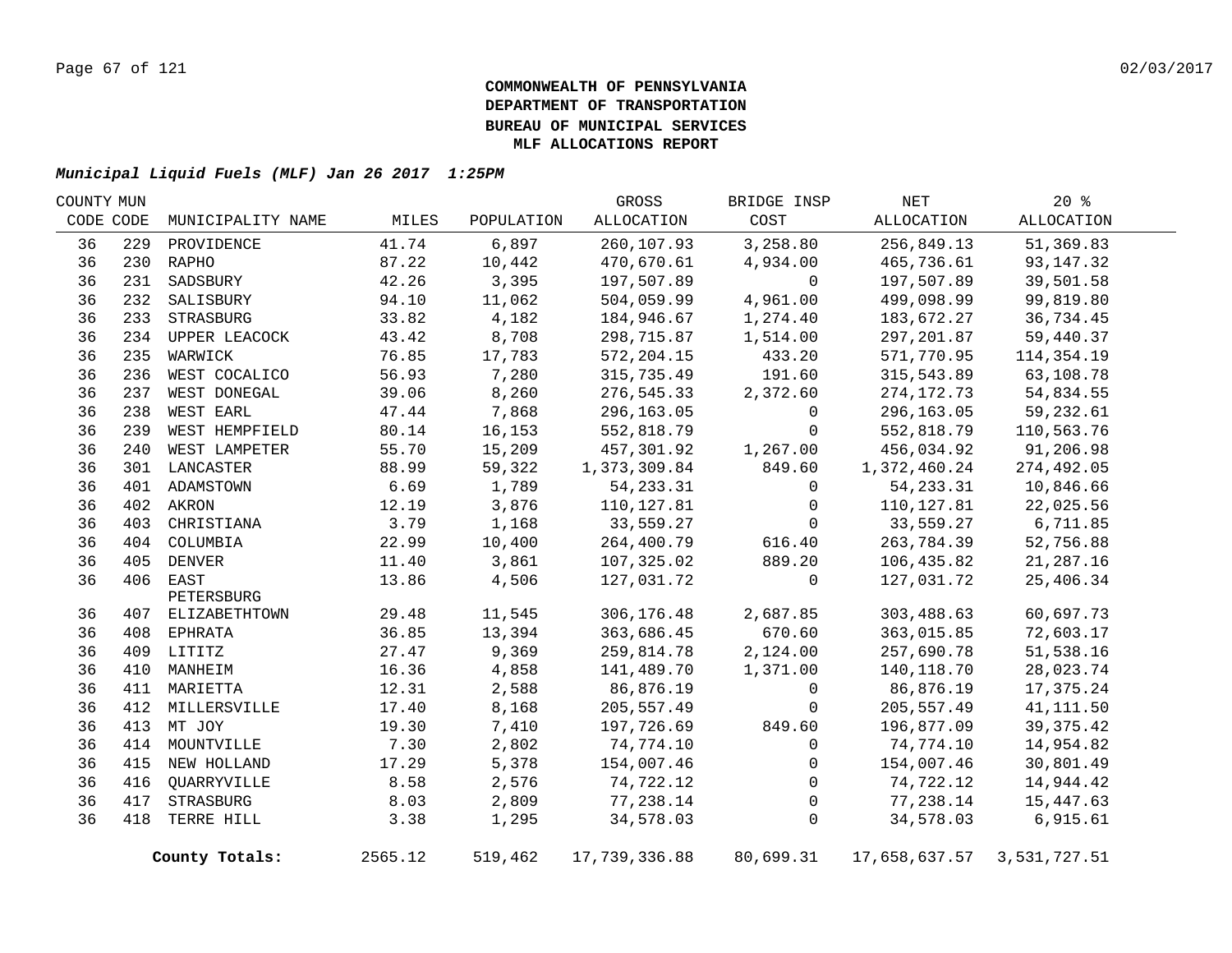**COMMONWEALTH OF PENNSYLVANIA**
**DEPARTMENT OF TRANSPORTATION**
**BUREAU OF MUNICIPAL SERVICES**
**MLF ALLOCATIONS REPORT**

***Municipal Liquid Fuels (MLF) Jan 26 2017 1:25PM***

| COUNTY CODE | MUN CODE | MUNICIPALITY NAME | MILES | POPULATION | GROSS ALLOCATION | BRIDGE INSP COST | NET ALLOCATION | 20 % ALLOCATION |
|---|---|---|---|---|---|---|---|---|
| 36 | 229 | PROVIDENCE | 41.74 | 6,897 | 260,107.93 | 3,258.80 | 256,849.13 | 51,369.83 |
| 36 | 230 | RAPHO | 87.22 | 10,442 | 470,670.61 | 4,934.00 | 465,736.61 | 93,147.32 |
| 36 | 231 | SADSBURY | 42.26 | 3,395 | 197,507.89 | 0 | 197,507.89 | 39,501.58 |
| 36 | 232 | SALISBURY | 94.10 | 11,062 | 504,059.99 | 4,961.00 | 499,098.99 | 99,819.80 |
| 36 | 233 | STRASBURG | 33.82 | 4,182 | 184,946.67 | 1,274.40 | 183,672.27 | 36,734.45 |
| 36 | 234 | UPPER LEACOCK | 43.42 | 8,708 | 298,715.87 | 1,514.00 | 297,201.87 | 59,440.37 |
| 36 | 235 | WARWICK | 76.85 | 17,783 | 572,204.15 | 433.20 | 571,770.95 | 114,354.19 |
| 36 | 236 | WEST COCALICO | 56.93 | 7,280 | 315,735.49 | 191.60 | 315,543.89 | 63,108.78 |
| 36 | 237 | WEST DONEGAL | 39.06 | 8,260 | 276,545.33 | 2,372.60 | 274,172.73 | 54,834.55 |
| 36 | 238 | WEST EARL | 47.44 | 7,868 | 296,163.05 | 0 | 296,163.05 | 59,232.61 |
| 36 | 239 | WEST HEMPFIELD | 80.14 | 16,153 | 552,818.79 | 0 | 552,818.79 | 110,563.76 |
| 36 | 240 | WEST LAMPETER | 55.70 | 15,209 | 457,301.92 | 1,267.00 | 456,034.92 | 91,206.98 |
| 36 | 301 | LANCASTER | 88.99 | 59,322 | 1,373,309.84 | 849.60 | 1,372,460.24 | 274,492.05 |
| 36 | 401 | ADAMSTOWN | 6.69 | 1,789 | 54,233.31 | 0 | 54,233.31 | 10,846.66 |
| 36 | 402 | AKRON | 12.19 | 3,876 | 110,127.81 | 0 | 110,127.81 | 22,025.56 |
| 36 | 403 | CHRISTIANA | 3.79 | 1,168 | 33,559.27 | 0 | 33,559.27 | 6,711.85 |
| 36 | 404 | COLUMBIA | 22.99 | 10,400 | 264,400.79 | 616.40 | 263,784.39 | 52,756.88 |
| 36 | 405 | DENVER | 11.40 | 3,861 | 107,325.02 | 889.20 | 106,435.82 | 21,287.16 |
| 36 | 406 | EAST PETERSBURG | 13.86 | 4,506 | 127,031.72 | 0 | 127,031.72 | 25,406.34 |
| 36 | 407 | ELIZABETHTOWN | 29.48 | 11,545 | 306,176.48 | 2,687.85 | 303,488.63 | 60,697.73 |
| 36 | 408 | EPHRATA | 36.85 | 13,394 | 363,686.45 | 670.60 | 363,015.85 | 72,603.17 |
| 36 | 409 | LITITZ | 27.47 | 9,369 | 259,814.78 | 2,124.00 | 257,690.78 | 51,538.16 |
| 36 | 410 | MANHEIM | 16.36 | 4,858 | 141,489.70 | 1,371.00 | 140,118.70 | 28,023.74 |
| 36 | 411 | MARIETTA | 12.31 | 2,588 | 86,876.19 | 0 | 86,876.19 | 17,375.24 |
| 36 | 412 | MILLERSVILLE | 17.40 | 8,168 | 205,557.49 | 0 | 205,557.49 | 41,111.50 |
| 36 | 413 | MT JOY | 19.30 | 7,410 | 197,726.69 | 849.60 | 196,877.09 | 39,375.42 |
| 36 | 414 | MOUNTVILLE | 7.30 | 2,802 | 74,774.10 | 0 | 74,774.10 | 14,954.82 |
| 36 | 415 | NEW HOLLAND | 17.29 | 5,378 | 154,007.46 | 0 | 154,007.46 | 30,801.49 |
| 36 | 416 | QUARRYVILLE | 8.58 | 2,576 | 74,722.12 | 0 | 74,722.12 | 14,944.42 |
| 36 | 417 | STRASBURG | 8.03 | 2,809 | 77,238.14 | 0 | 77,238.14 | 15,447.63 |
| 36 | 418 | TERRE HILL | 3.38 | 1,295 | 34,578.03 | 0 | 34,578.03 | 6,915.61 |
| | | **County Totals:** | 2565.12 | 519,462 | 17,739,336.88 | 80,699.31 | 17,658,637.57 | 3,531,727.51 |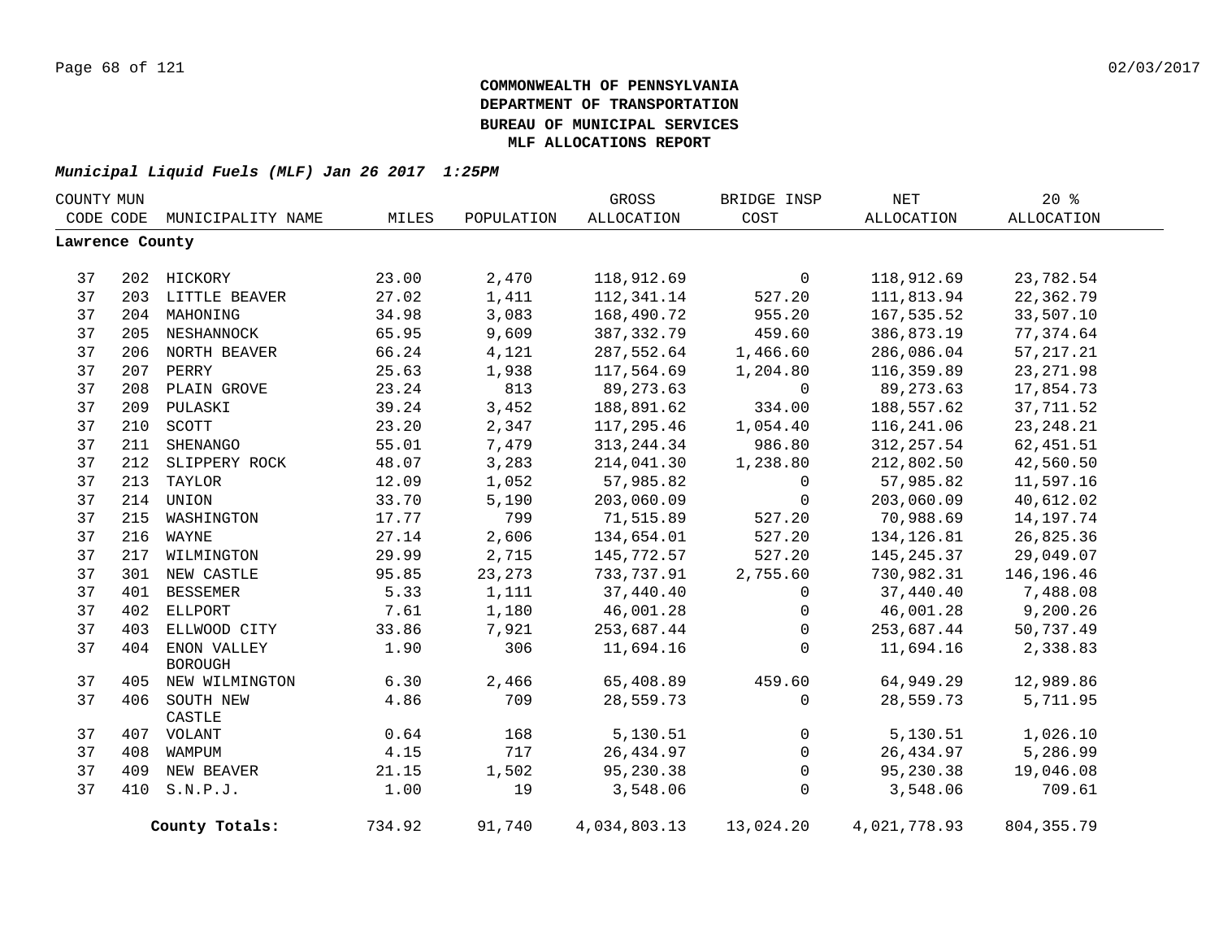**COMMONWEALTH OF PENNSYLVANIA**
**DEPARTMENT OF TRANSPORTATION**
**BUREAU OF MUNICIPAL SERVICES**
**MLF ALLOCATIONS REPORT**

***Municipal Liquid Fuels (MLF) Jan 26 2017 1:25PM***

| COUNTY CODE | MUN CODE | MUNICIPALITY NAME | MILES | POPULATION | GROSS ALLOCATION | BRIDGE INSP COST | NET ALLOCATION | 20 % ALLOCATION |
|---|---|---|---|---|---|---|---|---|
| **Lawrence County** | | | | | | | | |
| 37 | 202 | HICKORY | 23.00 | 2,470 | 118,912.69 | 0 | 118,912.69 | 23,782.54 |
| 37 | 203 | LITTLE BEAVER | 27.02 | 1,411 | 112,341.14 | 527.20 | 111,813.94 | 22,362.79 |
| 37 | 204 | MAHONING | 34.98 | 3,083 | 168,490.72 | 955.20 | 167,535.52 | 33,507.10 |
| 37 | 205 | NESHANNOCK | 65.95 | 9,609 | 387,332.79 | 459.60 | 386,873.19 | 77,374.64 |
| 37 | 206 | NORTH BEAVER | 66.24 | 4,121 | 287,552.64 | 1,466.60 | 286,086.04 | 57,217.21 |
| 37 | 207 | PERRY | 25.63 | 1,938 | 117,564.69 | 1,204.80 | 116,359.89 | 23,271.98 |
| 37 | 208 | PLAIN GROVE | 23.24 | 813 | 89,273.63 | 0 | 89,273.63 | 17,854.73 |
| 37 | 209 | PULASKI | 39.24 | 3,452 | 188,891.62 | 334.00 | 188,557.62 | 37,711.52 |
| 37 | 210 | SCOTT | 23.20 | 2,347 | 117,295.46 | 1,054.40 | 116,241.06 | 23,248.21 |
| 37 | 211 | SHENANGO | 55.01 | 7,479 | 313,244.34 | 986.80 | 312,257.54 | 62,451.51 |
| 37 | 212 | SLIPPERY ROCK | 48.07 | 3,283 | 214,041.30 | 1,238.80 | 212,802.50 | 42,560.50 |
| 37 | 213 | TAYLOR | 12.09 | 1,052 | 57,985.82 | 0 | 57,985.82 | 11,597.16 |
| 37 | 214 | UNION | 33.70 | 5,190 | 203,060.09 | 0 | 203,060.09 | 40,612.02 |
| 37 | 215 | WASHINGTON | 17.77 | 799 | 71,515.89 | 527.20 | 70,988.69 | 14,197.74 |
| 37 | 216 | WAYNE | 27.14 | 2,606 | 134,654.01 | 527.20 | 134,126.81 | 26,825.36 |
| 37 | 217 | WILMINGTON | 29.99 | 2,715 | 145,772.57 | 527.20 | 145,245.37 | 29,049.07 |
| 37 | 301 | NEW CASTLE | 95.85 | 23,273 | 733,737.91 | 2,755.60 | 730,982.31 | 146,196.46 |
| 37 | 401 | BESSEMER | 5.33 | 1,111 | 37,440.40 | 0 | 37,440.40 | 7,488.08 |
| 37 | 402 | ELLPORT | 7.61 | 1,180 | 46,001.28 | 0 | 46,001.28 | 9,200.26 |
| 37 | 403 | ELLWOOD CITY | 33.86 | 7,921 | 253,687.44 | 0 | 253,687.44 | 50,737.49 |
| 37 | 404 | ENON VALLEY BOROUGH | 1.90 | 306 | 11,694.16 | 0 | 11,694.16 | 2,338.83 |
| 37 | 405 | NEW WILMINGTON | 6.30 | 2,466 | 65,408.89 | 459.60 | 64,949.29 | 12,989.86 |
| 37 | 406 | SOUTH NEW CASTLE | 4.86 | 709 | 28,559.73 | 0 | 28,559.73 | 5,711.95 |
| 37 | 407 | VOLANT | 0.64 | 168 | 5,130.51 | 0 | 5,130.51 | 1,026.10 |
| 37 | 408 | WAMPUM | 4.15 | 717 | 26,434.97 | 0 | 26,434.97 | 5,286.99 |
| 37 | 409 | NEW BEAVER | 21.15 | 1,502 | 95,230.38 | 0 | 95,230.38 | 19,046.08 |
| 37 | 410 | S.N.P.J. | 1.00 | 19 | 3,548.06 | 0 | 3,548.06 | 709.61 |
| | | **County Totals:** | 734.92 | 91,740 | 4,034,803.13 | 13,024.20 | 4,021,778.93 | 804,355.79 |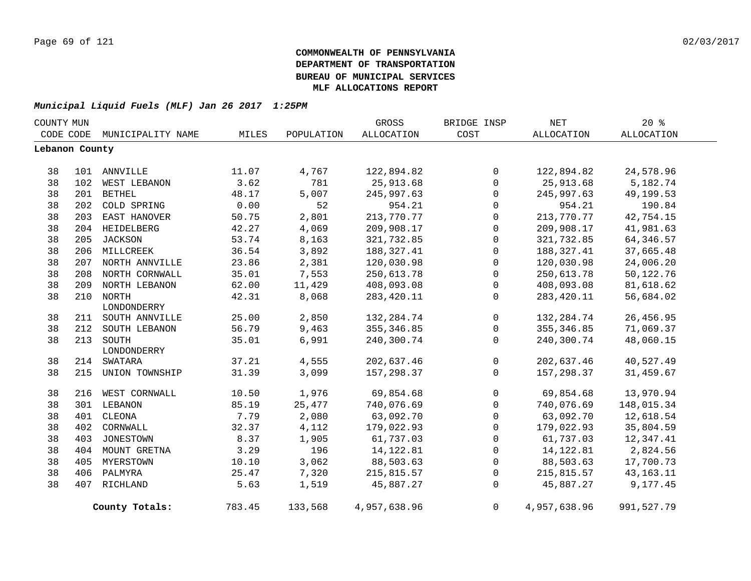**COMMONWEALTH OF PENNSYLVANIA**
**DEPARTMENT OF TRANSPORTATION**
**BUREAU OF MUNICIPAL SERVICES**
**MLF ALLOCATIONS REPORT**

***Municipal Liquid Fuels (MLF) Jan 26 2017 1:25PM***

| COUNTY CODE | MUN CODE | MUNICIPALITY NAME | MILES | POPULATION | GROSS ALLOCATION | BRIDGE INSP COST | NET ALLOCATION | 20 % ALLOCATION |
|---|---|---|---|---|---|---|---|---|
| **Lebanon County** | | | | | | | | |
| 38 | 101 | ANNVILLE | 11.07 | 4,767 | 122,894.82 | 0 | 122,894.82 | 24,578.96 |
| 38 | 102 | WEST LEBANON | 3.62 | 781 | 25,913.68 | 0 | 25,913.68 | 5,182.74 |
| 38 | 201 | BETHEL | 48.17 | 5,007 | 245,997.63 | 0 | 245,997.63 | 49,199.53 |
| 38 | 202 | COLD SPRING | 0.00 | 52 | 954.21 | 0 | 954.21 | 190.84 |
| 38 | 203 | EAST HANOVER | 50.75 | 2,801 | 213,770.77 | 0 | 213,770.77 | 42,754.15 |
| 38 | 204 | HEIDELBERG | 42.27 | 4,069 | 209,908.17 | 0 | 209,908.17 | 41,981.63 |
| 38 | 205 | JACKSON | 53.74 | 8,163 | 321,732.85 | 0 | 321,732.85 | 64,346.57 |
| 38 | 206 | MILLCREEK | 36.54 | 3,892 | 188,327.41 | 0 | 188,327.41 | 37,665.48 |
| 38 | 207 | NORTH ANNVILLE | 23.86 | 2,381 | 120,030.98 | 0 | 120,030.98 | 24,006.20 |
| 38 | 208 | NORTH CORNWALL | 35.01 | 7,553 | 250,613.78 | 0 | 250,613.78 | 50,122.76 |
| 38 | 209 | NORTH LEBANON | 62.00 | 11,429 | 408,093.08 | 0 | 408,093.08 | 81,618.62 |
| 38 | 210 | NORTH LONDONDERRY | 42.31 | 8,068 | 283,420.11 | 0 | 283,420.11 | 56,684.02 |
| 38 | 211 | SOUTH ANNVILLE | 25.00 | 2,850 | 132,284.74 | 0 | 132,284.74 | 26,456.95 |
| 38 | 212 | SOUTH LEBANON | 56.79 | 9,463 | 355,346.85 | 0 | 355,346.85 | 71,069.37 |
| 38 | 213 | SOUTH LONDONDERRY | 35.01 | 6,991 | 240,300.74 | 0 | 240,300.74 | 48,060.15 |
| 38 | 214 | SWATARA | 37.21 | 4,555 | 202,637.46 | 0 | 202,637.46 | 40,527.49 |
| 38 | 215 | UNION TOWNSHIP | 31.39 | 3,099 | 157,298.37 | 0 | 157,298.37 | 31,459.67 |
| 38 | 216 | WEST CORNWALL | 10.50 | 1,976 | 69,854.68 | 0 | 69,854.68 | 13,970.94 |
| 38 | 301 | LEBANON | 85.19 | 25,477 | 740,076.69 | 0 | 740,076.69 | 148,015.34 |
| 38 | 401 | CLEONA | 7.79 | 2,080 | 63,092.70 | 0 | 63,092.70 | 12,618.54 |
| 38 | 402 | CORNWALL | 32.37 | 4,112 | 179,022.93 | 0 | 179,022.93 | 35,804.59 |
| 38 | 403 | JONESTOWN | 8.37 | 1,905 | 61,737.03 | 0 | 61,737.03 | 12,347.41 |
| 38 | 404 | MOUNT GRETNA | 3.29 | 196 | 14,122.81 | 0 | 14,122.81 | 2,824.56 |
| 38 | 405 | MYERSTOWN | 10.10 | 3,062 | 88,503.63 | 0 | 88,503.63 | 17,700.73 |
| 38 | 406 | PALMYRA | 25.47 | 7,320 | 215,815.57 | 0 | 215,815.57 | 43,163.11 |
| 38 | 407 | RICHLAND | 5.63 | 1,519 | 45,887.27 | 0 | 45,887.27 | 9,177.45 |
| | | **County Totals:** | 783.45 | 133,568 | 4,957,638.96 | 0 | 4,957,638.96 | 991,527.79 |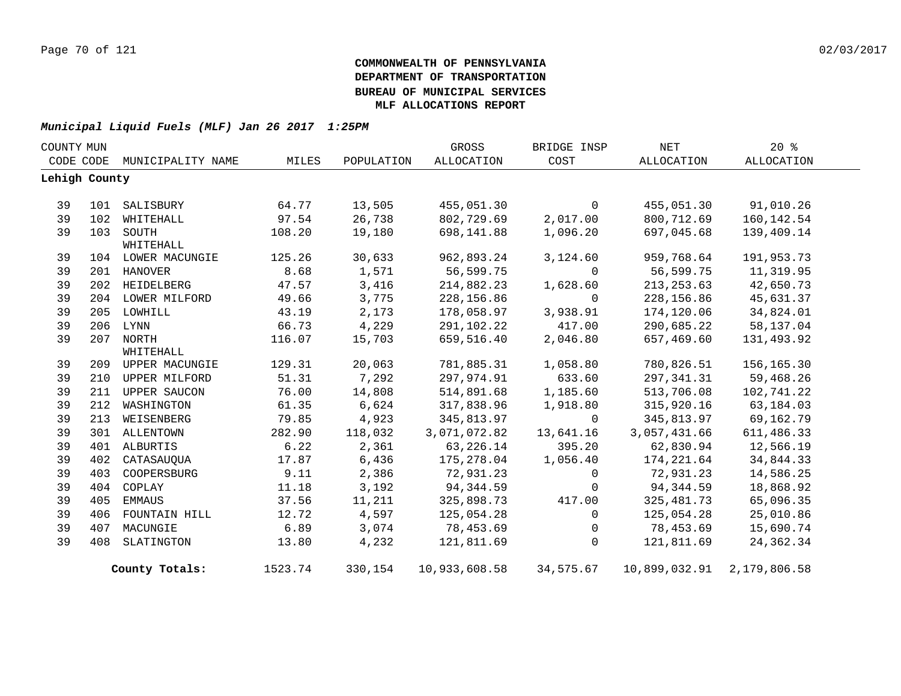**COMMONWEALTH OF PENNSYLVANIA**
**DEPARTMENT OF TRANSPORTATION**
**BUREAU OF MUNICIPAL SERVICES**
**MLF ALLOCATIONS REPORT**

***Municipal Liquid Fuels (MLF) Jan 26 2017 1:25PM***

| COUNTY CODE | MUN CODE | MUNICIPALITY NAME | MILES | POPULATION | GROSS ALLOCATION | BRIDGE INSP COST | NET ALLOCATION | 20 % ALLOCATION |
|---|---|---|---|---|---|---|---|---|
| **Lehigh County** | | | | | | | | |
| 39 | 101 | SALISBURY | 64.77 | 13,505 | 455,051.30 | 0 | 455,051.30 | 91,010.26 |
| 39 | 102 | WHITEHALL | 97.54 | 26,738 | 802,729.69 | 2,017.00 | 800,712.69 | 160,142.54 |
| 39 | 103 | SOUTH WHITEHALL | 108.20 | 19,180 | 698,141.88 | 1,096.20 | 697,045.68 | 139,409.14 |
| 39 | 104 | LOWER MACUNGIE | 125.26 | 30,633 | 962,893.24 | 3,124.60 | 959,768.64 | 191,953.73 |
| 39 | 201 | HANOVER | 8.68 | 1,571 | 56,599.75 | 0 | 56,599.75 | 11,319.95 |
| 39 | 202 | HEIDELBERG | 47.57 | 3,416 | 214,882.23 | 1,628.60 | 213,253.63 | 42,650.73 |
| 39 | 204 | LOWER MILFORD | 49.66 | 3,775 | 228,156.86 | 0 | 228,156.86 | 45,631.37 |
| 39 | 205 | LOWHILL | 43.19 | 2,173 | 178,058.97 | 3,938.91 | 174,120.06 | 34,824.01 |
| 39 | 206 | LYNN | 66.73 | 4,229 | 291,102.22 | 417.00 | 290,685.22 | 58,137.04 |
| 39 | 207 | NORTH WHITEHALL | 116.07 | 15,703 | 659,516.40 | 2,046.80 | 657,469.60 | 131,493.92 |
| 39 | 209 | UPPER MACUNGIE | 129.31 | 20,063 | 781,885.31 | 1,058.80 | 780,826.51 | 156,165.30 |
| 39 | 210 | UPPER MILFORD | 51.31 | 7,292 | 297,974.91 | 633.60 | 297,341.31 | 59,468.26 |
| 39 | 211 | UPPER SAUCON | 76.00 | 14,808 | 514,891.68 | 1,185.60 | 513,706.08 | 102,741.22 |
| 39 | 212 | WASHINGTON | 61.35 | 6,624 | 317,838.96 | 1,918.80 | 315,920.16 | 63,184.03 |
| 39 | 213 | WEISENBERG | 79.85 | 4,923 | 345,813.97 | 0 | 345,813.97 | 69,162.79 |
| 39 | 301 | ALLENTOWN | 282.90 | 118,032 | 3,071,072.82 | 13,641.16 | 3,057,431.66 | 611,486.33 |
| 39 | 401 | ALBURTIS | 6.22 | 2,361 | 63,226.14 | 395.20 | 62,830.94 | 12,566.19 |
| 39 | 402 | CATASAUQUA | 17.87 | 6,436 | 175,278.04 | 1,056.40 | 174,221.64 | 34,844.33 |
| 39 | 403 | COOPERSBURG | 9.11 | 2,386 | 72,931.23 | 0 | 72,931.23 | 14,586.25 |
| 39 | 404 | COPLAY | 11.18 | 3,192 | 94,344.59 | 0 | 94,344.59 | 18,868.92 |
| 39 | 405 | EMMAUS | 37.56 | 11,211 | 325,898.73 | 417.00 | 325,481.73 | 65,096.35 |
| 39 | 406 | FOUNTAIN HILL | 12.72 | 4,597 | 125,054.28 | 0 | 125,054.28 | 25,010.86 |
| 39 | 407 | MACUNGIE | 6.89 | 3,074 | 78,453.69 | 0 | 78,453.69 | 15,690.74 |
| 39 | 408 | SLATINGTON | 13.80 | 4,232 | 121,811.69 | 0 | 121,811.69 | 24,362.34 |
| | | **County Totals:** | 1523.74 | 330,154 | 10,933,608.58 | 34,575.67 | 10,899,032.91 | 2,179,806.58 |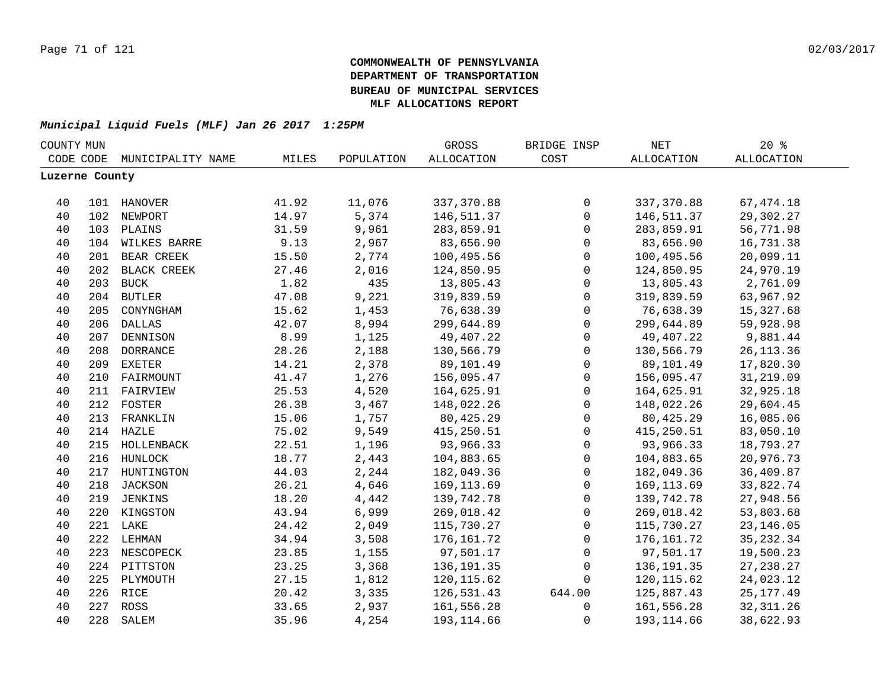**COMMONWEALTH OF PENNSYLVANIA**
**DEPARTMENT OF TRANSPORTATION**
**BUREAU OF MUNICIPAL SERVICES**
**MLF ALLOCATIONS REPORT**

***Municipal Liquid Fuels (MLF) Jan 26 2017 1:25PM***

| COUNTY CODE | MUN CODE | MUNICIPALITY NAME | MILES | POPULATION | GROSS ALLOCATION | BRIDGE INSP COST | NET ALLOCATION | 20 % ALLOCATION |
|---|---|---|---|---|---|---|---|---|
| **Luzerne County** | | | | | | | | |
| 40 | 101 | HANOVER | 41.92 | 11,076 | 337,370.88 | 0 | 337,370.88 | 67,474.18 |
| 40 | 102 | NEWPORT | 14.97 | 5,374 | 146,511.37 | 0 | 146,511.37 | 29,302.27 |
| 40 | 103 | PLAINS | 31.59 | 9,961 | 283,859.91 | 0 | 283,859.91 | 56,771.98 |
| 40 | 104 | WILKES BARRE | 9.13 | 2,967 | 83,656.90 | 0 | 83,656.90 | 16,731.38 |
| 40 | 201 | BEAR CREEK | 15.50 | 2,774 | 100,495.56 | 0 | 100,495.56 | 20,099.11 |
| 40 | 202 | BLACK CREEK | 27.46 | 2,016 | 124,850.95 | 0 | 124,850.95 | 24,970.19 |
| 40 | 203 | BUCK | 1.82 | 435 | 13,805.43 | 0 | 13,805.43 | 2,761.09 |
| 40 | 204 | BUTLER | 47.08 | 9,221 | 319,839.59 | 0 | 319,839.59 | 63,967.92 |
| 40 | 205 | CONYNGHAM | 15.62 | 1,453 | 76,638.39 | 0 | 76,638.39 | 15,327.68 |
| 40 | 206 | DALLAS | 42.07 | 8,994 | 299,644.89 | 0 | 299,644.89 | 59,928.98 |
| 40 | 207 | DENNISON | 8.99 | 1,125 | 49,407.22 | 0 | 49,407.22 | 9,881.44 |
| 40 | 208 | DORRANCE | 28.26 | 2,188 | 130,566.79 | 0 | 130,566.79 | 26,113.36 |
| 40 | 209 | EXETER | 14.21 | 2,378 | 89,101.49 | 0 | 89,101.49 | 17,820.30 |
| 40 | 210 | FAIRMOUNT | 41.47 | 1,276 | 156,095.47 | 0 | 156,095.47 | 31,219.09 |
| 40 | 211 | FAIRVIEW | 25.53 | 4,520 | 164,625.91 | 0 | 164,625.91 | 32,925.18 |
| 40 | 212 | FOSTER | 26.38 | 3,467 | 148,022.26 | 0 | 148,022.26 | 29,604.45 |
| 40 | 213 | FRANKLIN | 15.06 | 1,757 | 80,425.29 | 0 | 80,425.29 | 16,085.06 |
| 40 | 214 | HAZLE | 75.02 | 9,549 | 415,250.51 | 0 | 415,250.51 | 83,050.10 |
| 40 | 215 | HOLLENBACK | 22.51 | 1,196 | 93,966.33 | 0 | 93,966.33 | 18,793.27 |
| 40 | 216 | HUNLOCK | 18.77 | 2,443 | 104,883.65 | 0 | 104,883.65 | 20,976.73 |
| 40 | 217 | HUNTINGTON | 44.03 | 2,244 | 182,049.36 | 0 | 182,049.36 | 36,409.87 |
| 40 | 218 | JACKSON | 26.21 | 4,646 | 169,113.69 | 0 | 169,113.69 | 33,822.74 |
| 40 | 219 | JENKINS | 18.20 | 4,442 | 139,742.78 | 0 | 139,742.78 | 27,948.56 |
| 40 | 220 | KINGSTON | 43.94 | 6,999 | 269,018.42 | 0 | 269,018.42 | 53,803.68 |
| 40 | 221 | LAKE | 24.42 | 2,049 | 115,730.27 | 0 | 115,730.27 | 23,146.05 |
| 40 | 222 | LEHMAN | 34.94 | 3,508 | 176,161.72 | 0 | 176,161.72 | 35,232.34 |
| 40 | 223 | NESCOPECK | 23.85 | 1,155 | 97,501.17 | 0 | 97,501.17 | 19,500.23 |
| 40 | 224 | PITTSTON | 23.25 | 3,368 | 136,191.35 | 0 | 136,191.35 | 27,238.27 |
| 40 | 225 | PLYMOUTH | 27.15 | 1,812 | 120,115.62 | 0 | 120,115.62 | 24,023.12 |
| 40 | 226 | RICE | 20.42 | 3,335 | 126,531.43 | 644.00 | 125,887.43 | 25,177.49 |
| 40 | 227 | ROSS | 33.65 | 2,937 | 161,556.28 | 0 | 161,556.28 | 32,311.26 |
| 40 | 228 | SALEM | 35.96 | 4,254 | 193,114.66 | 0 | 193,114.66 | 38,622.93 |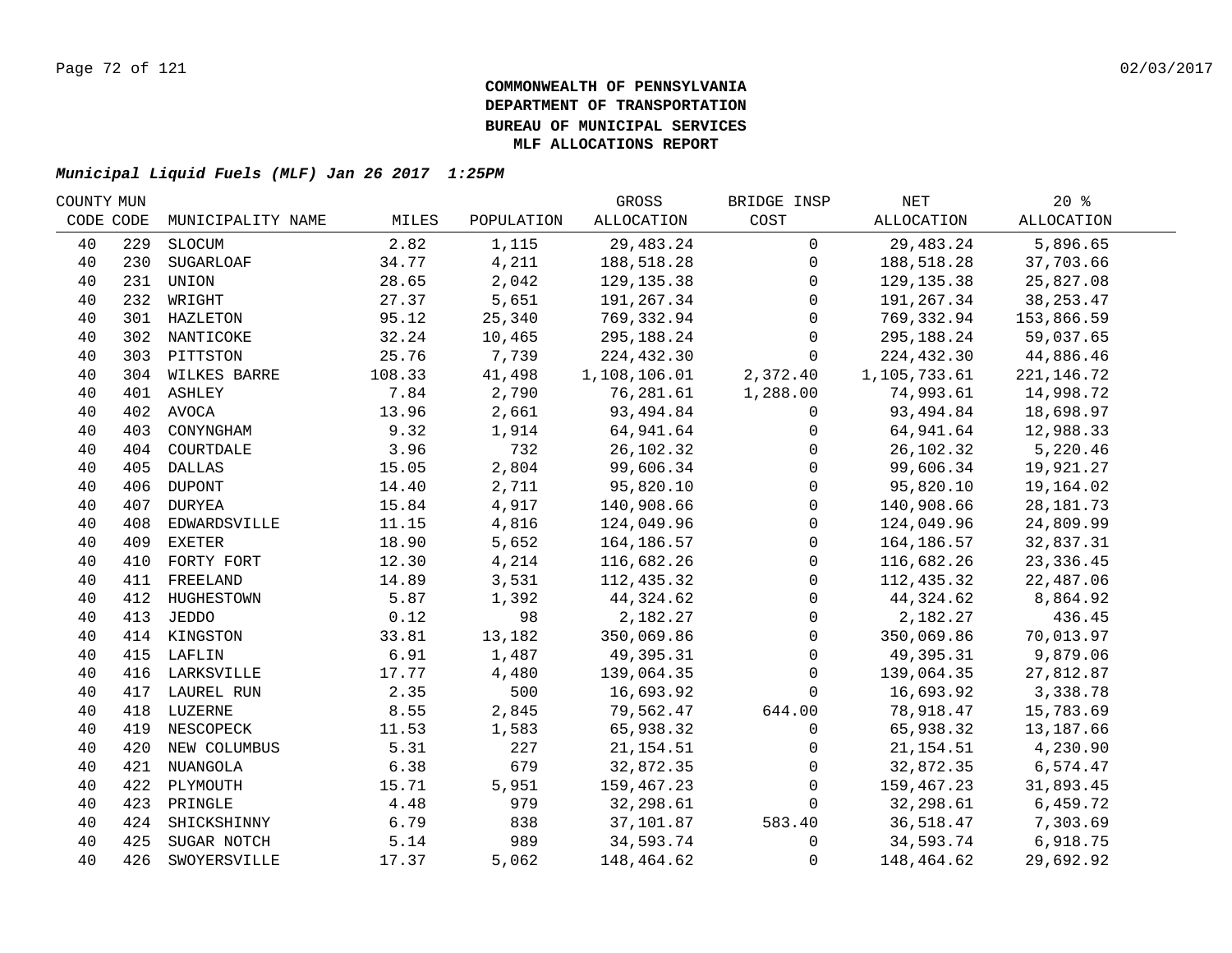# COMMONWEALTH OF PENNSYLVANIA
## DEPARTMENT OF TRANSPORTATION
## BUREAU OF MUNICIPAL SERVICES
## MLF ALLOCATIONS REPORT

***Municipal Liquid Fuels (MLF) Jan 26 2017 1:25PM***

| COUNTY CODE | MUN CODE | MUNICIPALITY NAME | MILES | POPULATION | GROSS ALLOCATION | BRIDGE INSP COST | NET ALLOCATION | 20 % ALLOCATION |
|---|---|---|---|---|---|---|---|---|
| 40 | 229 | SLOCUM | 2.82 | 1,115 | 29,483.24 | 0 | 29,483.24 | 5,896.65 |
| 40 | 230 | SUGARLOAF | 34.77 | 4,211 | 188,518.28 | 0 | 188,518.28 | 37,703.66 |
| 40 | 231 | UNION | 28.65 | 2,042 | 129,135.38 | 0 | 129,135.38 | 25,827.08 |
| 40 | 232 | WRIGHT | 27.37 | 5,651 | 191,267.34 | 0 | 191,267.34 | 38,253.47 |
| 40 | 301 | HAZLETON | 95.12 | 25,340 | 769,332.94 | 0 | 769,332.94 | 153,866.59 |
| 40 | 302 | NANTICOKE | 32.24 | 10,465 | 295,188.24 | 0 | 295,188.24 | 59,037.65 |
| 40 | 303 | PITTSTON | 25.76 | 7,739 | 224,432.30 | 0 | 224,432.30 | 44,886.46 |
| 40 | 304 | WILKES BARRE | 108.33 | 41,498 | 1,108,106.01 | 2,372.40 | 1,105,733.61 | 221,146.72 |
| 40 | 401 | ASHLEY | 7.84 | 2,790 | 76,281.61 | 1,288.00 | 74,993.61 | 14,998.72 |
| 40 | 402 | AVOCA | 13.96 | 2,661 | 93,494.84 | 0 | 93,494.84 | 18,698.97 |
| 40 | 403 | CONYNGHAM | 9.32 | 1,914 | 64,941.64 | 0 | 64,941.64 | 12,988.33 |
| 40 | 404 | COURTDALE | 3.96 | 732 | 26,102.32 | 0 | 26,102.32 | 5,220.46 |
| 40 | 405 | DALLAS | 15.05 | 2,804 | 99,606.34 | 0 | 99,606.34 | 19,921.27 |
| 40 | 406 | DUPONT | 14.40 | 2,711 | 95,820.10 | 0 | 95,820.10 | 19,164.02 |
| 40 | 407 | DURYEA | 15.84 | 4,917 | 140,908.66 | 0 | 140,908.66 | 28,181.73 |
| 40 | 408 | EDWARDSVILLE | 11.15 | 4,816 | 124,049.96 | 0 | 124,049.96 | 24,809.99 |
| 40 | 409 | EXETER | 18.90 | 5,652 | 164,186.57 | 0 | 164,186.57 | 32,837.31 |
| 40 | 410 | FORTY FORT | 12.30 | 4,214 | 116,682.26 | 0 | 116,682.26 | 23,336.45 |
| 40 | 411 | FREELAND | 14.89 | 3,531 | 112,435.32 | 0 | 112,435.32 | 22,487.06 |
| 40 | 412 | HUGHESTOWN | 5.87 | 1,392 | 44,324.62 | 0 | 44,324.62 | 8,864.92 |
| 40 | 413 | JEDDO | 0.12 | 98 | 2,182.27 | 0 | 2,182.27 | 436.45 |
| 40 | 414 | KINGSTON | 33.81 | 13,182 | 350,069.86 | 0 | 350,069.86 | 70,013.97 |
| 40 | 415 | LAFLIN | 6.91 | 1,487 | 49,395.31 | 0 | 49,395.31 | 9,879.06 |
| 40 | 416 | LARKSVILLE | 17.77 | 4,480 | 139,064.35 | 0 | 139,064.35 | 27,812.87 |
| 40 | 417 | LAUREL RUN | 2.35 | 500 | 16,693.92 | 0 | 16,693.92 | 3,338.78 |
| 40 | 418 | LUZERNE | 8.55 | 2,845 | 79,562.47 | 644.00 | 78,918.47 | 15,783.69 |
| 40 | 419 | NESCOPECK | 11.53 | 1,583 | 65,938.32 | 0 | 65,938.32 | 13,187.66 |
| 40 | 420 | NEW COLUMBUS | 5.31 | 227 | 21,154.51 | 0 | 21,154.51 | 4,230.90 |
| 40 | 421 | NUANGOLA | 6.38 | 679 | 32,872.35 | 0 | 32,872.35 | 6,574.47 |
| 40 | 422 | PLYMOUTH | 15.71 | 5,951 | 159,467.23 | 0 | 159,467.23 | 31,893.45 |
| 40 | 423 | PRINGLE | 4.48 | 979 | 32,298.61 | 0 | 32,298.61 | 6,459.72 |
| 40 | 424 | SHICKSHINNY | 6.79 | 838 | 37,101.87 | 583.40 | 36,518.47 | 7,303.69 |
| 40 | 425 | SUGAR NOTCH | 5.14 | 989 | 34,593.74 | 0 | 34,593.74 | 6,918.75 |
| 40 | 426 | SWOYERSVILLE | 17.37 | 5,062 | 148,464.62 | 0 | 148,464.62 | 29,692.92 |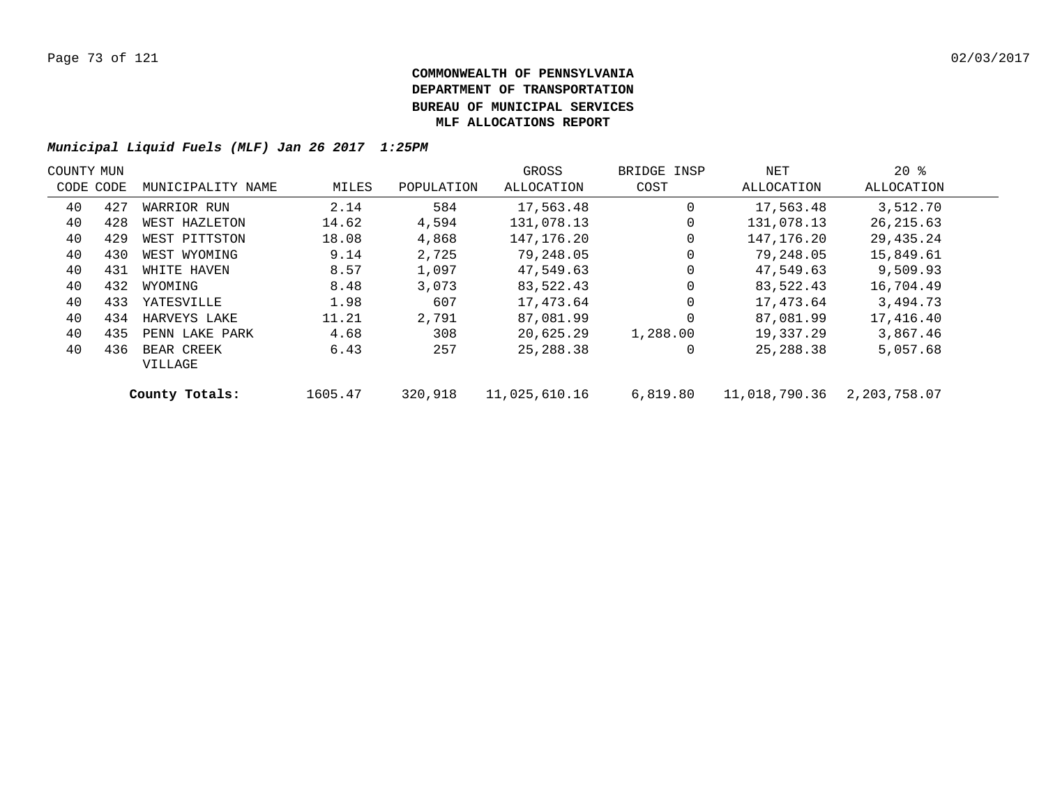**COMMONWEALTH OF PENNSYLVANIA**
**DEPARTMENT OF TRANSPORTATION**
**BUREAU OF MUNICIPAL SERVICES**
**MLF ALLOCATIONS REPORT**

***Municipal Liquid Fuels (MLF) Jan 26 2017 1:25PM***

| COUNTY CODE | MUN CODE | MUNICIPALITY NAME | MILES | POPULATION | GROSS ALLOCATION | BRIDGE INSP COST | NET ALLOCATION | 20 % ALLOCATION |
|---|---|---|---|---|---|---|---|---|
| 40 | 427 | WARRIOR RUN | 2.14 | 584 | 17,563.48 | 0 | 17,563.48 | 3,512.70 |
| 40 | 428 | WEST HAZLETON | 14.62 | 4,594 | 131,078.13 | 0 | 131,078.13 | 26,215.63 |
| 40 | 429 | WEST PITTSTON | 18.08 | 4,868 | 147,176.20 | 0 | 147,176.20 | 29,435.24 |
| 40 | 430 | WEST WYOMING | 9.14 | 2,725 | 79,248.05 | 0 | 79,248.05 | 15,849.61 |
| 40 | 431 | WHITE HAVEN | 8.57 | 1,097 | 47,549.63 | 0 | 47,549.63 | 9,509.93 |
| 40 | 432 | WYOMING | 8.48 | 3,073 | 83,522.43 | 0 | 83,522.43 | 16,704.49 |
| 40 | 433 | YATESVILLE | 1.98 | 607 | 17,473.64 | 0 | 17,473.64 | 3,494.73 |
| 40 | 434 | HARVEYS LAKE | 11.21 | 2,791 | 87,081.99 | 0 | 87,081.99 | 17,416.40 |
| 40 | 435 | PENN LAKE PARK | 4.68 | 308 | 20,625.29 | 1,288.00 | 19,337.29 | 3,867.46 |
| 40 | 436 | BEAR CREEK VILLAGE | 6.43 | 257 | 25,288.38 | 0 | 25,288.38 | 5,057.68 |
| | | **County Totals:** | 1605.47 | 320,918 | 11,025,610.16 | 6,819.80 | 11,018,790.36 | 2,203,758.07 |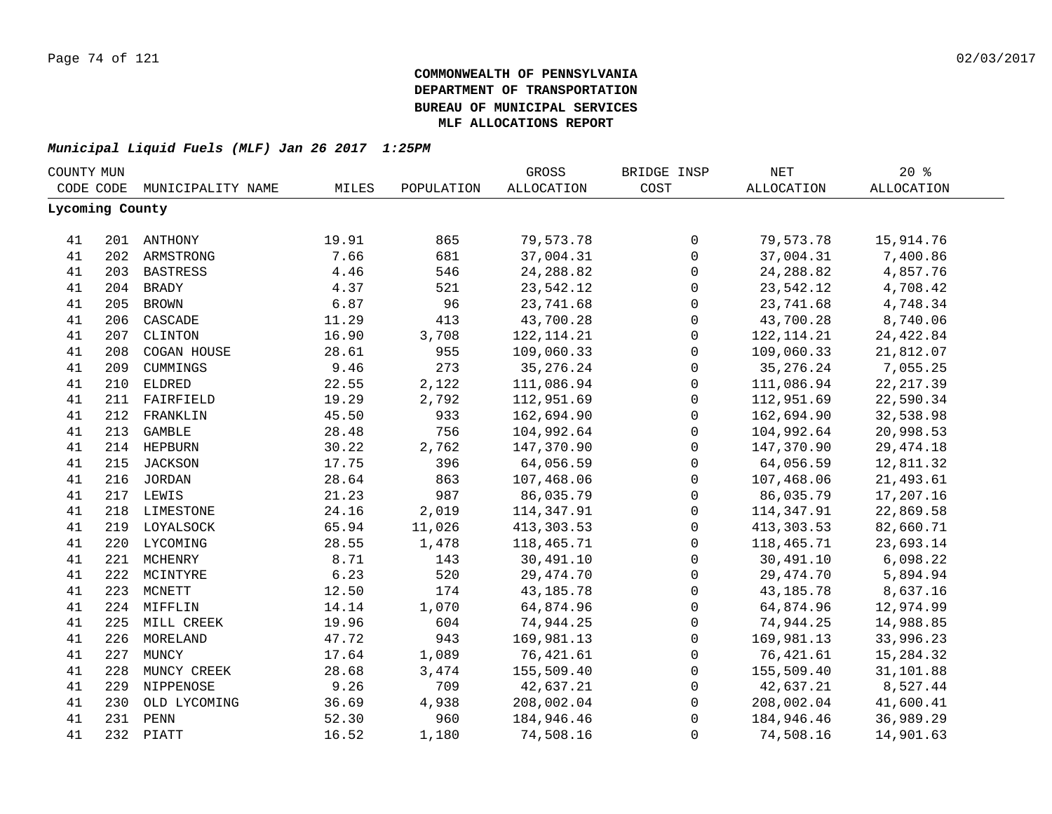**COMMONWEALTH OF PENNSYLVANIA**
**DEPARTMENT OF TRANSPORTATION**
**BUREAU OF MUNICIPAL SERVICES**
**MLF ALLOCATIONS REPORT**

***Municipal Liquid Fuels (MLF) Jan 26 2017 1:25PM***

| COUNTY CODE | MUN CODE | MUNICIPALITY NAME | MILES | POPULATION | GROSS ALLOCATION | BRIDGE INSP COST | NET ALLOCATION | 20 % ALLOCATION |
|---|---|---|---|---|---|---|---|---|
| **Lycoming County** | | | | | | | | |
| 41 | 201 | ANTHONY | 19.91 | 865 | 79,573.78 | 0 | 79,573.78 | 15,914.76 |
| 41 | 202 | ARMSTRONG | 7.66 | 681 | 37,004.31 | 0 | 37,004.31 | 7,400.86 |
| 41 | 203 | BASTRESS | 4.46 | 546 | 24,288.82 | 0 | 24,288.82 | 4,857.76 |
| 41 | 204 | BRADY | 4.37 | 521 | 23,542.12 | 0 | 23,542.12 | 4,708.42 |
| 41 | 205 | BROWN | 6.87 | 96 | 23,741.68 | 0 | 23,741.68 | 4,748.34 |
| 41 | 206 | CASCADE | 11.29 | 413 | 43,700.28 | 0 | 43,700.28 | 8,740.06 |
| 41 | 207 | CLINTON | 16.90 | 3,708 | 122,114.21 | 0 | 122,114.21 | 24,422.84 |
| 41 | 208 | COGAN HOUSE | 28.61 | 955 | 109,060.33 | 0 | 109,060.33 | 21,812.07 |
| 41 | 209 | CUMMINGS | 9.46 | 273 | 35,276.24 | 0 | 35,276.24 | 7,055.25 |
| 41 | 210 | ELDRED | 22.55 | 2,122 | 111,086.94 | 0 | 111,086.94 | 22,217.39 |
| 41 | 211 | FAIRFIELD | 19.29 | 2,792 | 112,951.69 | 0 | 112,951.69 | 22,590.34 |
| 41 | 212 | FRANKLIN | 45.50 | 933 | 162,694.90 | 0 | 162,694.90 | 32,538.98 |
| 41 | 213 | GAMBLE | 28.48 | 756 | 104,992.64 | 0 | 104,992.64 | 20,998.53 |
| 41 | 214 | HEPBURN | 30.22 | 2,762 | 147,370.90 | 0 | 147,370.90 | 29,474.18 |
| 41 | 215 | JACKSON | 17.75 | 396 | 64,056.59 | 0 | 64,056.59 | 12,811.32 |
| 41 | 216 | JORDAN | 28.64 | 863 | 107,468.06 | 0 | 107,468.06 | 21,493.61 |
| 41 | 217 | LEWIS | 21.23 | 987 | 86,035.79 | 0 | 86,035.79 | 17,207.16 |
| 41 | 218 | LIMESTONE | 24.16 | 2,019 | 114,347.91 | 0 | 114,347.91 | 22,869.58 |
| 41 | 219 | LOYALSOCK | 65.94 | 11,026 | 413,303.53 | 0 | 413,303.53 | 82,660.71 |
| 41 | 220 | LYCOMING | 28.55 | 1,478 | 118,465.71 | 0 | 118,465.71 | 23,693.14 |
| 41 | 221 | MCHENRY | 8.71 | 143 | 30,491.10 | 0 | 30,491.10 | 6,098.22 |
| 41 | 222 | MCINTYRE | 6.23 | 520 | 29,474.70 | 0 | 29,474.70 | 5,894.94 |
| 41 | 223 | MCNETT | 12.50 | 174 | 43,185.78 | 0 | 43,185.78 | 8,637.16 |
| 41 | 224 | MIFFLIN | 14.14 | 1,070 | 64,874.96 | 0 | 64,874.96 | 12,974.99 |
| 41 | 225 | MILL CREEK | 19.96 | 604 | 74,944.25 | 0 | 74,944.25 | 14,988.85 |
| 41 | 226 | MORELAND | 47.72 | 943 | 169,981.13 | 0 | 169,981.13 | 33,996.23 |
| 41 | 227 | MUNCY | 17.64 | 1,089 | 76,421.61 | 0 | 76,421.61 | 15,284.32 |
| 41 | 228 | MUNCY CREEK | 28.68 | 3,474 | 155,509.40 | 0 | 155,509.40 | 31,101.88 |
| 41 | 229 | NIPPENOSE | 9.26 | 709 | 42,637.21 | 0 | 42,637.21 | 8,527.44 |
| 41 | 230 | OLD LYCOMING | 36.69 | 4,938 | 208,002.04 | 0 | 208,002.04 | 41,600.41 |
| 41 | 231 | PENN | 52.30 | 960 | 184,946.46 | 0 | 184,946.46 | 36,989.29 |
| 41 | 232 | PIATT | 16.52 | 1,180 | 74,508.16 | 0 | 74,508.16 | 14,901.63 |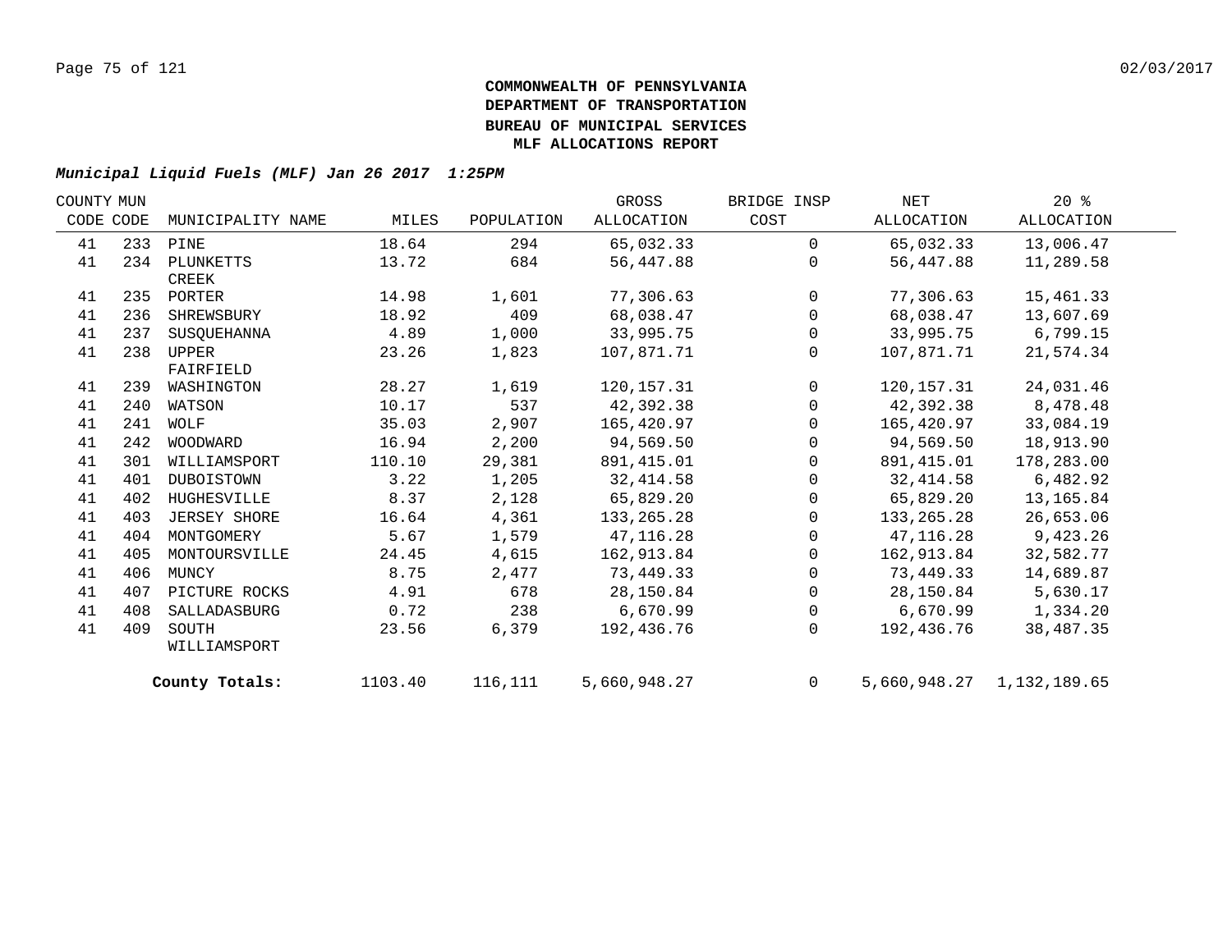**COMMONWEALTH OF PENNSYLVANIA**
**DEPARTMENT OF TRANSPORTATION**
**BUREAU OF MUNICIPAL SERVICES**
**MLF ALLOCATIONS REPORT**

***Municipal Liquid Fuels (MLF) Jan 26 2017 1:25PM***

| COUNTY CODE | MUN CODE | MUNICIPALITY NAME | MILES | POPULATION | GROSS ALLOCATION | BRIDGE INSP COST | NET ALLOCATION | 20 % ALLOCATION |
|---|---|---|---|---|---|---|---|---|
| 41 | 233 | PINE | 18.64 | 294 | 65,032.33 | 0 | 65,032.33 | 13,006.47 |
| 41 | 234 | PLUNKETTS CREEK | 13.72 | 684 | 56,447.88 | 0 | 56,447.88 | 11,289.58 |
| 41 | 235 | PORTER | 14.98 | 1,601 | 77,306.63 | 0 | 77,306.63 | 15,461.33 |
| 41 | 236 | SHREWSBURY | 18.92 | 409 | 68,038.47 | 0 | 68,038.47 | 13,607.69 |
| 41 | 237 | SUSQUEHANNA | 4.89 | 1,000 | 33,995.75 | 0 | 33,995.75 | 6,799.15 |
| 41 | 238 | UPPER FAIRFIELD | 23.26 | 1,823 | 107,871.71 | 0 | 107,871.71 | 21,574.34 |
| 41 | 239 | WASHINGTON | 28.27 | 1,619 | 120,157.31 | 0 | 120,157.31 | 24,031.46 |
| 41 | 240 | WATSON | 10.17 | 537 | 42,392.38 | 0 | 42,392.38 | 8,478.48 |
| 41 | 241 | WOLF | 35.03 | 2,907 | 165,420.97 | 0 | 165,420.97 | 33,084.19 |
| 41 | 242 | WOODWARD | 16.94 | 2,200 | 94,569.50 | 0 | 94,569.50 | 18,913.90 |
| 41 | 301 | WILLIAMSPORT | 110.10 | 29,381 | 891,415.01 | 0 | 891,415.01 | 178,283.00 |
| 41 | 401 | DUBOISTOWN | 3.22 | 1,205 | 32,414.58 | 0 | 32,414.58 | 6,482.92 |
| 41 | 402 | HUGHESVILLE | 8.37 | 2,128 | 65,829.20 | 0 | 65,829.20 | 13,165.84 |
| 41 | 403 | JERSEY SHORE | 16.64 | 4,361 | 133,265.28 | 0 | 133,265.28 | 26,653.06 |
| 41 | 404 | MONTGOMERY | 5.67 | 1,579 | 47,116.28 | 0 | 47,116.28 | 9,423.26 |
| 41 | 405 | MONTOURSVILLE | 24.45 | 4,615 | 162,913.84 | 0 | 162,913.84 | 32,582.77 |
| 41 | 406 | MUNCY | 8.75 | 2,477 | 73,449.33 | 0 | 73,449.33 | 14,689.87 |
| 41 | 407 | PICTURE ROCKS | 4.91 | 678 | 28,150.84 | 0 | 28,150.84 | 5,630.17 |
| 41 | 408 | SALLADASBURG | 0.72 | 238 | 6,670.99 | 0 | 6,670.99 | 1,334.20 |
| 41 | 409 | SOUTH WILLIAMSPORT | 23.56 | 6,379 | 192,436.76 | 0 | 192,436.76 | 38,487.35 |
| | | **County Totals:** | 1103.40 | 116,111 | 5,660,948.27 | 0 | 5,660,948.27 | 1,132,189.65 |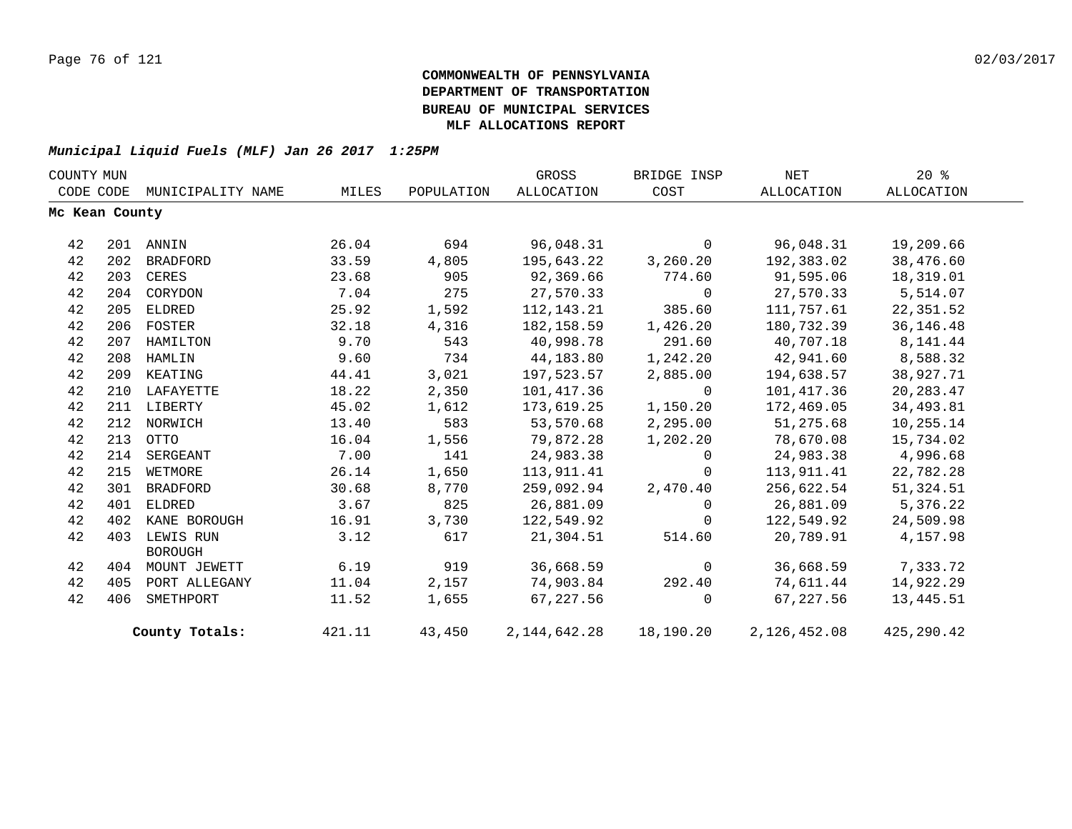**COMMONWEALTH OF PENNSYLVANIA**
**DEPARTMENT OF TRANSPORTATION**
**BUREAU OF MUNICIPAL SERVICES**
**MLF ALLOCATIONS REPORT**

***Municipal Liquid Fuels (MLF) Jan 26 2017 1:25PM***

| COUNTY CODE | MUN CODE | MUNICIPALITY NAME | MILES | POPULATION | GROSS ALLOCATION | BRIDGE INSP COST | NET ALLOCATION | 20 % ALLOCATION |
|---|---|---|---|---|---|---|---|---|
| **Mc Kean County** | | | | | | | | |
| 42 | 201 | ANNIN | 26.04 | 694 | 96,048.31 | 0 | 96,048.31 | 19,209.66 |
| 42 | 202 | BRADFORD | 33.59 | 4,805 | 195,643.22 | 3,260.20 | 192,383.02 | 38,476.60 |
| 42 | 203 | CERES | 23.68 | 905 | 92,369.66 | 774.60 | 91,595.06 | 18,319.01 |
| 42 | 204 | CORYDON | 7.04 | 275 | 27,570.33 | 0 | 27,570.33 | 5,514.07 |
| 42 | 205 | ELDRED | 25.92 | 1,592 | 112,143.21 | 385.60 | 111,757.61 | 22,351.52 |
| 42 | 206 | FOSTER | 32.18 | 4,316 | 182,158.59 | 1,426.20 | 180,732.39 | 36,146.48 |
| 42 | 207 | HAMILTON | 9.70 | 543 | 40,998.78 | 291.60 | 40,707.18 | 8,141.44 |
| 42 | 208 | HAMLIN | 9.60 | 734 | 44,183.80 | 1,242.20 | 42,941.60 | 8,588.32 |
| 42 | 209 | KEATING | 44.41 | 3,021 | 197,523.57 | 2,885.00 | 194,638.57 | 38,927.71 |
| 42 | 210 | LAFAYETTE | 18.22 | 2,350 | 101,417.36 | 0 | 101,417.36 | 20,283.47 |
| 42 | 211 | LIBERTY | 45.02 | 1,612 | 173,619.25 | 1,150.20 | 172,469.05 | 34,493.81 |
| 42 | 212 | NORWICH | 13.40 | 583 | 53,570.68 | 2,295.00 | 51,275.68 | 10,255.14 |
| 42 | 213 | OTTO | 16.04 | 1,556 | 79,872.28 | 1,202.20 | 78,670.08 | 15,734.02 |
| 42 | 214 | SERGEANT | 7.00 | 141 | 24,983.38 | 0 | 24,983.38 | 4,996.68 |
| 42 | 215 | WETMORE | 26.14 | 1,650 | 113,911.41 | 0 | 113,911.41 | 22,782.28 |
| 42 | 301 | BRADFORD | 30.68 | 8,770 | 259,092.94 | 2,470.40 | 256,622.54 | 51,324.51 |
| 42 | 401 | ELDRED | 3.67 | 825 | 26,881.09 | 0 | 26,881.09 | 5,376.22 |
| 42 | 402 | KANE BOROUGH | 16.91 | 3,730 | 122,549.92 | 0 | 122,549.92 | 24,509.98 |
| 42 | 403 | LEWIS RUN BOROUGH | 3.12 | 617 | 21,304.51 | 514.60 | 20,789.91 | 4,157.98 |
| 42 | 404 | MOUNT JEWETT | 6.19 | 919 | 36,668.59 | 0 | 36,668.59 | 7,333.72 |
| 42 | 405 | PORT ALLEGANY | 11.04 | 2,157 | 74,903.84 | 292.40 | 74,611.44 | 14,922.29 |
| 42 | 406 | SMETHPORT | 11.52 | 1,655 | 67,227.56 | 0 | 67,227.56 | 13,445.51 |
| | | **County Totals:** | 421.11 | 43,450 | 2,144,642.28 | 18,190.20 | 2,126,452.08 | 425,290.42 |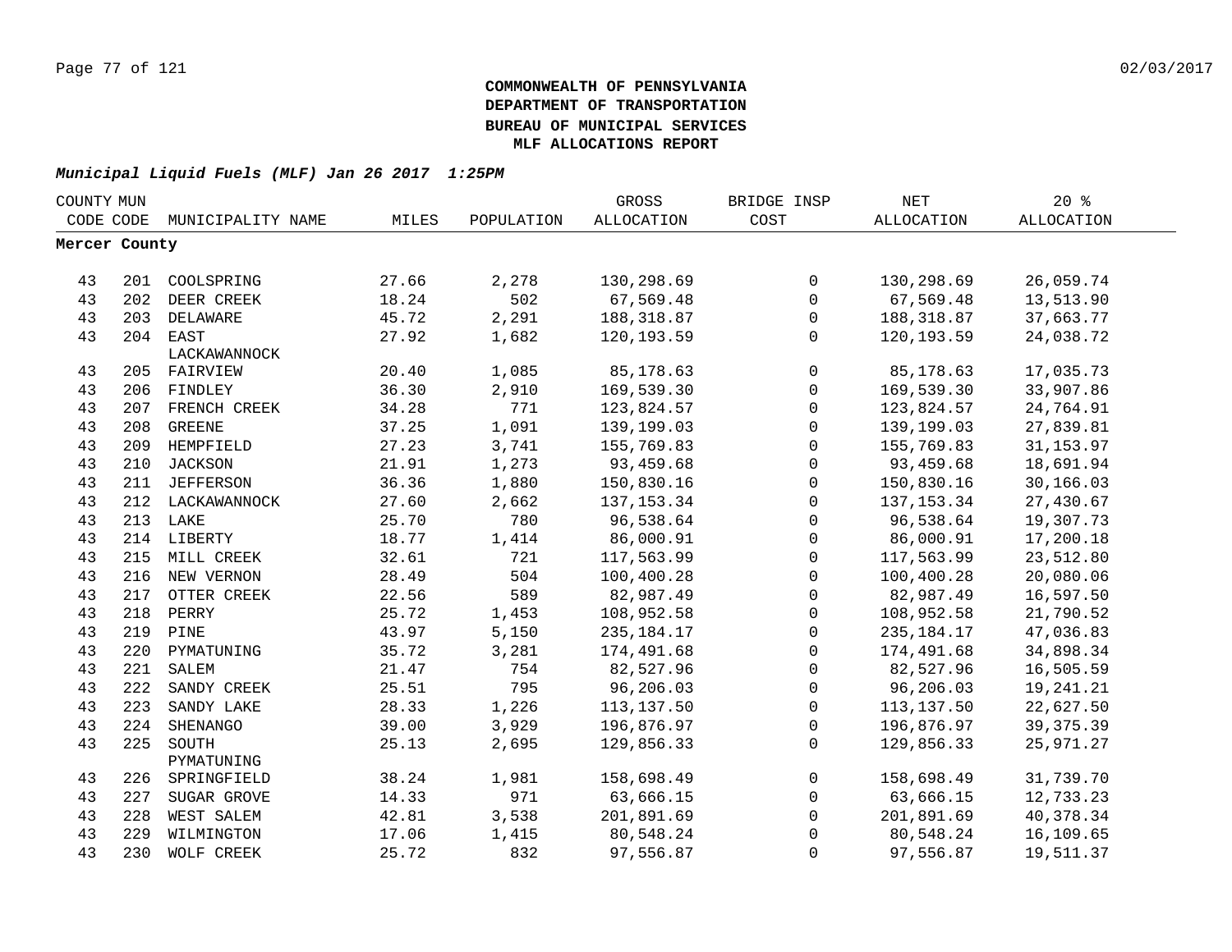**COMMONWEALTH OF PENNSYLVANIA**
**DEPARTMENT OF TRANSPORTATION**
**BUREAU OF MUNICIPAL SERVICES**
**MLF ALLOCATIONS REPORT**

***Municipal Liquid Fuels (MLF) Jan 26 2017 1:25PM***

| COUNTY CODE | MUN CODE | MUNICIPALITY NAME | MILES | POPULATION | GROSS ALLOCATION | BRIDGE INSP COST | NET ALLOCATION | 20 % ALLOCATION |
|---|---|---|---|---|---|---|---|---|
| **Mercer County** | | | | | | | | |
| 43 | 201 | COOLSPRING | 27.66 | 2,278 | 130,298.69 | 0 | 130,298.69 | 26,059.74 |
| 43 | 202 | DEER CREEK | 18.24 | 502 | 67,569.48 | 0 | 67,569.48 | 13,513.90 |
| 43 | 203 | DELAWARE | 45.72 | 2,291 | 188,318.87 | 0 | 188,318.87 | 37,663.77 |
| 43 | 204 | EAST LACKAWANNOCK | 27.92 | 1,682 | 120,193.59 | 0 | 120,193.59 | 24,038.72 |
| 43 | 205 | FAIRVIEW | 20.40 | 1,085 | 85,178.63 | 0 | 85,178.63 | 17,035.73 |
| 43 | 206 | FINDLEY | 36.30 | 2,910 | 169,539.30 | 0 | 169,539.30 | 33,907.86 |
| 43 | 207 | FRENCH CREEK | 34.28 | 771 | 123,824.57 | 0 | 123,824.57 | 24,764.91 |
| 43 | 208 | GREENE | 37.25 | 1,091 | 139,199.03 | 0 | 139,199.03 | 27,839.81 |
| 43 | 209 | HEMPFIELD | 27.23 | 3,741 | 155,769.83 | 0 | 155,769.83 | 31,153.97 |
| 43 | 210 | JACKSON | 21.91 | 1,273 | 93,459.68 | 0 | 93,459.68 | 18,691.94 |
| 43 | 211 | JEFFERSON | 36.36 | 1,880 | 150,830.16 | 0 | 150,830.16 | 30,166.03 |
| 43 | 212 | LACKAWANNOCK | 27.60 | 2,662 | 137,153.34 | 0 | 137,153.34 | 27,430.67 |
| 43 | 213 | LAKE | 25.70 | 780 | 96,538.64 | 0 | 96,538.64 | 19,307.73 |
| 43 | 214 | LIBERTY | 18.77 | 1,414 | 86,000.91 | 0 | 86,000.91 | 17,200.18 |
| 43 | 215 | MILL CREEK | 32.61 | 721 | 117,563.99 | 0 | 117,563.99 | 23,512.80 |
| 43 | 216 | NEW VERNON | 28.49 | 504 | 100,400.28 | 0 | 100,400.28 | 20,080.06 |
| 43 | 217 | OTTER CREEK | 22.56 | 589 | 82,987.49 | 0 | 82,987.49 | 16,597.50 |
| 43 | 218 | PERRY | 25.72 | 1,453 | 108,952.58 | 0 | 108,952.58 | 21,790.52 |
| 43 | 219 | PINE | 43.97 | 5,150 | 235,184.17 | 0 | 235,184.17 | 47,036.83 |
| 43 | 220 | PYMATUNING | 35.72 | 3,281 | 174,491.68 | 0 | 174,491.68 | 34,898.34 |
| 43 | 221 | SALEM | 21.47 | 754 | 82,527.96 | 0 | 82,527.96 | 16,505.59 |
| 43 | 222 | SANDY CREEK | 25.51 | 795 | 96,206.03 | 0 | 96,206.03 | 19,241.21 |
| 43 | 223 | SANDY LAKE | 28.33 | 1,226 | 113,137.50 | 0 | 113,137.50 | 22,627.50 |
| 43 | 224 | SHENANGO | 39.00 | 3,929 | 196,876.97 | 0 | 196,876.97 | 39,375.39 |
| 43 | 225 | SOUTH PYMATUNING | 25.13 | 2,695 | 129,856.33 | 0 | 129,856.33 | 25,971.27 |
| 43 | 226 | SPRINGFIELD | 38.24 | 1,981 | 158,698.49 | 0 | 158,698.49 | 31,739.70 |
| 43 | 227 | SUGAR GROVE | 14.33 | 971 | 63,666.15 | 0 | 63,666.15 | 12,733.23 |
| 43 | 228 | WEST SALEM | 42.81 | 3,538 | 201,891.69 | 0 | 201,891.69 | 40,378.34 |
| 43 | 229 | WILMINGTON | 17.06 | 1,415 | 80,548.24 | 0 | 80,548.24 | 16,109.65 |
| 43 | 230 | WOLF CREEK | 25.72 | 832 | 97,556.87 | 0 | 97,556.87 | 19,511.37 |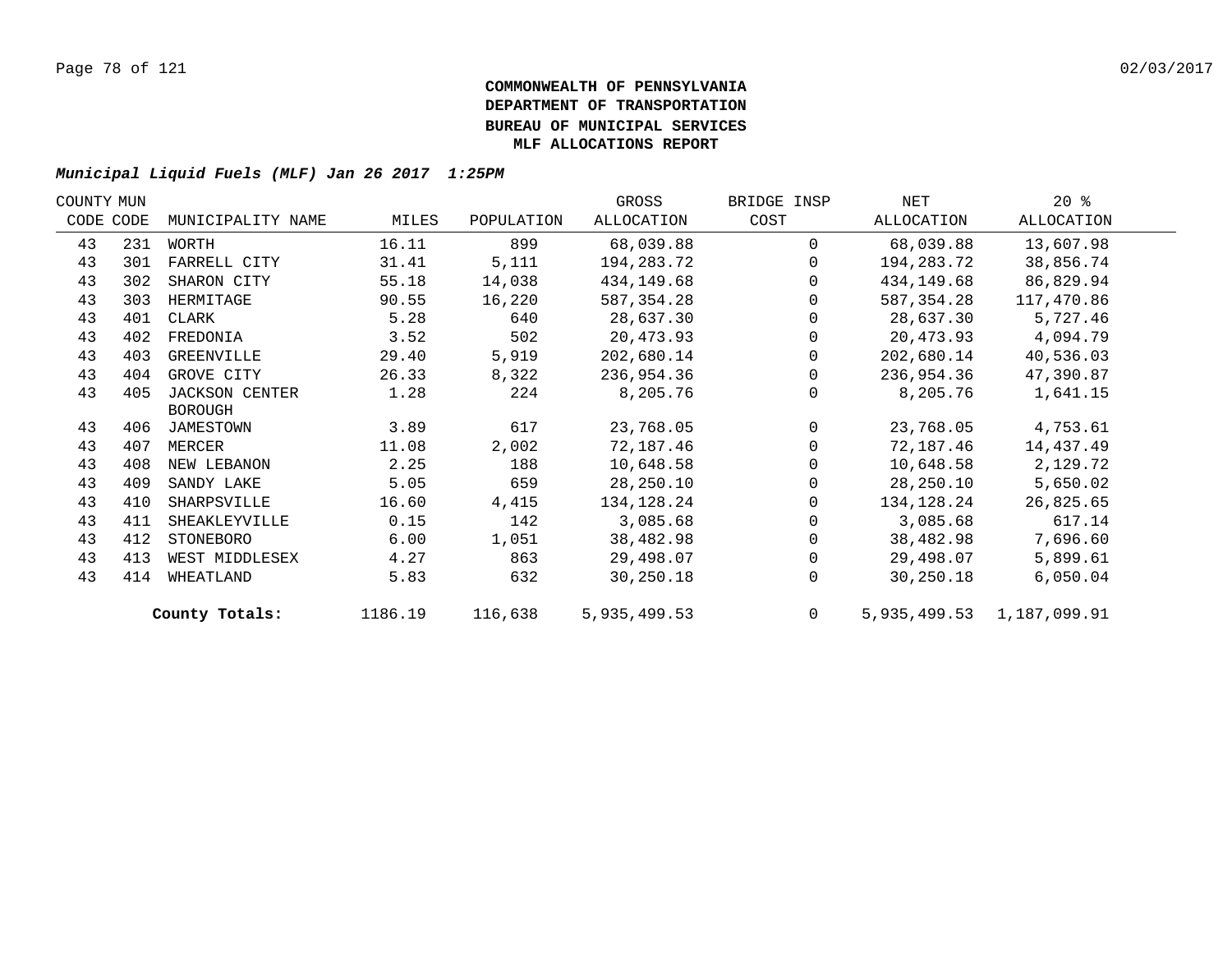**COMMONWEALTH OF PENNSYLVANIA**
**DEPARTMENT OF TRANSPORTATION**
**BUREAU OF MUNICIPAL SERVICES**
**MLF ALLOCATIONS REPORT**

***Municipal Liquid Fuels (MLF) Jan 26 2017 1:25PM***

| COUNTY CODE | MUN CODE | MUNICIPALITY NAME | MILES | POPULATION | GROSS ALLOCATION | BRIDGE INSP COST | NET ALLOCATION | 20 % ALLOCATION |
|---|---|---|---|---|---|---|---|---|
| 43 | 231 | WORTH | 16.11 | 899 | 68,039.88 | 0 | 68,039.88 | 13,607.98 |
| 43 | 301 | FARRELL CITY | 31.41 | 5,111 | 194,283.72 | 0 | 194,283.72 | 38,856.74 |
| 43 | 302 | SHARON CITY | 55.18 | 14,038 | 434,149.68 | 0 | 434,149.68 | 86,829.94 |
| 43 | 303 | HERMITAGE | 90.55 | 16,220 | 587,354.28 | 0 | 587,354.28 | 117,470.86 |
| 43 | 401 | CLARK | 5.28 | 640 | 28,637.30 | 0 | 28,637.30 | 5,727.46 |
| 43 | 402 | FREDONIA | 3.52 | 502 | 20,473.93 | 0 | 20,473.93 | 4,094.79 |
| 43 | 403 | GREENVILLE | 29.40 | 5,919 | 202,680.14 | 0 | 202,680.14 | 40,536.03 |
| 43 | 404 | GROVE CITY | 26.33 | 8,322 | 236,954.36 | 0 | 236,954.36 | 47,390.87 |
| 43 | 405 | JACKSON CENTER BOROUGH | 1.28 | 224 | 8,205.76 | 0 | 8,205.76 | 1,641.15 |
| 43 | 406 | JAMESTOWN | 3.89 | 617 | 23,768.05 | 0 | 23,768.05 | 4,753.61 |
| 43 | 407 | MERCER | 11.08 | 2,002 | 72,187.46 | 0 | 72,187.46 | 14,437.49 |
| 43 | 408 | NEW LEBANON | 2.25 | 188 | 10,648.58 | 0 | 10,648.58 | 2,129.72 |
| 43 | 409 | SANDY LAKE | 5.05 | 659 | 28,250.10 | 0 | 28,250.10 | 5,650.02 |
| 43 | 410 | SHARPSVILLE | 16.60 | 4,415 | 134,128.24 | 0 | 134,128.24 | 26,825.65 |
| 43 | 411 | SHEAKLEYVILLE | 0.15 | 142 | 3,085.68 | 0 | 3,085.68 | 617.14 |
| 43 | 412 | STONEBORO | 6.00 | 1,051 | 38,482.98 | 0 | 38,482.98 | 7,696.60 |
| 43 | 413 | WEST MIDDLESEX | 4.27 | 863 | 29,498.07 | 0 | 29,498.07 | 5,899.61 |
| 43 | 414 | WHEATLAND | 5.83 | 632 | 30,250.18 | 0 | 30,250.18 | 6,050.04 |
| | | **County Totals:** | 1186.19 | 116,638 | 5,935,499.53 | 0 | 5,935,499.53 | 1,187,099.91 |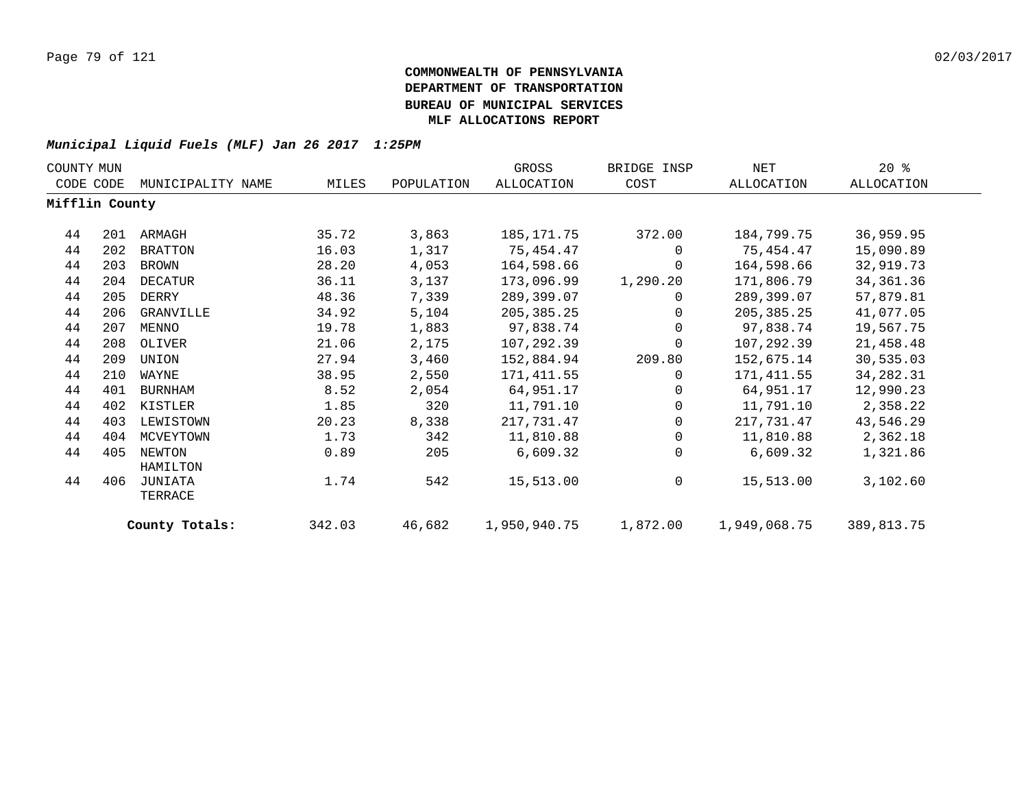# COMMONWEALTH OF PENNSYLVANIA
# DEPARTMENT OF TRANSPORTATION
# BUREAU OF MUNICIPAL SERVICES
# MLF ALLOCATIONS REPORT

***Municipal Liquid Fuels (MLF) Jan 26 2017 1:25PM***

| COUNTY CODE | MUN CODE | MUNICIPALITY NAME | MILES | POPULATION | GROSS ALLOCATION | BRIDGE INSP COST | NET ALLOCATION | 20 % ALLOCATION |
|---|---|---|---|---|---|---|---|---|
| **Mifflin County** | | | | | | | | |
| 44 | 201 | ARMAGH | 35.72 | 3,863 | 185,171.75 | 372.00 | 184,799.75 | 36,959.95 |
| 44 | 202 | BRATTON | 16.03 | 1,317 | 75,454.47 | 0 | 75,454.47 | 15,090.89 |
| 44 | 203 | BROWN | 28.20 | 4,053 | 164,598.66 | 0 | 164,598.66 | 32,919.73 |
| 44 | 204 | DECATUR | 36.11 | 3,137 | 173,096.99 | 1,290.20 | 171,806.79 | 34,361.36 |
| 44 | 205 | DERRY | 48.36 | 7,339 | 289,399.07 | 0 | 289,399.07 | 57,879.81 |
| 44 | 206 | GRANVILLE | 34.92 | 5,104 | 205,385.25 | 0 | 205,385.25 | 41,077.05 |
| 44 | 207 | MENNO | 19.78 | 1,883 | 97,838.74 | 0 | 97,838.74 | 19,567.75 |
| 44 | 208 | OLIVER | 21.06 | 2,175 | 107,292.39 | 0 | 107,292.39 | 21,458.48 |
| 44 | 209 | UNION | 27.94 | 3,460 | 152,884.94 | 209.80 | 152,675.14 | 30,535.03 |
| 44 | 210 | WAYNE | 38.95 | 2,550 | 171,411.55 | 0 | 171,411.55 | 34,282.31 |
| 44 | 401 | BURNHAM | 8.52 | 2,054 | 64,951.17 | 0 | 64,951.17 | 12,990.23 |
| 44 | 402 | KISTLER | 1.85 | 320 | 11,791.10 | 0 | 11,791.10 | 2,358.22 |
| 44 | 403 | LEWISTOWN | 20.23 | 8,338 | 217,731.47 | 0 | 217,731.47 | 43,546.29 |
| 44 | 404 | MCVEYTOWN | 1.73 | 342 | 11,810.88 | 0 | 11,810.88 | 2,362.18 |
| 44 | 405 | NEWTON HAMILTON | 0.89 | 205 | 6,609.32 | 0 | 6,609.32 | 1,321.86 |
| 44 | 406 | JUNIATA TERRACE | 1.74 | 542 | 15,513.00 | 0 | 15,513.00 | 3,102.60 |
| | | **County Totals:** | 342.03 | 46,682 | 1,950,940.75 | 1,872.00 | 1,949,068.75 | 389,813.75 |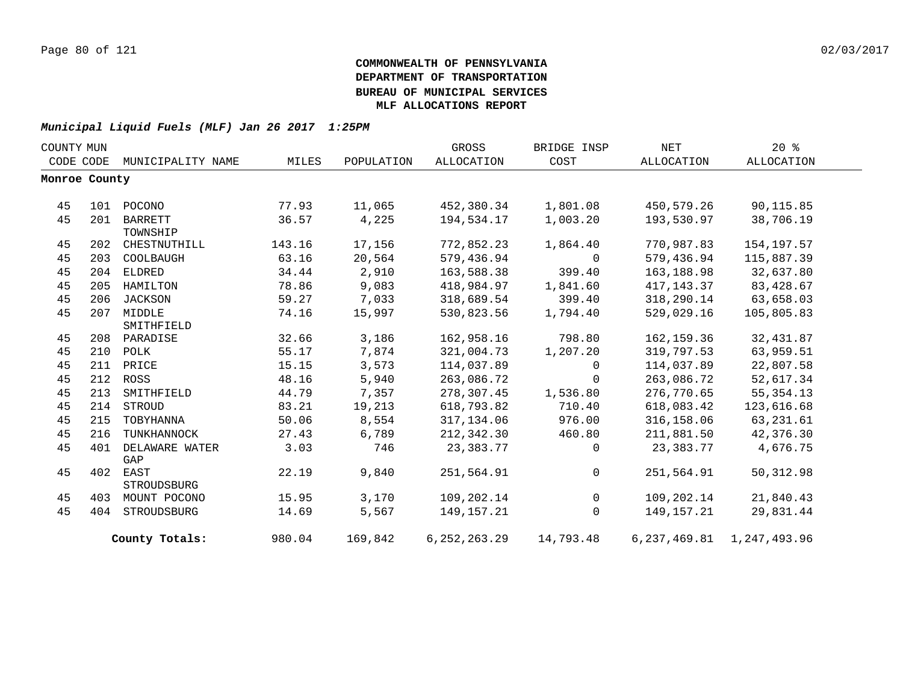**COMMONWEALTH OF PENNSYLVANIA**
**DEPARTMENT OF TRANSPORTATION**
**BUREAU OF MUNICIPAL SERVICES**
**MLF ALLOCATIONS REPORT**

***Municipal Liquid Fuels (MLF) Jan 26 2017 1:25PM***

| COUNTY CODE | MUN CODE | MUNICIPALITY NAME | MILES | POPULATION | GROSS ALLOCATION | BRIDGE INSP COST | NET ALLOCATION | 20 % ALLOCATION |
|---|---|---|---|---|---|---|---|---|
| **Monroe County** | | | | | | | | |
| 45 | 101 | POCONO | 77.93 | 11,065 | 452,380.34 | 1,801.08 | 450,579.26 | 90,115.85 |
| 45 | 201 | BARRETT TOWNSHIP | 36.57 | 4,225 | 194,534.17 | 1,003.20 | 193,530.97 | 38,706.19 |
| 45 | 202 | CHESTNUTHILL | 143.16 | 17,156 | 772,852.23 | 1,864.40 | 770,987.83 | 154,197.57 |
| 45 | 203 | COOLBAUGH | 63.16 | 20,564 | 579,436.94 | 0 | 579,436.94 | 115,887.39 |
| 45 | 204 | ELDRED | 34.44 | 2,910 | 163,588.38 | 399.40 | 163,188.98 | 32,637.80 |
| 45 | 205 | HAMILTON | 78.86 | 9,083 | 418,984.97 | 1,841.60 | 417,143.37 | 83,428.67 |
| 45 | 206 | JACKSON | 59.27 | 7,033 | 318,689.54 | 399.40 | 318,290.14 | 63,658.03 |
| 45 | 207 | MIDDLE SMITHFIELD | 74.16 | 15,997 | 530,823.56 | 1,794.40 | 529,029.16 | 105,805.83 |
| 45 | 208 | PARADISE | 32.66 | 3,186 | 162,958.16 | 798.80 | 162,159.36 | 32,431.87 |
| 45 | 210 | POLK | 55.17 | 7,874 | 321,004.73 | 1,207.20 | 319,797.53 | 63,959.51 |
| 45 | 211 | PRICE | 15.15 | 3,573 | 114,037.89 | 0 | 114,037.89 | 22,807.58 |
| 45 | 212 | ROSS | 48.16 | 5,940 | 263,086.72 | 0 | 263,086.72 | 52,617.34 |
| 45 | 213 | SMITHFIELD | 44.79 | 7,357 | 278,307.45 | 1,536.80 | 276,770.65 | 55,354.13 |
| 45 | 214 | STROUD | 83.21 | 19,213 | 618,793.82 | 710.40 | 618,083.42 | 123,616.68 |
| 45 | 215 | TOBYHANNA | 50.06 | 8,554 | 317,134.06 | 976.00 | 316,158.06 | 63,231.61 |
| 45 | 216 | TUNKHANNOCK | 27.43 | 6,789 | 212,342.30 | 460.80 | 211,881.50 | 42,376.30 |
| 45 | 401 | DELAWARE WATER GAP | 3.03 | 746 | 23,383.77 | 0 | 23,383.77 | 4,676.75 |
| 45 | 402 | EAST STROUDSBURG | 22.19 | 9,840 | 251,564.91 | 0 | 251,564.91 | 50,312.98 |
| 45 | 403 | MOUNT POCONO | 15.95 | 3,170 | 109,202.14 | 0 | 109,202.14 | 21,840.43 |
| 45 | 404 | STROUDSBURG | 14.69 | 5,567 | 149,157.21 | 0 | 149,157.21 | 29,831.44 |
| | | **County Totals:** | 980.04 | 169,842 | 6,252,263.29 | 14,793.48 | 6,237,469.81 | 1,247,493.96 |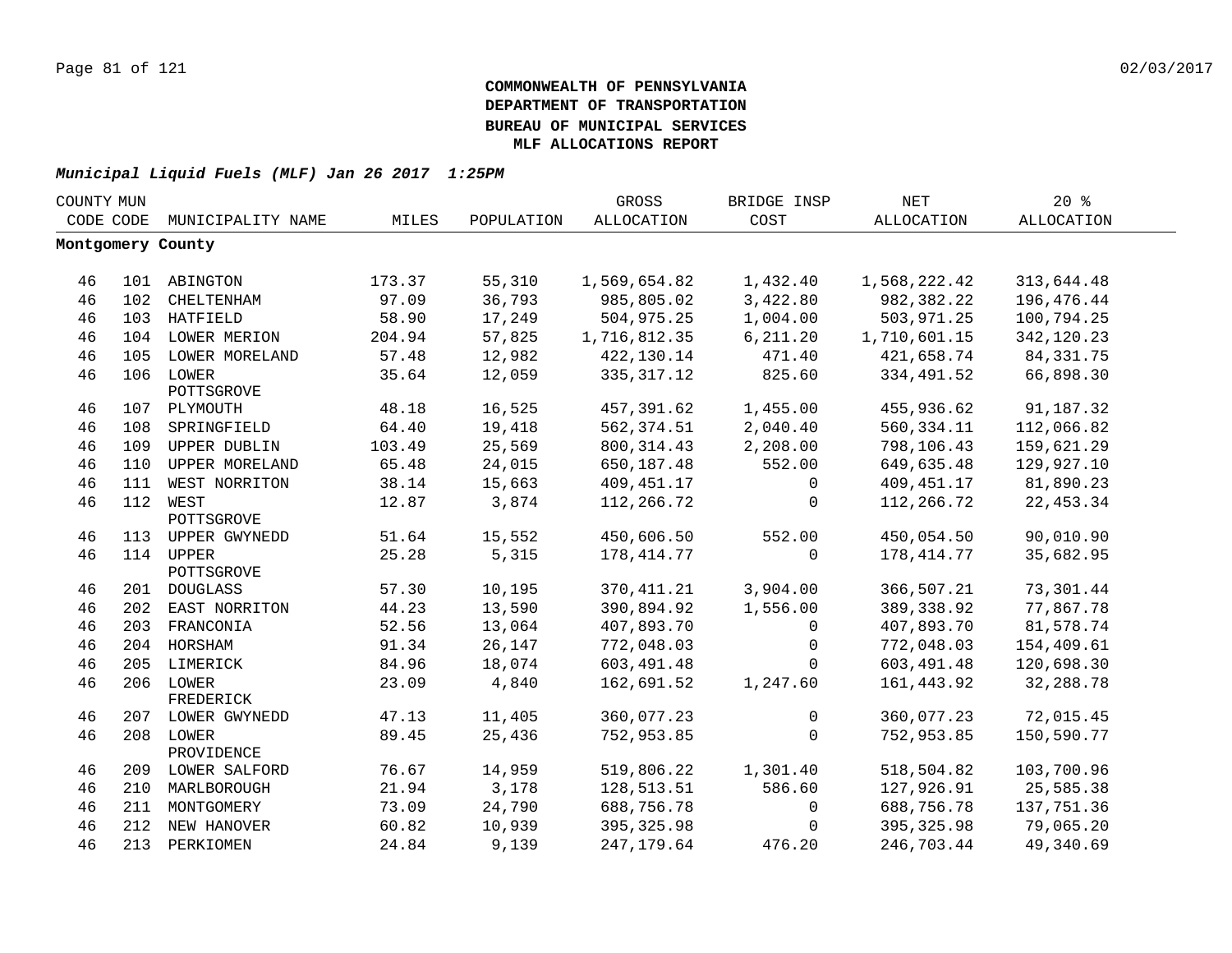**COMMONWEALTH OF PENNSYLVANIA**
**DEPARTMENT OF TRANSPORTATION**
**BUREAU OF MUNICIPAL SERVICES**
**MLF ALLOCATIONS REPORT**

***Municipal Liquid Fuels (MLF) Jan 26 2017 1:25PM***

| COUNTY CODE | MUN CODE | MUNICIPALITY NAME | MILES | POPULATION | GROSS ALLOCATION | BRIDGE INSP COST | NET ALLOCATION | 20 % ALLOCATION |
|---|---|---|---|---|---|---|---|---|
| **Montgomery County** | | | | | | | | |
| 46 | 101 | ABINGTON | 173.37 | 55,310 | 1,569,654.82 | 1,432.40 | 1,568,222.42 | 313,644.48 |
| 46 | 102 | CHELTENHAM | 97.09 | 36,793 | 985,805.02 | 3,422.80 | 982,382.22 | 196,476.44 |
| 46 | 103 | HATFIELD | 58.90 | 17,249 | 504,975.25 | 1,004.00 | 503,971.25 | 100,794.25 |
| 46 | 104 | LOWER MERION | 204.94 | 57,825 | 1,716,812.35 | 6,211.20 | 1,710,601.15 | 342,120.23 |
| 46 | 105 | LOWER MORELAND | 57.48 | 12,982 | 422,130.14 | 471.40 | 421,658.74 | 84,331.75 |
| 46 | 106 | LOWER POTTSGROVE | 35.64 | 12,059 | 335,317.12 | 825.60 | 334,491.52 | 66,898.30 |
| 46 | 107 | PLYMOUTH | 48.18 | 16,525 | 457,391.62 | 1,455.00 | 455,936.62 | 91,187.32 |
| 46 | 108 | SPRINGFIELD | 64.40 | 19,418 | 562,374.51 | 2,040.40 | 560,334.11 | 112,066.82 |
| 46 | 109 | UPPER DUBLIN | 103.49 | 25,569 | 800,314.43 | 2,208.00 | 798,106.43 | 159,621.29 |
| 46 | 110 | UPPER MORELAND | 65.48 | 24,015 | 650,187.48 | 552.00 | 649,635.48 | 129,927.10 |
| 46 | 111 | WEST NORRITON | 38.14 | 15,663 | 409,451.17 | 0 | 409,451.17 | 81,890.23 |
| 46 | 112 | WEST POTTSGROVE | 12.87 | 3,874 | 112,266.72 | 0 | 112,266.72 | 22,453.34 |
| 46 | 113 | UPPER GWYNEDD | 51.64 | 15,552 | 450,606.50 | 552.00 | 450,054.50 | 90,010.90 |
| 46 | 114 | UPPER POTTSGROVE | 25.28 | 5,315 | 178,414.77 | 0 | 178,414.77 | 35,682.95 |
| 46 | 201 | DOUGLASS | 57.30 | 10,195 | 370,411.21 | 3,904.00 | 366,507.21 | 73,301.44 |
| 46 | 202 | EAST NORRITON | 44.23 | 13,590 | 390,894.92 | 1,556.00 | 389,338.92 | 77,867.78 |
| 46 | 203 | FRANCONIA | 52.56 | 13,064 | 407,893.70 | 0 | 407,893.70 | 81,578.74 |
| 46 | 204 | HORSHAM | 91.34 | 26,147 | 772,048.03 | 0 | 772,048.03 | 154,409.61 |
| 46 | 205 | LIMERICK | 84.96 | 18,074 | 603,491.48 | 0 | 603,491.48 | 120,698.30 |
| 46 | 206 | LOWER FREDERICK | 23.09 | 4,840 | 162,691.52 | 1,247.60 | 161,443.92 | 32,288.78 |
| 46 | 207 | LOWER GWYNEDD | 47.13 | 11,405 | 360,077.23 | 0 | 360,077.23 | 72,015.45 |
| 46 | 208 | LOWER PROVIDENCE | 89.45 | 25,436 | 752,953.85 | 0 | 752,953.85 | 150,590.77 |
| 46 | 209 | LOWER SALFORD | 76.67 | 14,959 | 519,806.22 | 1,301.40 | 518,504.82 | 103,700.96 |
| 46 | 210 | MARLBOROUGH | 21.94 | 3,178 | 128,513.51 | 586.60 | 127,926.91 | 25,585.38 |
| 46 | 211 | MONTGOMERY | 73.09 | 24,790 | 688,756.78 | 0 | 688,756.78 | 137,751.36 |
| 46 | 212 | NEW HANOVER | 60.82 | 10,939 | 395,325.98 | 0 | 395,325.98 | 79,065.20 |
| 46 | 213 | PERKIOMEN | 24.84 | 9,139 | 247,179.64 | 476.20 | 246,703.44 | 49,340.69 |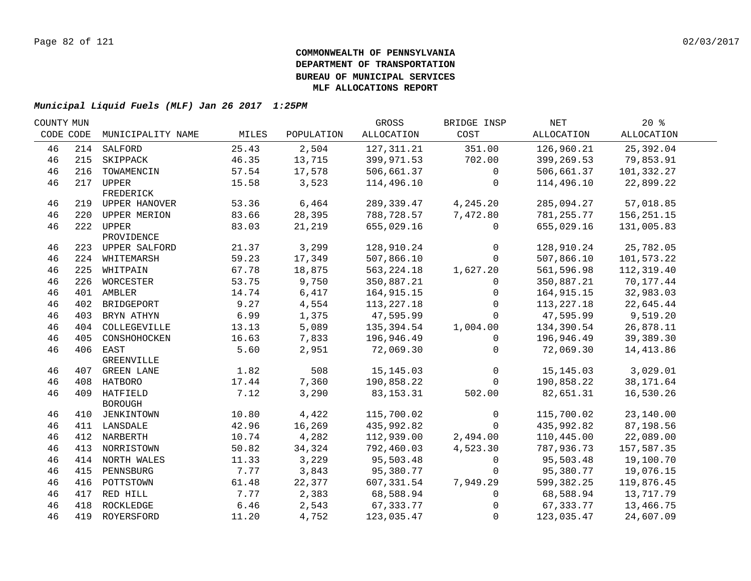**COMMONWEALTH OF PENNSYLVANIA**
**DEPARTMENT OF TRANSPORTATION**
**BUREAU OF MUNICIPAL SERVICES**
**MLF ALLOCATIONS REPORT**

***Municipal Liquid Fuels (MLF) Jan 26 2017 1:25PM***

| COUNTY CODE | MUN CODE | MUNICIPALITY NAME | MILES | POPULATION | GROSS ALLOCATION | BRIDGE INSP COST | NET ALLOCATION | 20 % ALLOCATION |
|---|---|---|---|---|---|---|---|---|
| 46 | 214 | SALFORD | 25.43 | 2,504 | 127,311.21 | 351.00 | 126,960.21 | 25,392.04 |
| 46 | 215 | SKIPPACK | 46.35 | 13,715 | 399,971.53 | 702.00 | 399,269.53 | 79,853.91 |
| 46 | 216 | TOWAMENCIN | 57.54 | 17,578 | 506,661.37 | 0 | 506,661.37 | 101,332.27 |
| 46 | 217 | UPPER FREDERICK | 15.58 | 3,523 | 114,496.10 | 0 | 114,496.10 | 22,899.22 |
| 46 | 219 | UPPER HANOVER | 53.36 | 6,464 | 289,339.47 | 4,245.20 | 285,094.27 | 57,018.85 |
| 46 | 220 | UPPER MERION | 83.66 | 28,395 | 788,728.57 | 7,472.80 | 781,255.77 | 156,251.15 |
| 46 | 222 | UPPER PROVIDENCE | 83.03 | 21,219 | 655,029.16 | 0 | 655,029.16 | 131,005.83 |
| 46 | 223 | UPPER SALFORD | 21.37 | 3,299 | 128,910.24 | 0 | 128,910.24 | 25,782.05 |
| 46 | 224 | WHITEMARSH | 59.23 | 17,349 | 507,866.10 | 0 | 507,866.10 | 101,573.22 |
| 46 | 225 | WHITPAIN | 67.78 | 18,875 | 563,224.18 | 1,627.20 | 561,596.98 | 112,319.40 |
| 46 | 226 | WORCESTER | 53.75 | 9,750 | 350,887.21 | 0 | 350,887.21 | 70,177.44 |
| 46 | 401 | AMBLER | 14.74 | 6,417 | 164,915.15 | 0 | 164,915.15 | 32,983.03 |
| 46 | 402 | BRIDGEPORT | 9.27 | 4,554 | 113,227.18 | 0 | 113,227.18 | 22,645.44 |
| 46 | 403 | BRYN ATHYN | 6.99 | 1,375 | 47,595.99 | 0 | 47,595.99 | 9,519.20 |
| 46 | 404 | COLLEGEVILLE | 13.13 | 5,089 | 135,394.54 | 1,004.00 | 134,390.54 | 26,878.11 |
| 46 | 405 | CONSHOHOCKEN | 16.63 | 7,833 | 196,946.49 | 0 | 196,946.49 | 39,389.30 |
| 46 | 406 | EAST GREENVILLE | 5.60 | 2,951 | 72,069.30 | 0 | 72,069.30 | 14,413.86 |
| 46 | 407 | GREEN LANE | 1.82 | 508 | 15,145.03 | 0 | 15,145.03 | 3,029.01 |
| 46 | 408 | HATBORO | 17.44 | 7,360 | 190,858.22 | 0 | 190,858.22 | 38,171.64 |
| 46 | 409 | HATFIELD BOROUGH | 7.12 | 3,290 | 83,153.31 | 502.00 | 82,651.31 | 16,530.26 |
| 46 | 410 | JENKINTOWN | 10.80 | 4,422 | 115,700.02 | 0 | 115,700.02 | 23,140.00 |
| 46 | 411 | LANSDALE | 42.96 | 16,269 | 435,992.82 | 0 | 435,992.82 | 87,198.56 |
| 46 | 412 | NARBERTH | 10.74 | 4,282 | 112,939.00 | 2,494.00 | 110,445.00 | 22,089.00 |
| 46 | 413 | NORRISTOWN | 50.82 | 34,324 | 792,460.03 | 4,523.30 | 787,936.73 | 157,587.35 |
| 46 | 414 | NORTH WALES | 11.33 | 3,229 | 95,503.48 | 0 | 95,503.48 | 19,100.70 |
| 46 | 415 | PENNSBURG | 7.77 | 3,843 | 95,380.77 | 0 | 95,380.77 | 19,076.15 |
| 46 | 416 | POTTSTOWN | 61.48 | 22,377 | 607,331.54 | 7,949.29 | 599,382.25 | 119,876.45 |
| 46 | 417 | RED HILL | 7.77 | 2,383 | 68,588.94 | 0 | 68,588.94 | 13,717.79 |
| 46 | 418 | ROCKLEDGE | 6.46 | 2,543 | 67,333.77 | 0 | 67,333.77 | 13,466.75 |
| 46 | 419 | ROYERSFORD | 11.20 | 4,752 | 123,035.47 | 0 | 123,035.47 | 24,607.09 |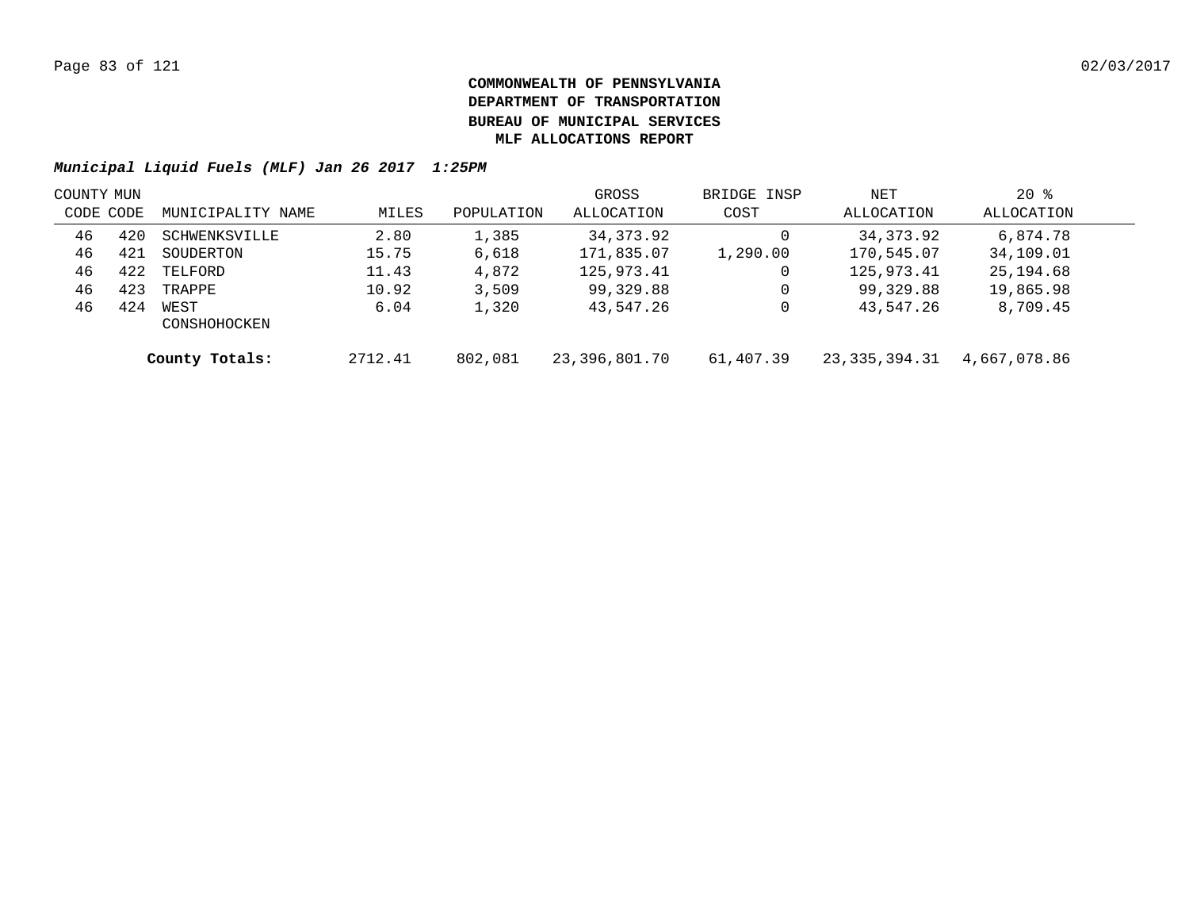**COMMONWEALTH OF PENNSYLVANIA**
**DEPARTMENT OF TRANSPORTATION**
**BUREAU OF MUNICIPAL SERVICES**
**MLF ALLOCATIONS REPORT**

***Municipal Liquid Fuels (MLF) Jan 26 2017 1:25PM***

| COUNTY CODE | MUN CODE | MUNICIPALITY NAME | MILES | POPULATION | GROSS ALLOCATION | BRIDGE INSP COST | NET ALLOCATION | 20 % ALLOCATION |
|---|---|---|---|---|---|---|---|---|
| 46 | 420 | SCHWENKSVILLE | 2.80 | 1,385 | 34,373.92 | 0 | 34,373.92 | 6,874.78 |
| 46 | 421 | SOUDERTON | 15.75 | 6,618 | 171,835.07 | 1,290.00 | 170,545.07 | 34,109.01 |
| 46 | 422 | TELFORD | 11.43 | 4,872 | 125,973.41 | 0 | 125,973.41 | 25,194.68 |
| 46 | 423 | TRAPPE | 10.92 | 3,509 | 99,329.88 | 0 | 99,329.88 | 19,865.98 |
| 46 | 424 | WEST CONSHOHOCKEN | 6.04 | 1,320 | 43,547.26 | 0 | 43,547.26 | 8,709.45 |
| | | **County Totals:** | 2712.41 | 802,081 | 23,396,801.70 | 61,407.39 | 23,335,394.31 | 4,667,078.86 |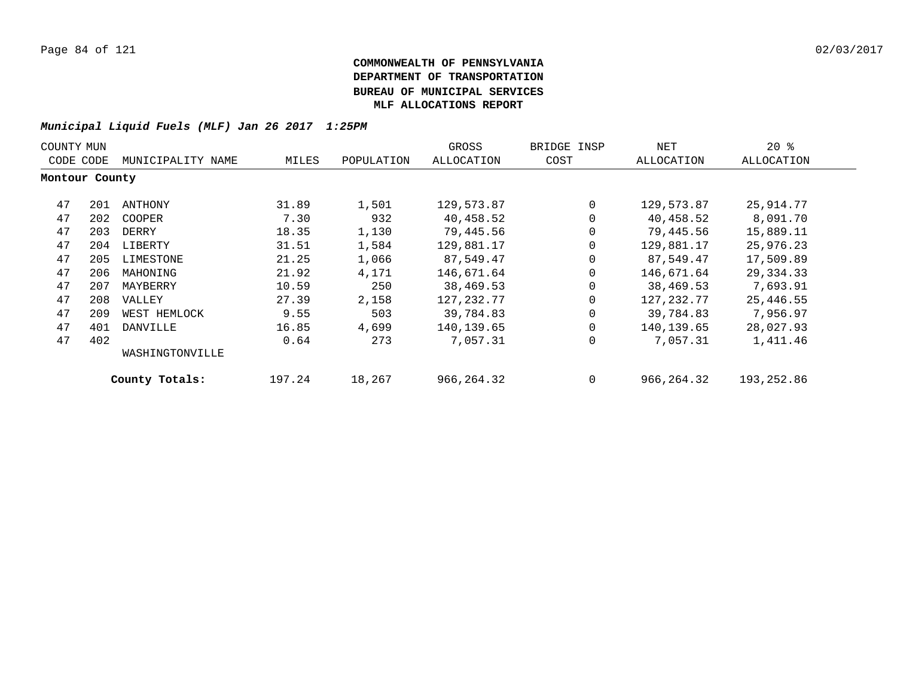**COMMONWEALTH OF PENNSYLVANIA**
**DEPARTMENT OF TRANSPORTATION**
**BUREAU OF MUNICIPAL SERVICES**
**MLF ALLOCATIONS REPORT**

***Municipal Liquid Fuels (MLF) Jan 26 2017 1:25PM***

| COUNTY CODE | MUN CODE | MUNICIPALITY NAME | MILES | POPULATION | GROSS ALLOCATION | BRIDGE INSP COST | NET ALLOCATION | 20 % ALLOCATION |
|---|---|---|---|---|---|---|---|---|
| **Montour County** | | | | | | | | |
| 47 | 201 | ANTHONY | 31.89 | 1,501 | 129,573.87 | 0 | 129,573.87 | 25,914.77 |
| 47 | 202 | COOPER | 7.30 | 932 | 40,458.52 | 0 | 40,458.52 | 8,091.70 |
| 47 | 203 | DERRY | 18.35 | 1,130 | 79,445.56 | 0 | 79,445.56 | 15,889.11 |
| 47 | 204 | LIBERTY | 31.51 | 1,584 | 129,881.17 | 0 | 129,881.17 | 25,976.23 |
| 47 | 205 | LIMESTONE | 21.25 | 1,066 | 87,549.47 | 0 | 87,549.47 | 17,509.89 |
| 47 | 206 | MAHONING | 21.92 | 4,171 | 146,671.64 | 0 | 146,671.64 | 29,334.33 |
| 47 | 207 | MAYBERRY | 10.59 | 250 | 38,469.53 | 0 | 38,469.53 | 7,693.91 |
| 47 | 208 | VALLEY | 27.39 | 2,158 | 127,232.77 | 0 | 127,232.77 | 25,446.55 |
| 47 | 209 | WEST HEMLOCK | 9.55 | 503 | 39,784.83 | 0 | 39,784.83 | 7,956.97 |
| 47 | 401 | DANVILLE | 16.85 | 4,699 | 140,139.65 | 0 | 140,139.65 | 28,027.93 |
| 47 | 402 | WASHINGTONVILLE | 0.64 | 273 | 7,057.31 | 0 | 7,057.31 | 1,411.46 |
| | | **County Totals:** | 197.24 | 18,267 | 966,264.32 | 0 | 966,264.32 | 193,252.86 |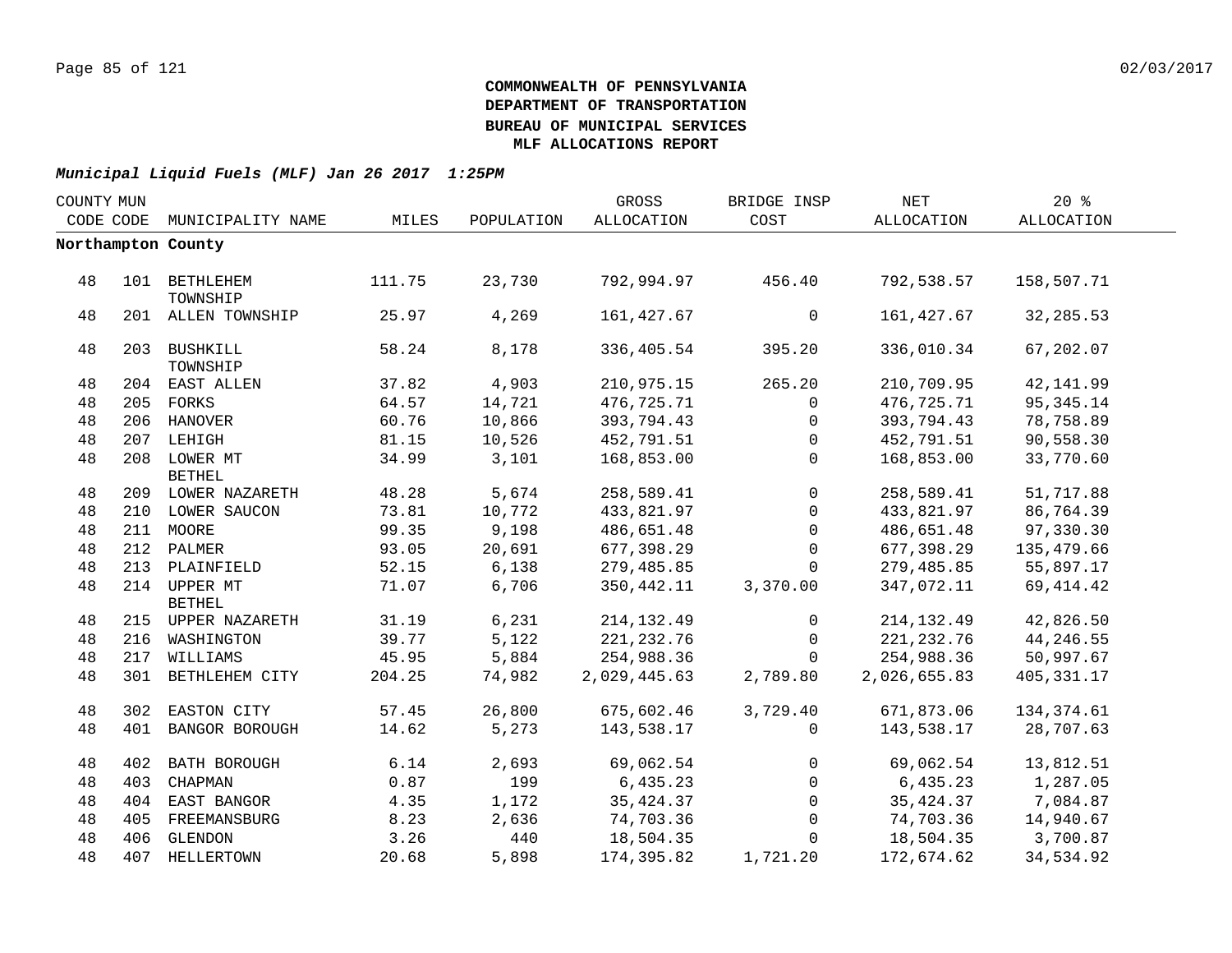**COMMONWEALTH OF PENNSYLVANIA**
**DEPARTMENT OF TRANSPORTATION**
**BUREAU OF MUNICIPAL SERVICES**
**MLF ALLOCATIONS REPORT**

***Municipal Liquid Fuels (MLF) Jan 26 2017 1:25PM***

| COUNTY CODE | MUN CODE | MUNICIPALITY NAME | MILES | POPULATION | GROSS ALLOCATION | BRIDGE INSP COST | NET ALLOCATION | 20 % ALLOCATION |
|---|---|---|---|---|---|---|---|---|
| **Northampton County** | | | | | | | | |
| 48 | 101 | BETHLEHEM TOWNSHIP | 111.75 | 23,730 | 792,994.97 | 456.40 | 792,538.57 | 158,507.71 |
| 48 | 201 | ALLEN TOWNSHIP | 25.97 | 4,269 | 161,427.67 | 0 | 161,427.67 | 32,285.53 |
| 48 | 203 | BUSHKILL TOWNSHIP | 58.24 | 8,178 | 336,405.54 | 395.20 | 336,010.34 | 67,202.07 |
| 48 | 204 | EAST ALLEN | 37.82 | 4,903 | 210,975.15 | 265.20 | 210,709.95 | 42,141.99 |
| 48 | 205 | FORKS | 64.57 | 14,721 | 476,725.71 | 0 | 476,725.71 | 95,345.14 |
| 48 | 206 | HANOVER | 60.76 | 10,866 | 393,794.43 | 0 | 393,794.43 | 78,758.89 |
| 48 | 207 | LEHIGH | 81.15 | 10,526 | 452,791.51 | 0 | 452,791.51 | 90,558.30 |
| 48 | 208 | LOWER MT BETHEL | 34.99 | 3,101 | 168,853.00 | 0 | 168,853.00 | 33,770.60 |
| 48 | 209 | LOWER NAZARETH | 48.28 | 5,674 | 258,589.41 | 0 | 258,589.41 | 51,717.88 |
| 48 | 210 | LOWER SAUCON | 73.81 | 10,772 | 433,821.97 | 0 | 433,821.97 | 86,764.39 |
| 48 | 211 | MOORE | 99.35 | 9,198 | 486,651.48 | 0 | 486,651.48 | 97,330.30 |
| 48 | 212 | PALMER | 93.05 | 20,691 | 677,398.29 | 0 | 677,398.29 | 135,479.66 |
| 48 | 213 | PLAINFIELD | 52.15 | 6,138 | 279,485.85 | 0 | 279,485.85 | 55,897.17 |
| 48 | 214 | UPPER MT BETHEL | 71.07 | 6,706 | 350,442.11 | 3,370.00 | 347,072.11 | 69,414.42 |
| 48 | 215 | UPPER NAZARETH | 31.19 | 6,231 | 214,132.49 | 0 | 214,132.49 | 42,826.50 |
| 48 | 216 | WASHINGTON | 39.77 | 5,122 | 221,232.76 | 0 | 221,232.76 | 44,246.55 |
| 48 | 217 | WILLIAMS | 45.95 | 5,884 | 254,988.36 | 0 | 254,988.36 | 50,997.67 |
| 48 | 301 | BETHLEHEM CITY | 204.25 | 74,982 | 2,029,445.63 | 2,789.80 | 2,026,655.83 | 405,331.17 |
| 48 | 302 | EASTON CITY | 57.45 | 26,800 | 675,602.46 | 3,729.40 | 671,873.06 | 134,374.61 |
| 48 | 401 | BANGOR BOROUGH | 14.62 | 5,273 | 143,538.17 | 0 | 143,538.17 | 28,707.63 |
| 48 | 402 | BATH BOROUGH | 6.14 | 2,693 | 69,062.54 | 0 | 69,062.54 | 13,812.51 |
| 48 | 403 | CHAPMAN | 0.87 | 199 | 6,435.23 | 0 | 6,435.23 | 1,287.05 |
| 48 | 404 | EAST BANGOR | 4.35 | 1,172 | 35,424.37 | 0 | 35,424.37 | 7,084.87 |
| 48 | 405 | FREEMANSBURG | 8.23 | 2,636 | 74,703.36 | 0 | 74,703.36 | 14,940.67 |
| 48 | 406 | GLENDON | 3.26 | 440 | 18,504.35 | 0 | 18,504.35 | 3,700.87 |
| 48 | 407 | HELLERTOWN | 20.68 | 5,898 | 174,395.82 | 1,721.20 | 172,674.62 | 34,534.92 |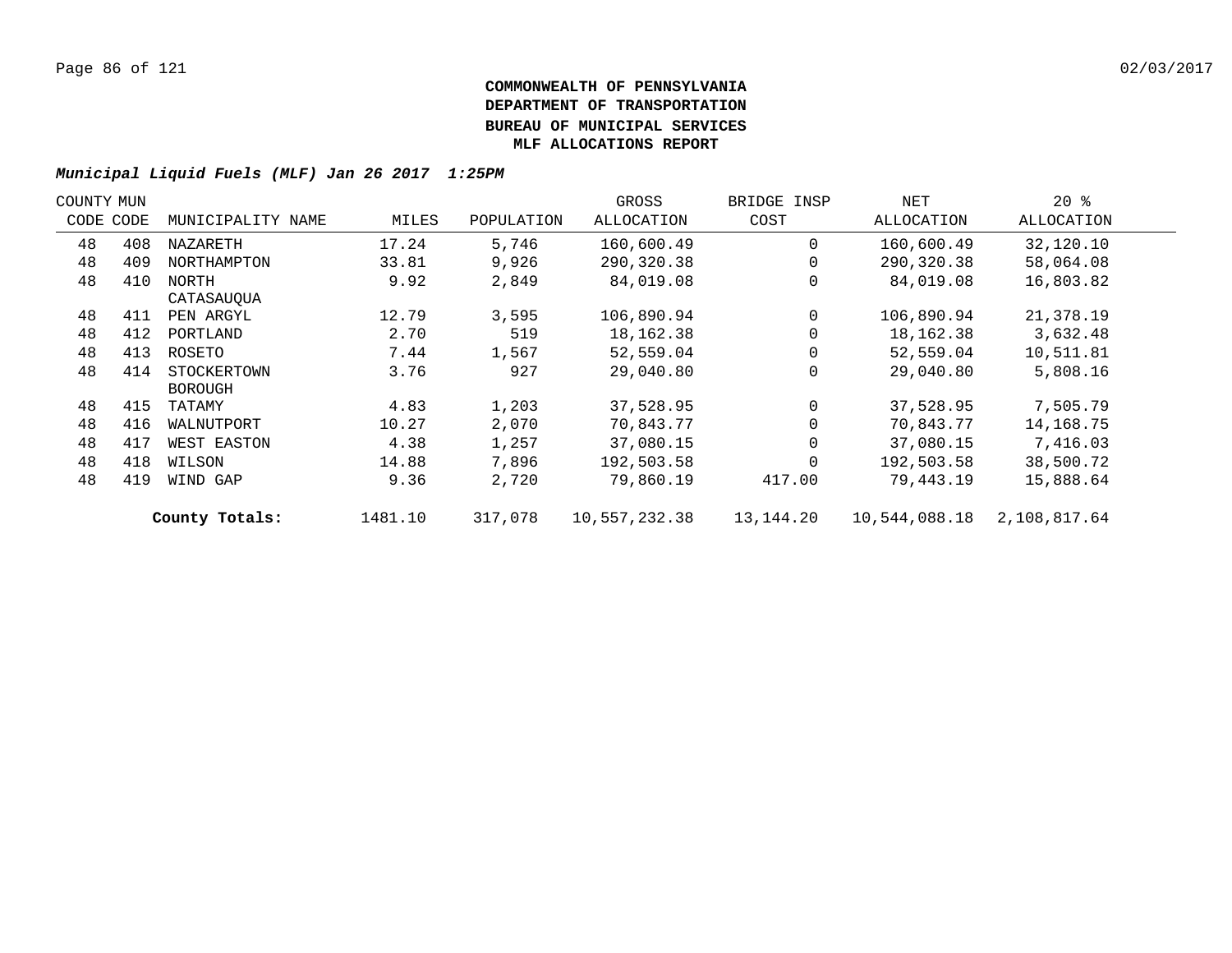**COMMONWEALTH OF PENNSYLVANIA**
**DEPARTMENT OF TRANSPORTATION**
**BUREAU OF MUNICIPAL SERVICES**
**MLF ALLOCATIONS REPORT**

***Municipal Liquid Fuels (MLF) Jan 26 2017 1:25PM***

| COUNTY CODE | MUN CODE | MUNICIPALITY NAME | MILES | POPULATION | GROSS ALLOCATION | BRIDGE INSP COST | NET ALLOCATION | 20 % ALLOCATION |
|---|---|---|---|---|---|---|---|---|
| 48 | 408 | NAZARETH | 17.24 | 5,746 | 160,600.49 | 0 | 160,600.49 | 32,120.10 |
| 48 | 409 | NORTHAMPTON | 33.81 | 9,926 | 290,320.38 | 0 | 290,320.38 | 58,064.08 |
| 48 | 410 | NORTH CATASAUQUA | 9.92 | 2,849 | 84,019.08 | 0 | 84,019.08 | 16,803.82 |
| 48 | 411 | PEN ARGYL | 12.79 | 3,595 | 106,890.94 | 0 | 106,890.94 | 21,378.19 |
| 48 | 412 | PORTLAND | 2.70 | 519 | 18,162.38 | 0 | 18,162.38 | 3,632.48 |
| 48 | 413 | ROSETO | 7.44 | 1,567 | 52,559.04 | 0 | 52,559.04 | 10,511.81 |
| 48 | 414 | STOCKERTOWN BOROUGH | 3.76 | 927 | 29,040.80 | 0 | 29,040.80 | 5,808.16 |
| 48 | 415 | TATAMY | 4.83 | 1,203 | 37,528.95 | 0 | 37,528.95 | 7,505.79 |
| 48 | 416 | WALNUTPORT | 10.27 | 2,070 | 70,843.77 | 0 | 70,843.77 | 14,168.75 |
| 48 | 417 | WEST EASTON | 4.38 | 1,257 | 37,080.15 | 0 | 37,080.15 | 7,416.03 |
| 48 | 418 | WILSON | 14.88 | 7,896 | 192,503.58 | 0 | 192,503.58 | 38,500.72 |
| 48 | 419 | WIND GAP | 9.36 | 2,720 | 79,860.19 | 417.00 | 79,443.19 | 15,888.64 |
| | | **County Totals:** | 1481.10 | 317,078 | 10,557,232.38 | 13,144.20 | 10,544,088.18 | 2,108,817.64 |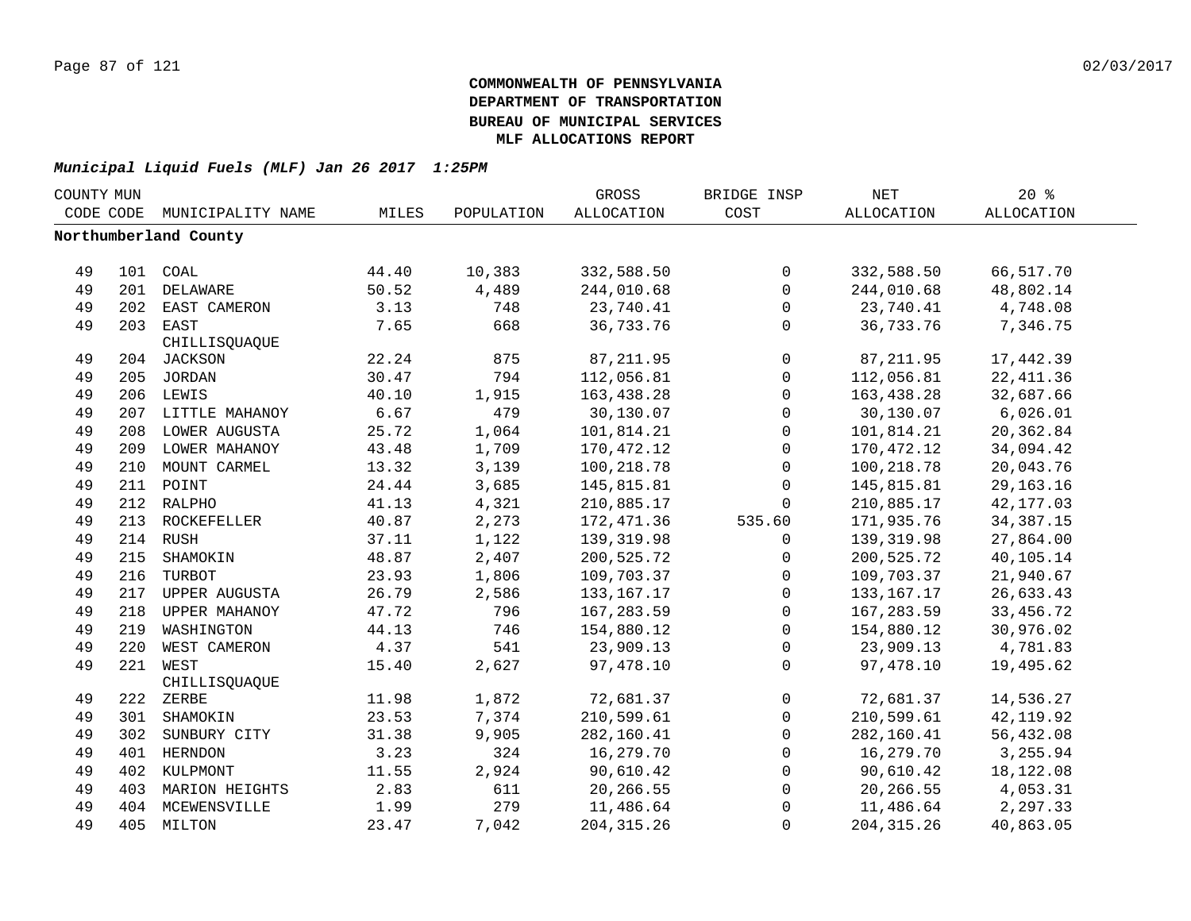**COMMONWEALTH OF PENNSYLVANIA**
**DEPARTMENT OF TRANSPORTATION**
**BUREAU OF MUNICIPAL SERVICES**
**MLF ALLOCATIONS REPORT**

***Municipal Liquid Fuels (MLF) Jan 26 2017 1:25PM***

| COUNTY CODE | MUN CODE | MUNICIPALITY NAME | MILES | POPULATION | GROSS ALLOCATION | BRIDGE INSP COST | NET ALLOCATION | 20 % ALLOCATION |
|---|---|---|---|---|---|---|---|---|
| **Northumberland County** | | | | | | | | |
| 49 | 101 | COAL | 44.40 | 10,383 | 332,588.50 | 0 | 332,588.50 | 66,517.70 |
| 49 | 201 | DELAWARE | 50.52 | 4,489 | 244,010.68 | 0 | 244,010.68 | 48,802.14 |
| 49 | 202 | EAST CAMERON | 3.13 | 748 | 23,740.41 | 0 | 23,740.41 | 4,748.08 |
| 49 | 203 | EAST CHILLISQUAQUE | 7.65 | 668 | 36,733.76 | 0 | 36,733.76 | 7,346.75 |
| 49 | 204 | JACKSON | 22.24 | 875 | 87,211.95 | 0 | 87,211.95 | 17,442.39 |
| 49 | 205 | JORDAN | 30.47 | 794 | 112,056.81 | 0 | 112,056.81 | 22,411.36 |
| 49 | 206 | LEWIS | 40.10 | 1,915 | 163,438.28 | 0 | 163,438.28 | 32,687.66 |
| 49 | 207 | LITTLE MAHANOY | 6.67 | 479 | 30,130.07 | 0 | 30,130.07 | 6,026.01 |
| 49 | 208 | LOWER AUGUSTA | 25.72 | 1,064 | 101,814.21 | 0 | 101,814.21 | 20,362.84 |
| 49 | 209 | LOWER MAHANOY | 43.48 | 1,709 | 170,472.12 | 0 | 170,472.12 | 34,094.42 |
| 49 | 210 | MOUNT CARMEL | 13.32 | 3,139 | 100,218.78 | 0 | 100,218.78 | 20,043.76 |
| 49 | 211 | POINT | 24.44 | 3,685 | 145,815.81 | 0 | 145,815.81 | 29,163.16 |
| 49 | 212 | RALPHO | 41.13 | 4,321 | 210,885.17 | 0 | 210,885.17 | 42,177.03 |
| 49 | 213 | ROCKEFELLER | 40.87 | 2,273 | 172,471.36 | 535.60 | 171,935.76 | 34,387.15 |
| 49 | 214 | RUSH | 37.11 | 1,122 | 139,319.98 | 0 | 139,319.98 | 27,864.00 |
| 49 | 215 | SHAMOKIN | 48.87 | 2,407 | 200,525.72 | 0 | 200,525.72 | 40,105.14 |
| 49 | 216 | TURBOT | 23.93 | 1,806 | 109,703.37 | 0 | 109,703.37 | 21,940.67 |
| 49 | 217 | UPPER AUGUSTA | 26.79 | 2,586 | 133,167.17 | 0 | 133,167.17 | 26,633.43 |
| 49 | 218 | UPPER MAHANOY | 47.72 | 796 | 167,283.59 | 0 | 167,283.59 | 33,456.72 |
| 49 | 219 | WASHINGTON | 44.13 | 746 | 154,880.12 | 0 | 154,880.12 | 30,976.02 |
| 49 | 220 | WEST CAMERON | 4.37 | 541 | 23,909.13 | 0 | 23,909.13 | 4,781.83 |
| 49 | 221 | WEST CHILLISQUAQUE | 15.40 | 2,627 | 97,478.10 | 0 | 97,478.10 | 19,495.62 |
| 49 | 222 | ZERBE | 11.98 | 1,872 | 72,681.37 | 0 | 72,681.37 | 14,536.27 |
| 49 | 301 | SHAMOKIN | 23.53 | 7,374 | 210,599.61 | 0 | 210,599.61 | 42,119.92 |
| 49 | 302 | SUNBURY CITY | 31.38 | 9,905 | 282,160.41 | 0 | 282,160.41 | 56,432.08 |
| 49 | 401 | HERNDON | 3.23 | 324 | 16,279.70 | 0 | 16,279.70 | 3,255.94 |
| 49 | 402 | KULPMONT | 11.55 | 2,924 | 90,610.42 | 0 | 90,610.42 | 18,122.08 |
| 49 | 403 | MARION HEIGHTS | 2.83 | 611 | 20,266.55 | 0 | 20,266.55 | 4,053.31 |
| 49 | 404 | MCEWENSVILLE | 1.99 | 279 | 11,486.64 | 0 | 11,486.64 | 2,297.33 |
| 49 | 405 | MILTON | 23.47 | 7,042 | 204,315.26 | 0 | 204,315.26 | 40,863.05 |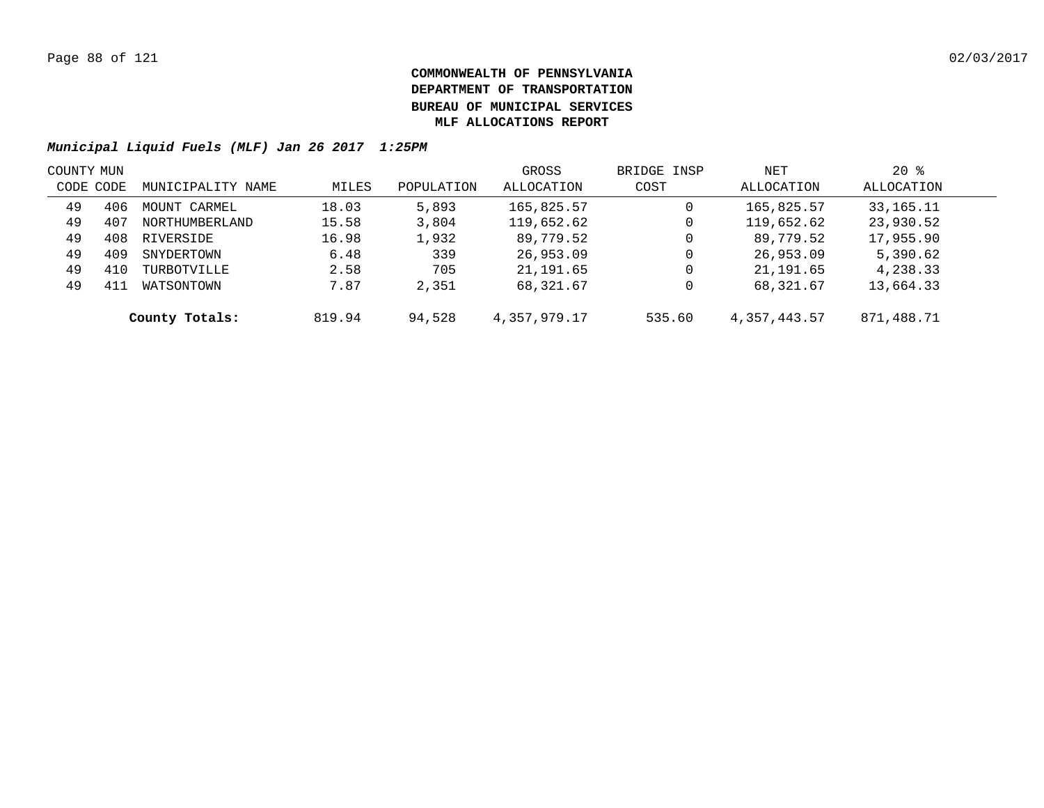**COMMONWEALTH OF PENNSYLVANIA**
**DEPARTMENT OF TRANSPORTATION**
**BUREAU OF MUNICIPAL SERVICES**
**MLF ALLOCATIONS REPORT**

***Municipal Liquid Fuels (MLF) Jan 26 2017 1:25PM***

| COUNTY CODE | MUN CODE | MUNICIPALITY NAME | MILES | POPULATION | GROSS ALLOCATION | BRIDGE INSP COST | NET ALLOCATION | 20 % ALLOCATION |
|---|---|---|---|---|---|---|---|---|
| 49 | 406 | MOUNT CARMEL | 18.03 | 5,893 | 165,825.57 | 0 | 165,825.57 | 33,165.11 |
| 49 | 407 | NORTHUMBERLAND | 15.58 | 3,804 | 119,652.62 | 0 | 119,652.62 | 23,930.52 |
| 49 | 408 | RIVERSIDE | 16.98 | 1,932 | 89,779.52 | 0 | 89,779.52 | 17,955.90 |
| 49 | 409 | SNYDERTOWN | 6.48 | 339 | 26,953.09 | 0 | 26,953.09 | 5,390.62 |
| 49 | 410 | TURBOTVILLE | 2.58 | 705 | 21,191.65 | 0 | 21,191.65 | 4,238.33 |
| 49 | 411 | WATSONTOWN | 7.87 | 2,351 | 68,321.67 | 0 | 68,321.67 | 13,664.33 |
| | | **County Totals:** | 819.94 | 94,528 | 4,357,979.17 | 535.60 | 4,357,443.57 | 871,488.71 |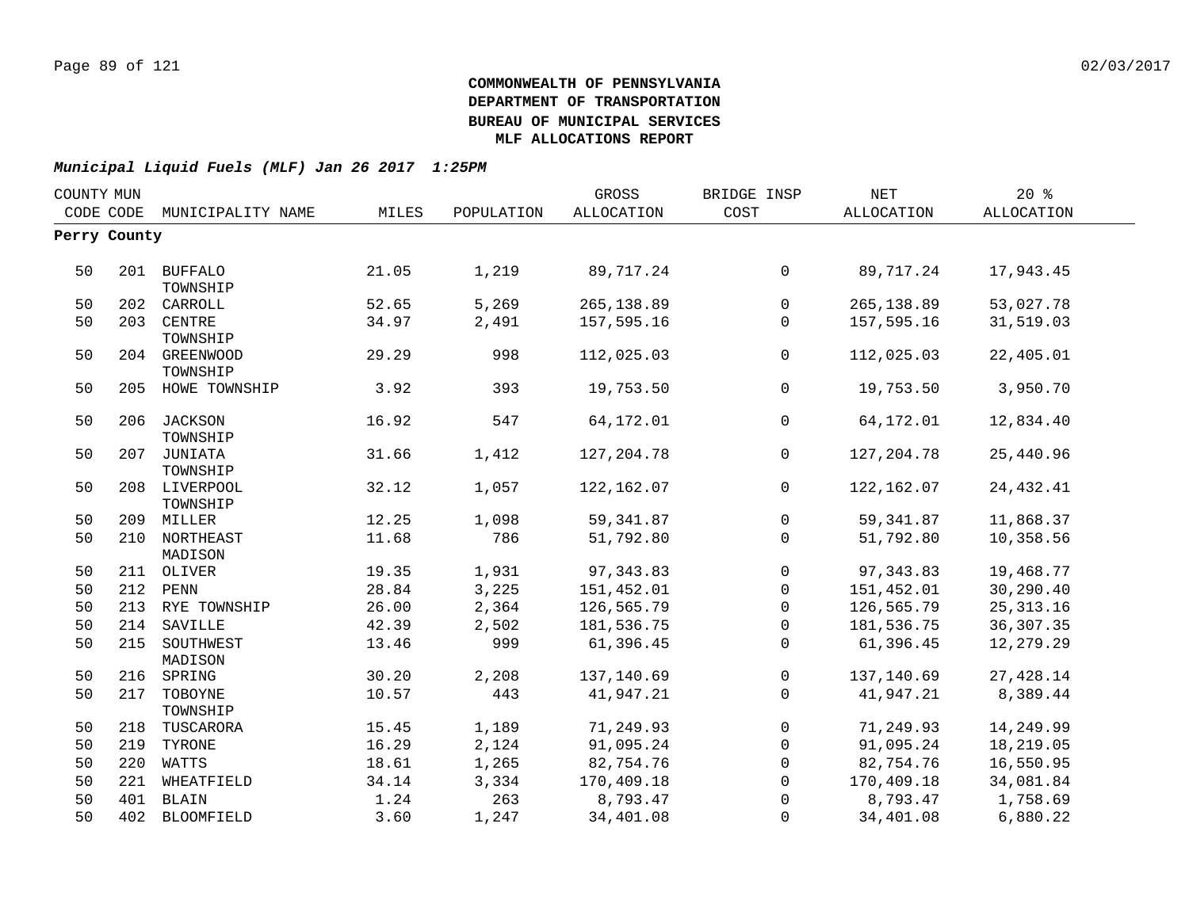**COMMONWEALTH OF PENNSYLVANIA**
**DEPARTMENT OF TRANSPORTATION**
**BUREAU OF MUNICIPAL SERVICES**
**MLF ALLOCATIONS REPORT**

***Municipal Liquid Fuels (MLF) Jan 26 2017 1:25PM***

| COUNTY CODE | MUN CODE | MUNICIPALITY NAME | MILES | POPULATION | GROSS ALLOCATION | BRIDGE INSP COST | NET ALLOCATION | 20 % ALLOCATION |
|---|---|---|---|---|---|---|---|---|
| **Perry County** | | | | | | | | |
| 50 | 201 | BUFFALO TOWNSHIP | 21.05 | 1,219 | 89,717.24 | 0 | 89,717.24 | 17,943.45 |
| 50 | 202 | CARROLL | 52.65 | 5,269 | 265,138.89 | 0 | 265,138.89 | 53,027.78 |
| 50 | 203 | CENTRE TOWNSHIP | 34.97 | 2,491 | 157,595.16 | 0 | 157,595.16 | 31,519.03 |
| 50 | 204 | GREENWOOD TOWNSHIP | 29.29 | 998 | 112,025.03 | 0 | 112,025.03 | 22,405.01 |
| 50 | 205 | HOWE TOWNSHIP | 3.92 | 393 | 19,753.50 | 0 | 19,753.50 | 3,950.70 |
| 50 | 206 | JACKSON TOWNSHIP | 16.92 | 547 | 64,172.01 | 0 | 64,172.01 | 12,834.40 |
| 50 | 207 | JUNIATA TOWNSHIP | 31.66 | 1,412 | 127,204.78 | 0 | 127,204.78 | 25,440.96 |
| 50 | 208 | LIVERPOOL TOWNSHIP | 32.12 | 1,057 | 122,162.07 | 0 | 122,162.07 | 24,432.41 |
| 50 | 209 | MILLER | 12.25 | 1,098 | 59,341.87 | 0 | 59,341.87 | 11,868.37 |
| 50 | 210 | NORTHEAST MADISON | 11.68 | 786 | 51,792.80 | 0 | 51,792.80 | 10,358.56 |
| 50 | 211 | OLIVER | 19.35 | 1,931 | 97,343.83 | 0 | 97,343.83 | 19,468.77 |
| 50 | 212 | PENN | 28.84 | 3,225 | 151,452.01 | 0 | 151,452.01 | 30,290.40 |
| 50 | 213 | RYE TOWNSHIP | 26.00 | 2,364 | 126,565.79 | 0 | 126,565.79 | 25,313.16 |
| 50 | 214 | SAVILLE | 42.39 | 2,502 | 181,536.75 | 0 | 181,536.75 | 36,307.35 |
| 50 | 215 | SOUTHWEST MADISON | 13.46 | 999 | 61,396.45 | 0 | 61,396.45 | 12,279.29 |
| 50 | 216 | SPRING | 30.20 | 2,208 | 137,140.69 | 0 | 137,140.69 | 27,428.14 |
| 50 | 217 | TOBOYNE TOWNSHIP | 10.57 | 443 | 41,947.21 | 0 | 41,947.21 | 8,389.44 |
| 50 | 218 | TUSCARORA | 15.45 | 1,189 | 71,249.93 | 0 | 71,249.93 | 14,249.99 |
| 50 | 219 | TYRONE | 16.29 | 2,124 | 91,095.24 | 0 | 91,095.24 | 18,219.05 |
| 50 | 220 | WATTS | 18.61 | 1,265 | 82,754.76 | 0 | 82,754.76 | 16,550.95 |
| 50 | 221 | WHEATFIELD | 34.14 | 3,334 | 170,409.18 | 0 | 170,409.18 | 34,081.84 |
| 50 | 401 | BLAIN | 1.24 | 263 | 8,793.47 | 0 | 8,793.47 | 1,758.69 |
| 50 | 402 | BLOOMFIELD | 3.60 | 1,247 | 34,401.08 | 0 | 34,401.08 | 6,880.22 |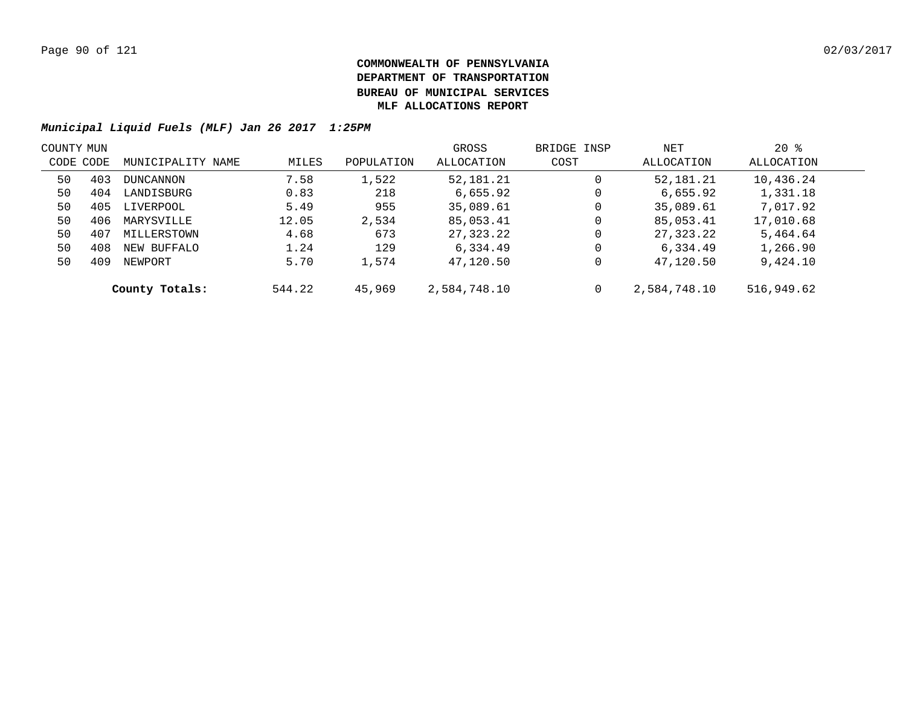**COMMONWEALTH OF PENNSYLVANIA**
**DEPARTMENT OF TRANSPORTATION**
**BUREAU OF MUNICIPAL SERVICES**
**MLF ALLOCATIONS REPORT**

***Municipal Liquid Fuels (MLF) Jan 26 2017 1:25PM***

| COUNTY CODE | MUN CODE | MUNICIPALITY NAME | MILES | POPULATION | GROSS ALLOCATION | BRIDGE INSP COST | NET ALLOCATION | 20 % ALLOCATION |
|---|---|---|---|---|---|---|---|---|
| 50 | 403 | DUNCANNON | 7.58 | 1,522 | 52,181.21 | 0 | 52,181.21 | 10,436.24 |
| 50 | 404 | LANDISBURG | 0.83 | 218 | 6,655.92 | 0 | 6,655.92 | 1,331.18 |
| 50 | 405 | LIVERPOOL | 5.49 | 955 | 35,089.61 | 0 | 35,089.61 | 7,017.92 |
| 50 | 406 | MARYSVILLE | 12.05 | 2,534 | 85,053.41 | 0 | 85,053.41 | 17,010.68 |
| 50 | 407 | MILLERSTOWN | 4.68 | 673 | 27,323.22 | 0 | 27,323.22 | 5,464.64 |
| 50 | 408 | NEW BUFFALO | 1.24 | 129 | 6,334.49 | 0 | 6,334.49 | 1,266.90 |
| 50 | 409 | NEWPORT | 5.70 | 1,574 | 47,120.50 | 0 | 47,120.50 | 9,424.10 |
| | | **County Totals:** | 544.22 | 45,969 | 2,584,748.10 | 0 | 2,584,748.10 | 516,949.62 |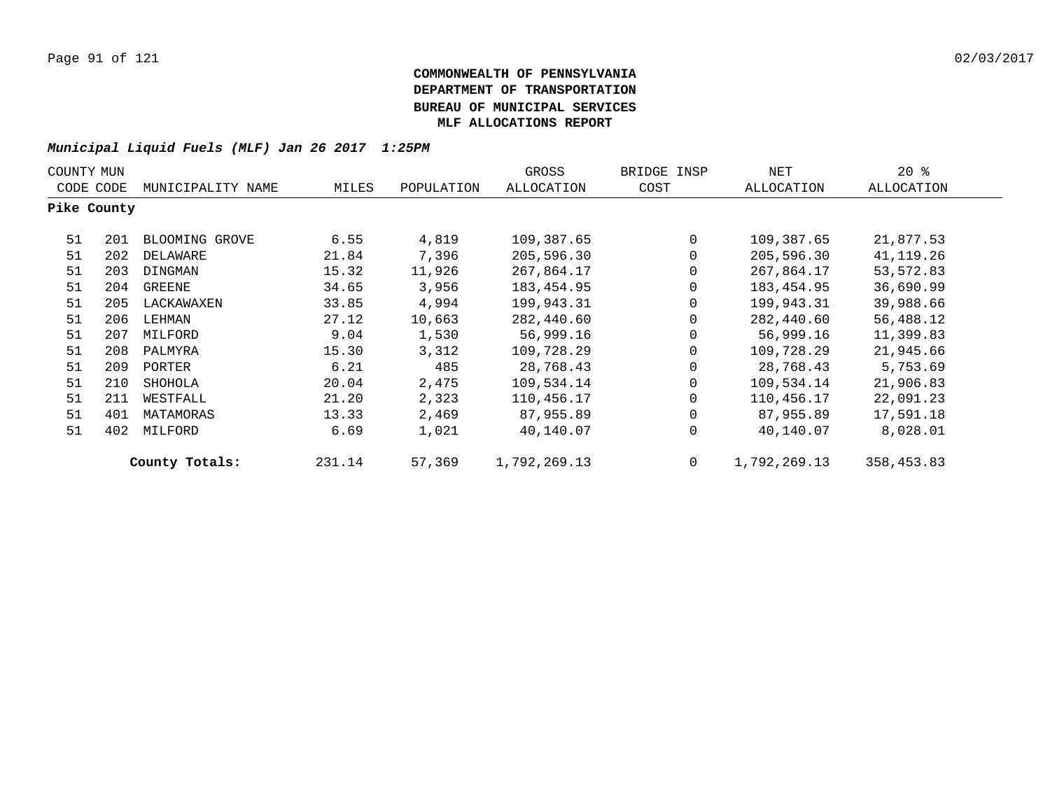**COMMONWEALTH OF PENNSYLVANIA**
**DEPARTMENT OF TRANSPORTATION**
**BUREAU OF MUNICIPAL SERVICES**
**MLF ALLOCATIONS REPORT**

***Municipal Liquid Fuels (MLF) Jan 26 2017 1:25PM***

| COUNTY CODE | MUN CODE | MUNICIPALITY NAME | MILES | POPULATION | GROSS ALLOCATION | BRIDGE INSP COST | NET ALLOCATION | 20 % ALLOCATION |
|---|---|---|---|---|---|---|---|---|
| **Pike County** | | | | | | | | |
| 51 | 201 | BLOOMING GROVE | 6.55 | 4,819 | 109,387.65 | 0 | 109,387.65 | 21,877.53 |
| 51 | 202 | DELAWARE | 21.84 | 7,396 | 205,596.30 | 0 | 205,596.30 | 41,119.26 |
| 51 | 203 | DINGMAN | 15.32 | 11,926 | 267,864.17 | 0 | 267,864.17 | 53,572.83 |
| 51 | 204 | GREENE | 34.65 | 3,956 | 183,454.95 | 0 | 183,454.95 | 36,690.99 |
| 51 | 205 | LACKAWAXEN | 33.85 | 4,994 | 199,943.31 | 0 | 199,943.31 | 39,988.66 |
| 51 | 206 | LEHMAN | 27.12 | 10,663 | 282,440.60 | 0 | 282,440.60 | 56,488.12 |
| 51 | 207 | MILFORD | 9.04 | 1,530 | 56,999.16 | 0 | 56,999.16 | 11,399.83 |
| 51 | 208 | PALMYRA | 15.30 | 3,312 | 109,728.29 | 0 | 109,728.29 | 21,945.66 |
| 51 | 209 | PORTER | 6.21 | 485 | 28,768.43 | 0 | 28,768.43 | 5,753.69 |
| 51 | 210 | SHOHOLA | 20.04 | 2,475 | 109,534.14 | 0 | 109,534.14 | 21,906.83 |
| 51 | 211 | WESTFALL | 21.20 | 2,323 | 110,456.17 | 0 | 110,456.17 | 22,091.23 |
| 51 | 401 | MATAMORAS | 13.33 | 2,469 | 87,955.89 | 0 | 87,955.89 | 17,591.18 |
| 51 | 402 | MILFORD | 6.69 | 1,021 | 40,140.07 | 0 | 40,140.07 | 8,028.01 |
| | | **County Totals:** | 231.14 | 57,369 | 1,792,269.13 | 0 | 1,792,269.13 | 358,453.83 |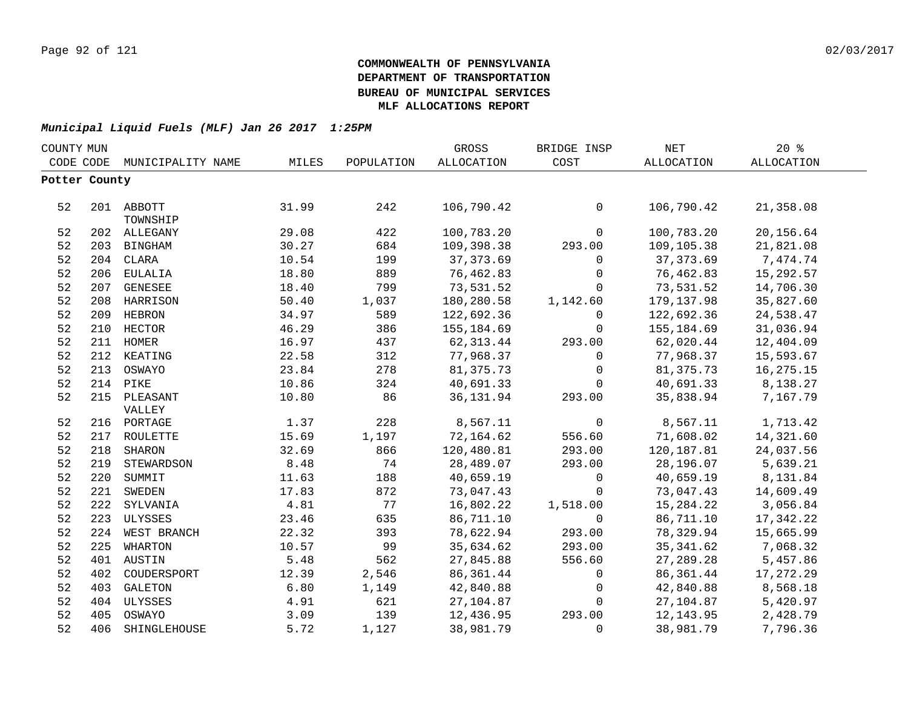**COMMONWEALTH OF PENNSYLVANIA**
**DEPARTMENT OF TRANSPORTATION**
**BUREAU OF MUNICIPAL SERVICES**
**MLF ALLOCATIONS REPORT**

***Municipal Liquid Fuels (MLF) Jan 26 2017 1:25PM***

| COUNTY CODE | MUN CODE | MUNICIPALITY NAME | MILES | POPULATION | GROSS ALLOCATION | BRIDGE INSP COST | NET ALLOCATION | 20 % ALLOCATION |
|---|---|---|---|---|---|---|---|---|
| **Potter County** | | | | | | | | |
| 52 | 201 | ABBOTT TOWNSHIP | 31.99 | 242 | 106,790.42 | 0 | 106,790.42 | 21,358.08 |
| 52 | 202 | ALLEGANY | 29.08 | 422 | 100,783.20 | 0 | 100,783.20 | 20,156.64 |
| 52 | 203 | BINGHAM | 30.27 | 684 | 109,398.38 | 293.00 | 109,105.38 | 21,821.08 |
| 52 | 204 | CLARA | 10.54 | 199 | 37,373.69 | 0 | 37,373.69 | 7,474.74 |
| 52 | 206 | EULALIA | 18.80 | 889 | 76,462.83 | 0 | 76,462.83 | 15,292.57 |
| 52 | 207 | GENESEE | 18.40 | 799 | 73,531.52 | 0 | 73,531.52 | 14,706.30 |
| 52 | 208 | HARRISON | 50.40 | 1,037 | 180,280.58 | 1,142.60 | 179,137.98 | 35,827.60 |
| 52 | 209 | HEBRON | 34.97 | 589 | 122,692.36 | 0 | 122,692.36 | 24,538.47 |
| 52 | 210 | HECTOR | 46.29 | 386 | 155,184.69 | 0 | 155,184.69 | 31,036.94 |
| 52 | 211 | HOMER | 16.97 | 437 | 62,313.44 | 293.00 | 62,020.44 | 12,404.09 |
| 52 | 212 | KEATING | 22.58 | 312 | 77,968.37 | 0 | 77,968.37 | 15,593.67 |
| 52 | 213 | OSWAYO | 23.84 | 278 | 81,375.73 | 0 | 81,375.73 | 16,275.15 |
| 52 | 214 | PIKE | 10.86 | 324 | 40,691.33 | 0 | 40,691.33 | 8,138.27 |
| 52 | 215 | PLEASANT VALLEY | 10.80 | 86 | 36,131.94 | 293.00 | 35,838.94 | 7,167.79 |
| 52 | 216 | PORTAGE | 1.37 | 228 | 8,567.11 | 0 | 8,567.11 | 1,713.42 |
| 52 | 217 | ROULETTE | 15.69 | 1,197 | 72,164.62 | 556.60 | 71,608.02 | 14,321.60 |
| 52 | 218 | SHARON | 32.69 | 866 | 120,480.81 | 293.00 | 120,187.81 | 24,037.56 |
| 52 | 219 | STEWARDSON | 8.48 | 74 | 28,489.07 | 293.00 | 28,196.07 | 5,639.21 |
| 52 | 220 | SUMMIT | 11.63 | 188 | 40,659.19 | 0 | 40,659.19 | 8,131.84 |
| 52 | 221 | SWEDEN | 17.83 | 872 | 73,047.43 | 0 | 73,047.43 | 14,609.49 |
| 52 | 222 | SYLVANIA | 4.81 | 77 | 16,802.22 | 1,518.00 | 15,284.22 | 3,056.84 |
| 52 | 223 | ULYSSES | 23.46 | 635 | 86,711.10 | 0 | 86,711.10 | 17,342.22 |
| 52 | 224 | WEST BRANCH | 22.32 | 393 | 78,622.94 | 293.00 | 78,329.94 | 15,665.99 |
| 52 | 225 | WHARTON | 10.57 | 99 | 35,634.62 | 293.00 | 35,341.62 | 7,068.32 |
| 52 | 401 | AUSTIN | 5.48 | 562 | 27,845.88 | 556.60 | 27,289.28 | 5,457.86 |
| 52 | 402 | COUDERSPORT | 12.39 | 2,546 | 86,361.44 | 0 | 86,361.44 | 17,272.29 |
| 52 | 403 | GALETON | 6.80 | 1,149 | 42,840.88 | 0 | 42,840.88 | 8,568.18 |
| 52 | 404 | ULYSSES | 4.91 | 621 | 27,104.87 | 0 | 27,104.87 | 5,420.97 |
| 52 | 405 | OSWAYO | 3.09 | 139 | 12,436.95 | 293.00 | 12,143.95 | 2,428.79 |
| 52 | 406 | SHINGLEHOUSE | 5.72 | 1,127 | 38,981.79 | 0 | 38,981.79 | 7,796.36 |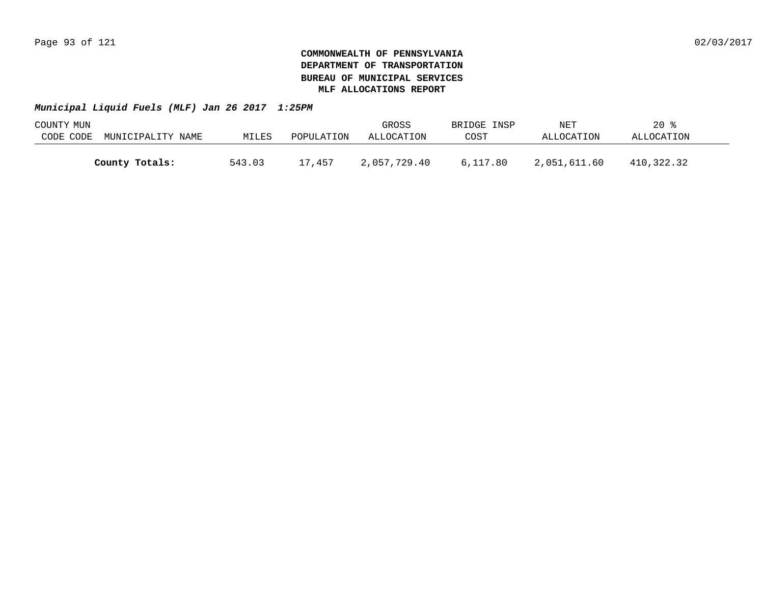**COMMONWEALTH OF PENNSYLVANIA**
**DEPARTMENT OF TRANSPORTATION**
**BUREAU OF MUNICIPAL SERVICES**
**MLF ALLOCATIONS REPORT**

***Municipal Liquid Fuels (MLF) Jan 26 2017 1:25PM***

| COUNTY CODE | MUN CODE | MUNICIPALITY NAME | MILES | POPULATION | GROSS ALLOCATION | BRIDGE INSP COST | NET ALLOCATION | 20 % ALLOCATION |
|---|---|---|---|---|---|---|---|---|
| | | **County Totals:** | 543.03 | 17,457 | 2,057,729.40 | 6,117.80 | 2,051,611.60 | 410,322.32 |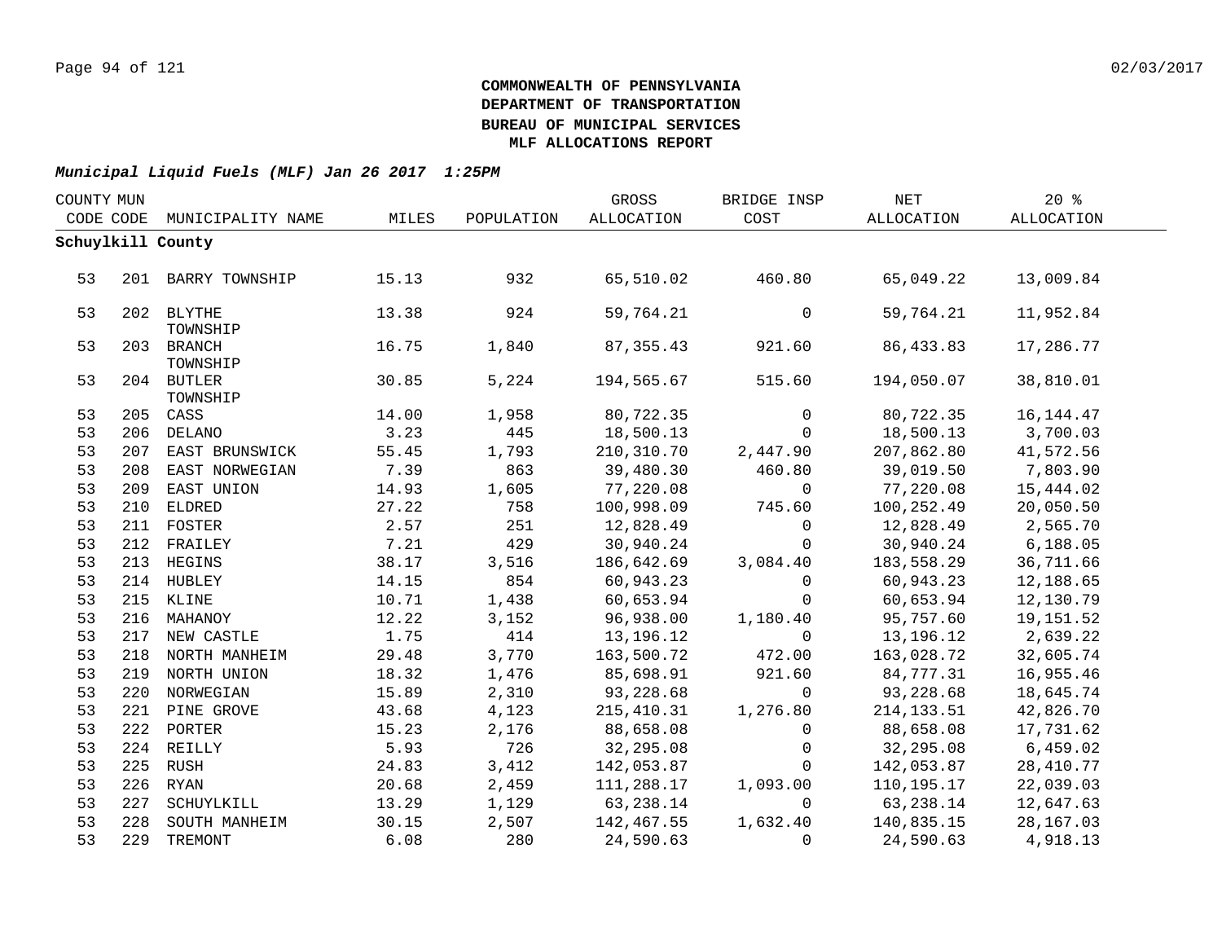**COMMONWEALTH OF PENNSYLVANIA**
**DEPARTMENT OF TRANSPORTATION**
**BUREAU OF MUNICIPAL SERVICES**
**MLF ALLOCATIONS REPORT**

***Municipal Liquid Fuels (MLF) Jan 26 2017 1:25PM***

| COUNTY CODE | MUN CODE | MUNICIPALITY NAME | MILES | POPULATION | GROSS ALLOCATION | BRIDGE INSP COST | NET ALLOCATION | 20 % ALLOCATION |
|---|---|---|---|---|---|---|---|---|
| **Schuylkill County** | | | | | | | | |
| 53 | 201 | BARRY TOWNSHIP | 15.13 | 932 | 65,510.02 | 460.80 | 65,049.22 | 13,009.84 |
| 53 | 202 | BLYTHE TOWNSHIP | 13.38 | 924 | 59,764.21 | 0 | 59,764.21 | 11,952.84 |
| 53 | 203 | BRANCH TOWNSHIP | 16.75 | 1,840 | 87,355.43 | 921.60 | 86,433.83 | 17,286.77 |
| 53 | 204 | BUTLER TOWNSHIP | 30.85 | 5,224 | 194,565.67 | 515.60 | 194,050.07 | 38,810.01 |
| 53 | 205 | CASS | 14.00 | 1,958 | 80,722.35 | 0 | 80,722.35 | 16,144.47 |
| 53 | 206 | DELANO | 3.23 | 445 | 18,500.13 | 0 | 18,500.13 | 3,700.03 |
| 53 | 207 | EAST BRUNSWICK | 55.45 | 1,793 | 210,310.70 | 2,447.90 | 207,862.80 | 41,572.56 |
| 53 | 208 | EAST NORWEGIAN | 7.39 | 863 | 39,480.30 | 460.80 | 39,019.50 | 7,803.90 |
| 53 | 209 | EAST UNION | 14.93 | 1,605 | 77,220.08 | 0 | 77,220.08 | 15,444.02 |
| 53 | 210 | ELDRED | 27.22 | 758 | 100,998.09 | 745.60 | 100,252.49 | 20,050.50 |
| 53 | 211 | FOSTER | 2.57 | 251 | 12,828.49 | 0 | 12,828.49 | 2,565.70 |
| 53 | 212 | FRAILEY | 7.21 | 429 | 30,940.24 | 0 | 30,940.24 | 6,188.05 |
| 53 | 213 | HEGINS | 38.17 | 3,516 | 186,642.69 | 3,084.40 | 183,558.29 | 36,711.66 |
| 53 | 214 | HUBLEY | 14.15 | 854 | 60,943.23 | 0 | 60,943.23 | 12,188.65 |
| 53 | 215 | KLINE | 10.71 | 1,438 | 60,653.94 | 0 | 60,653.94 | 12,130.79 |
| 53 | 216 | MAHANOY | 12.22 | 3,152 | 96,938.00 | 1,180.40 | 95,757.60 | 19,151.52 |
| 53 | 217 | NEW CASTLE | 1.75 | 414 | 13,196.12 | 0 | 13,196.12 | 2,639.22 |
| 53 | 218 | NORTH MANHEIM | 29.48 | 3,770 | 163,500.72 | 472.00 | 163,028.72 | 32,605.74 |
| 53 | 219 | NORTH UNION | 18.32 | 1,476 | 85,698.91 | 921.60 | 84,777.31 | 16,955.46 |
| 53 | 220 | NORWEGIAN | 15.89 | 2,310 | 93,228.68 | 0 | 93,228.68 | 18,645.74 |
| 53 | 221 | PINE GROVE | 43.68 | 4,123 | 215,410.31 | 1,276.80 | 214,133.51 | 42,826.70 |
| 53 | 222 | PORTER | 15.23 | 2,176 | 88,658.08 | 0 | 88,658.08 | 17,731.62 |
| 53 | 224 | REILLY | 5.93 | 726 | 32,295.08 | 0 | 32,295.08 | 6,459.02 |
| 53 | 225 | RUSH | 24.83 | 3,412 | 142,053.87 | 0 | 142,053.87 | 28,410.77 |
| 53 | 226 | RYAN | 20.68 | 2,459 | 111,288.17 | 1,093.00 | 110,195.17 | 22,039.03 |
| 53 | 227 | SCHUYLKILL | 13.29 | 1,129 | 63,238.14 | 0 | 63,238.14 | 12,647.63 |
| 53 | 228 | SOUTH MANHEIM | 30.15 | 2,507 | 142,467.55 | 1,632.40 | 140,835.15 | 28,167.03 |
| 53 | 229 | TREMONT | 6.08 | 280 | 24,590.63 | 0 | 24,590.63 | 4,918.13 |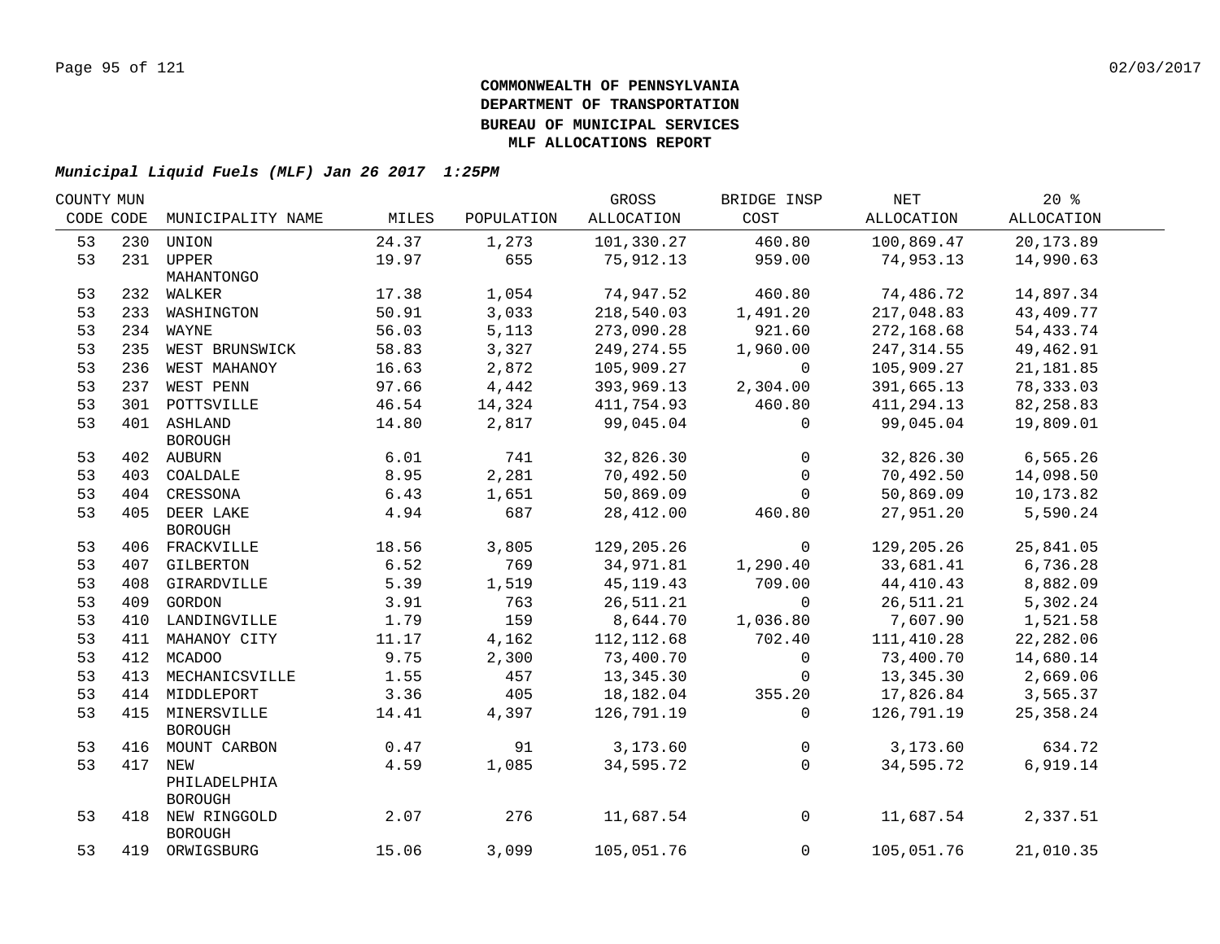**COMMONWEALTH OF PENNSYLVANIA**
**DEPARTMENT OF TRANSPORTATION**
**BUREAU OF MUNICIPAL SERVICES**
**MLF ALLOCATIONS REPORT**

***Municipal Liquid Fuels (MLF) Jan 26 2017 1:25PM***

| COUNTY CODE | MUN CODE | MUNICIPALITY NAME | MILES | POPULATION | GROSS ALLOCATION | BRIDGE INSP COST | NET ALLOCATION | 20 % ALLOCATION |
|---|---|---|---|---|---|---|---|---|
| 53 | 230 | UNION | 24.37 | 1,273 | 101,330.27 | 460.80 | 100,869.47 | 20,173.89 |
| 53 | 231 | UPPER MAHANTONGO | 19.97 | 655 | 75,912.13 | 959.00 | 74,953.13 | 14,990.63 |
| 53 | 232 | WALKER | 17.38 | 1,054 | 74,947.52 | 460.80 | 74,486.72 | 14,897.34 |
| 53 | 233 | WASHINGTON | 50.91 | 3,033 | 218,540.03 | 1,491.20 | 217,048.83 | 43,409.77 |
| 53 | 234 | WAYNE | 56.03 | 5,113 | 273,090.28 | 921.60 | 272,168.68 | 54,433.74 |
| 53 | 235 | WEST BRUNSWICK | 58.83 | 3,327 | 249,274.55 | 1,960.00 | 247,314.55 | 49,462.91 |
| 53 | 236 | WEST MAHANOY | 16.63 | 2,872 | 105,909.27 | 0 | 105,909.27 | 21,181.85 |
| 53 | 237 | WEST PENN | 97.66 | 4,442 | 393,969.13 | 2,304.00 | 391,665.13 | 78,333.03 |
| 53 | 301 | POTTSVILLE | 46.54 | 14,324 | 411,754.93 | 460.80 | 411,294.13 | 82,258.83 |
| 53 | 401 | ASHLAND BOROUGH | 14.80 | 2,817 | 99,045.04 | 0 | 99,045.04 | 19,809.01 |
| 53 | 402 | AUBURN | 6.01 | 741 | 32,826.30 | 0 | 32,826.30 | 6,565.26 |
| 53 | 403 | COALDALE | 8.95 | 2,281 | 70,492.50 | 0 | 70,492.50 | 14,098.50 |
| 53 | 404 | CRESSONA | 6.43 | 1,651 | 50,869.09 | 0 | 50,869.09 | 10,173.82 |
| 53 | 405 | DEER LAKE BOROUGH | 4.94 | 687 | 28,412.00 | 460.80 | 27,951.20 | 5,590.24 |
| 53 | 406 | FRACKVILLE | 18.56 | 3,805 | 129,205.26 | 0 | 129,205.26 | 25,841.05 |
| 53 | 407 | GILBERTON | 6.52 | 769 | 34,971.81 | 1,290.40 | 33,681.41 | 6,736.28 |
| 53 | 408 | GIRARDVILLE | 5.39 | 1,519 | 45,119.43 | 709.00 | 44,410.43 | 8,882.09 |
| 53 | 409 | GORDON | 3.91 | 763 | 26,511.21 | 0 | 26,511.21 | 5,302.24 |
| 53 | 410 | LANDINGVILLE | 1.79 | 159 | 8,644.70 | 1,036.80 | 7,607.90 | 1,521.58 |
| 53 | 411 | MAHANOY CITY | 11.17 | 4,162 | 112,112.68 | 702.40 | 111,410.28 | 22,282.06 |
| 53 | 412 | MCADOO | 9.75 | 2,300 | 73,400.70 | 0 | 73,400.70 | 14,680.14 |
| 53 | 413 | MECHANICSVILLE | 1.55 | 457 | 13,345.30 | 0 | 13,345.30 | 2,669.06 |
| 53 | 414 | MIDDLEPORT | 3.36 | 405 | 18,182.04 | 355.20 | 17,826.84 | 3,565.37 |
| 53 | 415 | MINERSVILLE BOROUGH | 14.41 | 4,397 | 126,791.19 | 0 | 126,791.19 | 25,358.24 |
| 53 | 416 | MOUNT CARBON | 0.47 | 91 | 3,173.60 | 0 | 3,173.60 | 634.72 |
| 53 | 417 | NEW PHILADELPHIA BOROUGH | 4.59 | 1,085 | 34,595.72 | 0 | 34,595.72 | 6,919.14 |
| 53 | 418 | NEW RINGGOLD BOROUGH | 2.07 | 276 | 11,687.54 | 0 | 11,687.54 | 2,337.51 |
| 53 | 419 | ORWIGSBURG | 15.06 | 3,099 | 105,051.76 | 0 | 105,051.76 | 21,010.35 |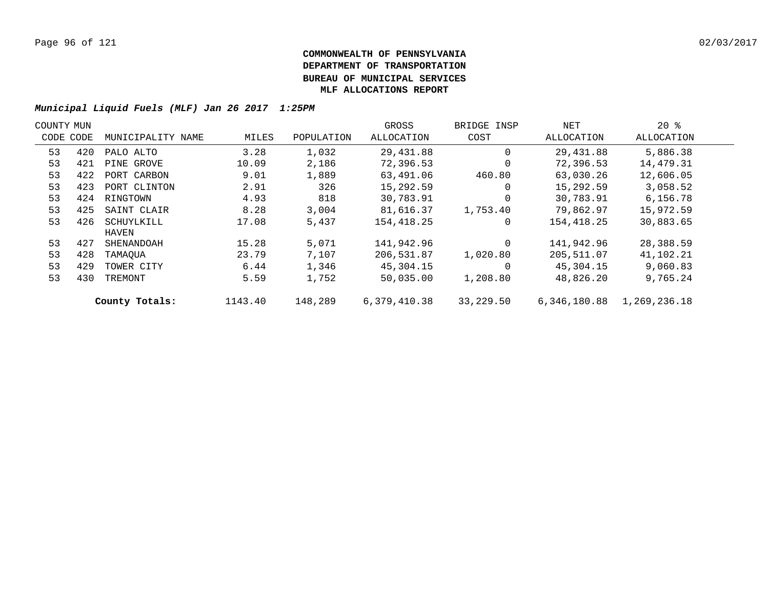**COMMONWEALTH OF PENNSYLVANIA**
**DEPARTMENT OF TRANSPORTATION**
**BUREAU OF MUNICIPAL SERVICES**
**MLF ALLOCATIONS REPORT**

***Municipal Liquid Fuels (MLF) Jan 26 2017 1:25PM***

| COUNTY CODE | MUN CODE | MUNICIPALITY NAME | MILES | POPULATION | GROSS ALLOCATION | BRIDGE INSP COST | NET ALLOCATION | 20 % ALLOCATION |
|---|---|---|---|---|---|---|---|---|
| 53 | 420 | PALO ALTO | 3.28 | 1,032 | 29,431.88 | 0 | 29,431.88 | 5,886.38 |
| 53 | 421 | PINE GROVE | 10.09 | 2,186 | 72,396.53 | 0 | 72,396.53 | 14,479.31 |
| 53 | 422 | PORT CARBON | 9.01 | 1,889 | 63,491.06 | 460.80 | 63,030.26 | 12,606.05 |
| 53 | 423 | PORT CLINTON | 2.91 | 326 | 15,292.59 | 0 | 15,292.59 | 3,058.52 |
| 53 | 424 | RINGTOWN | 4.93 | 818 | 30,783.91 | 0 | 30,783.91 | 6,156.78 |
| 53 | 425 | SAINT CLAIR | 8.28 | 3,004 | 81,616.37 | 1,753.40 | 79,862.97 | 15,972.59 |
| 53 | 426 | SCHUYLKILL HAVEN | 17.08 | 5,437 | 154,418.25 | 0 | 154,418.25 | 30,883.65 |
| 53 | 427 | SHENANDOAH | 15.28 | 5,071 | 141,942.96 | 0 | 141,942.96 | 28,388.59 |
| 53 | 428 | TAMAQUA | 23.79 | 7,107 | 206,531.87 | 1,020.80 | 205,511.07 | 41,102.21 |
| 53 | 429 | TOWER CITY | 6.44 | 1,346 | 45,304.15 | 0 | 45,304.15 | 9,060.83 |
| 53 | 430 | TREMONT | 5.59 | 1,752 | 50,035.00 | 1,208.80 | 48,826.20 | 9,765.24 |
| | | **County Totals:** | 1143.40 | 148,289 | 6,379,410.38 | 33,229.50 | 6,346,180.88 | 1,269,236.18 |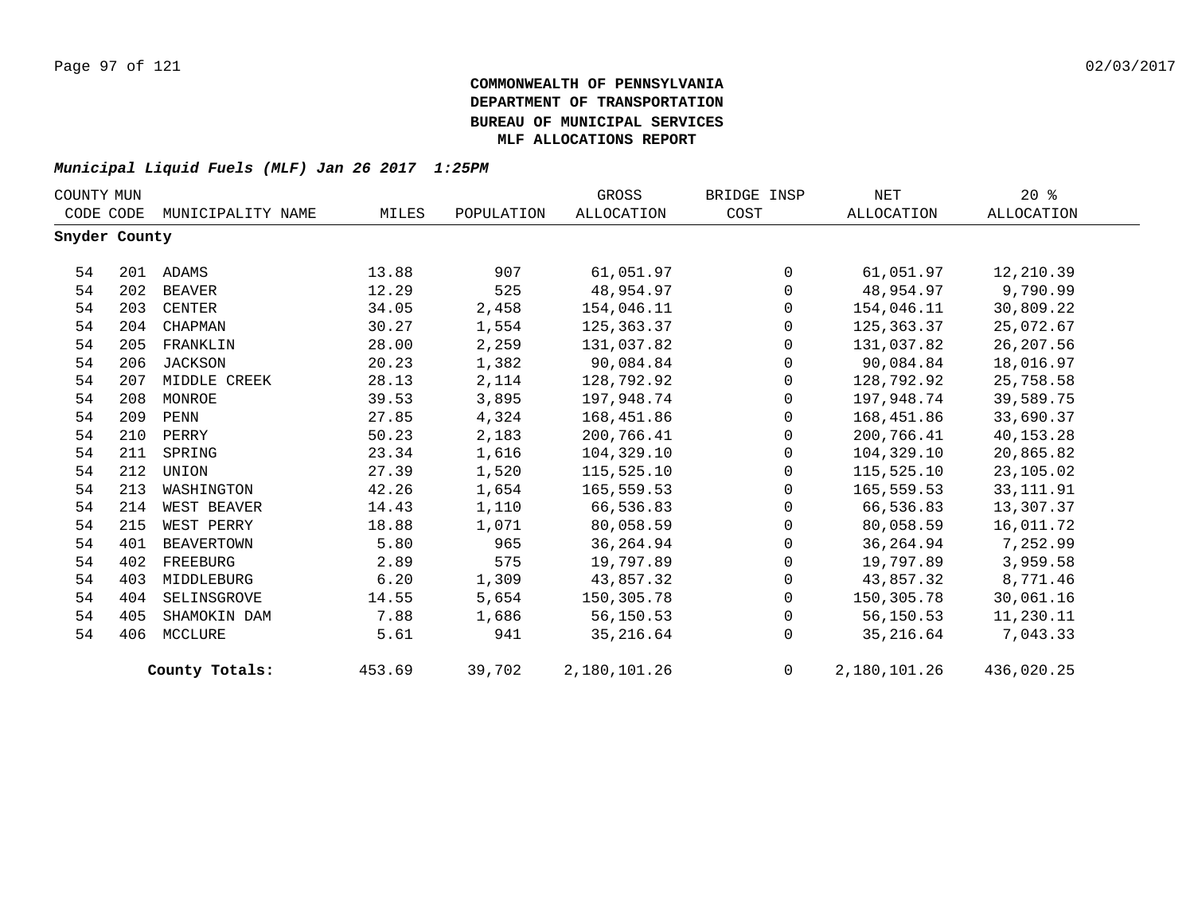# COMMONWEALTH OF PENNSYLVANIA
# DEPARTMENT OF TRANSPORTATION
# BUREAU OF MUNICIPAL SERVICES
# MLF ALLOCATIONS REPORT

***Municipal Liquid Fuels (MLF) Jan 26 2017 1:25PM***

| COUNTY CODE | MUN CODE | MUNICIPALITY NAME | MILES | POPULATION | GROSS ALLOCATION | BRIDGE INSP COST | NET ALLOCATION | 20 % ALLOCATION |
|---|---|---|---|---|---|---|---|---|
| **Snyder County** | | | | | | | | |
| 54 | 201 | ADAMS | 13.88 | 907 | 61,051.97 | 0 | 61,051.97 | 12,210.39 |
| 54 | 202 | BEAVER | 12.29 | 525 | 48,954.97 | 0 | 48,954.97 | 9,790.99 |
| 54 | 203 | CENTER | 34.05 | 2,458 | 154,046.11 | 0 | 154,046.11 | 30,809.22 |
| 54 | 204 | CHAPMAN | 30.27 | 1,554 | 125,363.37 | 0 | 125,363.37 | 25,072.67 |
| 54 | 205 | FRANKLIN | 28.00 | 2,259 | 131,037.82 | 0 | 131,037.82 | 26,207.56 |
| 54 | 206 | JACKSON | 20.23 | 1,382 | 90,084.84 | 0 | 90,084.84 | 18,016.97 |
| 54 | 207 | MIDDLE CREEK | 28.13 | 2,114 | 128,792.92 | 0 | 128,792.92 | 25,758.58 |
| 54 | 208 | MONROE | 39.53 | 3,895 | 197,948.74 | 0 | 197,948.74 | 39,589.75 |
| 54 | 209 | PENN | 27.85 | 4,324 | 168,451.86 | 0 | 168,451.86 | 33,690.37 |
| 54 | 210 | PERRY | 50.23 | 2,183 | 200,766.41 | 0 | 200,766.41 | 40,153.28 |
| 54 | 211 | SPRING | 23.34 | 1,616 | 104,329.10 | 0 | 104,329.10 | 20,865.82 |
| 54 | 212 | UNION | 27.39 | 1,520 | 115,525.10 | 0 | 115,525.10 | 23,105.02 |
| 54 | 213 | WASHINGTON | 42.26 | 1,654 | 165,559.53 | 0 | 165,559.53 | 33,111.91 |
| 54 | 214 | WEST BEAVER | 14.43 | 1,110 | 66,536.83 | 0 | 66,536.83 | 13,307.37 |
| 54 | 215 | WEST PERRY | 18.88 | 1,071 | 80,058.59 | 0 | 80,058.59 | 16,011.72 |
| 54 | 401 | BEAVERTOWN | 5.80 | 965 | 36,264.94 | 0 | 36,264.94 | 7,252.99 |
| 54 | 402 | FREEBURG | 2.89 | 575 | 19,797.89 | 0 | 19,797.89 | 3,959.58 |
| 54 | 403 | MIDDLEBURG | 6.20 | 1,309 | 43,857.32 | 0 | 43,857.32 | 8,771.46 |
| 54 | 404 | SELINSGROVE | 14.55 | 5,654 | 150,305.78 | 0 | 150,305.78 | 30,061.16 |
| 54 | 405 | SHAMOKIN DAM | 7.88 | 1,686 | 56,150.53 | 0 | 56,150.53 | 11,230.11 |
| 54 | 406 | MCCLURE | 5.61 | 941 | 35,216.64 | 0 | 35,216.64 | 7,043.33 |
| | | **County Totals:** | 453.69 | 39,702 | 2,180,101.26 | 0 | 2,180,101.26 | 436,020.25 |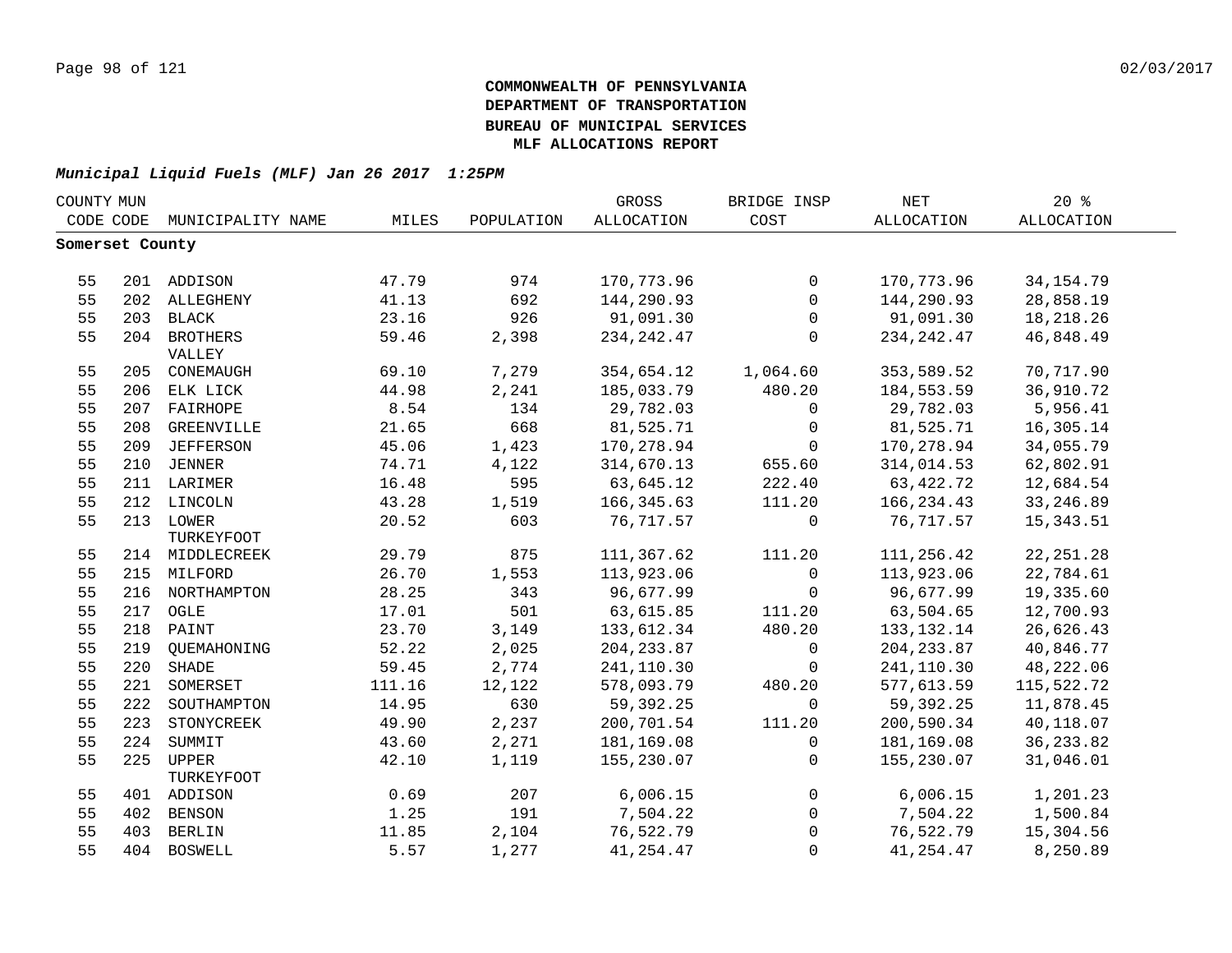**COMMONWEALTH OF PENNSYLVANIA**
**DEPARTMENT OF TRANSPORTATION**
**BUREAU OF MUNICIPAL SERVICES**
**MLF ALLOCATIONS REPORT**

***Municipal Liquid Fuels (MLF) Jan 26 2017 1:25PM***

| COUNTY CODE | MUN CODE | MUNICIPALITY NAME | MILES | POPULATION | GROSS ALLOCATION | BRIDGE INSP COST | NET ALLOCATION | 20 % ALLOCATION |
|---|---|---|---|---|---|---|---|---|
| **Somerset County** | | | | | | | | |
| 55 | 201 | ADDISON | 47.79 | 974 | 170,773.96 | 0 | 170,773.96 | 34,154.79 |
| 55 | 202 | ALLEGHENY | 41.13 | 692 | 144,290.93 | 0 | 144,290.93 | 28,858.19 |
| 55 | 203 | BLACK | 23.16 | 926 | 91,091.30 | 0 | 91,091.30 | 18,218.26 |
| 55 | 204 | BROTHERS VALLEY | 59.46 | 2,398 | 234,242.47 | 0 | 234,242.47 | 46,848.49 |
| 55 | 205 | CONEMAUGH | 69.10 | 7,279 | 354,654.12 | 1,064.60 | 353,589.52 | 70,717.90 |
| 55 | 206 | ELK LICK | 44.98 | 2,241 | 185,033.79 | 480.20 | 184,553.59 | 36,910.72 |
| 55 | 207 | FAIRHOPE | 8.54 | 134 | 29,782.03 | 0 | 29,782.03 | 5,956.41 |
| 55 | 208 | GREENVILLE | 21.65 | 668 | 81,525.71 | 0 | 81,525.71 | 16,305.14 |
| 55 | 209 | JEFFERSON | 45.06 | 1,423 | 170,278.94 | 0 | 170,278.94 | 34,055.79 |
| 55 | 210 | JENNER | 74.71 | 4,122 | 314,670.13 | 655.60 | 314,014.53 | 62,802.91 |
| 55 | 211 | LARIMER | 16.48 | 595 | 63,645.12 | 222.40 | 63,422.72 | 12,684.54 |
| 55 | 212 | LINCOLN | 43.28 | 1,519 | 166,345.63 | 111.20 | 166,234.43 | 33,246.89 |
| 55 | 213 | LOWER TURKEYFOOT | 20.52 | 603 | 76,717.57 | 0 | 76,717.57 | 15,343.51 |
| 55 | 214 | MIDDLECREEK | 29.79 | 875 | 111,367.62 | 111.20 | 111,256.42 | 22,251.28 |
| 55 | 215 | MILFORD | 26.70 | 1,553 | 113,923.06 | 0 | 113,923.06 | 22,784.61 |
| 55 | 216 | NORTHAMPTON | 28.25 | 343 | 96,677.99 | 0 | 96,677.99 | 19,335.60 |
| 55 | 217 | OGLE | 17.01 | 501 | 63,615.85 | 111.20 | 63,504.65 | 12,700.93 |
| 55 | 218 | PAINT | 23.70 | 3,149 | 133,612.34 | 480.20 | 133,132.14 | 26,626.43 |
| 55 | 219 | QUEMAHONING | 52.22 | 2,025 | 204,233.87 | 0 | 204,233.87 | 40,846.77 |
| 55 | 220 | SHADE | 59.45 | 2,774 | 241,110.30 | 0 | 241,110.30 | 48,222.06 |
| 55 | 221 | SOMERSET | 111.16 | 12,122 | 578,093.79 | 480.20 | 577,613.59 | 115,522.72 |
| 55 | 222 | SOUTHAMPTON | 14.95 | 630 | 59,392.25 | 0 | 59,392.25 | 11,878.45 |
| 55 | 223 | STONYCREEK | 49.90 | 2,237 | 200,701.54 | 111.20 | 200,590.34 | 40,118.07 |
| 55 | 224 | SUMMIT | 43.60 | 2,271 | 181,169.08 | 0 | 181,169.08 | 36,233.82 |
| 55 | 225 | UPPER TURKEYFOOT | 42.10 | 1,119 | 155,230.07 | 0 | 155,230.07 | 31,046.01 |
| 55 | 401 | ADDISON | 0.69 | 207 | 6,006.15 | 0 | 6,006.15 | 1,201.23 |
| 55 | 402 | BENSON | 1.25 | 191 | 7,504.22 | 0 | 7,504.22 | 1,500.84 |
| 55 | 403 | BERLIN | 11.85 | 2,104 | 76,522.79 | 0 | 76,522.79 | 15,304.56 |
| 55 | 404 | BOSWELL | 5.57 | 1,277 | 41,254.47 | 0 | 41,254.47 | 8,250.89 |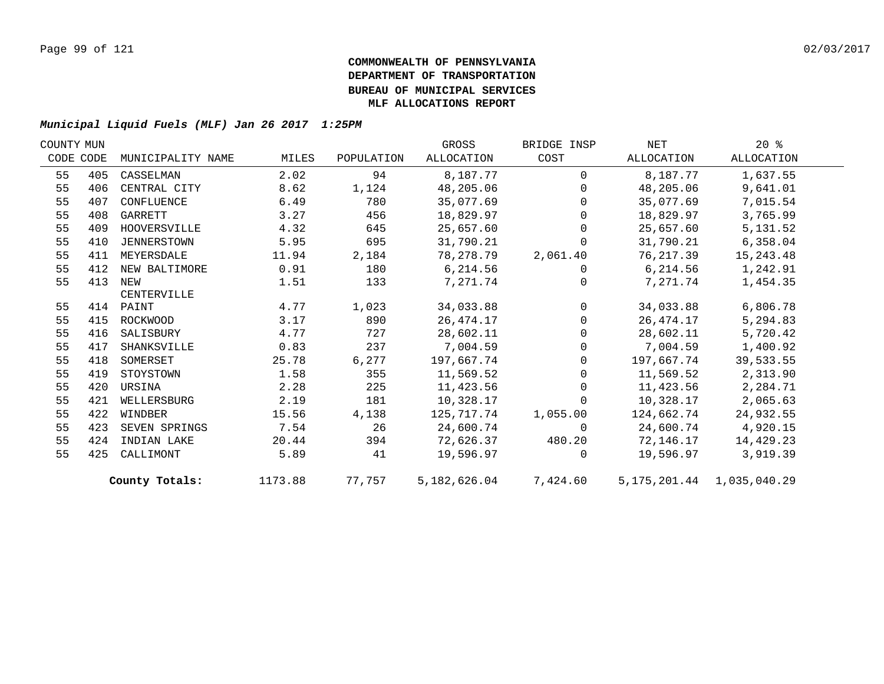**COMMONWEALTH OF PENNSYLVANIA**
**DEPARTMENT OF TRANSPORTATION**
**BUREAU OF MUNICIPAL SERVICES**
**MLF ALLOCATIONS REPORT**

***Municipal Liquid Fuels (MLF) Jan 26 2017 1:25PM***

| COUNTY CODE | MUN CODE | MUNICIPALITY NAME | MILES | POPULATION | GROSS ALLOCATION | BRIDGE INSP COST | NET ALLOCATION | 20 % ALLOCATION |
|---|---|---|---|---|---|---|---|---|
| 55 | 405 | CASSELMAN | 2.02 | 94 | 8,187.77 | 0 | 8,187.77 | 1,637.55 |
| 55 | 406 | CENTRAL CITY | 8.62 | 1,124 | 48,205.06 | 0 | 48,205.06 | 9,641.01 |
| 55 | 407 | CONFLUENCE | 6.49 | 780 | 35,077.69 | 0 | 35,077.69 | 7,015.54 |
| 55 | 408 | GARRETT | 3.27 | 456 | 18,829.97 | 0 | 18,829.97 | 3,765.99 |
| 55 | 409 | HOOVERSVILLE | 4.32 | 645 | 25,657.60 | 0 | 25,657.60 | 5,131.52 |
| 55 | 410 | JENNERSTOWN | 5.95 | 695 | 31,790.21 | 0 | 31,790.21 | 6,358.04 |
| 55 | 411 | MEYERSDALE | 11.94 | 2,184 | 78,278.79 | 2,061.40 | 76,217.39 | 15,243.48 |
| 55 | 412 | NEW BALTIMORE | 0.91 | 180 | 6,214.56 | 0 | 6,214.56 | 1,242.91 |
| 55 | 413 | NEW CENTERVILLE | 1.51 | 133 | 7,271.74 | 0 | 7,271.74 | 1,454.35 |
| 55 | 414 | PAINT | 4.77 | 1,023 | 34,033.88 | 0 | 34,033.88 | 6,806.78 |
| 55 | 415 | ROCKWOOD | 3.17 | 890 | 26,474.17 | 0 | 26,474.17 | 5,294.83 |
| 55 | 416 | SALISBURY | 4.77 | 727 | 28,602.11 | 0 | 28,602.11 | 5,720.42 |
| 55 | 417 | SHANKSVILLE | 0.83 | 237 | 7,004.59 | 0 | 7,004.59 | 1,400.92 |
| 55 | 418 | SOMERSET | 25.78 | 6,277 | 197,667.74 | 0 | 197,667.74 | 39,533.55 |
| 55 | 419 | STOYSTOWN | 1.58 | 355 | 11,569.52 | 0 | 11,569.52 | 2,313.90 |
| 55 | 420 | URSINA | 2.28 | 225 | 11,423.56 | 0 | 11,423.56 | 2,284.71 |
| 55 | 421 | WELLERSBURG | 2.19 | 181 | 10,328.17 | 0 | 10,328.17 | 2,065.63 |
| 55 | 422 | WINDBER | 15.56 | 4,138 | 125,717.74 | 1,055.00 | 124,662.74 | 24,932.55 |
| 55 | 423 | SEVEN SPRINGS | 7.54 | 26 | 24,600.74 | 0 | 24,600.74 | 4,920.15 |
| 55 | 424 | INDIAN LAKE | 20.44 | 394 | 72,626.37 | 480.20 | 72,146.17 | 14,429.23 |
| 55 | 425 | CALLIMONT | 5.89 | 41 | 19,596.97 | 0 | 19,596.97 | 3,919.39 |
| | | **County Totals:** | 1173.88 | 77,757 | 5,182,626.04 | 7,424.60 | 5,175,201.44 | 1,035,040.29 |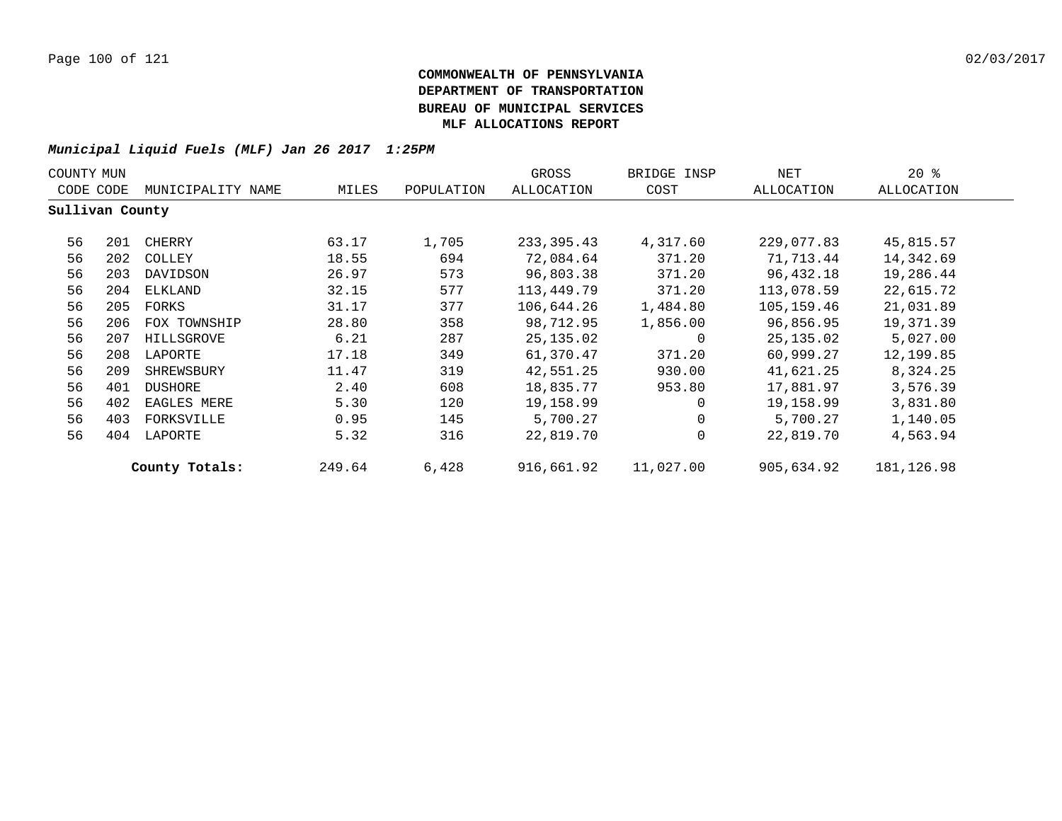**COMMONWEALTH OF PENNSYLVANIA**
**DEPARTMENT OF TRANSPORTATION**
**BUREAU OF MUNICIPAL SERVICES**
**MLF ALLOCATIONS REPORT**

***Municipal Liquid Fuels (MLF) Jan 26 2017 1:25PM***

| COUNTY CODE | MUN CODE | MUNICIPALITY NAME | MILES | POPULATION | GROSS ALLOCATION | BRIDGE INSP COST | NET ALLOCATION | 20 % ALLOCATION |
|---|---|---|---|---|---|---|---|---|
| **Sullivan County** | | | | | | | | |
| 56 | 201 | CHERRY | 63.17 | 1,705 | 233,395.43 | 4,317.60 | 229,077.83 | 45,815.57 |
| 56 | 202 | COLLEY | 18.55 | 694 | 72,084.64 | 371.20 | 71,713.44 | 14,342.69 |
| 56 | 203 | DAVIDSON | 26.97 | 573 | 96,803.38 | 371.20 | 96,432.18 | 19,286.44 |
| 56 | 204 | ELKLAND | 32.15 | 577 | 113,449.79 | 371.20 | 113,078.59 | 22,615.72 |
| 56 | 205 | FORKS | 31.17 | 377 | 106,644.26 | 1,484.80 | 105,159.46 | 21,031.89 |
| 56 | 206 | FOX TOWNSHIP | 28.80 | 358 | 98,712.95 | 1,856.00 | 96,856.95 | 19,371.39 |
| 56 | 207 | HILLSGROVE | 6.21 | 287 | 25,135.02 | 0 | 25,135.02 | 5,027.00 |
| 56 | 208 | LAPORTE | 17.18 | 349 | 61,370.47 | 371.20 | 60,999.27 | 12,199.85 |
| 56 | 209 | SHREWSBURY | 11.47 | 319 | 42,551.25 | 930.00 | 41,621.25 | 8,324.25 |
| 56 | 401 | DUSHORE | 2.40 | 608 | 18,835.77 | 953.80 | 17,881.97 | 3,576.39 |
| 56 | 402 | EAGLES MERE | 5.30 | 120 | 19,158.99 | 0 | 19,158.99 | 3,831.80 |
| 56 | 403 | FORKSVILLE | 0.95 | 145 | 5,700.27 | 0 | 5,700.27 | 1,140.05 |
| 56 | 404 | LAPORTE | 5.32 | 316 | 22,819.70 | 0 | 22,819.70 | 4,563.94 |
| | | **County Totals:** | 249.64 | 6,428 | 916,661.92 | 11,027.00 | 905,634.92 | 181,126.98 |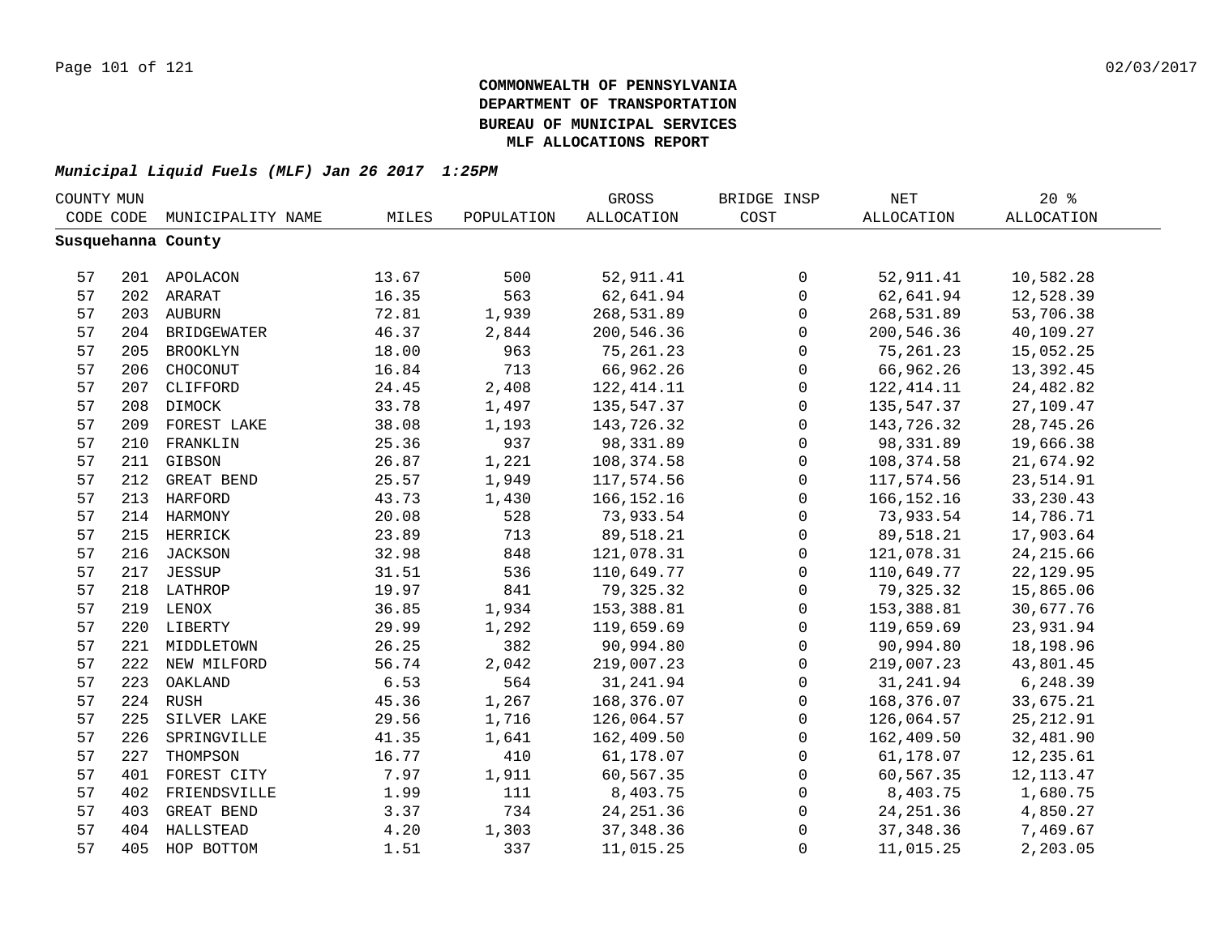**COMMONWEALTH OF PENNSYLVANIA**
**DEPARTMENT OF TRANSPORTATION**
**BUREAU OF MUNICIPAL SERVICES**
**MLF ALLOCATIONS REPORT**

***Municipal Liquid Fuels (MLF) Jan 26 2017 1:25PM***

| COUNTY CODE | MUN CODE | MUNICIPALITY NAME | MILES | POPULATION | GROSS ALLOCATION | BRIDGE INSP COST | NET ALLOCATION | 20 % ALLOCATION |
|---|---|---|---|---|---|---|---|---|
| **Susquehanna County** | | | | | | | | |
| 57 | 201 | APOLACON | 13.67 | 500 | 52,911.41 | 0 | 52,911.41 | 10,582.28 |
| 57 | 202 | ARARAT | 16.35 | 563 | 62,641.94 | 0 | 62,641.94 | 12,528.39 |
| 57 | 203 | AUBURN | 72.81 | 1,939 | 268,531.89 | 0 | 268,531.89 | 53,706.38 |
| 57 | 204 | BRIDGEWATER | 46.37 | 2,844 | 200,546.36 | 0 | 200,546.36 | 40,109.27 |
| 57 | 205 | BROOKLYN | 18.00 | 963 | 75,261.23 | 0 | 75,261.23 | 15,052.25 |
| 57 | 206 | CHOCONUT | 16.84 | 713 | 66,962.26 | 0 | 66,962.26 | 13,392.45 |
| 57 | 207 | CLIFFORD | 24.45 | 2,408 | 122,414.11 | 0 | 122,414.11 | 24,482.82 |
| 57 | 208 | DIMOCK | 33.78 | 1,497 | 135,547.37 | 0 | 135,547.37 | 27,109.47 |
| 57 | 209 | FOREST LAKE | 38.08 | 1,193 | 143,726.32 | 0 | 143,726.32 | 28,745.26 |
| 57 | 210 | FRANKLIN | 25.36 | 937 | 98,331.89 | 0 | 98,331.89 | 19,666.38 |
| 57 | 211 | GIBSON | 26.87 | 1,221 | 108,374.58 | 0 | 108,374.58 | 21,674.92 |
| 57 | 212 | GREAT BEND | 25.57 | 1,949 | 117,574.56 | 0 | 117,574.56 | 23,514.91 |
| 57 | 213 | HARFORD | 43.73 | 1,430 | 166,152.16 | 0 | 166,152.16 | 33,230.43 |
| 57 | 214 | HARMONY | 20.08 | 528 | 73,933.54 | 0 | 73,933.54 | 14,786.71 |
| 57 | 215 | HERRICK | 23.89 | 713 | 89,518.21 | 0 | 89,518.21 | 17,903.64 |
| 57 | 216 | JACKSON | 32.98 | 848 | 121,078.31 | 0 | 121,078.31 | 24,215.66 |
| 57 | 217 | JESSUP | 31.51 | 536 | 110,649.77 | 0 | 110,649.77 | 22,129.95 |
| 57 | 218 | LATHROP | 19.97 | 841 | 79,325.32 | 0 | 79,325.32 | 15,865.06 |
| 57 | 219 | LENOX | 36.85 | 1,934 | 153,388.81 | 0 | 153,388.81 | 30,677.76 |
| 57 | 220 | LIBERTY | 29.99 | 1,292 | 119,659.69 | 0 | 119,659.69 | 23,931.94 |
| 57 | 221 | MIDDLETOWN | 26.25 | 382 | 90,994.80 | 0 | 90,994.80 | 18,198.96 |
| 57 | 222 | NEW MILFORD | 56.74 | 2,042 | 219,007.23 | 0 | 219,007.23 | 43,801.45 |
| 57 | 223 | OAKLAND | 6.53 | 564 | 31,241.94 | 0 | 31,241.94 | 6,248.39 |
| 57 | 224 | RUSH | 45.36 | 1,267 | 168,376.07 | 0 | 168,376.07 | 33,675.21 |
| 57 | 225 | SILVER LAKE | 29.56 | 1,716 | 126,064.57 | 0 | 126,064.57 | 25,212.91 |
| 57 | 226 | SPRINGVILLE | 41.35 | 1,641 | 162,409.50 | 0 | 162,409.50 | 32,481.90 |
| 57 | 227 | THOMPSON | 16.77 | 410 | 61,178.07 | 0 | 61,178.07 | 12,235.61 |
| 57 | 401 | FOREST CITY | 7.97 | 1,911 | 60,567.35 | 0 | 60,567.35 | 12,113.47 |
| 57 | 402 | FRIENDSVILLE | 1.99 | 111 | 8,403.75 | 0 | 8,403.75 | 1,680.75 |
| 57 | 403 | GREAT BEND | 3.37 | 734 | 24,251.36 | 0 | 24,251.36 | 4,850.27 |
| 57 | 404 | HALLSTEAD | 4.20 | 1,303 | 37,348.36 | 0 | 37,348.36 | 7,469.67 |
| 57 | 405 | HOP BOTTOM | 1.51 | 337 | 11,015.25 | 0 | 11,015.25 | 2,203.05 |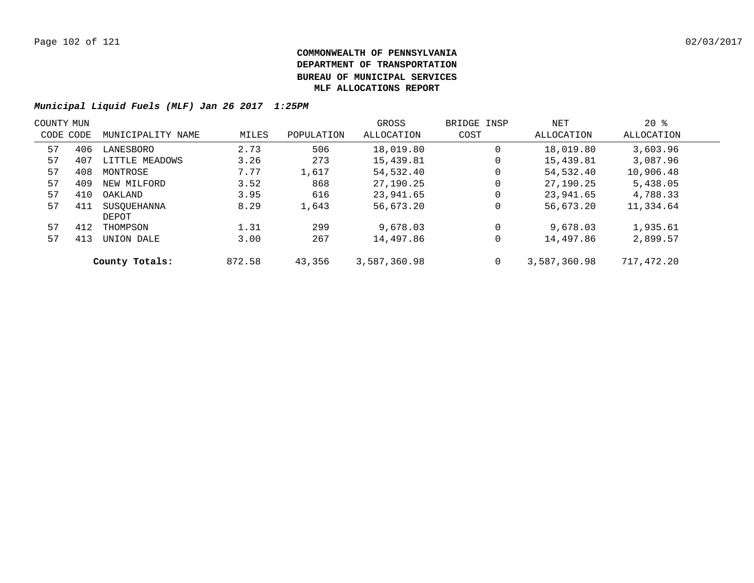**COMMONWEALTH OF PENNSYLVANIA**
**DEPARTMENT OF TRANSPORTATION**
**BUREAU OF MUNICIPAL SERVICES**
**MLF ALLOCATIONS REPORT**

***Municipal Liquid Fuels (MLF) Jan 26 2017 1:25PM***

| COUNTY CODE | MUN CODE | MUNICIPALITY NAME | MILES | POPULATION | GROSS ALLOCATION | BRIDGE INSP COST | NET ALLOCATION | 20 % ALLOCATION |
|---|---|---|---|---|---|---|---|---|
| 57 | 406 | LANESBORO | 2.73 | 506 | 18,019.80 | 0 | 18,019.80 | 3,603.96 |
| 57 | 407 | LITTLE MEADOWS | 3.26 | 273 | 15,439.81 | 0 | 15,439.81 | 3,087.96 |
| 57 | 408 | MONTROSE | 7.77 | 1,617 | 54,532.40 | 0 | 54,532.40 | 10,906.48 |
| 57 | 409 | NEW MILFORD | 3.52 | 868 | 27,190.25 | 0 | 27,190.25 | 5,438.05 |
| 57 | 410 | OAKLAND | 3.95 | 616 | 23,941.65 | 0 | 23,941.65 | 4,788.33 |
| 57 | 411 | SUSQUEHANNA DEPOT | 8.29 | 1,643 | 56,673.20 | 0 | 56,673.20 | 11,334.64 |
| 57 | 412 | THOMPSON | 1.31 | 299 | 9,678.03 | 0 | 9,678.03 | 1,935.61 |
| 57 | 413 | UNION DALE | 3.00 | 267 | 14,497.86 | 0 | 14,497.86 | 2,899.57 |
| | | **County Totals:** | 872.58 | 43,356 | 3,587,360.98 | 0 | 3,587,360.98 | 717,472.20 |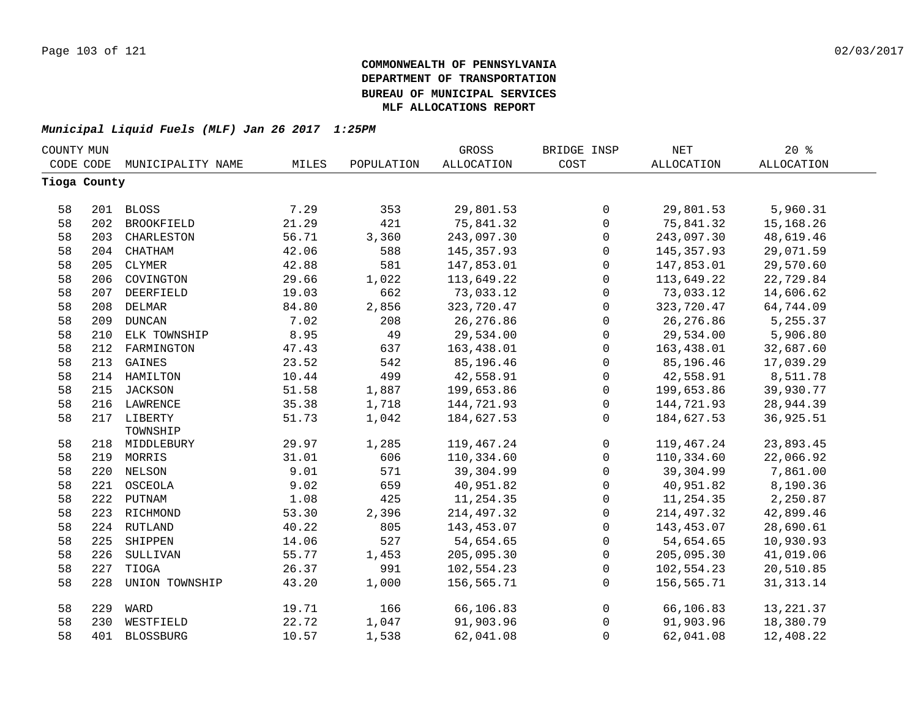**COMMONWEALTH OF PENNSYLVANIA**
**DEPARTMENT OF TRANSPORTATION**
**BUREAU OF MUNICIPAL SERVICES**
**MLF ALLOCATIONS REPORT**

***Municipal Liquid Fuels (MLF) Jan 26 2017 1:25PM***

| COUNTY CODE | MUN CODE | MUNICIPALITY NAME | MILES | POPULATION | GROSS ALLOCATION | BRIDGE INSP COST | NET ALLOCATION | 20 % ALLOCATION |
|---|---|---|---|---|---|---|---|---|
| **Tioga County** | | | | | | | | |
| 58 | 201 | BLOSS | 7.29 | 353 | 29,801.53 | 0 | 29,801.53 | 5,960.31 |
| 58 | 202 | BROOKFIELD | 21.29 | 421 | 75,841.32 | 0 | 75,841.32 | 15,168.26 |
| 58 | 203 | CHARLESTON | 56.71 | 3,360 | 243,097.30 | 0 | 243,097.30 | 48,619.46 |
| 58 | 204 | CHATHAM | 42.06 | 588 | 145,357.93 | 0 | 145,357.93 | 29,071.59 |
| 58 | 205 | CLYMER | 42.88 | 581 | 147,853.01 | 0 | 147,853.01 | 29,570.60 |
| 58 | 206 | COVINGTON | 29.66 | 1,022 | 113,649.22 | 0 | 113,649.22 | 22,729.84 |
| 58 | 207 | DEERFIELD | 19.03 | 662 | 73,033.12 | 0 | 73,033.12 | 14,606.62 |
| 58 | 208 | DELMAR | 84.80 | 2,856 | 323,720.47 | 0 | 323,720.47 | 64,744.09 |
| 58 | 209 | DUNCAN | 7.02 | 208 | 26,276.86 | 0 | 26,276.86 | 5,255.37 |
| 58 | 210 | ELK TOWNSHIP | 8.95 | 49 | 29,534.00 | 0 | 29,534.00 | 5,906.80 |
| 58 | 212 | FARMINGTON | 47.43 | 637 | 163,438.01 | 0 | 163,438.01 | 32,687.60 |
| 58 | 213 | GAINES | 23.52 | 542 | 85,196.46 | 0 | 85,196.46 | 17,039.29 |
| 58 | 214 | HAMILTON | 10.44 | 499 | 42,558.91 | 0 | 42,558.91 | 8,511.78 |
| 58 | 215 | JACKSON | 51.58 | 1,887 | 199,653.86 | 0 | 199,653.86 | 39,930.77 |
| 58 | 216 | LAWRENCE | 35.38 | 1,718 | 144,721.93 | 0 | 144,721.93 | 28,944.39 |
| 58 | 217 | LIBERTY TOWNSHIP | 51.73 | 1,042 | 184,627.53 | 0 | 184,627.53 | 36,925.51 |
| 58 | 218 | MIDDLEBURY | 29.97 | 1,285 | 119,467.24 | 0 | 119,467.24 | 23,893.45 |
| 58 | 219 | MORRIS | 31.01 | 606 | 110,334.60 | 0 | 110,334.60 | 22,066.92 |
| 58 | 220 | NELSON | 9.01 | 571 | 39,304.99 | 0 | 39,304.99 | 7,861.00 |
| 58 | 221 | OSCEOLA | 9.02 | 659 | 40,951.82 | 0 | 40,951.82 | 8,190.36 |
| 58 | 222 | PUTNAM | 1.08 | 425 | 11,254.35 | 0 | 11,254.35 | 2,250.87 |
| 58 | 223 | RICHMOND | 53.30 | 2,396 | 214,497.32 | 0 | 214,497.32 | 42,899.46 |
| 58 | 224 | RUTLAND | 40.22 | 805 | 143,453.07 | 0 | 143,453.07 | 28,690.61 |
| 58 | 225 | SHIPPEN | 14.06 | 527 | 54,654.65 | 0 | 54,654.65 | 10,930.93 |
| 58 | 226 | SULLIVAN | 55.77 | 1,453 | 205,095.30 | 0 | 205,095.30 | 41,019.06 |
| 58 | 227 | TIOGA | 26.37 | 991 | 102,554.23 | 0 | 102,554.23 | 20,510.85 |
| 58 | 228 | UNION TOWNSHIP | 43.20 | 1,000 | 156,565.71 | 0 | 156,565.71 | 31,313.14 |
| 58 | 229 | WARD | 19.71 | 166 | 66,106.83 | 0 | 66,106.83 | 13,221.37 |
| 58 | 230 | WESTFIELD | 22.72 | 1,047 | 91,903.96 | 0 | 91,903.96 | 18,380.79 |
| 58 | 401 | BLOSSBURG | 10.57 | 1,538 | 62,041.08 | 0 | 62,041.08 | 12,408.22 |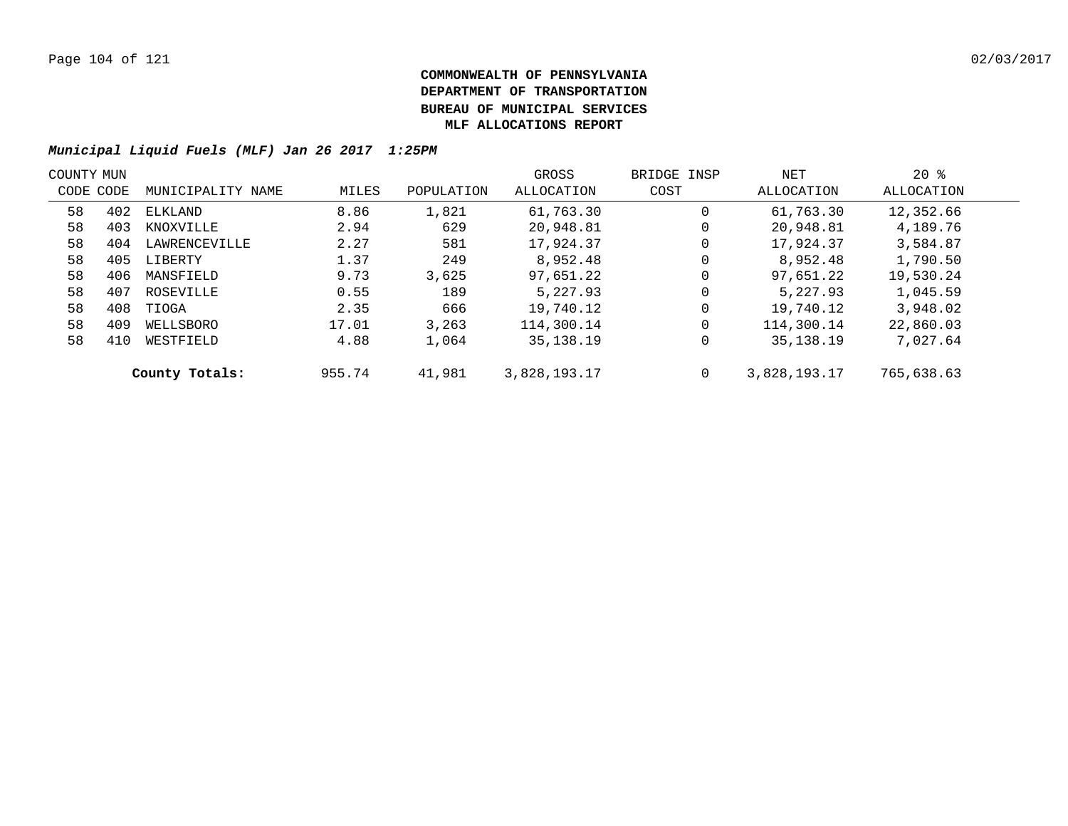**COMMONWEALTH OF PENNSYLVANIA**
**DEPARTMENT OF TRANSPORTATION**
**BUREAU OF MUNICIPAL SERVICES**
**MLF ALLOCATIONS REPORT**

***Municipal Liquid Fuels (MLF) Jan 26 2017 1:25PM***

| COUNTY CODE | MUN CODE | MUNICIPALITY NAME | MILES | POPULATION | GROSS ALLOCATION | BRIDGE INSP COST | NET ALLOCATION | 20 % ALLOCATION |
|---|---|---|---|---|---|---|---|---|
| 58 | 402 | ELKLAND | 8.86 | 1,821 | 61,763.30 | 0 | 61,763.30 | 12,352.66 |
| 58 | 403 | KNOXVILLE | 2.94 | 629 | 20,948.81 | 0 | 20,948.81 | 4,189.76 |
| 58 | 404 | LAWRENCEVILLE | 2.27 | 581 | 17,924.37 | 0 | 17,924.37 | 3,584.87 |
| 58 | 405 | LIBERTY | 1.37 | 249 | 8,952.48 | 0 | 8,952.48 | 1,790.50 |
| 58 | 406 | MANSFIELD | 9.73 | 3,625 | 97,651.22 | 0 | 97,651.22 | 19,530.24 |
| 58 | 407 | ROSEVILLE | 0.55 | 189 | 5,227.93 | 0 | 5,227.93 | 1,045.59 |
| 58 | 408 | TIOGA | 2.35 | 666 | 19,740.12 | 0 | 19,740.12 | 3,948.02 |
| 58 | 409 | WELLSBORO | 17.01 | 3,263 | 114,300.14 | 0 | 114,300.14 | 22,860.03 |
| 58 | 410 | WESTFIELD | 4.88 | 1,064 | 35,138.19 | 0 | 35,138.19 | 7,027.64 |
| | | **County Totals:** | 955.74 | 41,981 | 3,828,193.17 | 0 | 3,828,193.17 | 765,638.63 |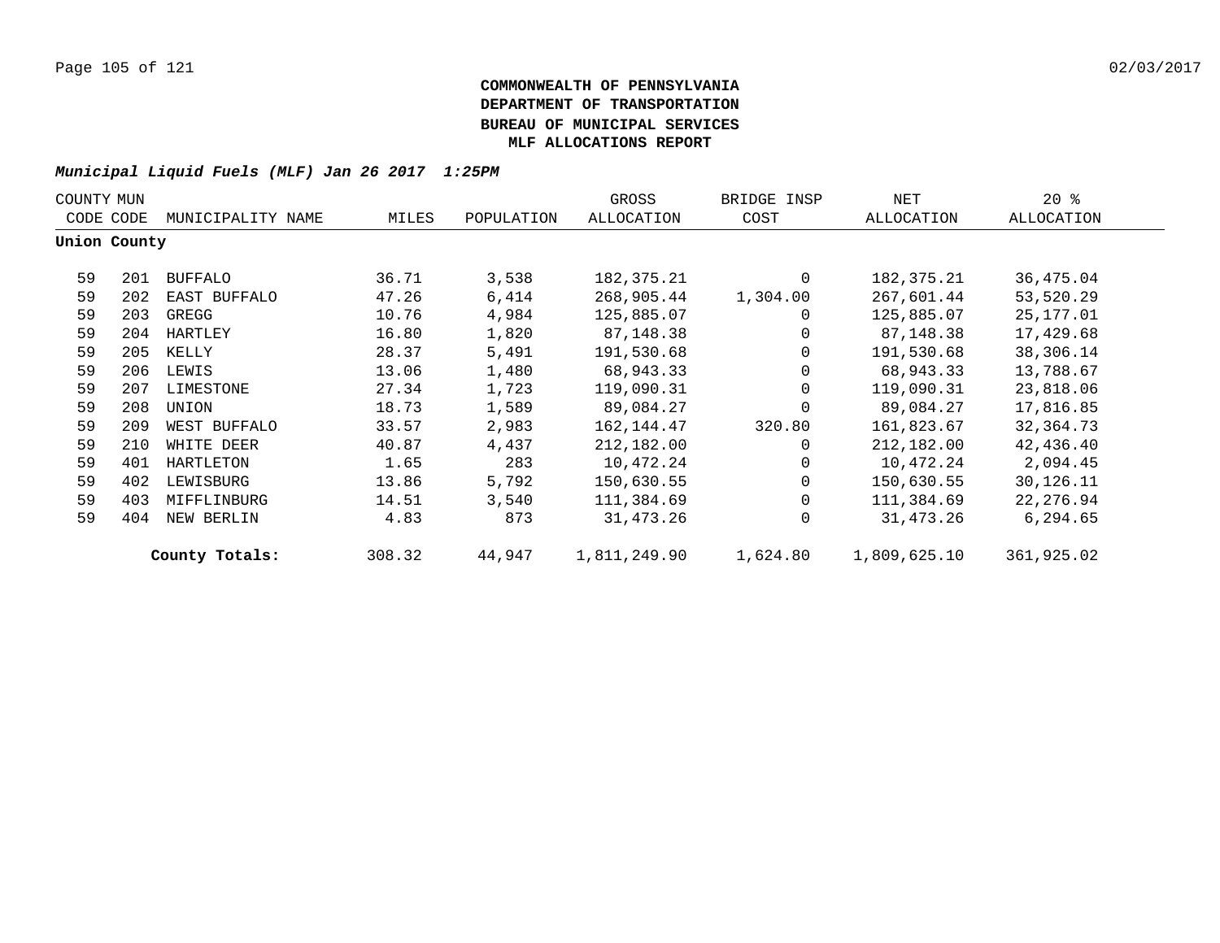**COMMONWEALTH OF PENNSYLVANIA**
**DEPARTMENT OF TRANSPORTATION**
**BUREAU OF MUNICIPAL SERVICES**
**MLF ALLOCATIONS REPORT**

***Municipal Liquid Fuels (MLF) Jan 26 2017 1:25PM***

| COUNTY CODE | MUN CODE | MUNICIPALITY NAME | MILES | POPULATION | GROSS ALLOCATION | BRIDGE INSP COST | NET ALLOCATION | 20 % ALLOCATION |
|---|---|---|---|---|---|---|---|---|
| **Union County** | | | | | | | | |
| 59 | 201 | BUFFALO | 36.71 | 3,538 | 182,375.21 | 0 | 182,375.21 | 36,475.04 |
| 59 | 202 | EAST BUFFALO | 47.26 | 6,414 | 268,905.44 | 1,304.00 | 267,601.44 | 53,520.29 |
| 59 | 203 | GREGG | 10.76 | 4,984 | 125,885.07 | 0 | 125,885.07 | 25,177.01 |
| 59 | 204 | HARTLEY | 16.80 | 1,820 | 87,148.38 | 0 | 87,148.38 | 17,429.68 |
| 59 | 205 | KELLY | 28.37 | 5,491 | 191,530.68 | 0 | 191,530.68 | 38,306.14 |
| 59 | 206 | LEWIS | 13.06 | 1,480 | 68,943.33 | 0 | 68,943.33 | 13,788.67 |
| 59 | 207 | LIMESTONE | 27.34 | 1,723 | 119,090.31 | 0 | 119,090.31 | 23,818.06 |
| 59 | 208 | UNION | 18.73 | 1,589 | 89,084.27 | 0 | 89,084.27 | 17,816.85 |
| 59 | 209 | WEST BUFFALO | 33.57 | 2,983 | 162,144.47 | 320.80 | 161,823.67 | 32,364.73 |
| 59 | 210 | WHITE DEER | 40.87 | 4,437 | 212,182.00 | 0 | 212,182.00 | 42,436.40 |
| 59 | 401 | HARTLETON | 1.65 | 283 | 10,472.24 | 0 | 10,472.24 | 2,094.45 |
| 59 | 402 | LEWISBURG | 13.86 | 5,792 | 150,630.55 | 0 | 150,630.55 | 30,126.11 |
| 59 | 403 | MIFFLINBURG | 14.51 | 3,540 | 111,384.69 | 0 | 111,384.69 | 22,276.94 |
| 59 | 404 | NEW BERLIN | 4.83 | 873 | 31,473.26 | 0 | 31,473.26 | 6,294.65 |
| | | **County Totals:** | 308.32 | 44,947 | 1,811,249.90 | 1,624.80 | 1,809,625.10 | 361,925.02 |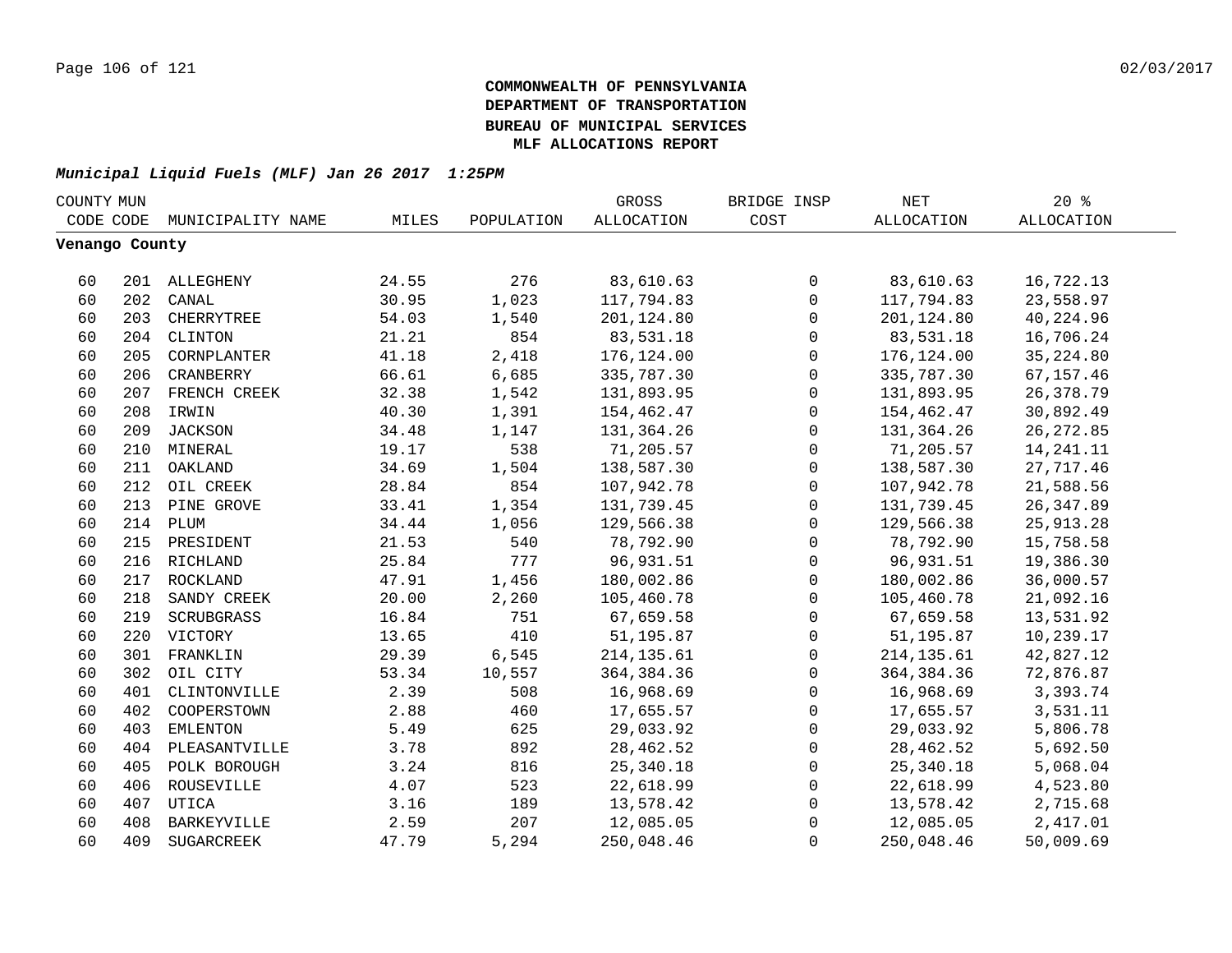**COMMONWEALTH OF PENNSYLVANIA**
**DEPARTMENT OF TRANSPORTATION**
**BUREAU OF MUNICIPAL SERVICES**
**MLF ALLOCATIONS REPORT**

***Municipal Liquid Fuels (MLF) Jan 26 2017 1:25PM***

| COUNTY CODE | MUN CODE | MUNICIPALITY NAME | MILES | POPULATION | GROSS ALLOCATION | BRIDGE INSP COST | NET ALLOCATION | 20 % ALLOCATION |
|---|---|---|---|---|---|---|---|---|
| **Venango County** | | | | | | | | |
| 60 | 201 | ALLEGHENY | 24.55 | 276 | 83,610.63 | 0 | 83,610.63 | 16,722.13 |
| 60 | 202 | CANAL | 30.95 | 1,023 | 117,794.83 | 0 | 117,794.83 | 23,558.97 |
| 60 | 203 | CHERRYTREE | 54.03 | 1,540 | 201,124.80 | 0 | 201,124.80 | 40,224.96 |
| 60 | 204 | CLINTON | 21.21 | 854 | 83,531.18 | 0 | 83,531.18 | 16,706.24 |
| 60 | 205 | CORNPLANTER | 41.18 | 2,418 | 176,124.00 | 0 | 176,124.00 | 35,224.80 |
| 60 | 206 | CRANBERRY | 66.61 | 6,685 | 335,787.30 | 0 | 335,787.30 | 67,157.46 |
| 60 | 207 | FRENCH CREEK | 32.38 | 1,542 | 131,893.95 | 0 | 131,893.95 | 26,378.79 |
| 60 | 208 | IRWIN | 40.30 | 1,391 | 154,462.47 | 0 | 154,462.47 | 30,892.49 |
| 60 | 209 | JACKSON | 34.48 | 1,147 | 131,364.26 | 0 | 131,364.26 | 26,272.85 |
| 60 | 210 | MINERAL | 19.17 | 538 | 71,205.57 | 0 | 71,205.57 | 14,241.11 |
| 60 | 211 | OAKLAND | 34.69 | 1,504 | 138,587.30 | 0 | 138,587.30 | 27,717.46 |
| 60 | 212 | OIL CREEK | 28.84 | 854 | 107,942.78 | 0 | 107,942.78 | 21,588.56 |
| 60 | 213 | PINE GROVE | 33.41 | 1,354 | 131,739.45 | 0 | 131,739.45 | 26,347.89 |
| 60 | 214 | PLUM | 34.44 | 1,056 | 129,566.38 | 0 | 129,566.38 | 25,913.28 |
| 60 | 215 | PRESIDENT | 21.53 | 540 | 78,792.90 | 0 | 78,792.90 | 15,758.58 |
| 60 | 216 | RICHLAND | 25.84 | 777 | 96,931.51 | 0 | 96,931.51 | 19,386.30 |
| 60 | 217 | ROCKLAND | 47.91 | 1,456 | 180,002.86 | 0 | 180,002.86 | 36,000.57 |
| 60 | 218 | SANDY CREEK | 20.00 | 2,260 | 105,460.78 | 0 | 105,460.78 | 21,092.16 |
| 60 | 219 | SCRUBGRASS | 16.84 | 751 | 67,659.58 | 0 | 67,659.58 | 13,531.92 |
| 60 | 220 | VICTORY | 13.65 | 410 | 51,195.87 | 0 | 51,195.87 | 10,239.17 |
| 60 | 301 | FRANKLIN | 29.39 | 6,545 | 214,135.61 | 0 | 214,135.61 | 42,827.12 |
| 60 | 302 | OIL CITY | 53.34 | 10,557 | 364,384.36 | 0 | 364,384.36 | 72,876.87 |
| 60 | 401 | CLINTONVILLE | 2.39 | 508 | 16,968.69 | 0 | 16,968.69 | 3,393.74 |
| 60 | 402 | COOPERSTOWN | 2.88 | 460 | 17,655.57 | 0 | 17,655.57 | 3,531.11 |
| 60 | 403 | EMLENTON | 5.49 | 625 | 29,033.92 | 0 | 29,033.92 | 5,806.78 |
| 60 | 404 | PLEASANTVILLE | 3.78 | 892 | 28,462.52 | 0 | 28,462.52 | 5,692.50 |
| 60 | 405 | POLK BOROUGH | 3.24 | 816 | 25,340.18 | 0 | 25,340.18 | 5,068.04 |
| 60 | 406 | ROUSEVILLE | 4.07 | 523 | 22,618.99 | 0 | 22,618.99 | 4,523.80 |
| 60 | 407 | UTICA | 3.16 | 189 | 13,578.42 | 0 | 13,578.42 | 2,715.68 |
| 60 | 408 | BARKEYVILLE | 2.59 | 207 | 12,085.05 | 0 | 12,085.05 | 2,417.01 |
| 60 | 409 | SUGARCREEK | 47.79 | 5,294 | 250,048.46 | 0 | 250,048.46 | 50,009.69 |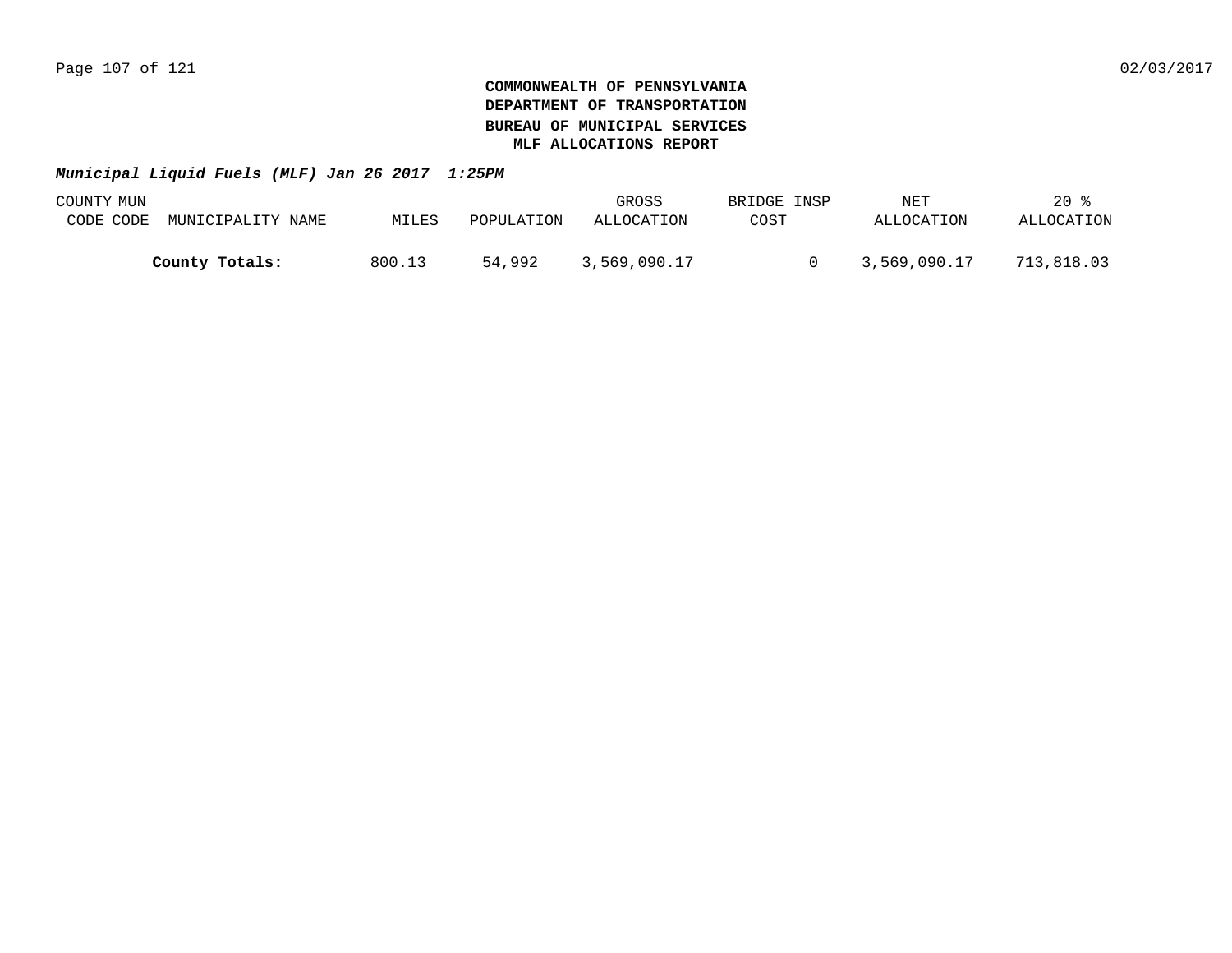**COMMONWEALTH OF PENNSYLVANIA**
**DEPARTMENT OF TRANSPORTATION**
**BUREAU OF MUNICIPAL SERVICES**
**MLF ALLOCATIONS REPORT**

***Municipal Liquid Fuels (MLF) Jan 26 2017 1:25PM***

| COUNTY CODE | MUN CODE | MUNICIPALITY NAME | MILES | POPULATION | GROSS ALLOCATION | BRIDGE INSP COST | NET ALLOCATION | 20 % ALLOCATION |
|---|---|---|---|---|---|---|---|---|
| | | **County Totals:** | 800.13 | 54,992 | 3,569,090.17 | 0 | 3,569,090.17 | 713,818.03 |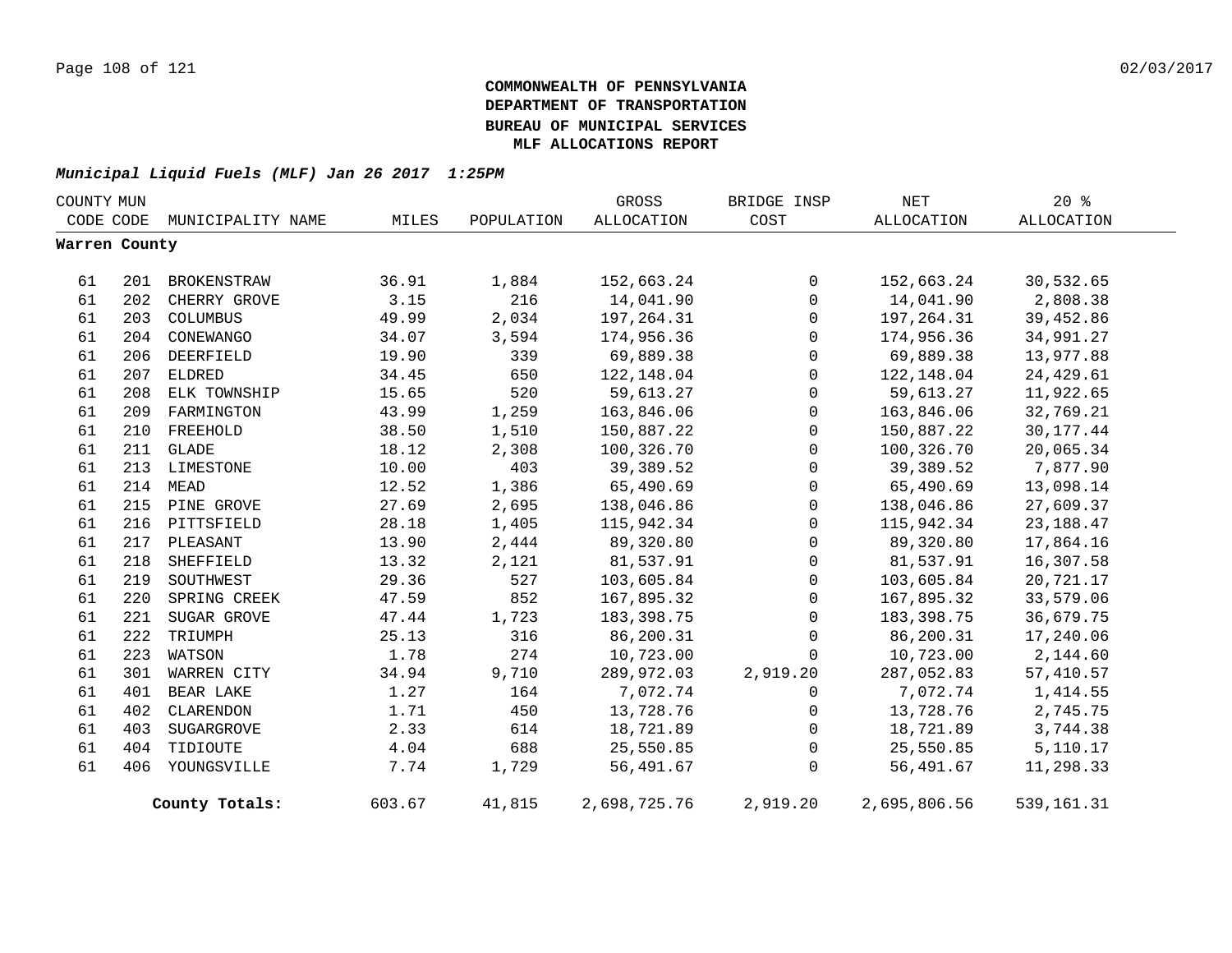**COMMONWEALTH OF PENNSYLVANIA**
**DEPARTMENT OF TRANSPORTATION**
**BUREAU OF MUNICIPAL SERVICES**
**MLF ALLOCATIONS REPORT**

***Municipal Liquid Fuels (MLF) Jan 26 2017 1:25PM***

| COUNTY CODE | MUN CODE | MUNICIPALITY NAME | MILES | POPULATION | GROSS ALLOCATION | BRIDGE INSP COST | NET ALLOCATION | 20 % ALLOCATION |
|---|---|---|---|---|---|---|---|---|
| **Warren County** | | | | | | | | |
| 61 | 201 | BROKENSTRAW | 36.91 | 1,884 | 152,663.24 | 0 | 152,663.24 | 30,532.65 |
| 61 | 202 | CHERRY GROVE | 3.15 | 216 | 14,041.90 | 0 | 14,041.90 | 2,808.38 |
| 61 | 203 | COLUMBUS | 49.99 | 2,034 | 197,264.31 | 0 | 197,264.31 | 39,452.86 |
| 61 | 204 | CONEWANGO | 34.07 | 3,594 | 174,956.36 | 0 | 174,956.36 | 34,991.27 |
| 61 | 206 | DEERFIELD | 19.90 | 339 | 69,889.38 | 0 | 69,889.38 | 13,977.88 |
| 61 | 207 | ELDRED | 34.45 | 650 | 122,148.04 | 0 | 122,148.04 | 24,429.61 |
| 61 | 208 | ELK TOWNSHIP | 15.65 | 520 | 59,613.27 | 0 | 59,613.27 | 11,922.65 |
| 61 | 209 | FARMINGTON | 43.99 | 1,259 | 163,846.06 | 0 | 163,846.06 | 32,769.21 |
| 61 | 210 | FREEHOLD | 38.50 | 1,510 | 150,887.22 | 0 | 150,887.22 | 30,177.44 |
| 61 | 211 | GLADE | 18.12 | 2,308 | 100,326.70 | 0 | 100,326.70 | 20,065.34 |
| 61 | 213 | LIMESTONE | 10.00 | 403 | 39,389.52 | 0 | 39,389.52 | 7,877.90 |
| 61 | 214 | MEAD | 12.52 | 1,386 | 65,490.69 | 0 | 65,490.69 | 13,098.14 |
| 61 | 215 | PINE GROVE | 27.69 | 2,695 | 138,046.86 | 0 | 138,046.86 | 27,609.37 |
| 61 | 216 | PITTSFIELD | 28.18 | 1,405 | 115,942.34 | 0 | 115,942.34 | 23,188.47 |
| 61 | 217 | PLEASANT | 13.90 | 2,444 | 89,320.80 | 0 | 89,320.80 | 17,864.16 |
| 61 | 218 | SHEFFIELD | 13.32 | 2,121 | 81,537.91 | 0 | 81,537.91 | 16,307.58 |
| 61 | 219 | SOUTHWEST | 29.36 | 527 | 103,605.84 | 0 | 103,605.84 | 20,721.17 |
| 61 | 220 | SPRING CREEK | 47.59 | 852 | 167,895.32 | 0 | 167,895.32 | 33,579.06 |
| 61 | 221 | SUGAR GROVE | 47.44 | 1,723 | 183,398.75 | 0 | 183,398.75 | 36,679.75 |
| 61 | 222 | TRIUMPH | 25.13 | 316 | 86,200.31 | 0 | 86,200.31 | 17,240.06 |
| 61 | 223 | WATSON | 1.78 | 274 | 10,723.00 | 0 | 10,723.00 | 2,144.60 |
| 61 | 301 | WARREN CITY | 34.94 | 9,710 | 289,972.03 | 2,919.20 | 287,052.83 | 57,410.57 |
| 61 | 401 | BEAR LAKE | 1.27 | 164 | 7,072.74 | 0 | 7,072.74 | 1,414.55 |
| 61 | 402 | CLARENDON | 1.71 | 450 | 13,728.76 | 0 | 13,728.76 | 2,745.75 |
| 61 | 403 | SUGARGROVE | 2.33 | 614 | 18,721.89 | 0 | 18,721.89 | 3,744.38 |
| 61 | 404 | TIDIOUTE | 4.04 | 688 | 25,550.85 | 0 | 25,550.85 | 5,110.17 |
| 61 | 406 | YOUNGSVILLE | 7.74 | 1,729 | 56,491.67 | 0 | 56,491.67 | 11,298.33 |
| | | **County Totals:** | 603.67 | 41,815 | 2,698,725.76 | 2,919.20 | 2,695,806.56 | 539,161.31 |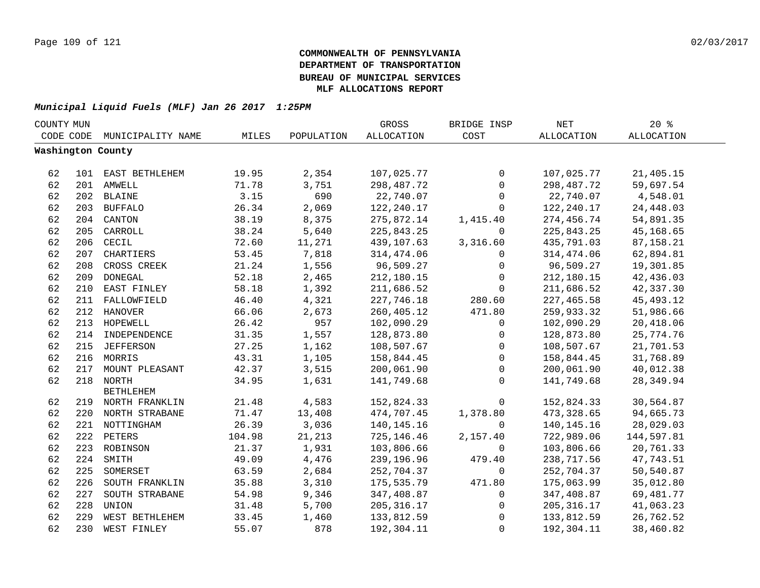**COMMONWEALTH OF PENNSYLVANIA**
**DEPARTMENT OF TRANSPORTATION**
**BUREAU OF MUNICIPAL SERVICES**
**MLF ALLOCATIONS REPORT**

***Municipal Liquid Fuels (MLF) Jan 26 2017 1:25PM***

| COUNTY CODE | MUN CODE | MUNICIPALITY NAME | MILES | POPULATION | GROSS ALLOCATION | BRIDGE INSP COST | NET ALLOCATION | 20 % ALLOCATION |
|---|---|---|---|---|---|---|---|---|
| **Washington County** | | | | | | | | |
| 62 | 101 | EAST BETHLEHEM | 19.95 | 2,354 | 107,025.77 | 0 | 107,025.77 | 21,405.15 |
| 62 | 201 | AMWELL | 71.78 | 3,751 | 298,487.72 | 0 | 298,487.72 | 59,697.54 |
| 62 | 202 | BLAINE | 3.15 | 690 | 22,740.07 | 0 | 22,740.07 | 4,548.01 |
| 62 | 203 | BUFFALO | 26.34 | 2,069 | 122,240.17 | 0 | 122,240.17 | 24,448.03 |
| 62 | 204 | CANTON | 38.19 | 8,375 | 275,872.14 | 1,415.40 | 274,456.74 | 54,891.35 |
| 62 | 205 | CARROLL | 38.24 | 5,640 | 225,843.25 | 0 | 225,843.25 | 45,168.65 |
| 62 | 206 | CECIL | 72.60 | 11,271 | 439,107.63 | 3,316.60 | 435,791.03 | 87,158.21 |
| 62 | 207 | CHARTIERS | 53.45 | 7,818 | 314,474.06 | 0 | 314,474.06 | 62,894.81 |
| 62 | 208 | CROSS CREEK | 21.24 | 1,556 | 96,509.27 | 0 | 96,509.27 | 19,301.85 |
| 62 | 209 | DONEGAL | 52.18 | 2,465 | 212,180.15 | 0 | 212,180.15 | 42,436.03 |
| 62 | 210 | EAST FINLEY | 58.18 | 1,392 | 211,686.52 | 0 | 211,686.52 | 42,337.30 |
| 62 | 211 | FALLOWFIELD | 46.40 | 4,321 | 227,746.18 | 280.60 | 227,465.58 | 45,493.12 |
| 62 | 212 | HANOVER | 66.06 | 2,673 | 260,405.12 | 471.80 | 259,933.32 | 51,986.66 |
| 62 | 213 | HOPEWELL | 26.42 | 957 | 102,090.29 | 0 | 102,090.29 | 20,418.06 |
| 62 | 214 | INDEPENDENCE | 31.35 | 1,557 | 128,873.80 | 0 | 128,873.80 | 25,774.76 |
| 62 | 215 | JEFFERSON | 27.25 | 1,162 | 108,507.67 | 0 | 108,507.67 | 21,701.53 |
| 62 | 216 | MORRIS | 43.31 | 1,105 | 158,844.45 | 0 | 158,844.45 | 31,768.89 |
| 62 | 217 | MOUNT PLEASANT | 42.37 | 3,515 | 200,061.90 | 0 | 200,061.90 | 40,012.38 |
| 62 | 218 | NORTH BETHLEHEM | 34.95 | 1,631 | 141,749.68 | 0 | 141,749.68 | 28,349.94 |
| 62 | 219 | NORTH FRANKLIN | 21.48 | 4,583 | 152,824.33 | 0 | 152,824.33 | 30,564.87 |
| 62 | 220 | NORTH STRABANE | 71.47 | 13,408 | 474,707.45 | 1,378.80 | 473,328.65 | 94,665.73 |
| 62 | 221 | NOTTINGHAM | 26.39 | 3,036 | 140,145.16 | 0 | 140,145.16 | 28,029.03 |
| 62 | 222 | PETERS | 104.98 | 21,213 | 725,146.46 | 2,157.40 | 722,989.06 | 144,597.81 |
| 62 | 223 | ROBINSON | 21.37 | 1,931 | 103,806.66 | 0 | 103,806.66 | 20,761.33 |
| 62 | 224 | SMITH | 49.09 | 4,476 | 239,196.96 | 479.40 | 238,717.56 | 47,743.51 |
| 62 | 225 | SOMERSET | 63.59 | 2,684 | 252,704.37 | 0 | 252,704.37 | 50,540.87 |
| 62 | 226 | SOUTH FRANKLIN | 35.88 | 3,310 | 175,535.79 | 471.80 | 175,063.99 | 35,012.80 |
| 62 | 227 | SOUTH STRABANE | 54.98 | 9,346 | 347,408.87 | 0 | 347,408.87 | 69,481.77 |
| 62 | 228 | UNION | 31.48 | 5,700 | 205,316.17 | 0 | 205,316.17 | 41,063.23 |
| 62 | 229 | WEST BETHLEHEM | 33.45 | 1,460 | 133,812.59 | 0 | 133,812.59 | 26,762.52 |
| 62 | 230 | WEST FINLEY | 55.07 | 878 | 192,304.11 | 0 | 192,304.11 | 38,460.82 |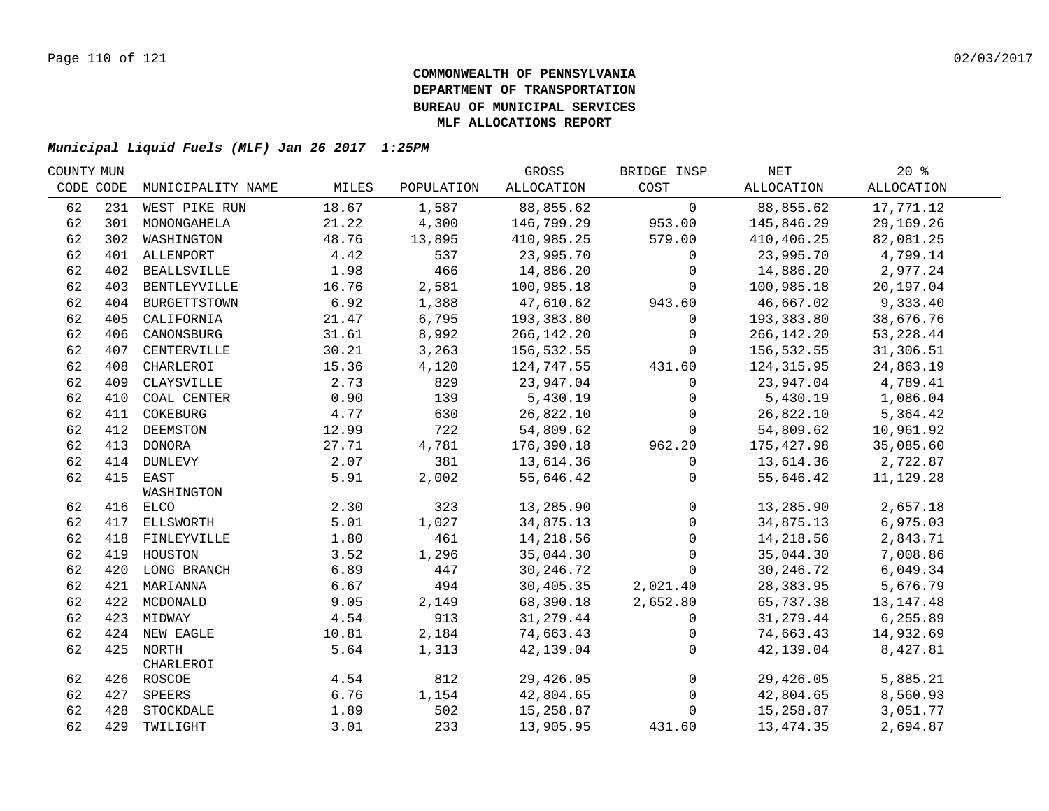**COMMONWEALTH OF PENNSYLVANIA**
**DEPARTMENT OF TRANSPORTATION**
**BUREAU OF MUNICIPAL SERVICES**
**MLF ALLOCATIONS REPORT**

***Municipal Liquid Fuels (MLF) Jan 26 2017 1:25PM***

| COUNTY CODE | MUN CODE | MUNICIPALITY NAME | MILES | POPULATION | GROSS ALLOCATION | BRIDGE INSP COST | NET ALLOCATION | 20 % ALLOCATION |
|---|---|---|---|---|---|---|---|---|
| 62 | 231 | WEST PIKE RUN | 18.67 | 1,587 | 88,855.62 | 0 | 88,855.62 | 17,771.12 |
| 62 | 301 | MONONGAHELA | 21.22 | 4,300 | 146,799.29 | 953.00 | 145,846.29 | 29,169.26 |
| 62 | 302 | WASHINGTON | 48.76 | 13,895 | 410,985.25 | 579.00 | 410,406.25 | 82,081.25 |
| 62 | 401 | ALLENPORT | 4.42 | 537 | 23,995.70 | 0 | 23,995.70 | 4,799.14 |
| 62 | 402 | BEALLSVILLE | 1.98 | 466 | 14,886.20 | 0 | 14,886.20 | 2,977.24 |
| 62 | 403 | BENTLEYVILLE | 16.76 | 2,581 | 100,985.18 | 0 | 100,985.18 | 20,197.04 |
| 62 | 404 | BURGETTSTOWN | 6.92 | 1,388 | 47,610.62 | 943.60 | 46,667.02 | 9,333.40 |
| 62 | 405 | CALIFORNIA | 21.47 | 6,795 | 193,383.80 | 0 | 193,383.80 | 38,676.76 |
| 62 | 406 | CANONSBURG | 31.61 | 8,992 | 266,142.20 | 0 | 266,142.20 | 53,228.44 |
| 62 | 407 | CENTERVILLE | 30.21 | 3,263 | 156,532.55 | 0 | 156,532.55 | 31,306.51 |
| 62 | 408 | CHARLEROI | 15.36 | 4,120 | 124,747.55 | 431.60 | 124,315.95 | 24,863.19 |
| 62 | 409 | CLAYSVILLE | 2.73 | 829 | 23,947.04 | 0 | 23,947.04 | 4,789.41 |
| 62 | 410 | COAL CENTER | 0.90 | 139 | 5,430.19 | 0 | 5,430.19 | 1,086.04 |
| 62 | 411 | COKEBURG | 4.77 | 630 | 26,822.10 | 0 | 26,822.10 | 5,364.42 |
| 62 | 412 | DEEMSTON | 12.99 | 722 | 54,809.62 | 0 | 54,809.62 | 10,961.92 |
| 62 | 413 | DONORA | 27.71 | 4,781 | 176,390.18 | 962.20 | 175,427.98 | 35,085.60 |
| 62 | 414 | DUNLEVY | 2.07 | 381 | 13,614.36 | 0 | 13,614.36 | 2,722.87 |
| 62 | 415 | EAST WASHINGTON | 5.91 | 2,002 | 55,646.42 | 0 | 55,646.42 | 11,129.28 |
| 62 | 416 | ELCO | 2.30 | 323 | 13,285.90 | 0 | 13,285.90 | 2,657.18 |
| 62 | 417 | ELLSWORTH | 5.01 | 1,027 | 34,875.13 | 0 | 34,875.13 | 6,975.03 |
| 62 | 418 | FINLEYVILLE | 1.80 | 461 | 14,218.56 | 0 | 14,218.56 | 2,843.71 |
| 62 | 419 | HOUSTON | 3.52 | 1,296 | 35,044.30 | 0 | 35,044.30 | 7,008.86 |
| 62 | 420 | LONG BRANCH | 6.89 | 447 | 30,246.72 | 0 | 30,246.72 | 6,049.34 |
| 62 | 421 | MARIANNA | 6.67 | 494 | 30,405.35 | 2,021.40 | 28,383.95 | 5,676.79 |
| 62 | 422 | MCDONALD | 9.05 | 2,149 | 68,390.18 | 2,652.80 | 65,737.38 | 13,147.48 |
| 62 | 423 | MIDWAY | 4.54 | 913 | 31,279.44 | 0 | 31,279.44 | 6,255.89 |
| 62 | 424 | NEW EAGLE | 10.81 | 2,184 | 74,663.43 | 0 | 74,663.43 | 14,932.69 |
| 62 | 425 | NORTH CHARLEROI | 5.64 | 1,313 | 42,139.04 | 0 | 42,139.04 | 8,427.81 |
| 62 | 426 | ROSCOE | 4.54 | 812 | 29,426.05 | 0 | 29,426.05 | 5,885.21 |
| 62 | 427 | SPEERS | 6.76 | 1,154 | 42,804.65 | 0 | 42,804.65 | 8,560.93 |
| 62 | 428 | STOCKDALE | 1.89 | 502 | 15,258.87 | 0 | 15,258.87 | 3,051.77 |
| 62 | 429 | TWILIGHT | 3.01 | 233 | 13,905.95 | 431.60 | 13,474.35 | 2,694.87 |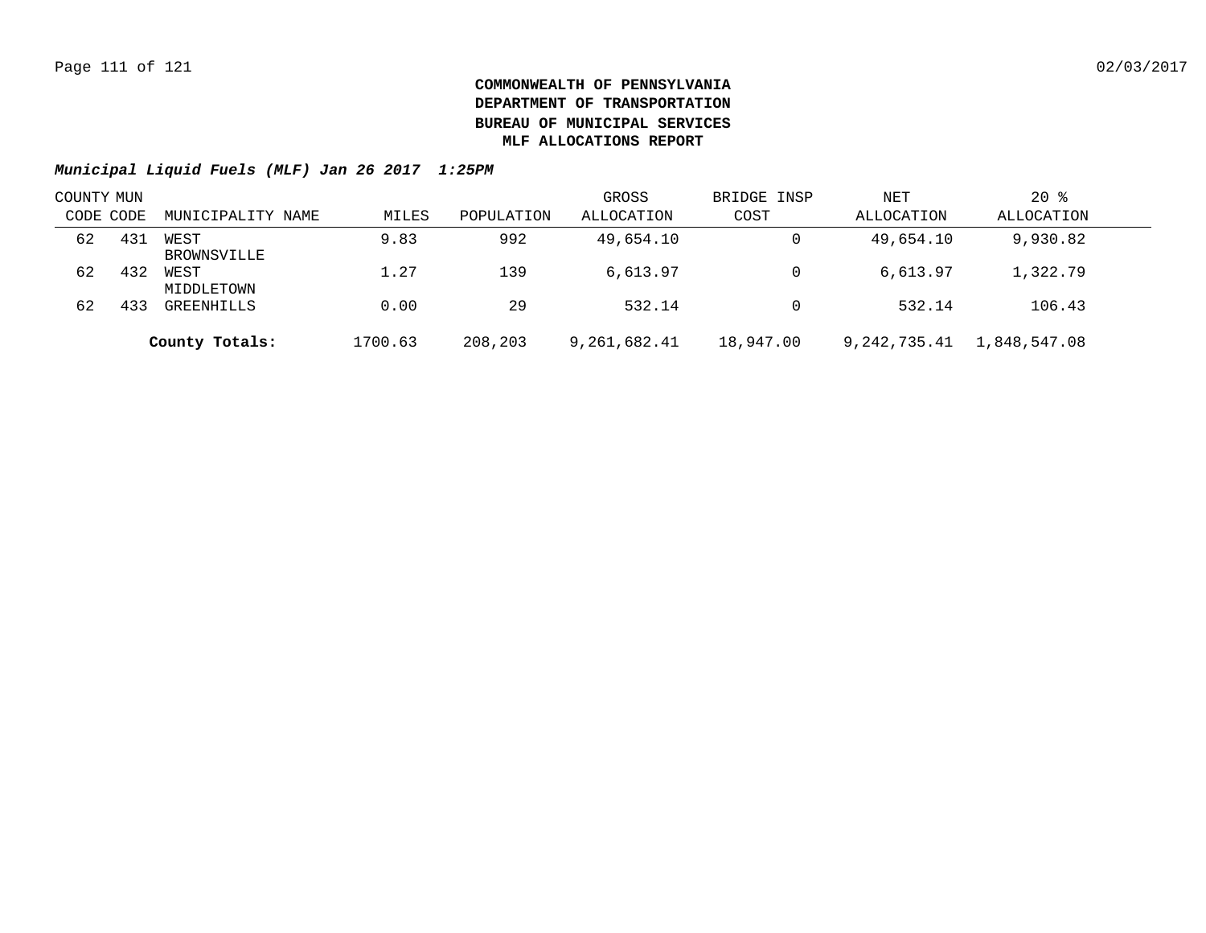**COMMONWEALTH OF PENNSYLVANIA**
**DEPARTMENT OF TRANSPORTATION**
**BUREAU OF MUNICIPAL SERVICES**
**MLF ALLOCATIONS REPORT**

***Municipal Liquid Fuels (MLF) Jan 26 2017 1:25PM***

| COUNTY CODE | MUN CODE | MUNICIPALITY NAME | MILES | POPULATION | GROSS ALLOCATION | BRIDGE INSP COST | NET ALLOCATION | 20 % ALLOCATION |
|---|---|---|---|---|---|---|---|---|
| 62 | 431 | WEST BROWNSVILLE | 9.83 | 992 | 49,654.10 | 0 | 49,654.10 | 9,930.82 |
| 62 | 432 | WEST MIDDLETOWN | 1.27 | 139 | 6,613.97 | 0 | 6,613.97 | 1,322.79 |
| 62 | 433 | GREENHILLS | 0.00 | 29 | 532.14 | 0 | 532.14 | 106.43 |
| | | **County Totals:** | 1700.63 | 208,203 | 9,261,682.41 | 18,947.00 | 9,242,735.41 | 1,848,547.08 |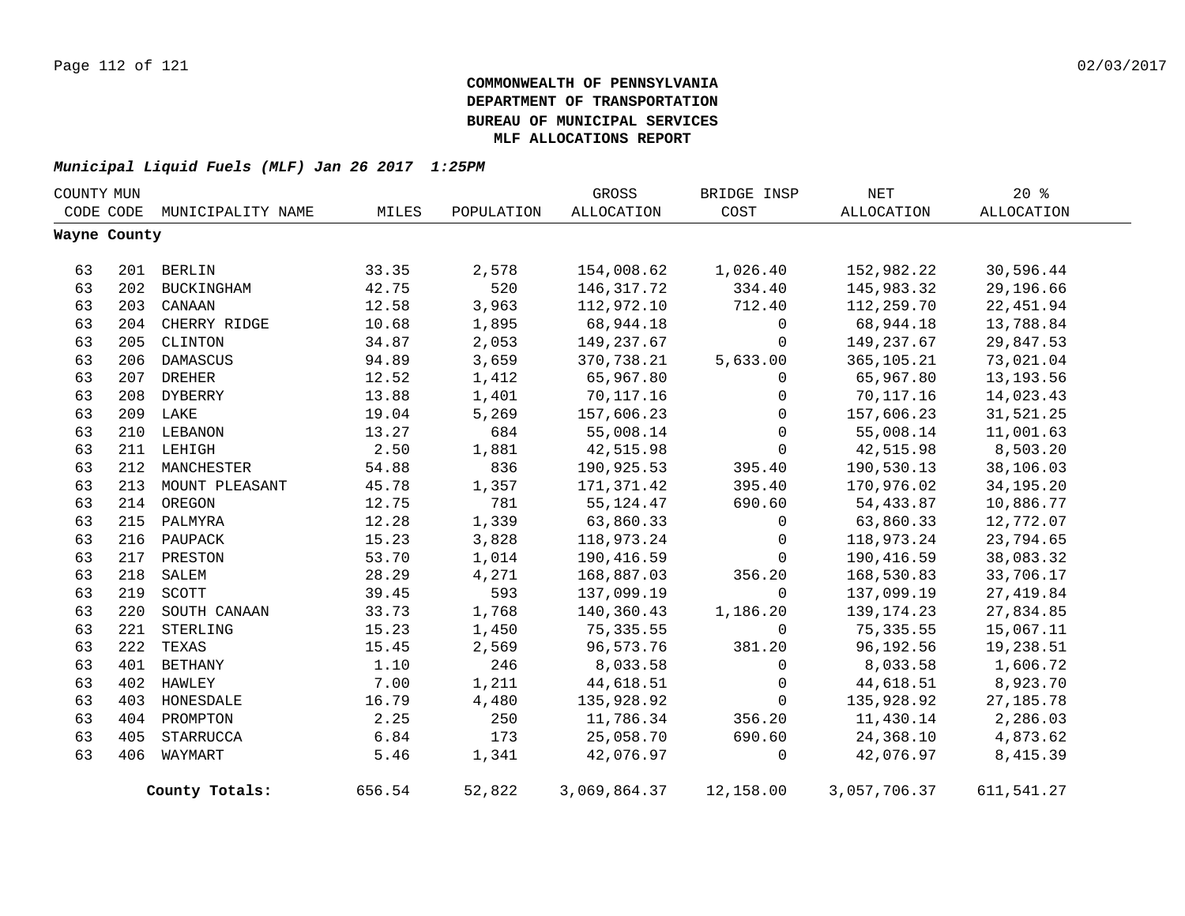**COMMONWEALTH OF PENNSYLVANIA**
**DEPARTMENT OF TRANSPORTATION**
**BUREAU OF MUNICIPAL SERVICES**
**MLF ALLOCATIONS REPORT**

***Municipal Liquid Fuels (MLF) Jan 26 2017 1:25PM***

| COUNTY CODE | MUN CODE | MUNICIPALITY NAME | MILES | POPULATION | GROSS ALLOCATION | BRIDGE INSP COST | NET ALLOCATION | 20 % ALLOCATION |
|---|---|---|---|---|---|---|---|---|
| **Wayne County** | | | | | | | | |
| 63 | 201 | BERLIN | 33.35 | 2,578 | 154,008.62 | 1,026.40 | 152,982.22 | 30,596.44 |
| 63 | 202 | BUCKINGHAM | 42.75 | 520 | 146,317.72 | 334.40 | 145,983.32 | 29,196.66 |
| 63 | 203 | CANAAN | 12.58 | 3,963 | 112,972.10 | 712.40 | 112,259.70 | 22,451.94 |
| 63 | 204 | CHERRY RIDGE | 10.68 | 1,895 | 68,944.18 | 0 | 68,944.18 | 13,788.84 |
| 63 | 205 | CLINTON | 34.87 | 2,053 | 149,237.67 | 0 | 149,237.67 | 29,847.53 |
| 63 | 206 | DAMASCUS | 94.89 | 3,659 | 370,738.21 | 5,633.00 | 365,105.21 | 73,021.04 |
| 63 | 207 | DREHER | 12.52 | 1,412 | 65,967.80 | 0 | 65,967.80 | 13,193.56 |
| 63 | 208 | DYBERRY | 13.88 | 1,401 | 70,117.16 | 0 | 70,117.16 | 14,023.43 |
| 63 | 209 | LAKE | 19.04 | 5,269 | 157,606.23 | 0 | 157,606.23 | 31,521.25 |
| 63 | 210 | LEBANON | 13.27 | 684 | 55,008.14 | 0 | 55,008.14 | 11,001.63 |
| 63 | 211 | LEHIGH | 2.50 | 1,881 | 42,515.98 | 0 | 42,515.98 | 8,503.20 |
| 63 | 212 | MANCHESTER | 54.88 | 836 | 190,925.53 | 395.40 | 190,530.13 | 38,106.03 |
| 63 | 213 | MOUNT PLEASANT | 45.78 | 1,357 | 171,371.42 | 395.40 | 170,976.02 | 34,195.20 |
| 63 | 214 | OREGON | 12.75 | 781 | 55,124.47 | 690.60 | 54,433.87 | 10,886.77 |
| 63 | 215 | PALMYRA | 12.28 | 1,339 | 63,860.33 | 0 | 63,860.33 | 12,772.07 |
| 63 | 216 | PAUPACK | 15.23 | 3,828 | 118,973.24 | 0 | 118,973.24 | 23,794.65 |
| 63 | 217 | PRESTON | 53.70 | 1,014 | 190,416.59 | 0 | 190,416.59 | 38,083.32 |
| 63 | 218 | SALEM | 28.29 | 4,271 | 168,887.03 | 356.20 | 168,530.83 | 33,706.17 |
| 63 | 219 | SCOTT | 39.45 | 593 | 137,099.19 | 0 | 137,099.19 | 27,419.84 |
| 63 | 220 | SOUTH CANAAN | 33.73 | 1,768 | 140,360.43 | 1,186.20 | 139,174.23 | 27,834.85 |
| 63 | 221 | STERLING | 15.23 | 1,450 | 75,335.55 | 0 | 75,335.55 | 15,067.11 |
| 63 | 222 | TEXAS | 15.45 | 2,569 | 96,573.76 | 381.20 | 96,192.56 | 19,238.51 |
| 63 | 401 | BETHANY | 1.10 | 246 | 8,033.58 | 0 | 8,033.58 | 1,606.72 |
| 63 | 402 | HAWLEY | 7.00 | 1,211 | 44,618.51 | 0 | 44,618.51 | 8,923.70 |
| 63 | 403 | HONESDALE | 16.79 | 4,480 | 135,928.92 | 0 | 135,928.92 | 27,185.78 |
| 63 | 404 | PROMPTON | 2.25 | 250 | 11,786.34 | 356.20 | 11,430.14 | 2,286.03 |
| 63 | 405 | STARRUCCA | 6.84 | 173 | 25,058.70 | 690.60 | 24,368.10 | 4,873.62 |
| 63 | 406 | WAYMART | 5.46 | 1,341 | 42,076.97 | 0 | 42,076.97 | 8,415.39 |
| | | **County Totals:** | 656.54 | 52,822 | 3,069,864.37 | 12,158.00 | 3,057,706.37 | 611,541.27 |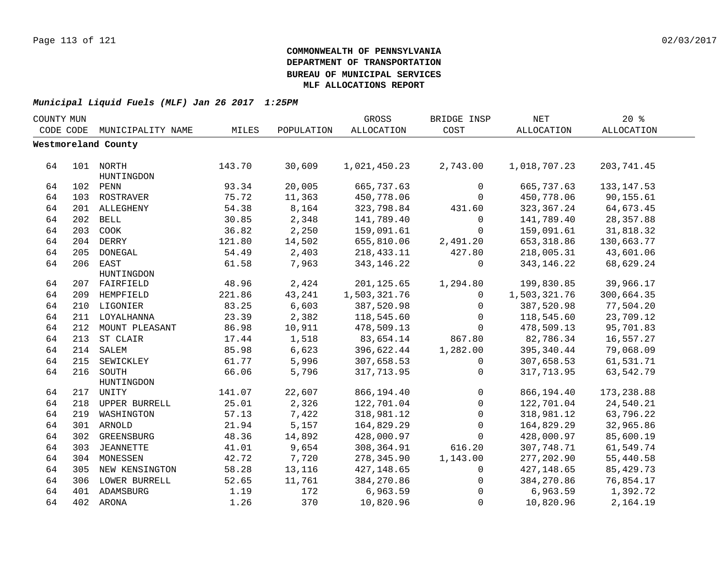**COMMONWEALTH OF PENNSYLVANIA**
**DEPARTMENT OF TRANSPORTATION**
**BUREAU OF MUNICIPAL SERVICES**
**MLF ALLOCATIONS REPORT**

***Municipal Liquid Fuels (MLF) Jan 26 2017 1:25PM***

| COUNTY CODE | MUN CODE | MUNICIPALITY NAME | MILES | POPULATION | GROSS ALLOCATION | BRIDGE INSP COST | NET ALLOCATION | 20 % ALLOCATION |
|---|---|---|---|---|---|---|---|---|
| **Westmoreland County** | | | | | | | | |
| 64 | 101 | NORTH HUNTINGDON | 143.70 | 30,609 | 1,021,450.23 | 2,743.00 | 1,018,707.23 | 203,741.45 |
| 64 | 102 | PENN | 93.34 | 20,005 | 665,737.63 | 0 | 665,737.63 | 133,147.53 |
| 64 | 103 | ROSTRAVER | 75.72 | 11,363 | 450,778.06 | 0 | 450,778.06 | 90,155.61 |
| 64 | 201 | ALLEGHENY | 54.38 | 8,164 | 323,798.84 | 431.60 | 323,367.24 | 64,673.45 |
| 64 | 202 | BELL | 30.85 | 2,348 | 141,789.40 | 0 | 141,789.40 | 28,357.88 |
| 64 | 203 | COOK | 36.82 | 2,250 | 159,091.61 | 0 | 159,091.61 | 31,818.32 |
| 64 | 204 | DERRY | 121.80 | 14,502 | 655,810.06 | 2,491.20 | 653,318.86 | 130,663.77 |
| 64 | 205 | DONEGAL | 54.49 | 2,403 | 218,433.11 | 427.80 | 218,005.31 | 43,601.06 |
| 64 | 206 | EAST HUNTINGDON | 61.58 | 7,963 | 343,146.22 | 0 | 343,146.22 | 68,629.24 |
| 64 | 207 | FAIRFIELD | 48.96 | 2,424 | 201,125.65 | 1,294.80 | 199,830.85 | 39,966.17 |
| 64 | 209 | HEMPFIELD | 221.86 | 43,241 | 1,503,321.76 | 0 | 1,503,321.76 | 300,664.35 |
| 64 | 210 | LIGONIER | 83.25 | 6,603 | 387,520.98 | 0 | 387,520.98 | 77,504.20 |
| 64 | 211 | LOYALHANNA | 23.39 | 2,382 | 118,545.60 | 0 | 118,545.60 | 23,709.12 |
| 64 | 212 | MOUNT PLEASANT | 86.98 | 10,911 | 478,509.13 | 0 | 478,509.13 | 95,701.83 |
| 64 | 213 | ST CLAIR | 17.44 | 1,518 | 83,654.14 | 867.80 | 82,786.34 | 16,557.27 |
| 64 | 214 | SALEM | 85.98 | 6,623 | 396,622.44 | 1,282.00 | 395,340.44 | 79,068.09 |
| 64 | 215 | SEWICKLEY | 61.77 | 5,996 | 307,658.53 | 0 | 307,658.53 | 61,531.71 |
| 64 | 216 | SOUTH HUNTINGDON | 66.06 | 5,796 | 317,713.95 | 0 | 317,713.95 | 63,542.79 |
| 64 | 217 | UNITY | 141.07 | 22,607 | 866,194.40 | 0 | 866,194.40 | 173,238.88 |
| 64 | 218 | UPPER BURRELL | 25.01 | 2,326 | 122,701.04 | 0 | 122,701.04 | 24,540.21 |
| 64 | 219 | WASHINGTON | 57.13 | 7,422 | 318,981.12 | 0 | 318,981.12 | 63,796.22 |
| 64 | 301 | ARNOLD | 21.94 | 5,157 | 164,829.29 | 0 | 164,829.29 | 32,965.86 |
| 64 | 302 | GREENSBURG | 48.36 | 14,892 | 428,000.97 | 0 | 428,000.97 | 85,600.19 |
| 64 | 303 | JEANNETTE | 41.01 | 9,654 | 308,364.91 | 616.20 | 307,748.71 | 61,549.74 |
| 64 | 304 | MONESSEN | 42.72 | 7,720 | 278,345.90 | 1,143.00 | 277,202.90 | 55,440.58 |
| 64 | 305 | NEW KENSINGTON | 58.28 | 13,116 | 427,148.65 | 0 | 427,148.65 | 85,429.73 |
| 64 | 306 | LOWER BURRELL | 52.65 | 11,761 | 384,270.86 | 0 | 384,270.86 | 76,854.17 |
| 64 | 401 | ADAMSBURG | 1.19 | 172 | 6,963.59 | 0 | 6,963.59 | 1,392.72 |
| 64 | 402 | ARONA | 1.26 | 370 | 10,820.96 | 0 | 10,820.96 | 2,164.19 |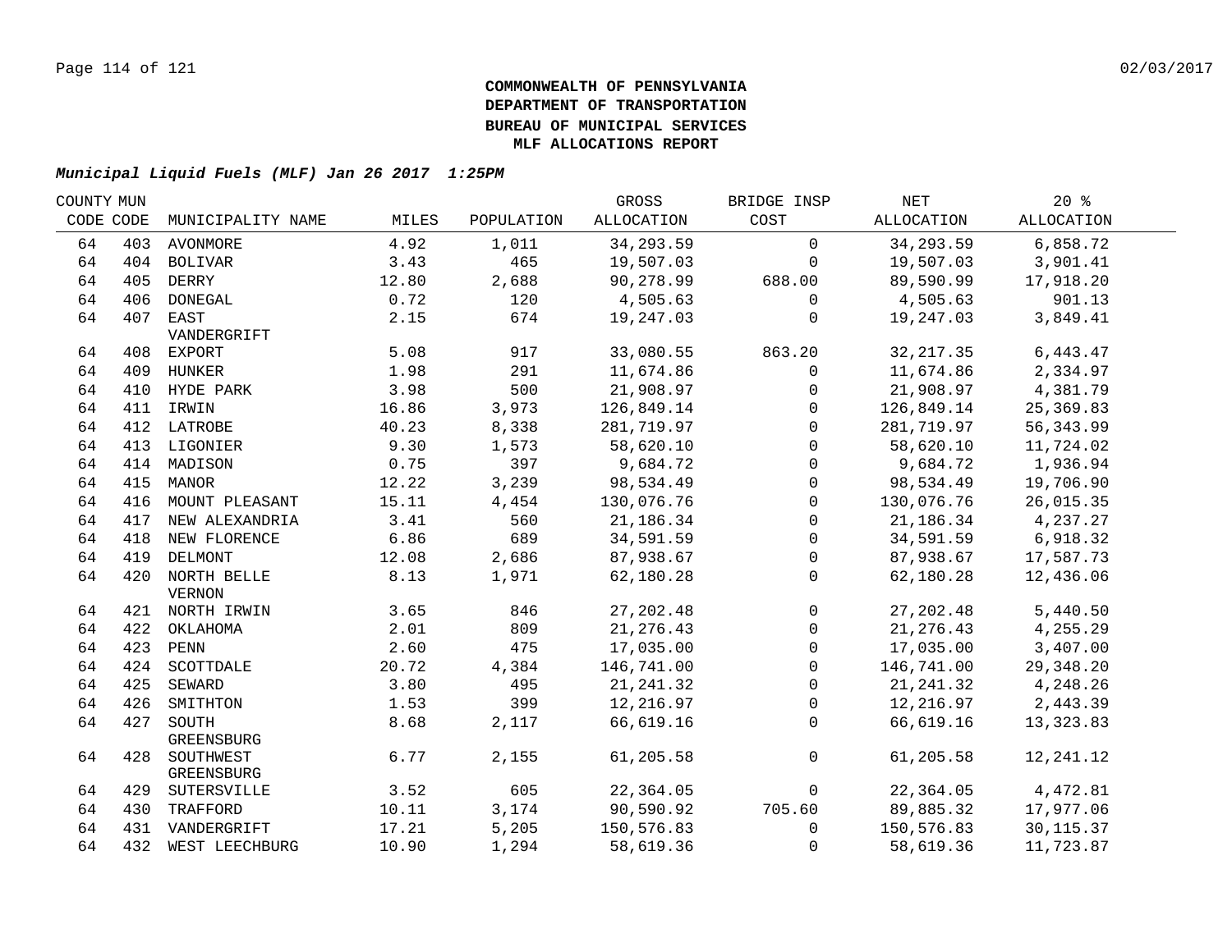**COMMONWEALTH OF PENNSYLVANIA**
**DEPARTMENT OF TRANSPORTATION**
**BUREAU OF MUNICIPAL SERVICES**
**MLF ALLOCATIONS REPORT**

***Municipal Liquid Fuels (MLF) Jan 26 2017 1:25PM***

| COUNTY CODE | MUN CODE | MUNICIPALITY NAME | MILES | POPULATION | GROSS ALLOCATION | BRIDGE INSP COST | NET ALLOCATION | 20 % ALLOCATION |
|---|---|---|---|---|---|---|---|---|
| 64 | 403 | AVONMORE | 4.92 | 1,011 | 34,293.59 | 0 | 34,293.59 | 6,858.72 |
| 64 | 404 | BOLIVAR | 3.43 | 465 | 19,507.03 | 0 | 19,507.03 | 3,901.41 |
| 64 | 405 | DERRY | 12.80 | 2,688 | 90,278.99 | 688.00 | 89,590.99 | 17,918.20 |
| 64 | 406 | DONEGAL | 0.72 | 120 | 4,505.63 | 0 | 4,505.63 | 901.13 |
| 64 | 407 | EAST VANDERGRIFT | 2.15 | 674 | 19,247.03 | 0 | 19,247.03 | 3,849.41 |
| 64 | 408 | EXPORT | 5.08 | 917 | 33,080.55 | 863.20 | 32,217.35 | 6,443.47 |
| 64 | 409 | HUNKER | 1.98 | 291 | 11,674.86 | 0 | 11,674.86 | 2,334.97 |
| 64 | 410 | HYDE PARK | 3.98 | 500 | 21,908.97 | 0 | 21,908.97 | 4,381.79 |
| 64 | 411 | IRWIN | 16.86 | 3,973 | 126,849.14 | 0 | 126,849.14 | 25,369.83 |
| 64 | 412 | LATROBE | 40.23 | 8,338 | 281,719.97 | 0 | 281,719.97 | 56,343.99 |
| 64 | 413 | LIGONIER | 9.30 | 1,573 | 58,620.10 | 0 | 58,620.10 | 11,724.02 |
| 64 | 414 | MADISON | 0.75 | 397 | 9,684.72 | 0 | 9,684.72 | 1,936.94 |
| 64 | 415 | MANOR | 12.22 | 3,239 | 98,534.49 | 0 | 98,534.49 | 19,706.90 |
| 64 | 416 | MOUNT PLEASANT | 15.11 | 4,454 | 130,076.76 | 0 | 130,076.76 | 26,015.35 |
| 64 | 417 | NEW ALEXANDRIA | 3.41 | 560 | 21,186.34 | 0 | 21,186.34 | 4,237.27 |
| 64 | 418 | NEW FLORENCE | 6.86 | 689 | 34,591.59 | 0 | 34,591.59 | 6,918.32 |
| 64 | 419 | DELMONT | 12.08 | 2,686 | 87,938.67 | 0 | 87,938.67 | 17,587.73 |
| 64 | 420 | NORTH BELLE VERNON | 8.13 | 1,971 | 62,180.28 | 0 | 62,180.28 | 12,436.06 |
| 64 | 421 | NORTH IRWIN | 3.65 | 846 | 27,202.48 | 0 | 27,202.48 | 5,440.50 |
| 64 | 422 | OKLAHOMA | 2.01 | 809 | 21,276.43 | 0 | 21,276.43 | 4,255.29 |
| 64 | 423 | PENN | 2.60 | 475 | 17,035.00 | 0 | 17,035.00 | 3,407.00 |
| 64 | 424 | SCOTTDALE | 20.72 | 4,384 | 146,741.00 | 0 | 146,741.00 | 29,348.20 |
| 64 | 425 | SEWARD | 3.80 | 495 | 21,241.32 | 0 | 21,241.32 | 4,248.26 |
| 64 | 426 | SMITHTON | 1.53 | 399 | 12,216.97 | 0 | 12,216.97 | 2,443.39 |
| 64 | 427 | SOUTH GREENSBURG | 8.68 | 2,117 | 66,619.16 | 0 | 66,619.16 | 13,323.83 |
| 64 | 428 | SOUTHWEST GREENSBURG | 6.77 | 2,155 | 61,205.58 | 0 | 61,205.58 | 12,241.12 |
| 64 | 429 | SUTERSVILLE | 3.52 | 605 | 22,364.05 | 0 | 22,364.05 | 4,472.81 |
| 64 | 430 | TRAFFORD | 10.11 | 3,174 | 90,590.92 | 705.60 | 89,885.32 | 17,977.06 |
| 64 | 431 | VANDERGRIFT | 17.21 | 5,205 | 150,576.83 | 0 | 150,576.83 | 30,115.37 |
| 64 | 432 | WEST LEECHBURG | 10.90 | 1,294 | 58,619.36 | 0 | 58,619.36 | 11,723.87 |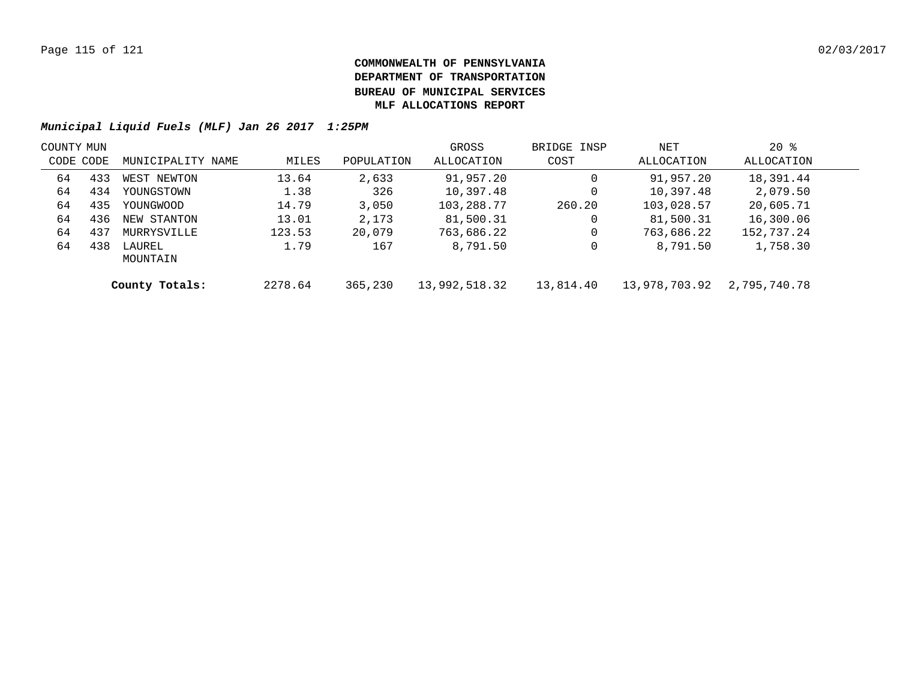**COMMONWEALTH OF PENNSYLVANIA**
**DEPARTMENT OF TRANSPORTATION**
**BUREAU OF MUNICIPAL SERVICES**
**MLF ALLOCATIONS REPORT**

***Municipal Liquid Fuels (MLF) Jan 26 2017 1:25PM***

| COUNTY CODE | MUN CODE | MUNICIPALITY NAME | MILES | POPULATION | GROSS ALLOCATION | BRIDGE INSP COST | NET ALLOCATION | 20 % ALLOCATION |
|---|---|---|---|---|---|---|---|---|
| 64 | 433 | WEST NEWTON | 13.64 | 2,633 | 91,957.20 | 0 | 91,957.20 | 18,391.44 |
| 64 | 434 | YOUNGSTOWN | 1.38 | 326 | 10,397.48 | 0 | 10,397.48 | 2,079.50 |
| 64 | 435 | YOUNGWOOD | 14.79 | 3,050 | 103,288.77 | 260.20 | 103,028.57 | 20,605.71 |
| 64 | 436 | NEW STANTON | 13.01 | 2,173 | 81,500.31 | 0 | 81,500.31 | 16,300.06 |
| 64 | 437 | MURRYSVILLE | 123.53 | 20,079 | 763,686.22 | 0 | 763,686.22 | 152,737.24 |
| 64 | 438 | LAUREL MOUNTAIN | 1.79 | 167 | 8,791.50 | 0 | 8,791.50 | 1,758.30 |
| | | **County Totals:** | 2278.64 | 365,230 | 13,992,518.32 | 13,814.40 | 13,978,703.92 | 2,795,740.78 |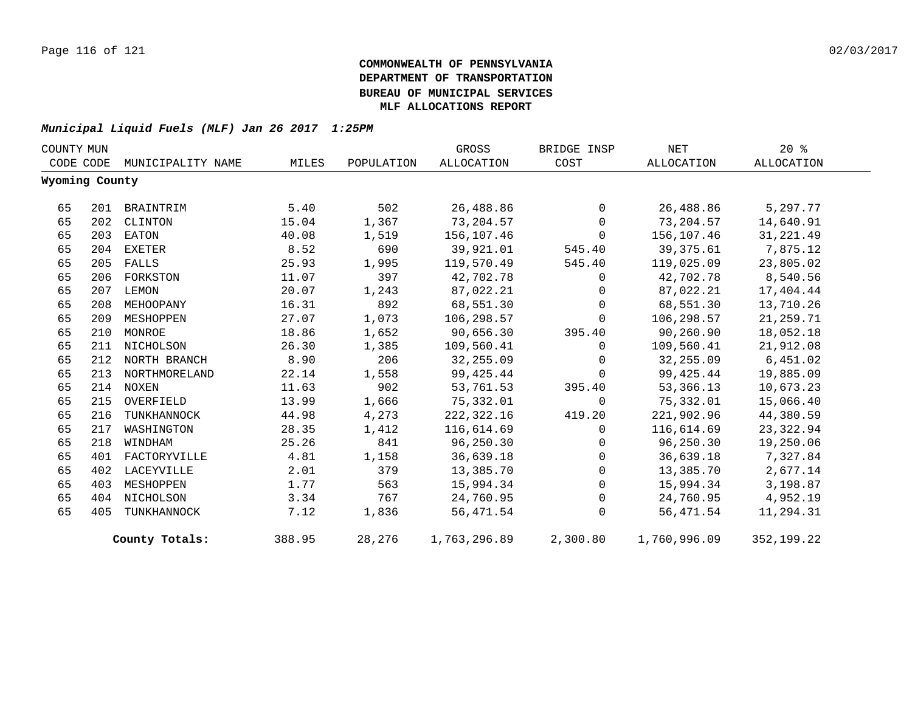**COMMONWEALTH OF PENNSYLVANIA**
**DEPARTMENT OF TRANSPORTATION**
**BUREAU OF MUNICIPAL SERVICES**
**MLF ALLOCATIONS REPORT**

***Municipal Liquid Fuels (MLF) Jan 26 2017 1:25PM***

| COUNTY CODE | MUN CODE | MUNICIPALITY NAME | MILES | POPULATION | GROSS ALLOCATION | BRIDGE INSP COST | NET ALLOCATION | 20 % ALLOCATION |
|---|---|---|---|---|---|---|---|---|
| **Wyoming County** | | | | | | | | |
| 65 | 201 | BRAINTRIM | 5.40 | 502 | 26,488.86 | 0 | 26,488.86 | 5,297.77 |
| 65 | 202 | CLINTON | 15.04 | 1,367 | 73,204.57 | 0 | 73,204.57 | 14,640.91 |
| 65 | 203 | EATON | 40.08 | 1,519 | 156,107.46 | 0 | 156,107.46 | 31,221.49 |
| 65 | 204 | EXETER | 8.52 | 690 | 39,921.01 | 545.40 | 39,375.61 | 7,875.12 |
| 65 | 205 | FALLS | 25.93 | 1,995 | 119,570.49 | 545.40 | 119,025.09 | 23,805.02 |
| 65 | 206 | FORKSTON | 11.07 | 397 | 42,702.78 | 0 | 42,702.78 | 8,540.56 |
| 65 | 207 | LEMON | 20.07 | 1,243 | 87,022.21 | 0 | 87,022.21 | 17,404.44 |
| 65 | 208 | MEHOOPANY | 16.31 | 892 | 68,551.30 | 0 | 68,551.30 | 13,710.26 |
| 65 | 209 | MESHOPPEN | 27.07 | 1,073 | 106,298.57 | 0 | 106,298.57 | 21,259.71 |
| 65 | 210 | MONROE | 18.86 | 1,652 | 90,656.30 | 395.40 | 90,260.90 | 18,052.18 |
| 65 | 211 | NICHOLSON | 26.30 | 1,385 | 109,560.41 | 0 | 109,560.41 | 21,912.08 |
| 65 | 212 | NORTH BRANCH | 8.90 | 206 | 32,255.09 | 0 | 32,255.09 | 6,451.02 |
| 65 | 213 | NORTHMORELAND | 22.14 | 1,558 | 99,425.44 | 0 | 99,425.44 | 19,885.09 |
| 65 | 214 | NOXEN | 11.63 | 902 | 53,761.53 | 395.40 | 53,366.13 | 10,673.23 |
| 65 | 215 | OVERFIELD | 13.99 | 1,666 | 75,332.01 | 0 | 75,332.01 | 15,066.40 |
| 65 | 216 | TUNKHANNOCK | 44.98 | 4,273 | 222,322.16 | 419.20 | 221,902.96 | 44,380.59 |
| 65 | 217 | WASHINGTON | 28.35 | 1,412 | 116,614.69 | 0 | 116,614.69 | 23,322.94 |
| 65 | 218 | WINDHAM | 25.26 | 841 | 96,250.30 | 0 | 96,250.30 | 19,250.06 |
| 65 | 401 | FACTORYVILLE | 4.81 | 1,158 | 36,639.18 | 0 | 36,639.18 | 7,327.84 |
| 65 | 402 | LACEYVILLE | 2.01 | 379 | 13,385.70 | 0 | 13,385.70 | 2,677.14 |
| 65 | 403 | MESHOPPEN | 1.77 | 563 | 15,994.34 | 0 | 15,994.34 | 3,198.87 |
| 65 | 404 | NICHOLSON | 3.34 | 767 | 24,760.95 | 0 | 24,760.95 | 4,952.19 |
| 65 | 405 | TUNKHANNOCK | 7.12 | 1,836 | 56,471.54 | 0 | 56,471.54 | 11,294.31 |
| | | **County Totals:** | 388.95 | 28,276 | 1,763,296.89 | 2,300.80 | 1,760,996.09 | 352,199.22 |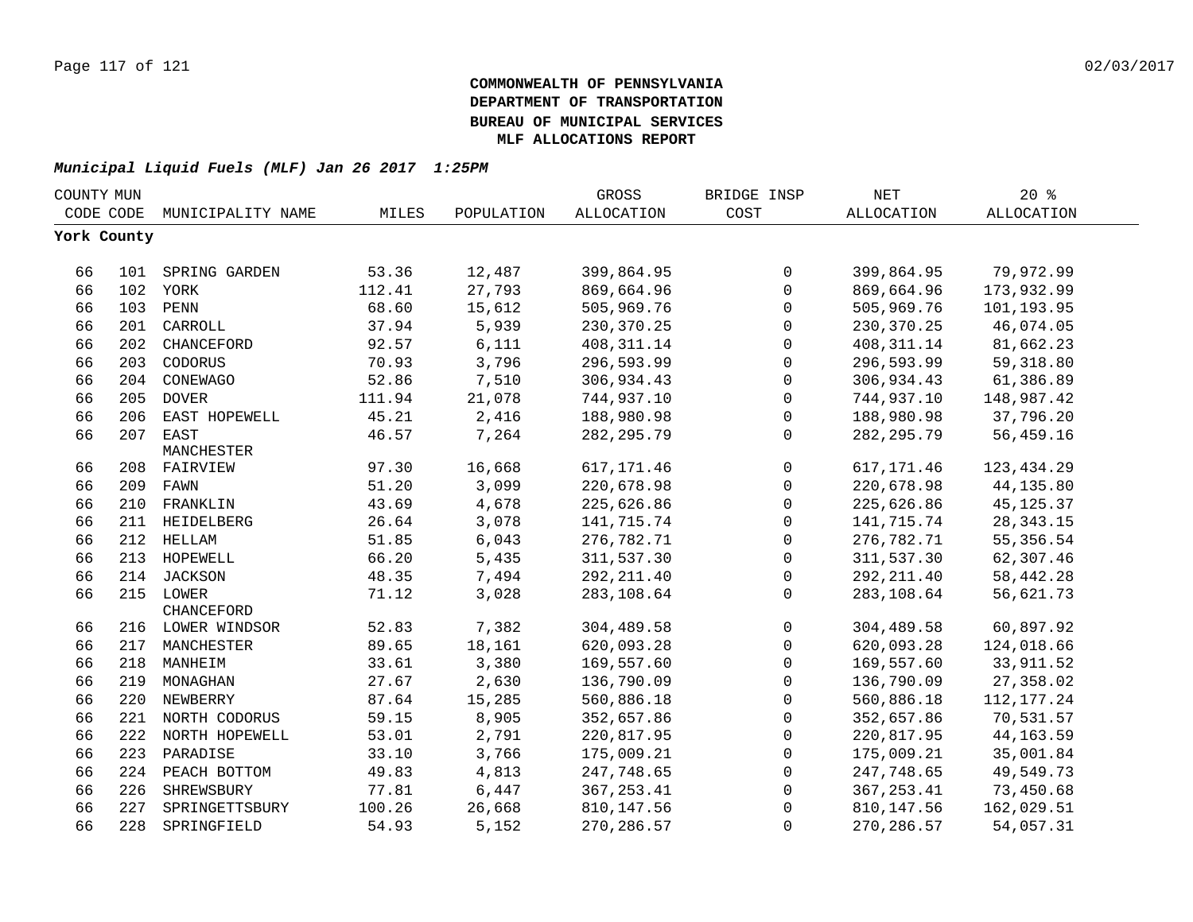**COMMONWEALTH OF PENNSYLVANIA**
**DEPARTMENT OF TRANSPORTATION**
**BUREAU OF MUNICIPAL SERVICES**
**MLF ALLOCATIONS REPORT**

***Municipal Liquid Fuels (MLF) Jan 26 2017 1:25PM***

| COUNTY CODE | MUN CODE | MUNICIPALITY NAME | MILES | POPULATION | GROSS ALLOCATION | BRIDGE INSP COST | NET ALLOCATION | 20 % ALLOCATION |
|---|---|---|---|---|---|---|---|---|
| **York County** | | | | | | | | |
| 66 | 101 | SPRING GARDEN | 53.36 | 12,487 | 399,864.95 | 0 | 399,864.95 | 79,972.99 |
| 66 | 102 | YORK | 112.41 | 27,793 | 869,664.96 | 0 | 869,664.96 | 173,932.99 |
| 66 | 103 | PENN | 68.60 | 15,612 | 505,969.76 | 0 | 505,969.76 | 101,193.95 |
| 66 | 201 | CARROLL | 37.94 | 5,939 | 230,370.25 | 0 | 230,370.25 | 46,074.05 |
| 66 | 202 | CHANCEFORD | 92.57 | 6,111 | 408,311.14 | 0 | 408,311.14 | 81,662.23 |
| 66 | 203 | CODORUS | 70.93 | 3,796 | 296,593.99 | 0 | 296,593.99 | 59,318.80 |
| 66 | 204 | CONEWAGO | 52.86 | 7,510 | 306,934.43 | 0 | 306,934.43 | 61,386.89 |
| 66 | 205 | DOVER | 111.94 | 21,078 | 744,937.10 | 0 | 744,937.10 | 148,987.42 |
| 66 | 206 | EAST HOPEWELL | 45.21 | 2,416 | 188,980.98 | 0 | 188,980.98 | 37,796.20 |
| 66 | 207 | EAST MANCHESTER | 46.57 | 7,264 | 282,295.79 | 0 | 282,295.79 | 56,459.16 |
| 66 | 208 | FAIRVIEW | 97.30 | 16,668 | 617,171.46 | 0 | 617,171.46 | 123,434.29 |
| 66 | 209 | FAWN | 51.20 | 3,099 | 220,678.98 | 0 | 220,678.98 | 44,135.80 |
| 66 | 210 | FRANKLIN | 43.69 | 4,678 | 225,626.86 | 0 | 225,626.86 | 45,125.37 |
| 66 | 211 | HEIDELBERG | 26.64 | 3,078 | 141,715.74 | 0 | 141,715.74 | 28,343.15 |
| 66 | 212 | HELLAM | 51.85 | 6,043 | 276,782.71 | 0 | 276,782.71 | 55,356.54 |
| 66 | 213 | HOPEWELL | 66.20 | 5,435 | 311,537.30 | 0 | 311,537.30 | 62,307.46 |
| 66 | 214 | JACKSON | 48.35 | 7,494 | 292,211.40 | 0 | 292,211.40 | 58,442.28 |
| 66 | 215 | LOWER CHANCEFORD | 71.12 | 3,028 | 283,108.64 | 0 | 283,108.64 | 56,621.73 |
| 66 | 216 | LOWER WINDSOR | 52.83 | 7,382 | 304,489.58 | 0 | 304,489.58 | 60,897.92 |
| 66 | 217 | MANCHESTER | 89.65 | 18,161 | 620,093.28 | 0 | 620,093.28 | 124,018.66 |
| 66 | 218 | MANHEIM | 33.61 | 3,380 | 169,557.60 | 0 | 169,557.60 | 33,911.52 |
| 66 | 219 | MONAGHAN | 27.67 | 2,630 | 136,790.09 | 0 | 136,790.09 | 27,358.02 |
| 66 | 220 | NEWBERRY | 87.64 | 15,285 | 560,886.18 | 0 | 560,886.18 | 112,177.24 |
| 66 | 221 | NORTH CODORUS | 59.15 | 8,905 | 352,657.86 | 0 | 352,657.86 | 70,531.57 |
| 66 | 222 | NORTH HOPEWELL | 53.01 | 2,791 | 220,817.95 | 0 | 220,817.95 | 44,163.59 |
| 66 | 223 | PARADISE | 33.10 | 3,766 | 175,009.21 | 0 | 175,009.21 | 35,001.84 |
| 66 | 224 | PEACH BOTTOM | 49.83 | 4,813 | 247,748.65 | 0 | 247,748.65 | 49,549.73 |
| 66 | 226 | SHREWSBURY | 77.81 | 6,447 | 367,253.41 | 0 | 367,253.41 | 73,450.68 |
| 66 | 227 | SPRINGETTSBURY | 100.26 | 26,668 | 810,147.56 | 0 | 810,147.56 | 162,029.51 |
| 66 | 228 | SPRINGFIELD | 54.93 | 5,152 | 270,286.57 | 0 | 270,286.57 | 54,057.31 |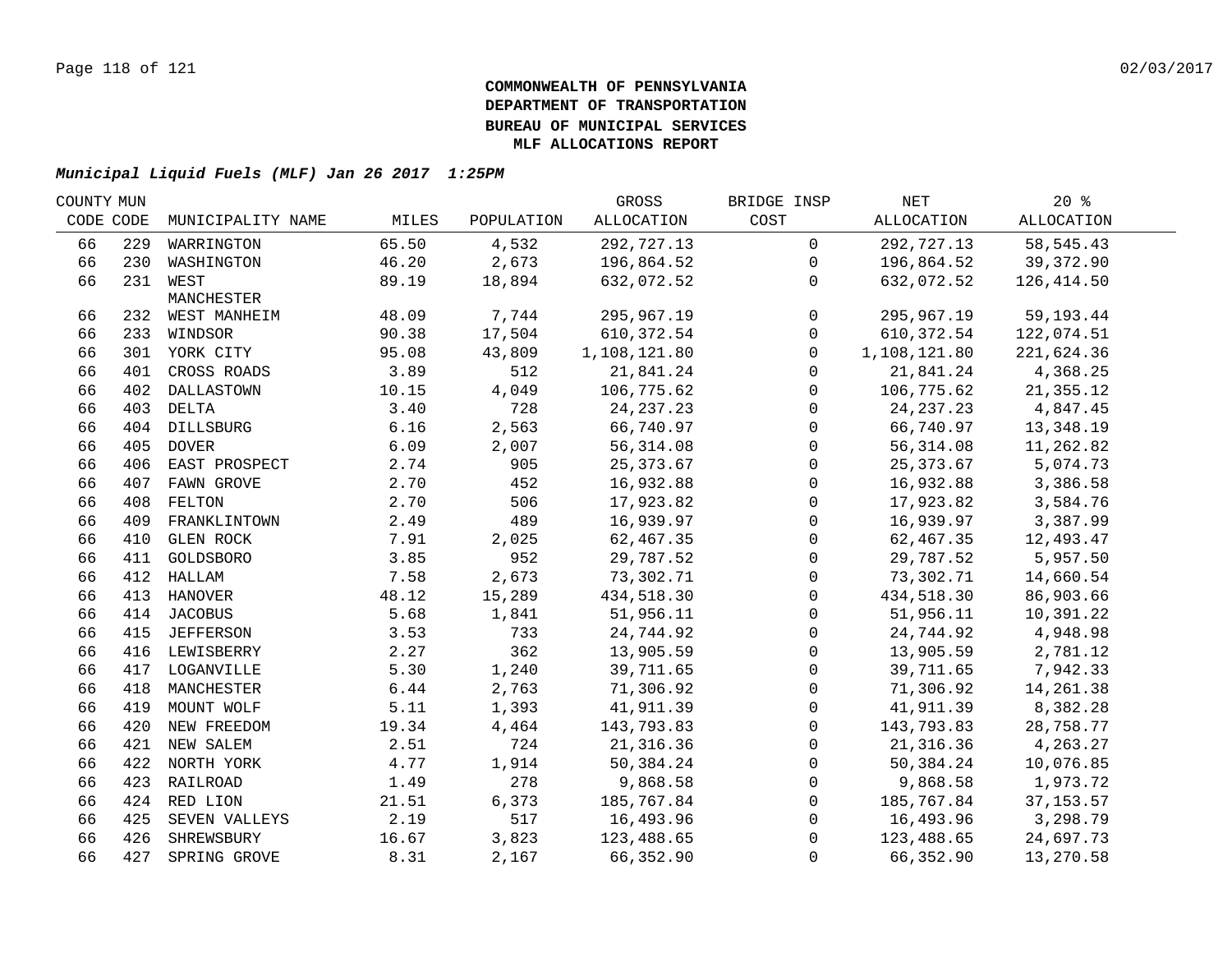**COMMONWEALTH OF PENNSYLVANIA**
**DEPARTMENT OF TRANSPORTATION**
**BUREAU OF MUNICIPAL SERVICES**
**MLF ALLOCATIONS REPORT**

***Municipal Liquid Fuels (MLF) Jan 26 2017 1:25PM***

| COUNTY CODE | MUN CODE | MUNICIPALITY NAME | MILES | POPULATION | GROSS ALLOCATION | BRIDGE INSP COST | NET ALLOCATION | 20 % ALLOCATION |
|---|---|---|---|---|---|---|---|---|
| 66 | 229 | WARRINGTON | 65.50 | 4,532 | 292,727.13 | 0 | 292,727.13 | 58,545.43 |
| 66 | 230 | WASHINGTON | 46.20 | 2,673 | 196,864.52 | 0 | 196,864.52 | 39,372.90 |
| 66 | 231 | WEST MANCHESTER | 89.19 | 18,894 | 632,072.52 | 0 | 632,072.52 | 126,414.50 |
| 66 | 232 | WEST MANHEIM | 48.09 | 7,744 | 295,967.19 | 0 | 295,967.19 | 59,193.44 |
| 66 | 233 | WINDSOR | 90.38 | 17,504 | 610,372.54 | 0 | 610,372.54 | 122,074.51 |
| 66 | 301 | YORK CITY | 95.08 | 43,809 | 1,108,121.80 | 0 | 1,108,121.80 | 221,624.36 |
| 66 | 401 | CROSS ROADS | 3.89 | 512 | 21,841.24 | 0 | 21,841.24 | 4,368.25 |
| 66 | 402 | DALLASTOWN | 10.15 | 4,049 | 106,775.62 | 0 | 106,775.62 | 21,355.12 |
| 66 | 403 | DELTA | 3.40 | 728 | 24,237.23 | 0 | 24,237.23 | 4,847.45 |
| 66 | 404 | DILLSBURG | 6.16 | 2,563 | 66,740.97 | 0 | 66,740.97 | 13,348.19 |
| 66 | 405 | DOVER | 6.09 | 2,007 | 56,314.08 | 0 | 56,314.08 | 11,262.82 |
| 66 | 406 | EAST PROSPECT | 2.74 | 905 | 25,373.67 | 0 | 25,373.67 | 5,074.73 |
| 66 | 407 | FAWN GROVE | 2.70 | 452 | 16,932.88 | 0 | 16,932.88 | 3,386.58 |
| 66 | 408 | FELTON | 2.70 | 506 | 17,923.82 | 0 | 17,923.82 | 3,584.76 |
| 66 | 409 | FRANKLINTOWN | 2.49 | 489 | 16,939.97 | 0 | 16,939.97 | 3,387.99 |
| 66 | 410 | GLEN ROCK | 7.91 | 2,025 | 62,467.35 | 0 | 62,467.35 | 12,493.47 |
| 66 | 411 | GOLDSBORO | 3.85 | 952 | 29,787.52 | 0 | 29,787.52 | 5,957.50 |
| 66 | 412 | HALLAM | 7.58 | 2,673 | 73,302.71 | 0 | 73,302.71 | 14,660.54 |
| 66 | 413 | HANOVER | 48.12 | 15,289 | 434,518.30 | 0 | 434,518.30 | 86,903.66 |
| 66 | 414 | JACOBUS | 5.68 | 1,841 | 51,956.11 | 0 | 51,956.11 | 10,391.22 |
| 66 | 415 | JEFFERSON | 3.53 | 733 | 24,744.92 | 0 | 24,744.92 | 4,948.98 |
| 66 | 416 | LEWISBERRY | 2.27 | 362 | 13,905.59 | 0 | 13,905.59 | 2,781.12 |
| 66 | 417 | LOGANVILLE | 5.30 | 1,240 | 39,711.65 | 0 | 39,711.65 | 7,942.33 |
| 66 | 418 | MANCHESTER | 6.44 | 2,763 | 71,306.92 | 0 | 71,306.92 | 14,261.38 |
| 66 | 419 | MOUNT WOLF | 5.11 | 1,393 | 41,911.39 | 0 | 41,911.39 | 8,382.28 |
| 66 | 420 | NEW FREEDOM | 19.34 | 4,464 | 143,793.83 | 0 | 143,793.83 | 28,758.77 |
| 66 | 421 | NEW SALEM | 2.51 | 724 | 21,316.36 | 0 | 21,316.36 | 4,263.27 |
| 66 | 422 | NORTH YORK | 4.77 | 1,914 | 50,384.24 | 0 | 50,384.24 | 10,076.85 |
| 66 | 423 | RAILROAD | 1.49 | 278 | 9,868.58 | 0 | 9,868.58 | 1,973.72 |
| 66 | 424 | RED LION | 21.51 | 6,373 | 185,767.84 | 0 | 185,767.84 | 37,153.57 |
| 66 | 425 | SEVEN VALLEYS | 2.19 | 517 | 16,493.96 | 0 | 16,493.96 | 3,298.79 |
| 66 | 426 | SHREWSBURY | 16.67 | 3,823 | 123,488.65 | 0 | 123,488.65 | 24,697.73 |
| 66 | 427 | SPRING GROVE | 8.31 | 2,167 | 66,352.90 | 0 | 66,352.90 | 13,270.58 |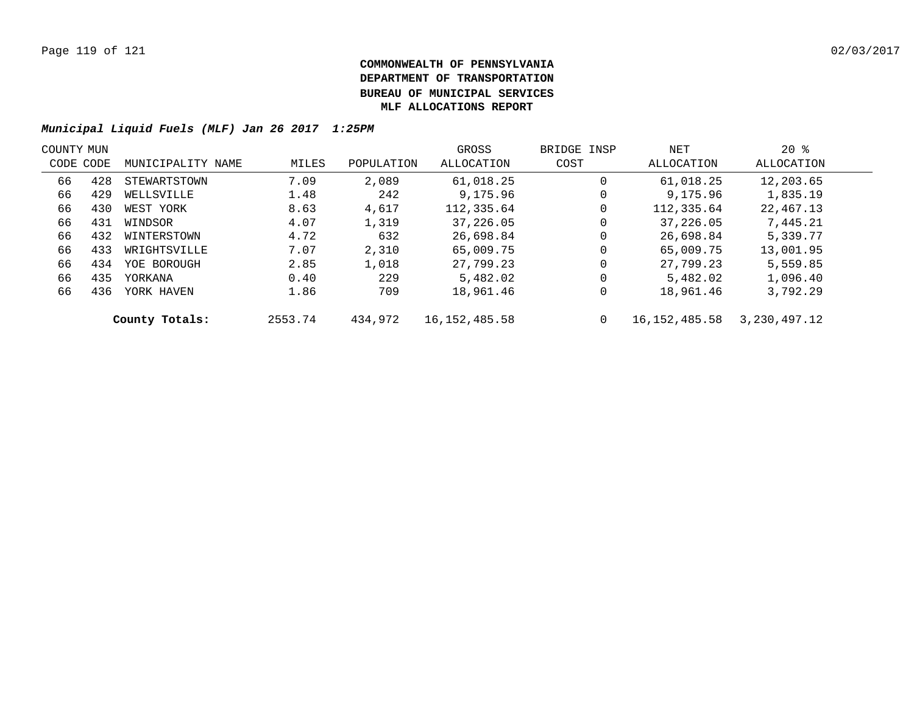**COMMONWEALTH OF PENNSYLVANIA**
**DEPARTMENT OF TRANSPORTATION**
**BUREAU OF MUNICIPAL SERVICES**
**MLF ALLOCATIONS REPORT**

***Municipal Liquid Fuels (MLF) Jan 26 2017 1:25PM***

| COUNTY CODE | MUN CODE | MUNICIPALITY NAME | MILES | POPULATION | GROSS ALLOCATION | BRIDGE INSP COST | NET ALLOCATION | 20 % ALLOCATION |
|---|---|---|---|---|---|---|---|---|
| 66 | 428 | STEWARTSTOWN | 7.09 | 2,089 | 61,018.25 | 0 | 61,018.25 | 12,203.65 |
| 66 | 429 | WELLSVILLE | 1.48 | 242 | 9,175.96 | 0 | 9,175.96 | 1,835.19 |
| 66 | 430 | WEST YORK | 8.63 | 4,617 | 112,335.64 | 0 | 112,335.64 | 22,467.13 |
| 66 | 431 | WINDSOR | 4.07 | 1,319 | 37,226.05 | 0 | 37,226.05 | 7,445.21 |
| 66 | 432 | WINTERSTOWN | 4.72 | 632 | 26,698.84 | 0 | 26,698.84 | 5,339.77 |
| 66 | 433 | WRIGHTSVILLE | 7.07 | 2,310 | 65,009.75 | 0 | 65,009.75 | 13,001.95 |
| 66 | 434 | YOE BOROUGH | 2.85 | 1,018 | 27,799.23 | 0 | 27,799.23 | 5,559.85 |
| 66 | 435 | YORKANA | 0.40 | 229 | 5,482.02 | 0 | 5,482.02 | 1,096.40 |
| 66 | 436 | YORK HAVEN | 1.86 | 709 | 18,961.46 | 0 | 18,961.46 | 3,792.29 |
| | | **County Totals:** | 2553.74 | 434,972 | 16,152,485.58 | 0 | 16,152,485.58 | 3,230,497.12 |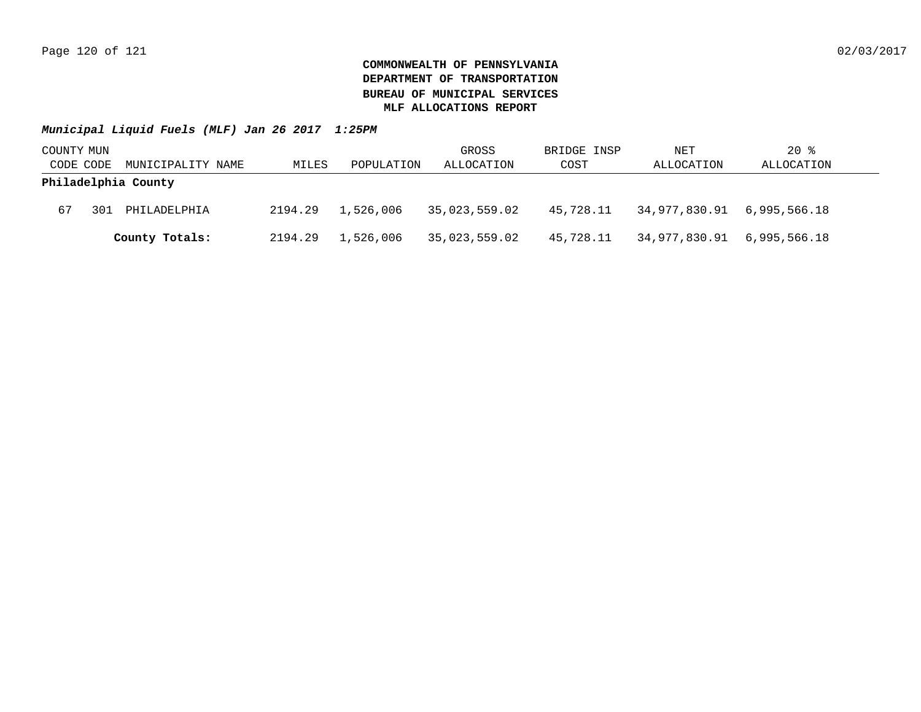**COMMONWEALTH OF PENNSYLVANIA**
**DEPARTMENT OF TRANSPORTATION**
**BUREAU OF MUNICIPAL SERVICES**
**MLF ALLOCATIONS REPORT**

***Municipal Liquid Fuels (MLF) Jan 26 2017 1:25PM***

| COUNTY CODE | MUN CODE | MUNICIPALITY NAME | MILES | POPULATION | GROSS ALLOCATION | BRIDGE INSP COST | NET ALLOCATION | 20 % ALLOCATION |
|---|---|---|---|---|---|---|---|---|
| **Philadelphia County** | | | | | | | | |
| 67 | 301 | PHILADELPHIA | 2194.29 | 1,526,006 | 35,023,559.02 | 45,728.11 | 34,977,830.91 | 6,995,566.18 |
| | | **County Totals:** | 2194.29 | 1,526,006 | 35,023,559.02 | 45,728.11 | 34,977,830.91 | 6,995,566.18 |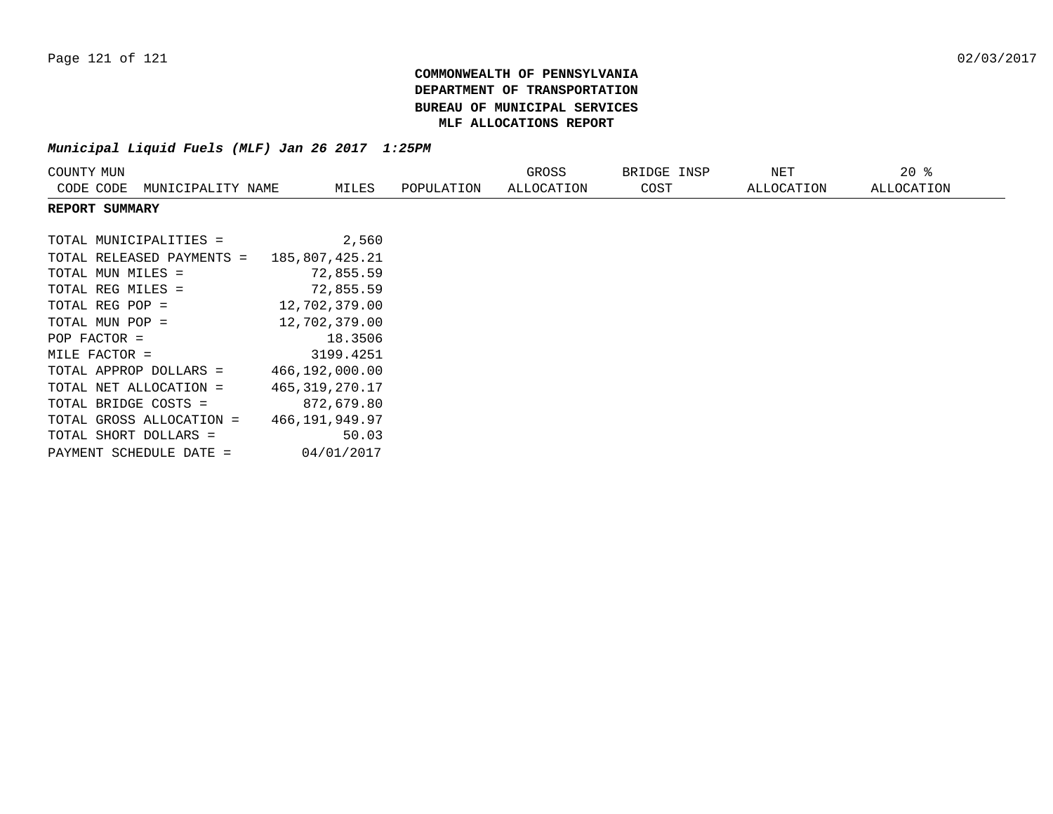**COMMONWEALTH OF PENNSYLVANIA**
**DEPARTMENT OF TRANSPORTATION**
**BUREAU OF MUNICIPAL SERVICES**
**MLF ALLOCATIONS REPORT**

***Municipal Liquid Fuels (MLF) Jan 26 2017 1:25PM***

| COUNTY CODE | MUN CODE | MUNICIPALITY NAME | MILES | POPULATION | GROSS ALLOCATION | BRIDGE INSP COST | NET ALLOCATION | 20 % ALLOCATION |
|---|---|---|---|---|---|---|---|---|

**REPORT SUMMARY**

| | |
|---|---|
| TOTAL MUNICIPALITIES = | 2,560 |
| TOTAL RELEASED PAYMENTS = | 185,807,425.21 |
| TOTAL MUN MILES = | 72,855.59 |
| TOTAL REG MILES = | 72,855.59 |
| TOTAL REG POP = | 12,702,379.00 |
| TOTAL MUN POP = | 12,702,379.00 |
| POP FACTOR = | 18.3506 |
| MILE FACTOR = | 3199.4251 |
| TOTAL APPROP DOLLARS = | 466,192,000.00 |
| TOTAL NET ALLOCATION = | 465,319,270.17 |
| TOTAL BRIDGE COSTS = | 872,679.80 |
| TOTAL GROSS ALLOCATION = | 466,191,949.97 |
| TOTAL SHORT DOLLARS = | 50.03 |
| PAYMENT SCHEDULE DATE = | 04/01/2017 |